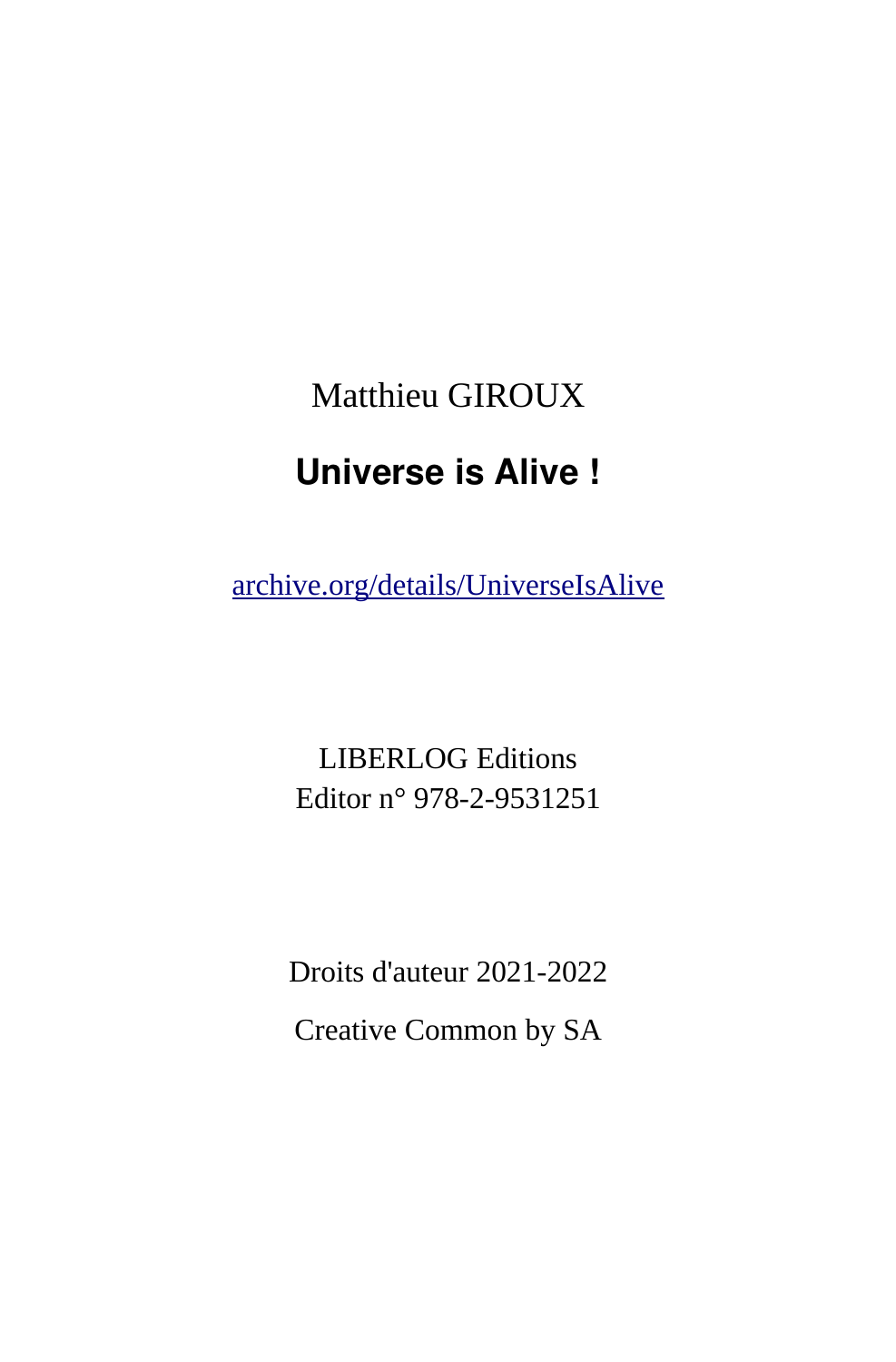Matthieu GIROUX

# Universe is Alive !

archive.org/details/UniverseIsAlive

LIBERLOG Editions
Editor n° 978-2-9531251

Droits d'auteur 2021-2022

Creative Common by SA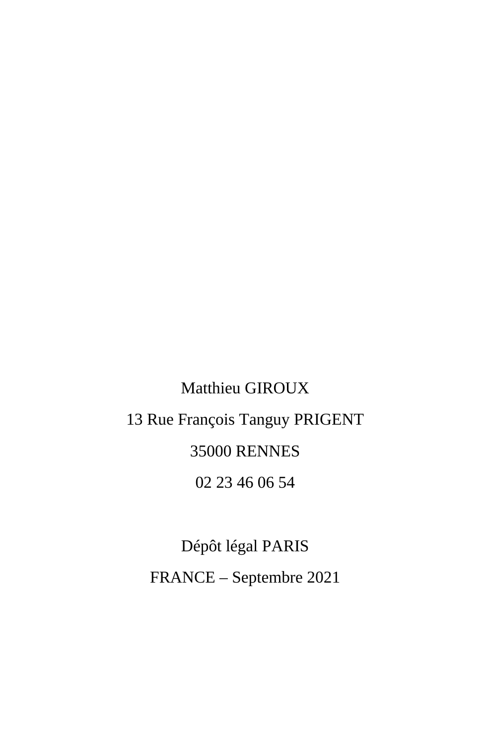Matthieu GIROUX

13 Rue François Tanguy PRIGENT

35000 RENNES

02 23 46 06 54

Dépôt légal PARIS

FRANCE – Septembre 2021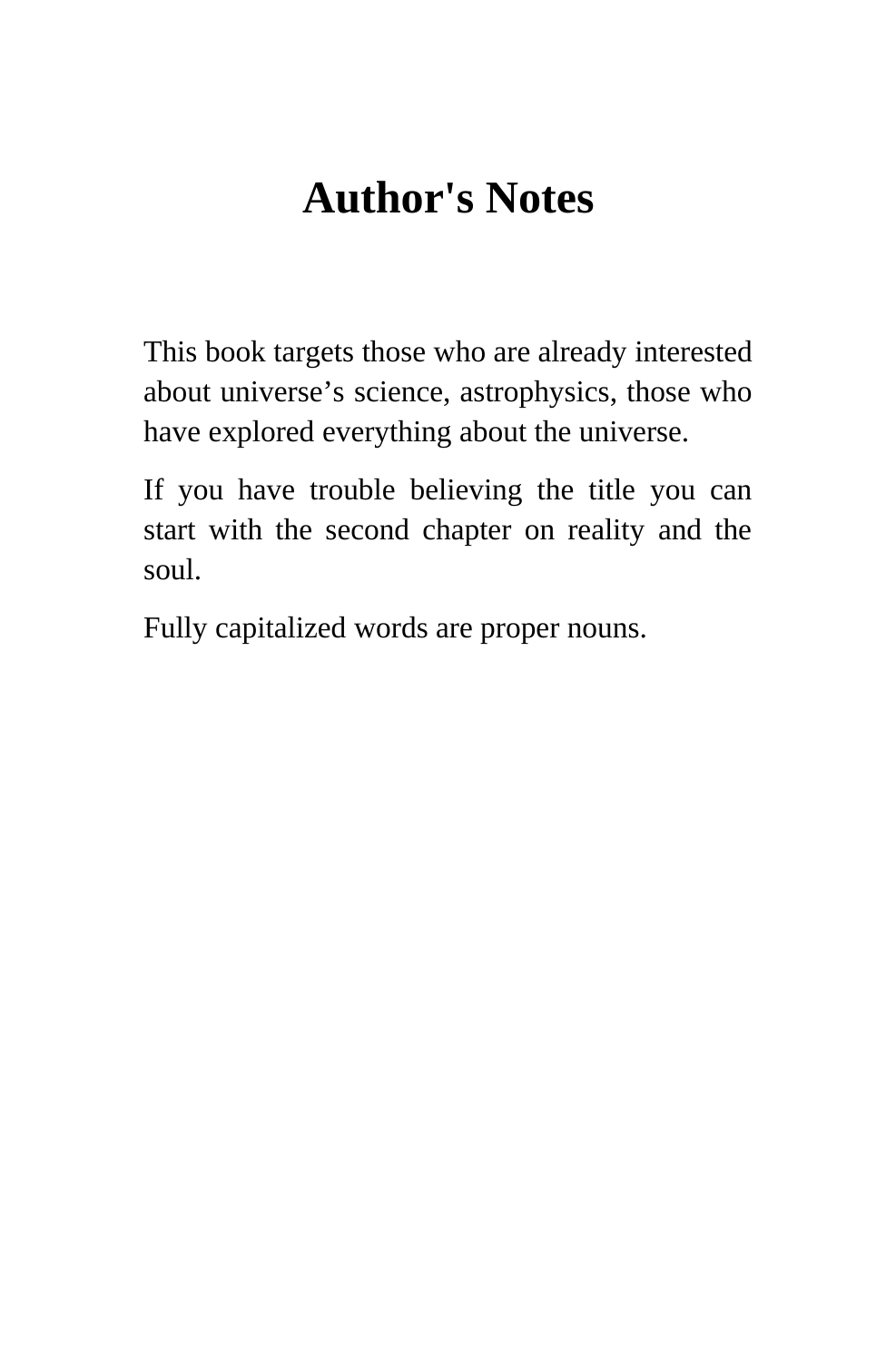# Author's Notes

This book targets those who are already interested about universe's science, astrophysics, those who have explored everything about the universe.

If you have trouble believing the title you can start with the second chapter on reality and the soul.

Fully capitalized words are proper nouns.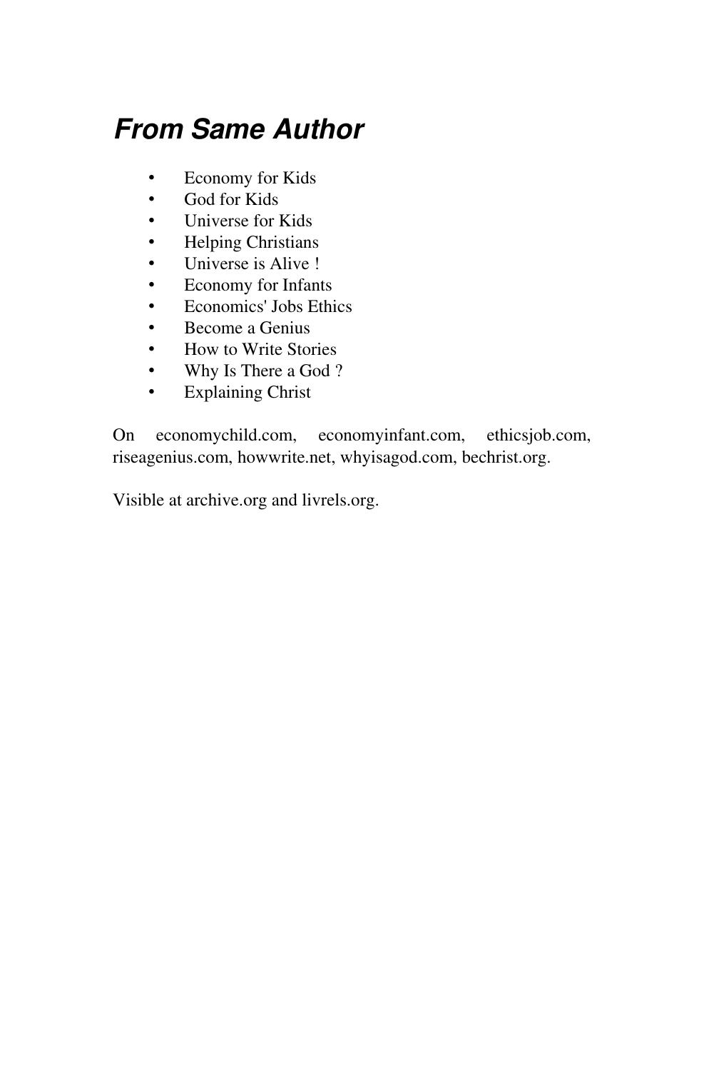## ***From Same Author***

- Economy for Kids
- God for Kids
- Universe for Kids
- Helping Christians
- Universe is Alive !
- Economy for Infants
- Economics' Jobs Ethics
- Become a Genius
- How to Write Stories
- Why Is There a God ?
- Explaining Christ

On economychild.com, economyinfant.com, ethicsjob.com, riseagenius.com, howwrite.net, whyisagod.com, bechrist.org.

Visible at archive.org and livrels.org.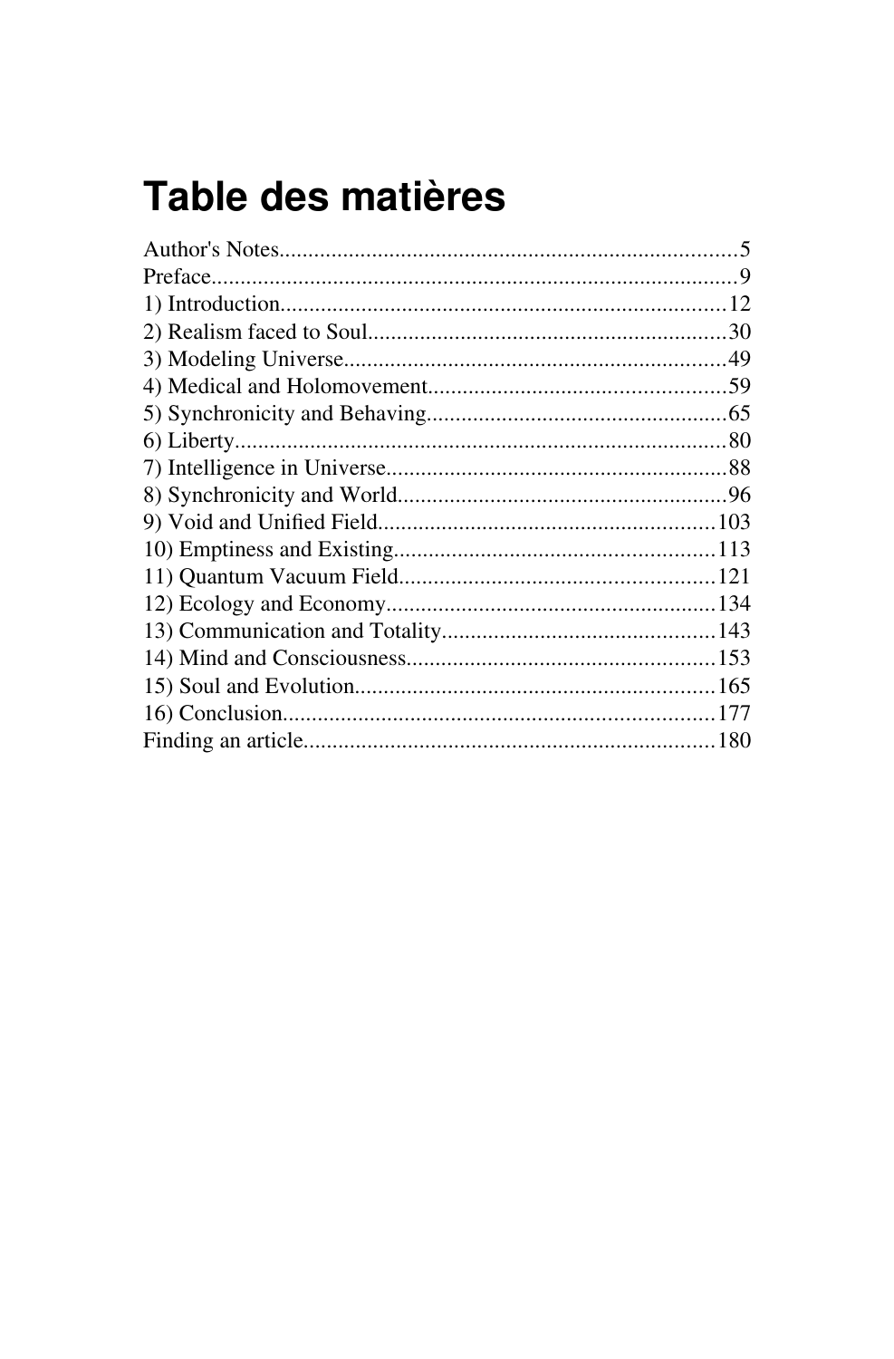# Table des matières

Author's Notes.............................................................................5
Preface.........................................................................................9
1) Introduction...........................................................................12
2) Realism faced to Soul.............................................................30
3) Modeling Universe.................................................................49
4) Medical and Holomovement..................................................59
5) Synchronicity and Behaving...................................................65
6) Liberty....................................................................................80
7) Intelligence in Universe..........................................................88
8) Synchronicity and World........................................................96
9) Void and Unified Field..........................................................103
10) Emptiness and Existing.......................................................113
11) Quantum Vacuum Field......................................................121
12) Ecology and Economy........................................................134
13) Communication and Totality...............................................143
14) Mind and Consciousness.....................................................153
15) Soul and Evolution.............................................................165
16) Conclusion..........................................................................177
Finding an article......................................................................180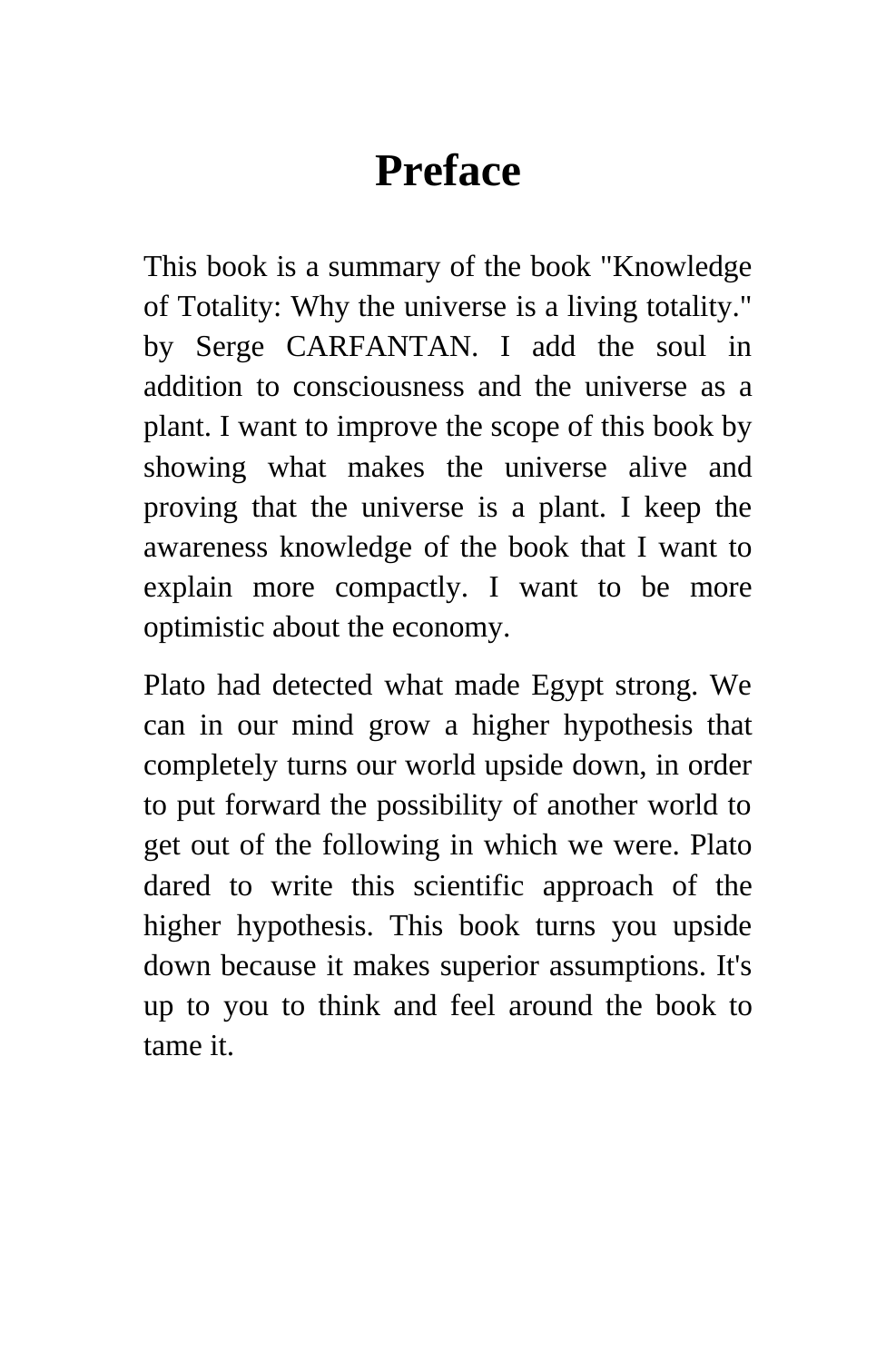# Preface

This book is a summary of the book "Knowledge of Totality: Why the universe is a living totality." by Serge CARFANTAN. I add the soul in addition to consciousness and the universe as a plant. I want to improve the scope of this book by showing what makes the universe alive and proving that the universe is a plant. I keep the awareness knowledge of the book that I want to explain more compactly. I want to be more optimistic about the economy.

Plato had detected what made Egypt strong. We can in our mind grow a higher hypothesis that completely turns our world upside down, in order to put forward the possibility of another world to get out of the following in which we were. Plato dared to write this scientific approach of the higher hypothesis. This book turns you upside down because it makes superior assumptions. It's up to you to think and feel around the book to tame it.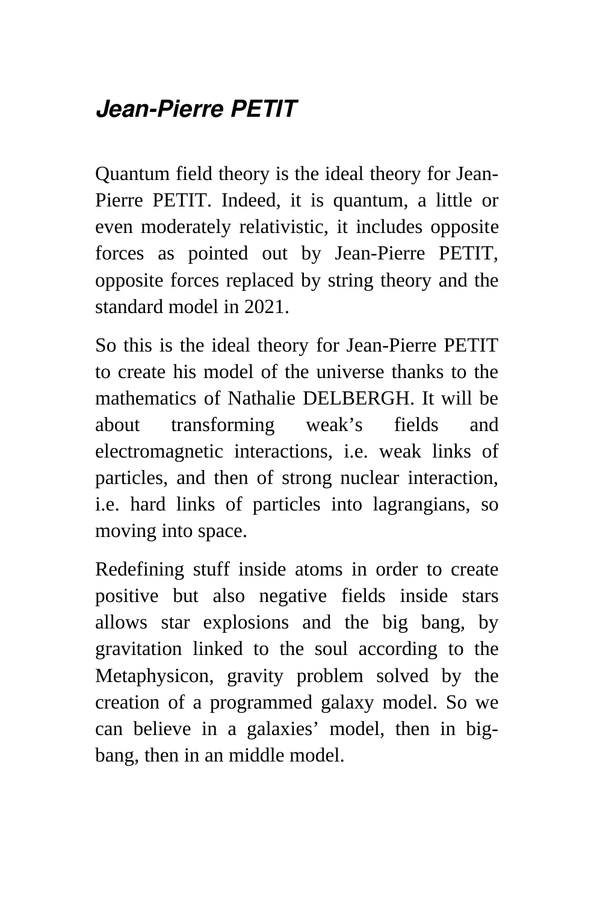## *Jean-Pierre PETIT*

Quantum field theory is the ideal theory for Jean-Pierre PETIT. Indeed, it is quantum, a little or even moderately relativistic, it includes opposite forces as pointed out by Jean-Pierre PETIT, opposite forces replaced by string theory and the standard model in 2021.

So this is the ideal theory for Jean-Pierre PETIT to create his model of the universe thanks to the mathematics of Nathalie DELBERGH. It will be about transforming weak's fields and electromagnetic interactions, i.e. weak links of particles, and then of strong nuclear interaction, i.e. hard links of particles into lagrangians, so moving into space.

Redefining stuff inside atoms in order to create positive but also negative fields inside stars allows star explosions and the big bang, by gravitation linked to the soul according to the Metaphysicon, gravity problem solved by the creation of a programmed galaxy model. So we can believe in a galaxies' model, then in big-bang, then in an middle model.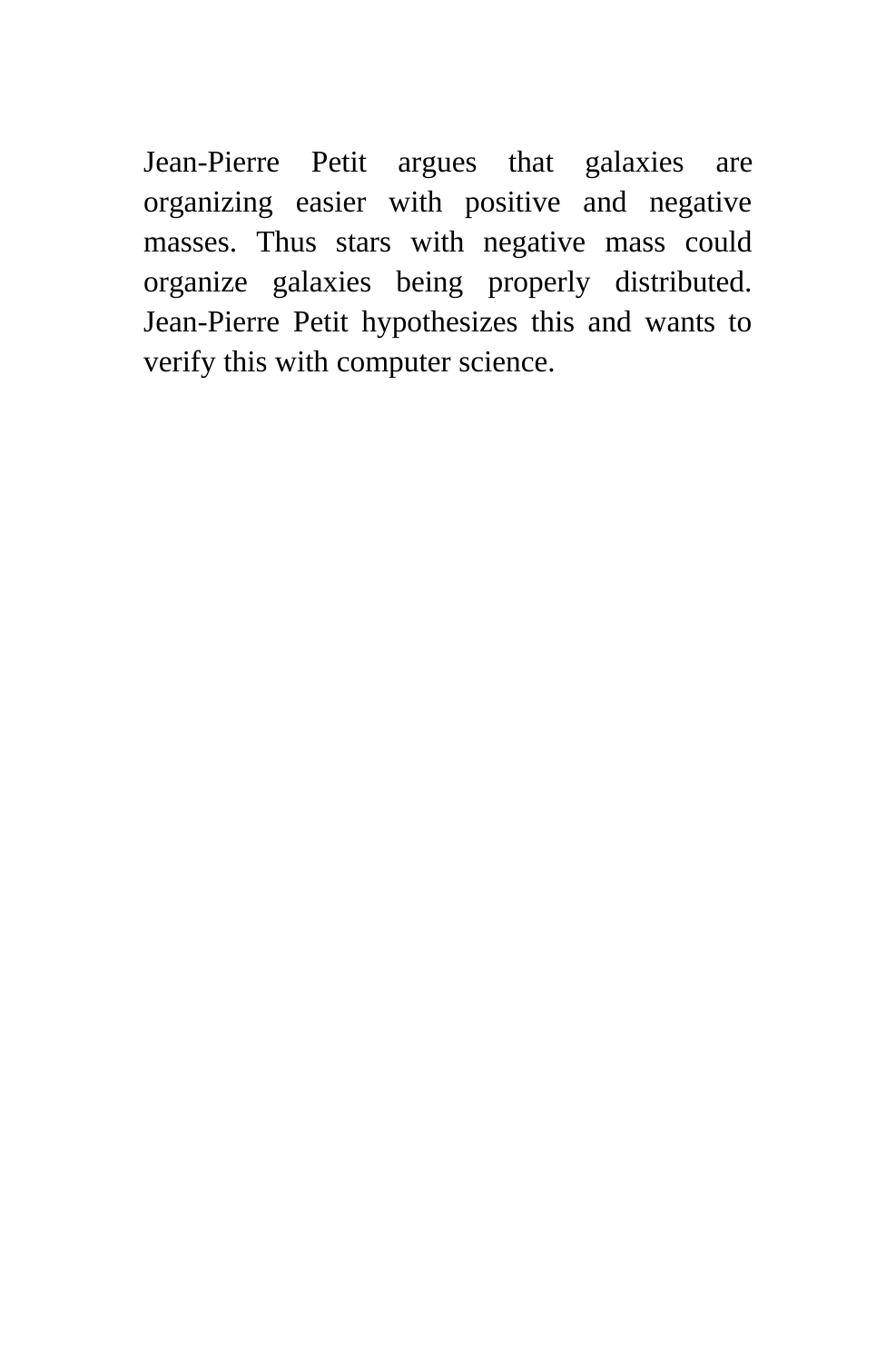Jean-Pierre Petit argues that galaxies are organizing easier with positive and negative masses. Thus stars with negative mass could organize galaxies being properly distributed. Jean-Pierre Petit hypothesizes this and wants to verify this with computer science.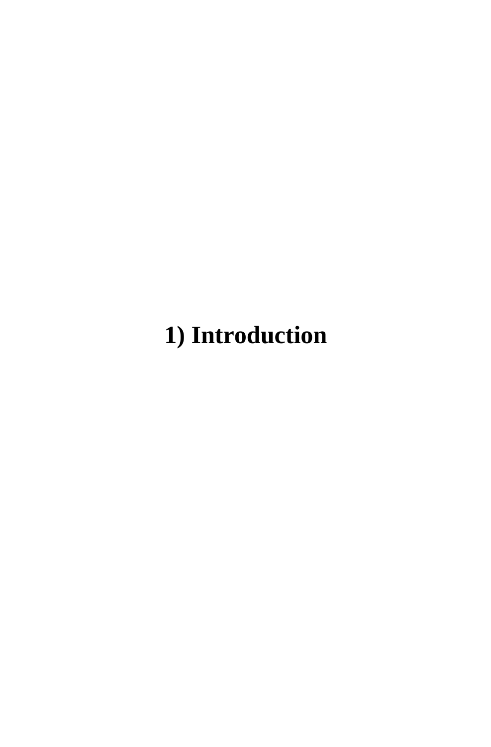# 1) Introduction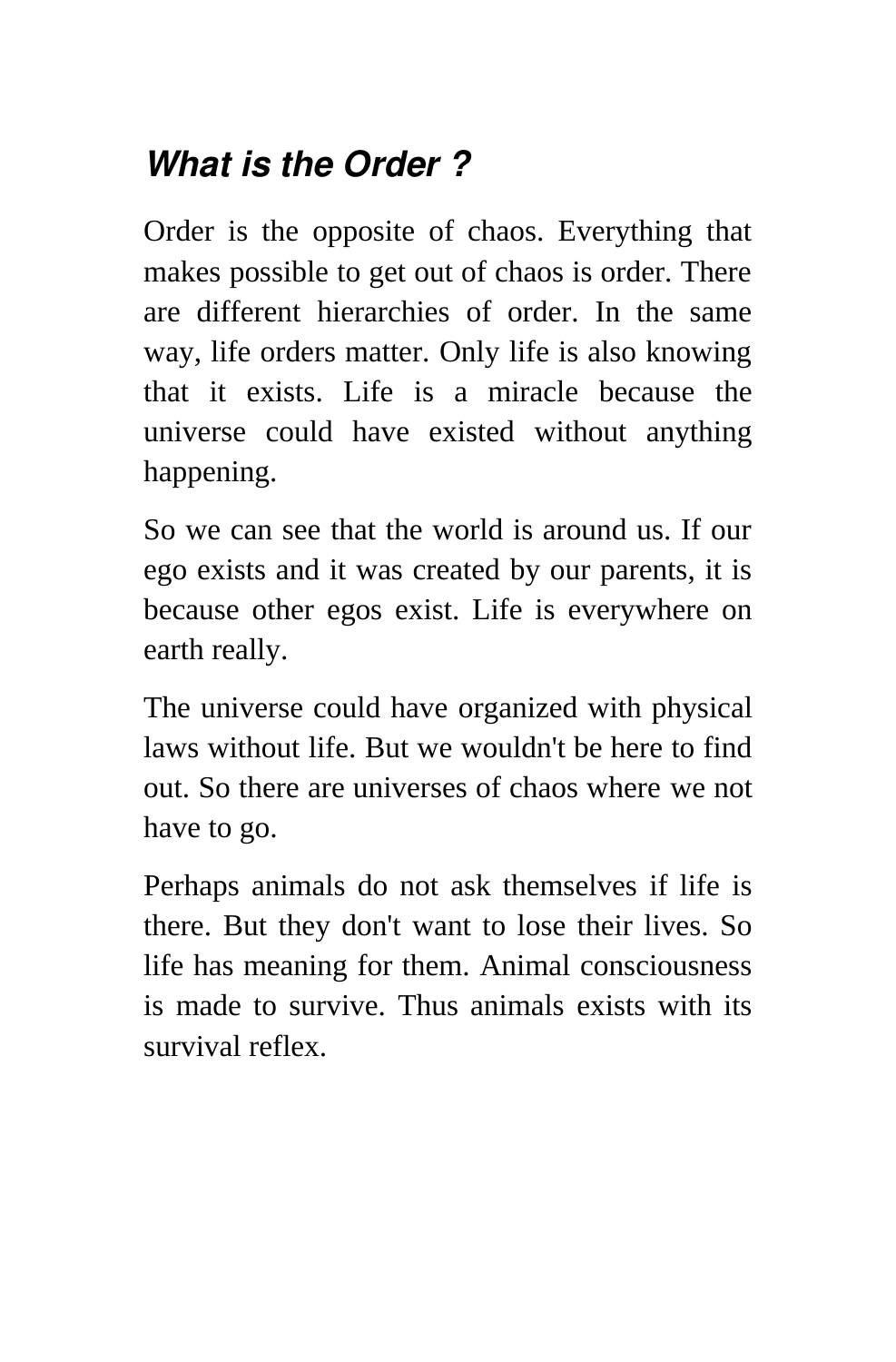## ***What is the Order ?***

Order is the opposite of chaos. Everything that makes possible to get out of chaos is order. There are different hierarchies of order. In the same way, life orders matter. Only life is also knowing that it exists. Life is a miracle because the universe could have existed without anything happening.

So we can see that the world is around us. If our ego exists and it was created by our parents, it is because other egos exist. Life is everywhere on earth really.

The universe could have organized with physical laws without life. But we wouldn't be here to find out. So there are universes of chaos where we not have to go.

Perhaps animals do not ask themselves if life is there. But they don't want to lose their lives. So life has meaning for them. Animal consciousness is made to survive. Thus animals exists with its survival reflex.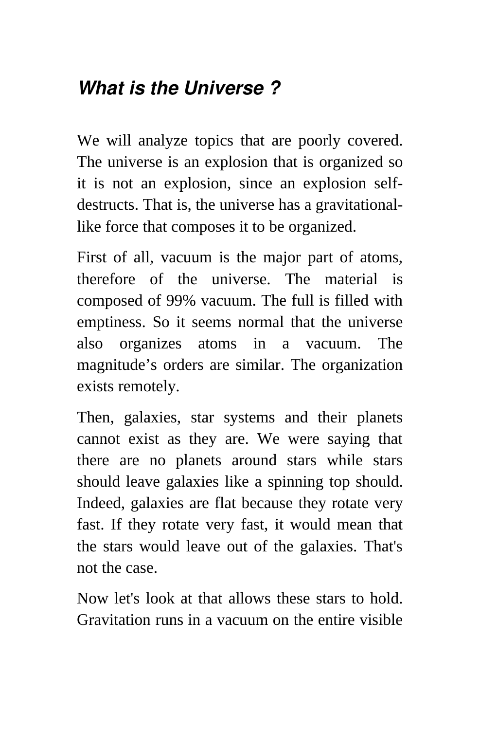## ***What is the Universe ?***

We will analyze topics that are poorly covered. The universe is an explosion that is organized so it is not an explosion, since an explosion self-destructs. That is, the universe has a gravitational-like force that composes it to be organized.

First of all, vacuum is the major part of atoms, therefore of the universe. The material is composed of 99% vacuum. The full is filled with emptiness. So it seems normal that the universe also organizes atoms in a vacuum. The magnitude’s orders are similar. The organization exists remotely.

Then, galaxies, star systems and their planets cannot exist as they are. We were saying that there are no planets around stars while stars should leave galaxies like a spinning top should. Indeed, galaxies are flat because they rotate very fast. If they rotate very fast, it would mean that the stars would leave out of the galaxies. That's not the case.

Now let's look at that allows these stars to hold. Gravitation runs in a vacuum on the entire visible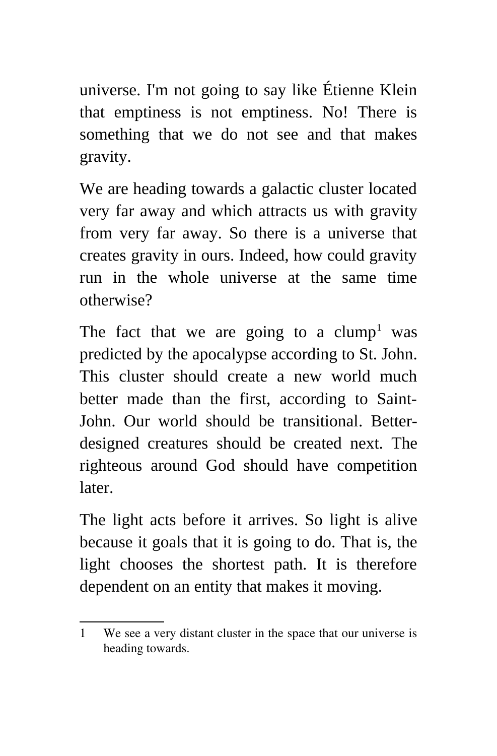universe. I'm not going to say like Étienne Klein that emptiness is not emptiness. No! There is something that we do not see and that makes gravity.

We are heading towards a galactic cluster located very far away and which attracts us with gravity from very far away. So there is a universe that creates gravity in ours. Indeed, how could gravity run in the whole universe at the same time otherwise?

The fact that we are going to a clump[1] was predicted by the apocalypse according to St. John. This cluster should create a new world much better made than the first, according to Saint-John. Our world should be transitional. Better-designed creatures should be created next. The righteous around God should have competition later.

The light acts before it arrives. So light is alive because it goals that it is going to do. That is, the light chooses the shortest path. It is therefore dependent on an entity that makes it moving.

---

1 We see a very distant cluster in the space that our universe is heading towards.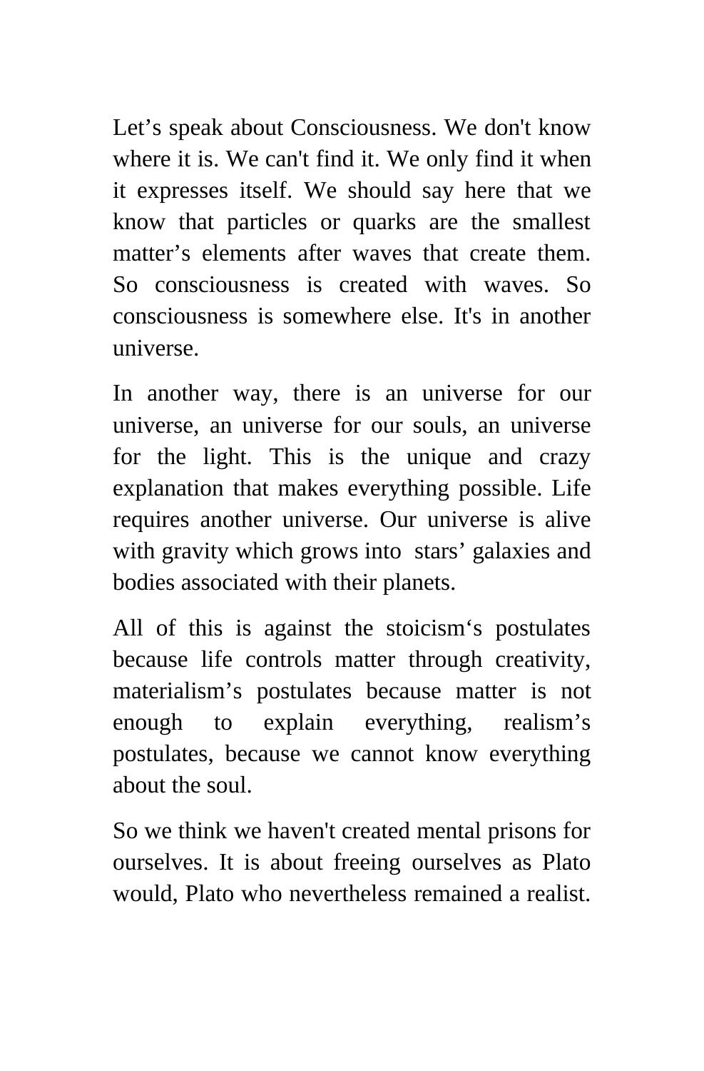Let’s speak about Consciousness. We don't know where it is. We can't find it. We only find it when it expresses itself. We should say here that we know that particles or quarks are the smallest matter’s elements after waves that create them. So consciousness is created with waves. So consciousness is somewhere else. It's in another universe.

In another way, there is an universe for our universe, an universe for our souls, an universe for the light. This is the unique and crazy explanation that makes everything possible. Life requires another universe. Our universe is alive with gravity which grows into stars’ galaxies and bodies associated with their planets.

All of this is against the stoicism‘s postulates because life controls matter through creativity, materialism’s postulates because matter is not enough to explain everything, realism’s postulates, because we cannot know everything about the soul.

So we think we haven't created mental prisons for ourselves. It is about freeing ourselves as Plato would, Plato who nevertheless remained a realist.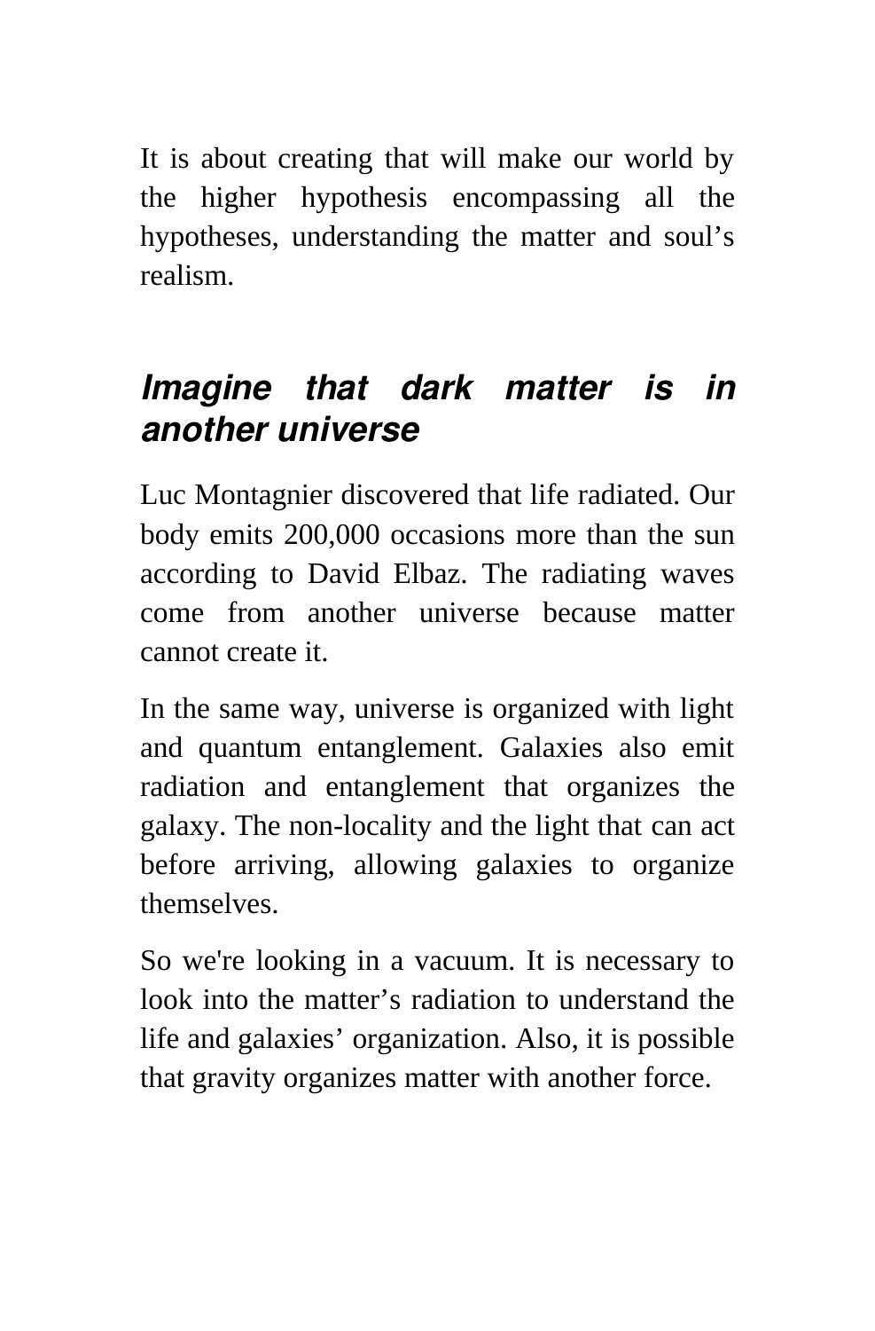It is about creating that will make our world by the higher hypothesis encompassing all the hypotheses, understanding the matter and soul's realism.

## *Imagine that dark matter is in another universe*

Luc Montagnier discovered that life radiated. Our body emits 200,000 occasions more than the sun according to David Elbaz. The radiating waves come from another universe because matter cannot create it.

In the same way, universe is organized with light and quantum entanglement. Galaxies also emit radiation and entanglement that organizes the galaxy. The non-locality and the light that can act before arriving, allowing galaxies to organize themselves.

So we're looking in a vacuum. It is necessary to look into the matter's radiation to understand the life and galaxies' organization. Also, it is possible that gravity organizes matter with another force.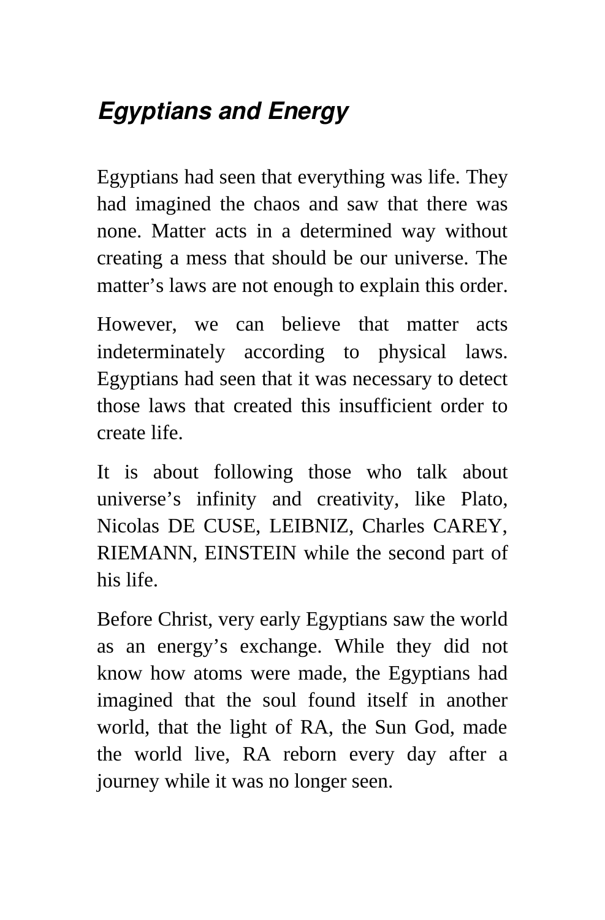## ***Egyptians and Energy***

Egyptians had seen that everything was life. They had imagined the chaos and saw that there was none. Matter acts in a determined way without creating a mess that should be our universe. The matter's laws are not enough to explain this order.

However, we can believe that matter acts indeterminately according to physical laws. Egyptians had seen that it was necessary to detect those laws that created this insufficient order to create life.

It is about following those who talk about universe's infinity and creativity, like Plato, Nicolas DE CUSE, LEIBNIZ, Charles CAREY, RIEMANN, EINSTEIN while the second part of his life.

Before Christ, very early Egyptians saw the world as an energy's exchange. While they did not know how atoms were made, the Egyptians had imagined that the soul found itself in another world, that the light of RA, the Sun God, made the world live, RA reborn every day after a journey while it was no longer seen.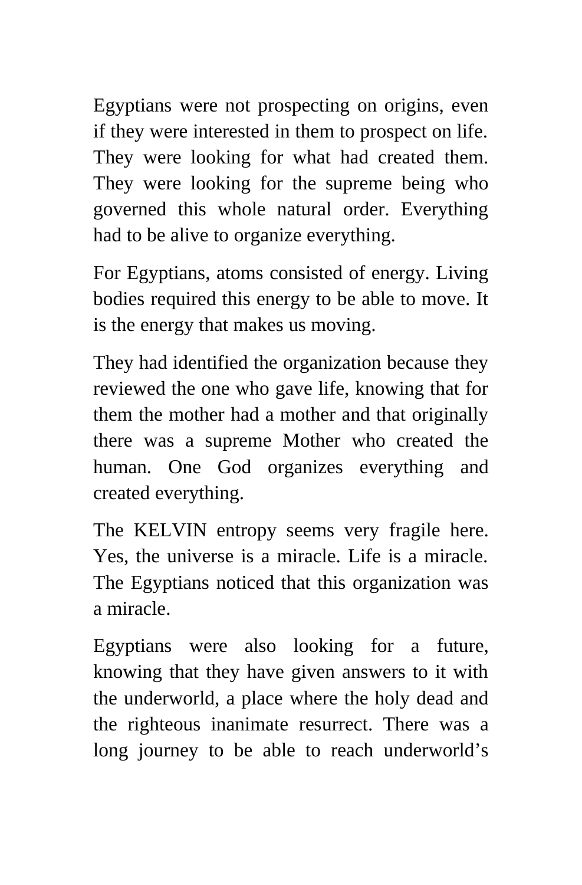Egyptians were not prospecting on origins, even if they were interested in them to prospect on life. They were looking for what had created them. They were looking for the supreme being who governed this whole natural order. Everything had to be alive to organize everything.

For Egyptians, atoms consisted of energy. Living bodies required this energy to be able to move. It is the energy that makes us moving.

They had identified the organization because they reviewed the one who gave life, knowing that for them the mother had a mother and that originally there was a supreme Mother who created the human. One God organizes everything and created everything.

The KELVIN entropy seems very fragile here. Yes, the universe is a miracle. Life is a miracle. The Egyptians noticed that this organization was a miracle.

Egyptians were also looking for a future, knowing that they have given answers to it with the underworld, a place where the holy dead and the righteous inanimate resurrect. There was a long journey to be able to reach underworld's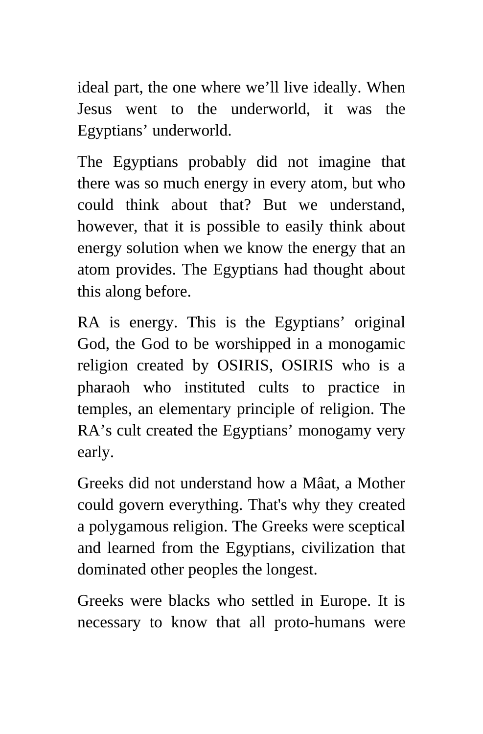ideal part, the one where we'll live ideally. When Jesus went to the underworld, it was the Egyptians' underworld.

The Egyptians probably did not imagine that there was so much energy in every atom, but who could think about that? But we understand, however, that it is possible to easily think about energy solution when we know the energy that an atom provides. The Egyptians had thought about this along before.

RA is energy. This is the Egyptians' original God, the God to be worshipped in a monogamic religion created by OSIRIS, OSIRIS who is a pharaoh who instituted cults to practice in temples, an elementary principle of religion. The RA's cult created the Egyptians' monogamy very early.

Greeks did not understand how a Mâat, a Mother could govern everything. That's why they created a polygamous religion. The Greeks were sceptical and learned from the Egyptians, civilization that dominated other peoples the longest.

Greeks were blacks who settled in Europe. It is necessary to know that all proto-humans were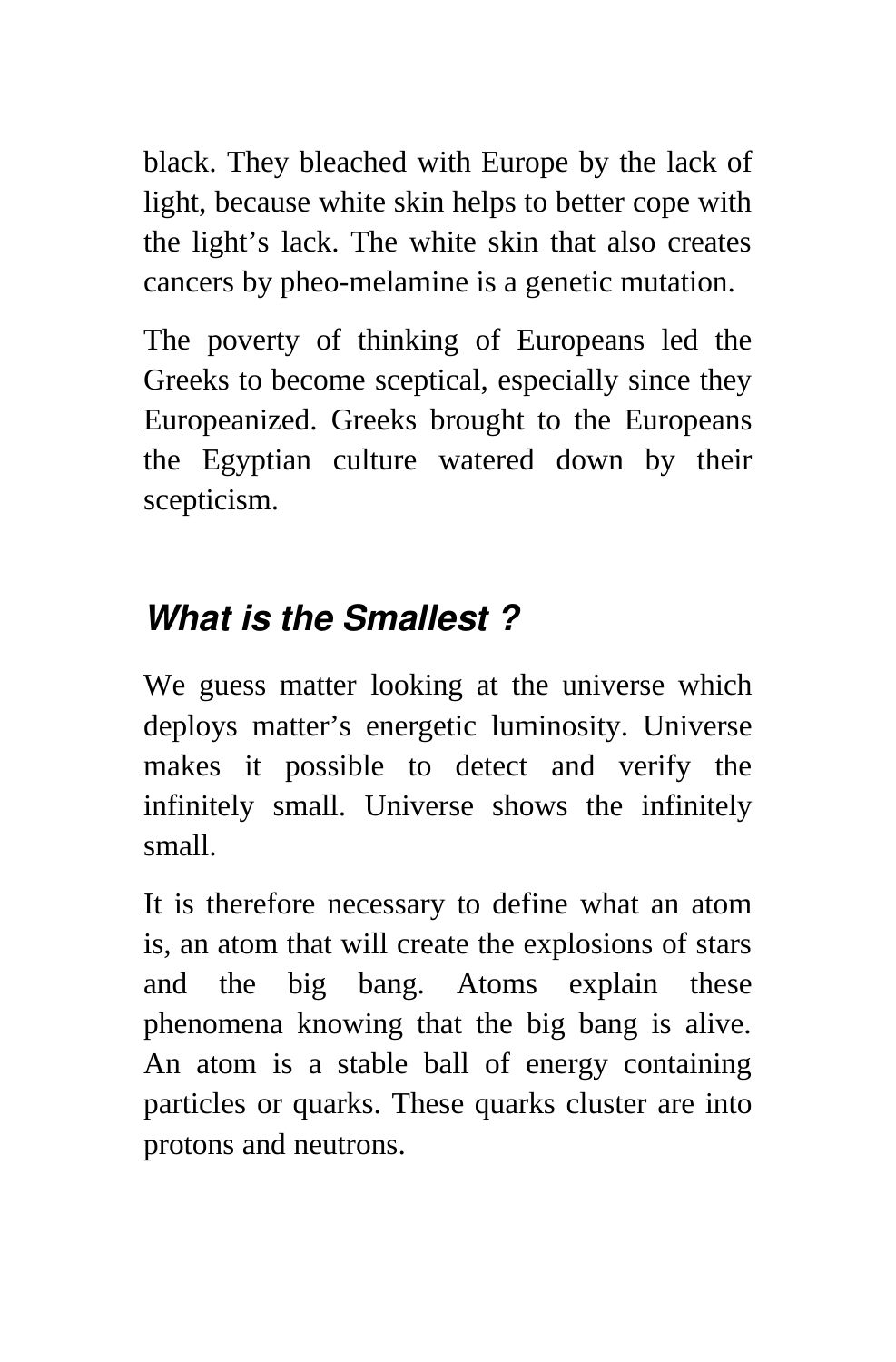black. They bleached with Europe by the lack of light, because white skin helps to better cope with the light's lack. The white skin that also creates cancers by pheo-melamine is a genetic mutation.

The poverty of thinking of Europeans led the Greeks to become sceptical, especially since they Europeanized. Greeks brought to the Europeans the Egyptian culture watered down by their scepticism.

## *What is the Smallest ?*

We guess matter looking at the universe which deploys matter's energetic luminosity. Universe makes it possible to detect and verify the infinitely small. Universe shows the infinitely small.

It is therefore necessary to define what an atom is, an atom that will create the explosions of stars and the big bang. Atoms explain these phenomena knowing that the big bang is alive. An atom is a stable ball of energy containing particles or quarks. These quarks cluster are into protons and neutrons.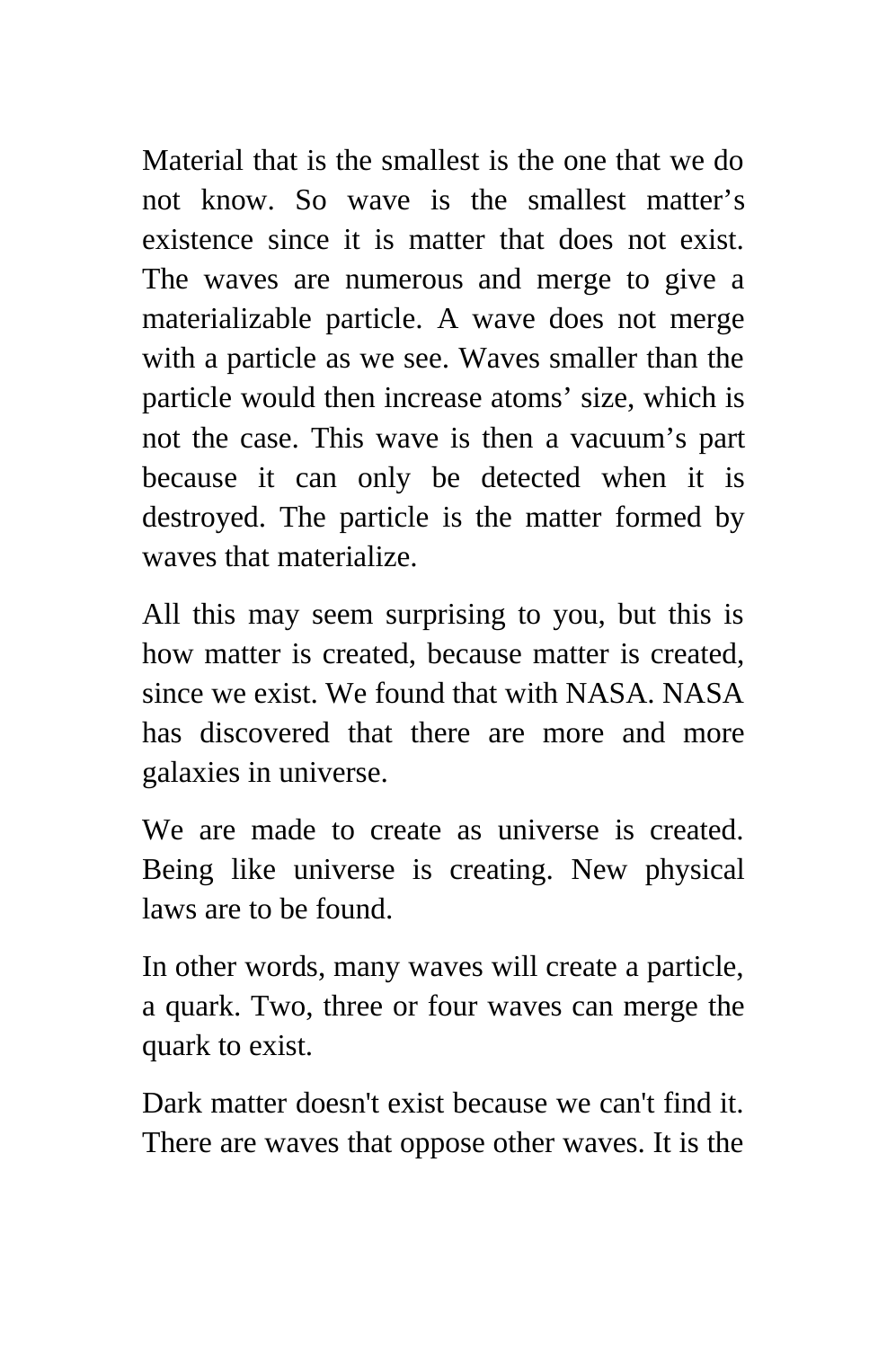Material that is the smallest is the one that we do not know. So wave is the smallest matter’s existence since it is matter that does not exist. The waves are numerous and merge to give a materializable particle. A wave does not merge with a particle as we see. Waves smaller than the particle would then increase atoms’ size, which is not the case. This wave is then a vacuum’s part because it can only be detected when it is destroyed. The particle is the matter formed by waves that materialize.

All this may seem surprising to you, but this is how matter is created, because matter is created, since we exist. We found that with NASA. NASA has discovered that there are more and more galaxies in universe.

We are made to create as universe is created. Being like universe is creating. New physical laws are to be found.

In other words, many waves will create a particle, a quark. Two, three or four waves can merge the quark to exist.

Dark matter doesn't exist because we can't find it. There are waves that oppose other waves. It is the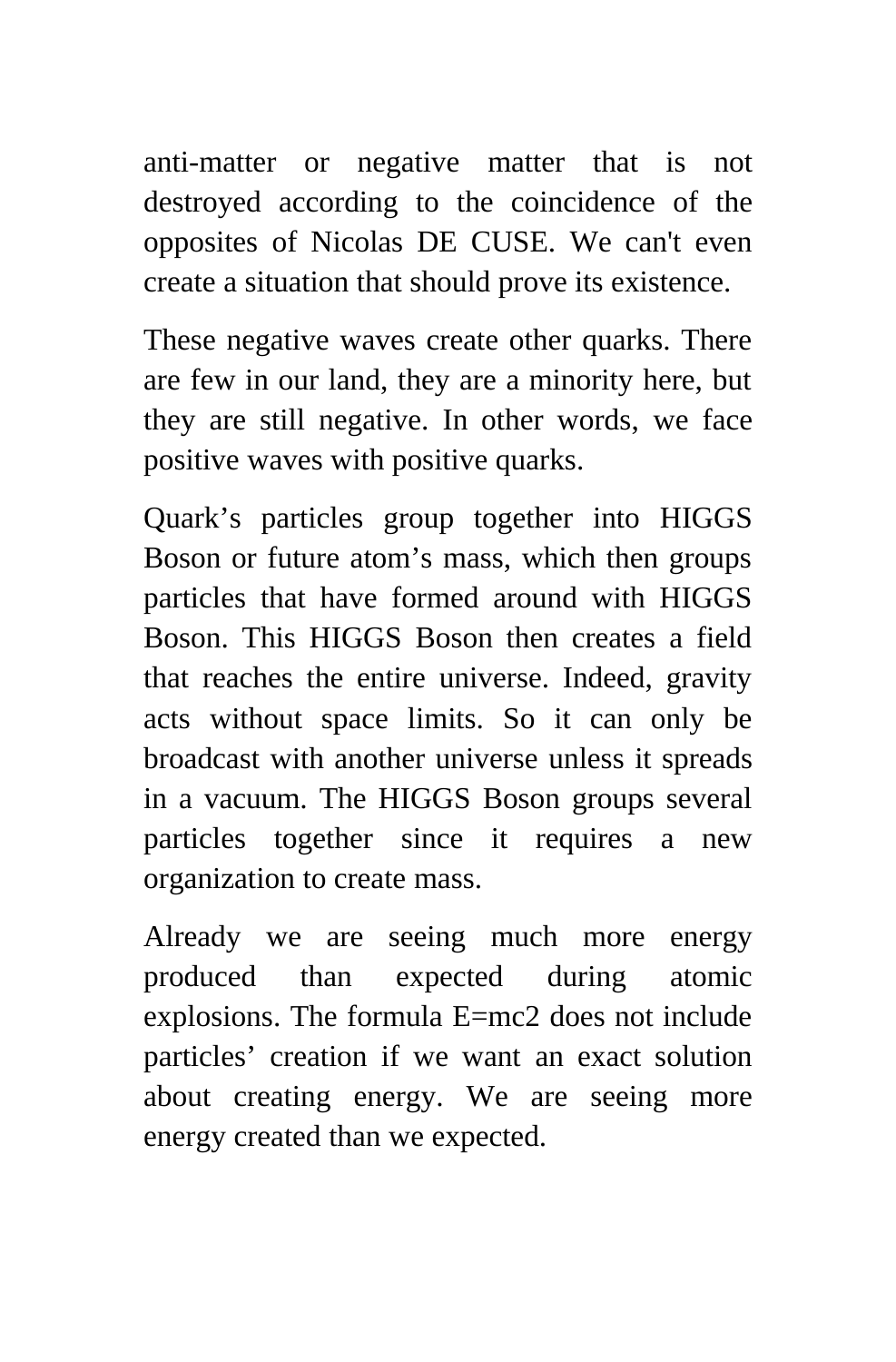anti-matter or negative matter that is not destroyed according to the coincidence of the opposites of Nicolas DE CUSE. We can't even create a situation that should prove its existence.

These negative waves create other quarks. There are few in our land, they are a minority here, but they are still negative. In other words, we face positive waves with positive quarks.

Quark’s particles group together into HIGGS Boson or future atom’s mass, which then groups particles that have formed around with HIGGS Boson. This HIGGS Boson then creates a field that reaches the entire universe. Indeed, gravity acts without space limits. So it can only be broadcast with another universe unless it spreads in a vacuum. The HIGGS Boson groups several particles together since it requires a new organization to create mass.

Already we are seeing much more energy produced than expected during atomic explosions. The formula $E=mc2$ does not include particles’ creation if we want an exact solution about creating energy. We are seeing more energy created than we expected.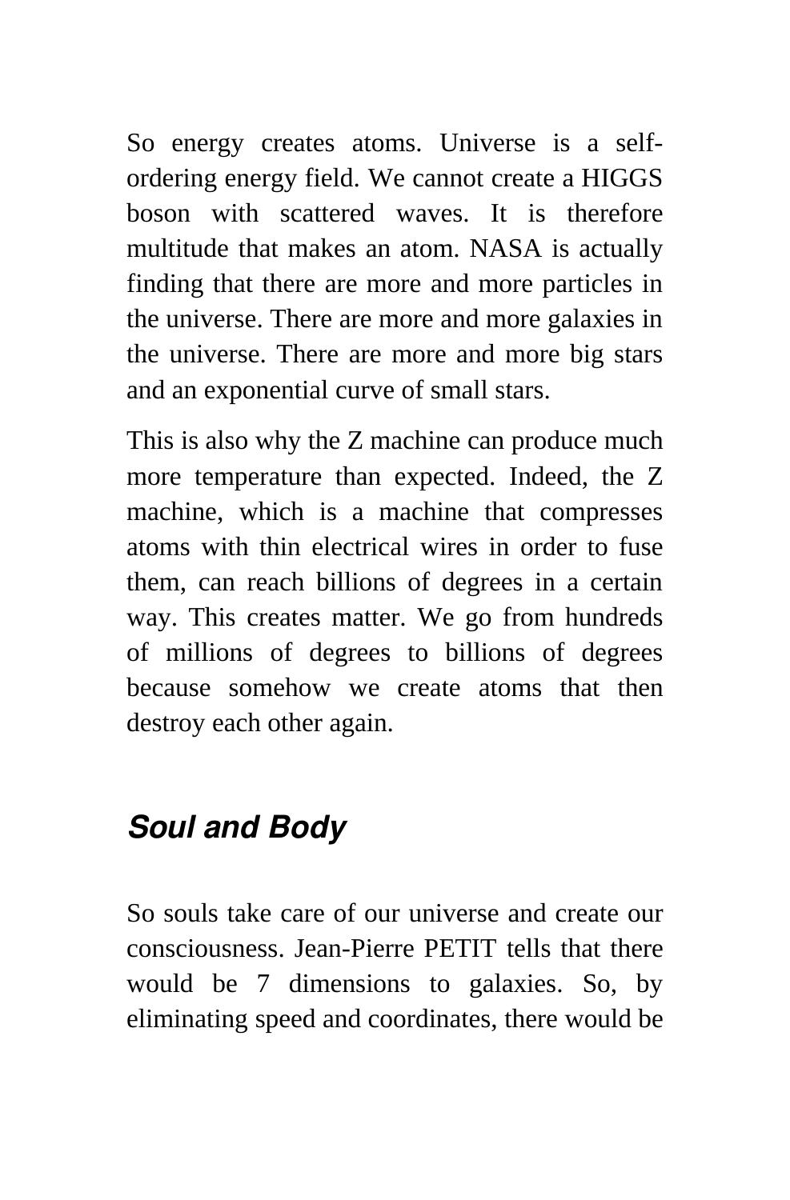So energy creates atoms. Universe is a self-ordering energy field. We cannot create a HIGGS boson with scattered waves. It is therefore multitude that makes an atom. NASA is actually finding that there are more and more particles in the universe. There are more and more galaxies in the universe. There are more and more big stars and an exponential curve of small stars.

This is also why the Z machine can produce much more temperature than expected. Indeed, the Z machine, which is a machine that compresses atoms with thin electrical wires in order to fuse them, can reach billions of degrees in a certain way. This creates matter. We go from hundreds of millions of degrees to billions of degrees because somehow we create atoms that then destroy each other again.

## *Soul and Body*

So souls take care of our universe and create our consciousness. Jean-Pierre PETIT tells that there would be 7 dimensions to galaxies. So, by eliminating speed and coordinates, there would be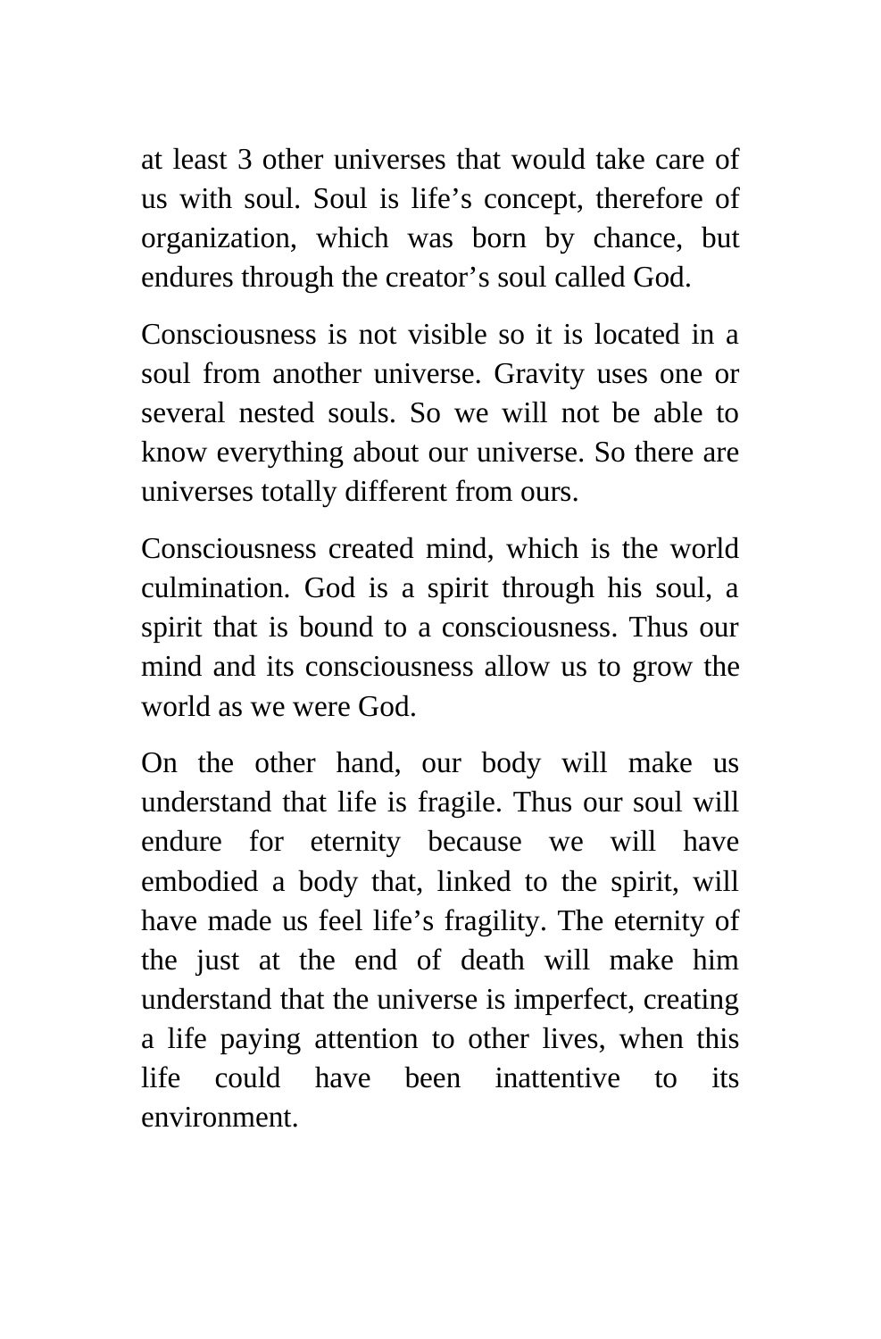at least 3 other universes that would take care of us with soul. Soul is life’s concept, therefore of organization, which was born by chance, but endures through the creator’s soul called God.

Consciousness is not visible so it is located in a soul from another universe. Gravity uses one or several nested souls. So we will not be able to know everything about our universe. So there are universes totally different from ours.

Consciousness created mind, which is the world culmination. God is a spirit through his soul, a spirit that is bound to a consciousness. Thus our mind and its consciousness allow us to grow the world as we were God.

On the other hand, our body will make us understand that life is fragile. Thus our soul will endure for eternity because we will have embodied a body that, linked to the spirit, will have made us feel life’s fragility. The eternity of the just at the end of death will make him understand that the universe is imperfect, creating a life paying attention to other lives, when this life could have been inattentive to its environment.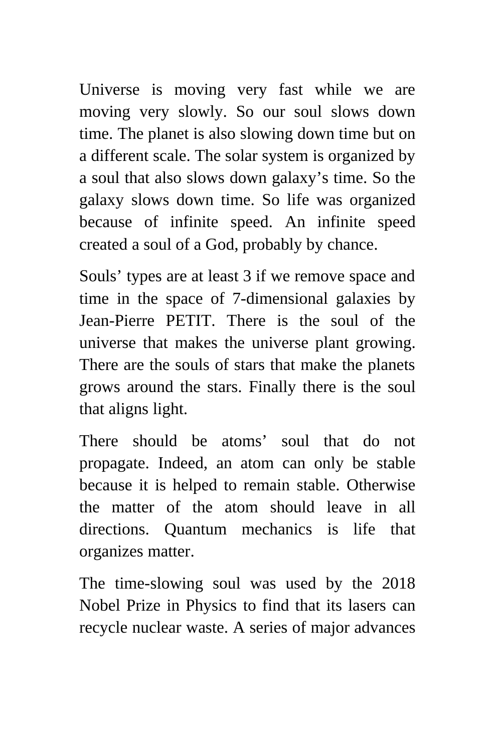Universe is moving very fast while we are moving very slowly. So our soul slows down time. The planet is also slowing down time but on a different scale. The solar system is organized by a soul that also slows down galaxy's time. So the galaxy slows down time. So life was organized because of infinite speed. An infinite speed created a soul of a God, probably by chance.

Souls' types are at least 3 if we remove space and time in the space of 7-dimensional galaxies by Jean-Pierre PETIT. There is the soul of the universe that makes the universe plant growing. There are the souls of stars that make the planets grows around the stars. Finally there is the soul that aligns light.

There should be atoms' soul that do not propagate. Indeed, an atom can only be stable because it is helped to remain stable. Otherwise the matter of the atom should leave in all directions. Quantum mechanics is life that organizes matter.

The time-slowing soul was used by the 2018 Nobel Prize in Physics to find that its lasers can recycle nuclear waste. A series of major advances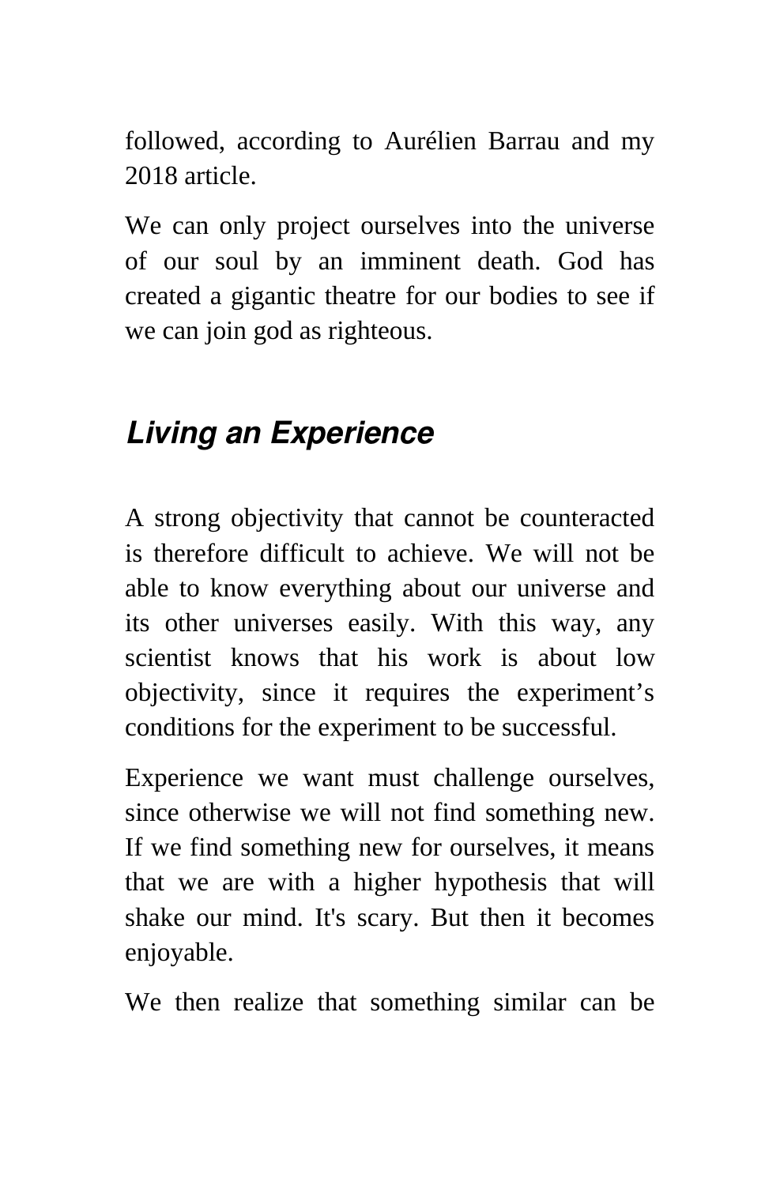followed, according to Aurélien Barrau and my 2018 article.

We can only project ourselves into the universe of our soul by an imminent death. God has created a gigantic theatre for our bodies to see if we can join god as righteous.

## *Living an Experience*

A strong objectivity that cannot be counteracted is therefore difficult to achieve. We will not be able to know everything about our universe and its other universes easily. With this way, any scientist knows that his work is about low objectivity, since it requires the experiment's conditions for the experiment to be successful.

Experience we want must challenge ourselves, since otherwise we will not find something new. If we find something new for ourselves, it means that we are with a higher hypothesis that will shake our mind. It's scary. But then it becomes enjoyable.

We then realize that something similar can be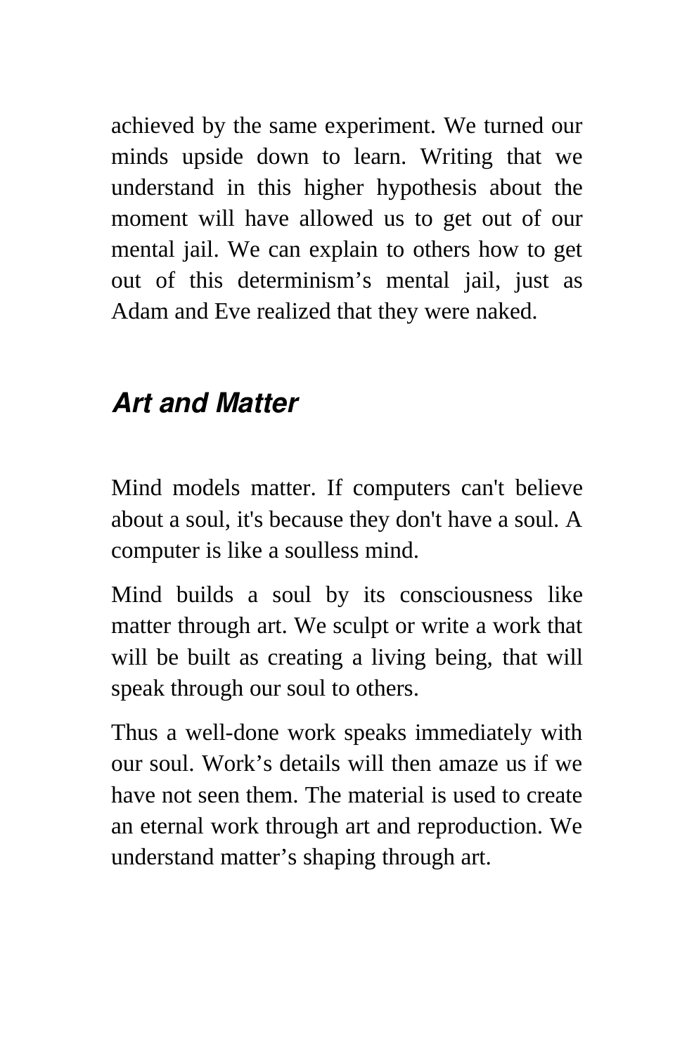achieved by the same experiment. We turned our minds upside down to learn. Writing that we understand in this higher hypothesis about the moment will have allowed us to get out of our mental jail. We can explain to others how to get out of this determinism’s mental jail, just as Adam and Eve realized that they were naked.

## *Art and Matter*

Mind models matter. If computers can't believe about a soul, it's because they don't have a soul. A computer is like a soulless mind.

Mind builds a soul by its consciousness like matter through art. We sculpt or write a work that will be built as creating a living being, that will speak through our soul to others.

Thus a well-done work speaks immediately with our soul. Work’s details will then amaze us if we have not seen them. The material is used to create an eternal work through art and reproduction. We understand matter’s shaping through art.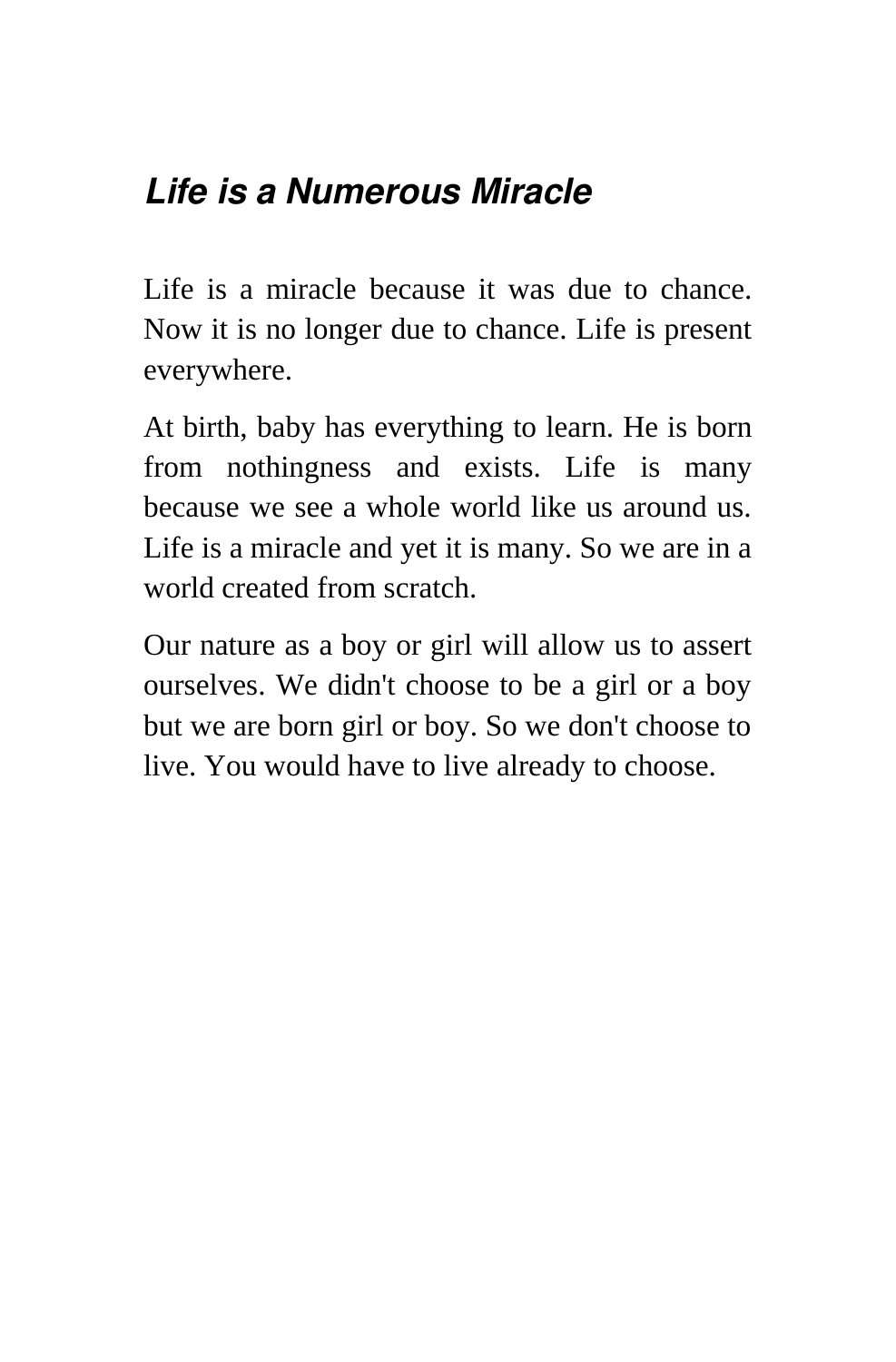## *Life is a Numerous Miracle*

Life is a miracle because it was due to chance. Now it is no longer due to chance. Life is present everywhere.

At birth, baby has everything to learn. He is born from nothingness and exists. Life is many because we see a whole world like us around us. Life is a miracle and yet it is many. So we are in a world created from scratch.

Our nature as a boy or girl will allow us to assert ourselves. We didn't choose to be a girl or a boy but we are born girl or boy. So we don't choose to live. You would have to live already to choose.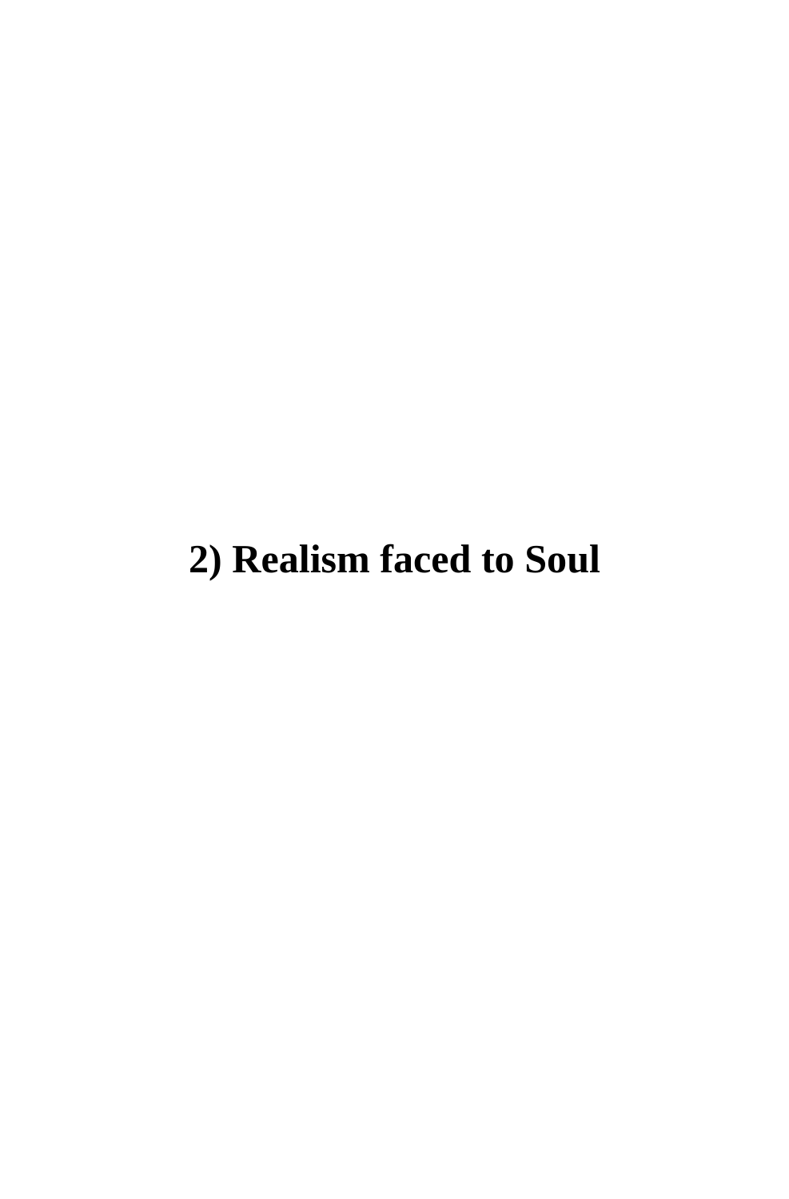# 2) Realism faced to Soul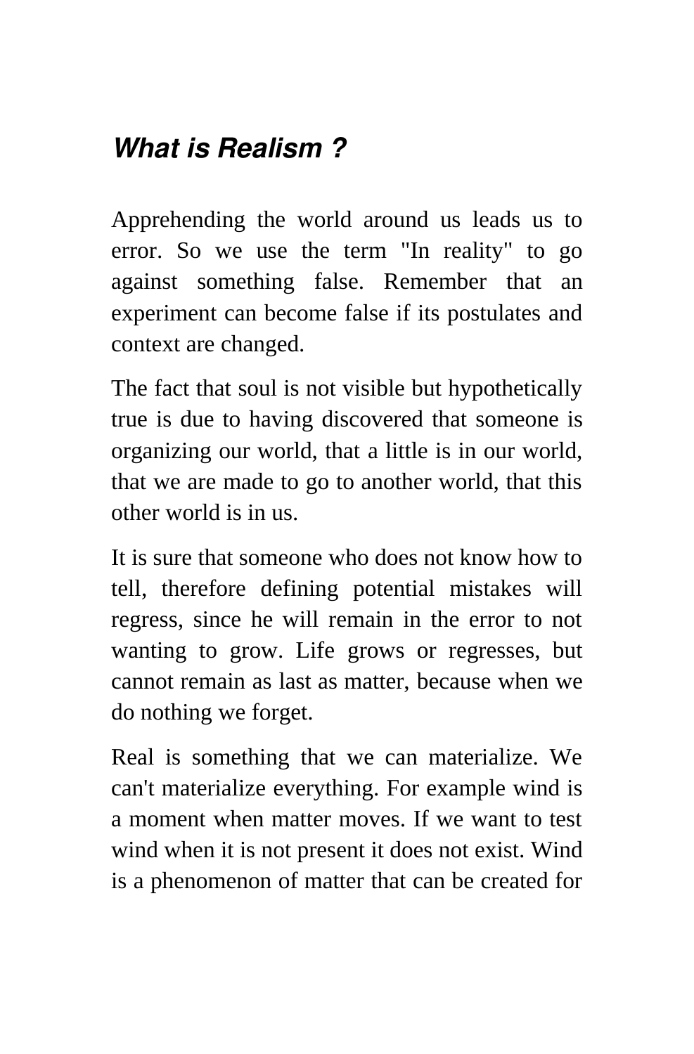## *What is Realism ?*

Apprehending the world around us leads us to error. So we use the term "In reality" to go against something false. Remember that an experiment can become false if its postulates and context are changed.

The fact that soul is not visible but hypothetically true is due to having discovered that someone is organizing our world, that a little is in our world, that we are made to go to another world, that this other world is in us.

It is sure that someone who does not know how to tell, therefore defining potential mistakes will regress, since he will remain in the error to not wanting to grow. Life grows or regresses, but cannot remain as last as matter, because when we do nothing we forget.

Real is something that we can materialize. We can't materialize everything. For example wind is a moment when matter moves. If we want to test wind when it is not present it does not exist. Wind is a phenomenon of matter that can be created for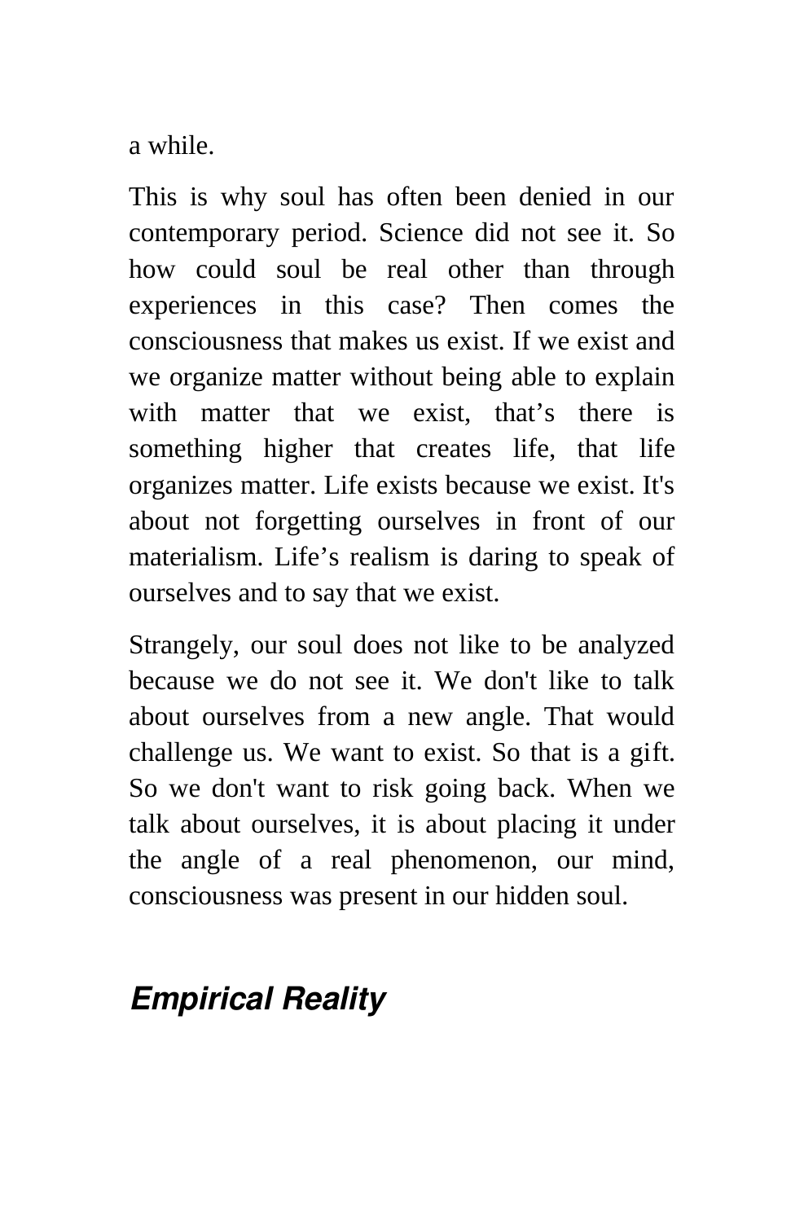a while.

This is why soul has often been denied in our contemporary period. Science did not see it. So how could soul be real other than through experiences in this case? Then comes the consciousness that makes us exist. If we exist and we organize matter without being able to explain with matter that we exist, that’s there is something higher that creates life, that life organizes matter. Life exists because we exist. It's about not forgetting ourselves in front of our materialism. Life’s realism is daring to speak of ourselves and to say that we exist.

Strangely, our soul does not like to be analyzed because we do not see it. We don't like to talk about ourselves from a new angle. That would challenge us. We want to exist. So that is a gift. So we don't want to risk going back. When we talk about ourselves, it is about placing it under the angle of a real phenomenon, our mind, consciousness was present in our hidden soul.

## *Empirical Reality*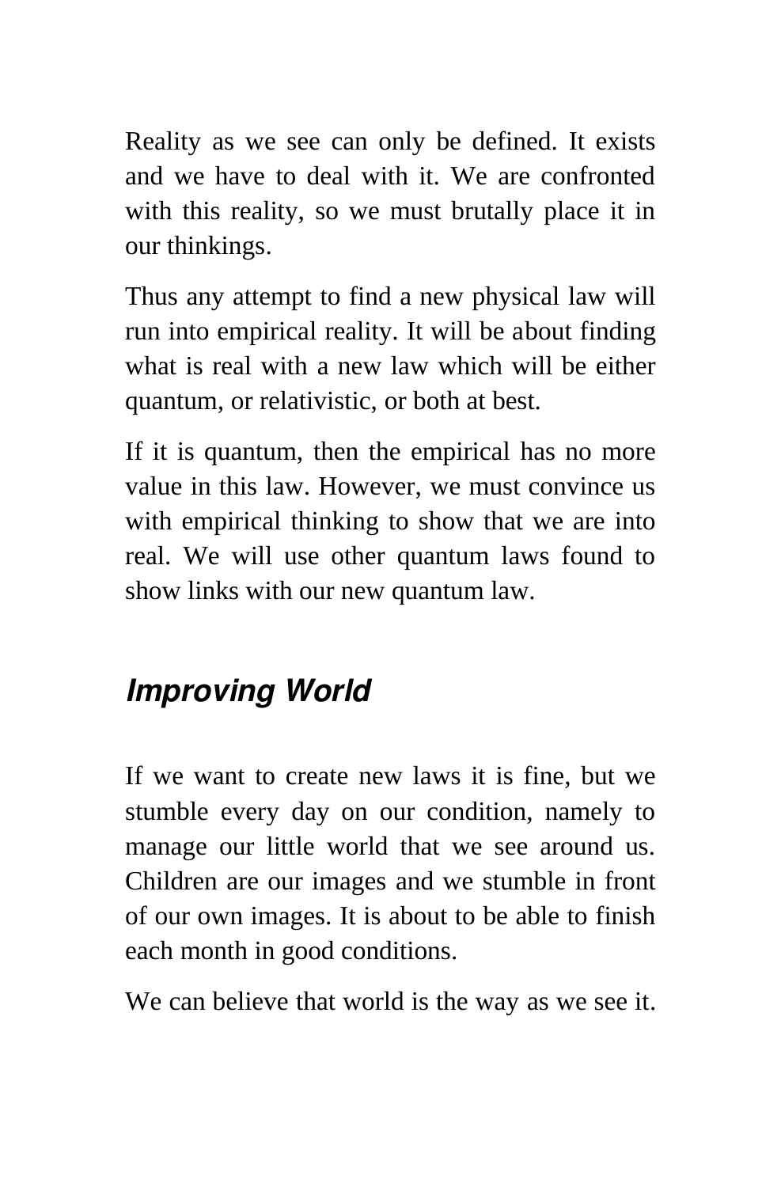Reality as we see can only be defined. It exists and we have to deal with it. We are confronted with this reality, so we must brutally place it in our thinkings.

Thus any attempt to find a new physical law will run into empirical reality. It will be about finding what is real with a new law which will be either quantum, or relativistic, or both at best.

If it is quantum, then the empirical has no more value in this law. However, we must convince us with empirical thinking to show that we are into real. We will use other quantum laws found to show links with our new quantum law.

## *Improving World*

If we want to create new laws it is fine, but we stumble every day on our condition, namely to manage our little world that we see around us. Children are our images and we stumble in front of our own images. It is about to be able to finish each month in good conditions.

We can believe that world is the way as we see it.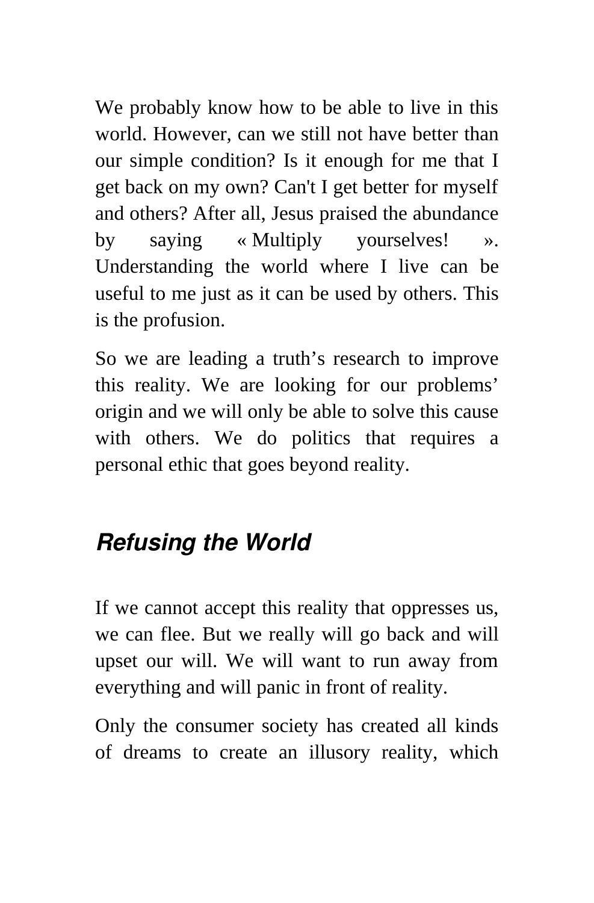We probably know how to be able to live in this world. However, can we still not have better than our simple condition? Is it enough for me that I get back on my own? Can't I get better for myself and others? After all, Jesus praised the abundance by saying « Multiply yourselves! ». Understanding the world where I live can be useful to me just as it can be used by others. This is the profusion.

So we are leading a truth's research to improve this reality. We are looking for our problems' origin and we will only be able to solve this cause with others. We do politics that requires a personal ethic that goes beyond reality.

## *Refusing the World*

If we cannot accept this reality that oppresses us, we can flee. But we really will go back and will upset our will. We will want to run away from everything and will panic in front of reality.

Only the consumer society has created all kinds of dreams to create an illusory reality, which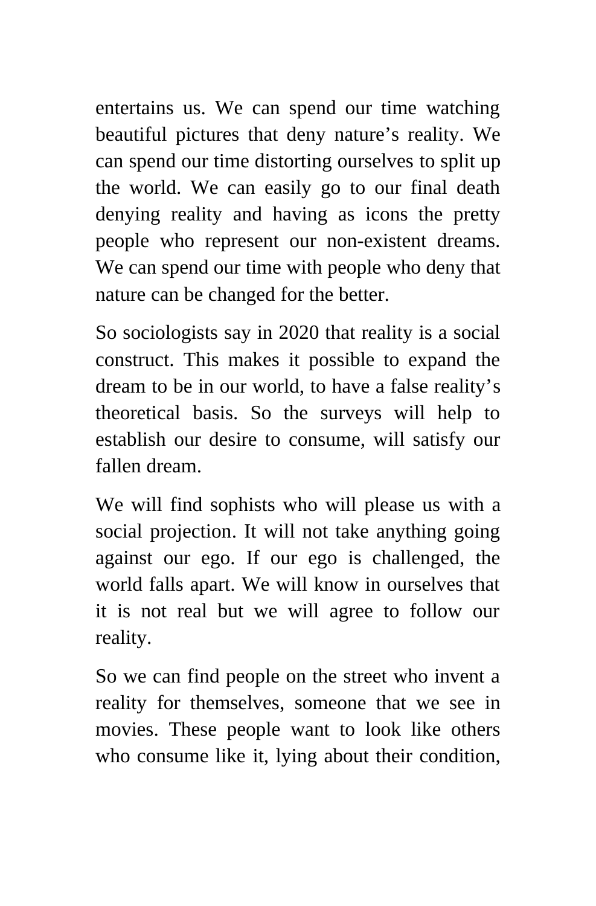entertains us. We can spend our time watching beautiful pictures that deny nature's reality. We can spend our time distorting ourselves to split up the world. We can easily go to our final death denying reality and having as icons the pretty people who represent our non-existent dreams. We can spend our time with people who deny that nature can be changed for the better.

So sociologists say in 2020 that reality is a social construct. This makes it possible to expand the dream to be in our world, to have a false reality's theoretical basis. So the surveys will help to establish our desire to consume, will satisfy our fallen dream.

We will find sophists who will please us with a social projection. It will not take anything going against our ego. If our ego is challenged, the world falls apart. We will know in ourselves that it is not real but we will agree to follow our reality.

So we can find people on the street who invent a reality for themselves, someone that we see in movies. These people want to look like others who consume like it, lying about their condition,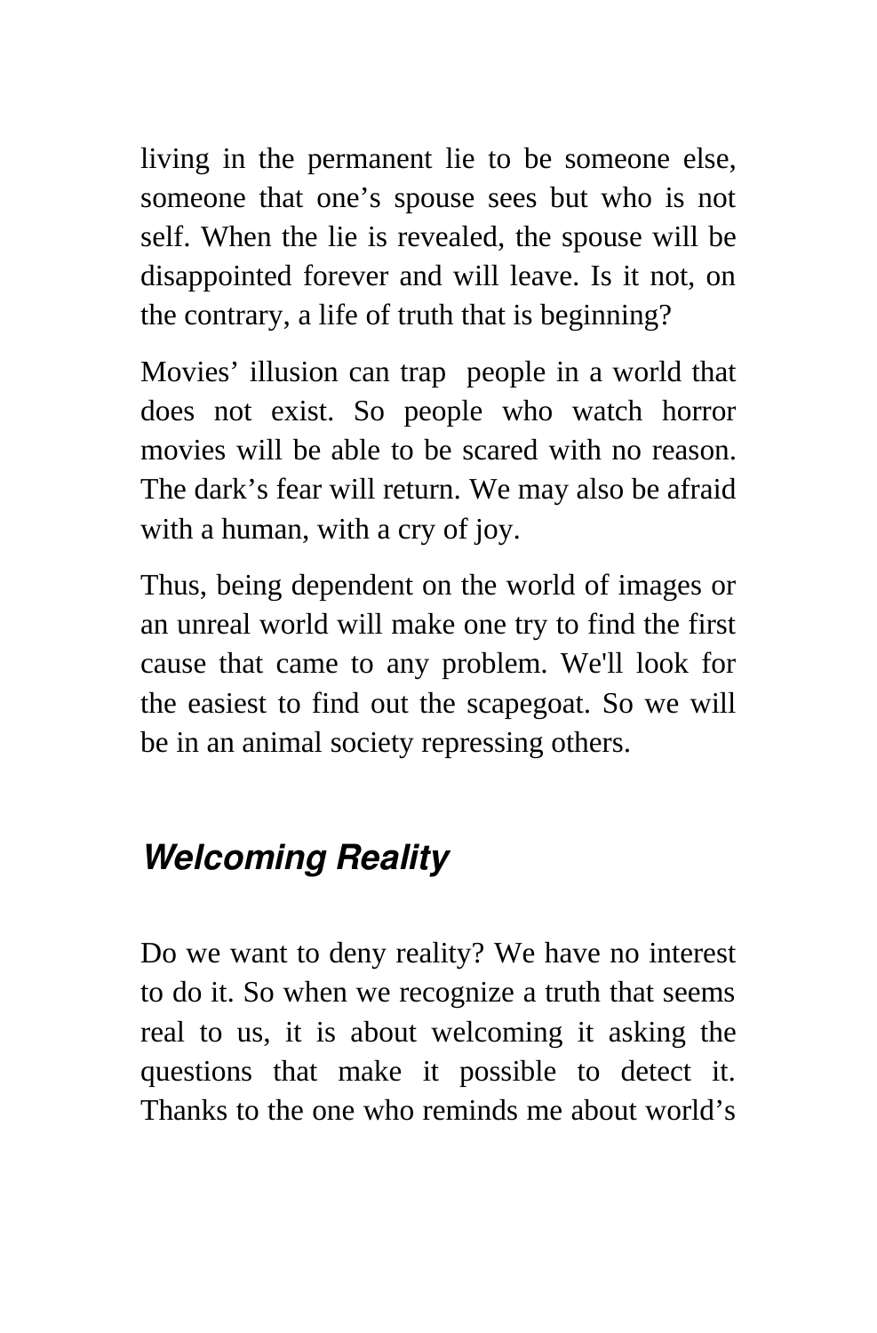living in the permanent lie to be someone else, someone that one's spouse sees but who is not self. When the lie is revealed, the spouse will be disappointed forever and will leave. Is it not, on the contrary, a life of truth that is beginning?

Movies' illusion can trap people in a world that does not exist. So people who watch horror movies will be able to be scared with no reason. The dark's fear will return. We may also be afraid with a human, with a cry of joy.

Thus, being dependent on the world of images or an unreal world will make one try to find the first cause that came to any problem. We'll look for the easiest to find out the scapegoat. So we will be in an animal society repressing others.

## *Welcoming Reality*

Do we want to deny reality? We have no interest to do it. So when we recognize a truth that seems real to us, it is about welcoming it asking the questions that make it possible to detect it. Thanks to the one who reminds me about world's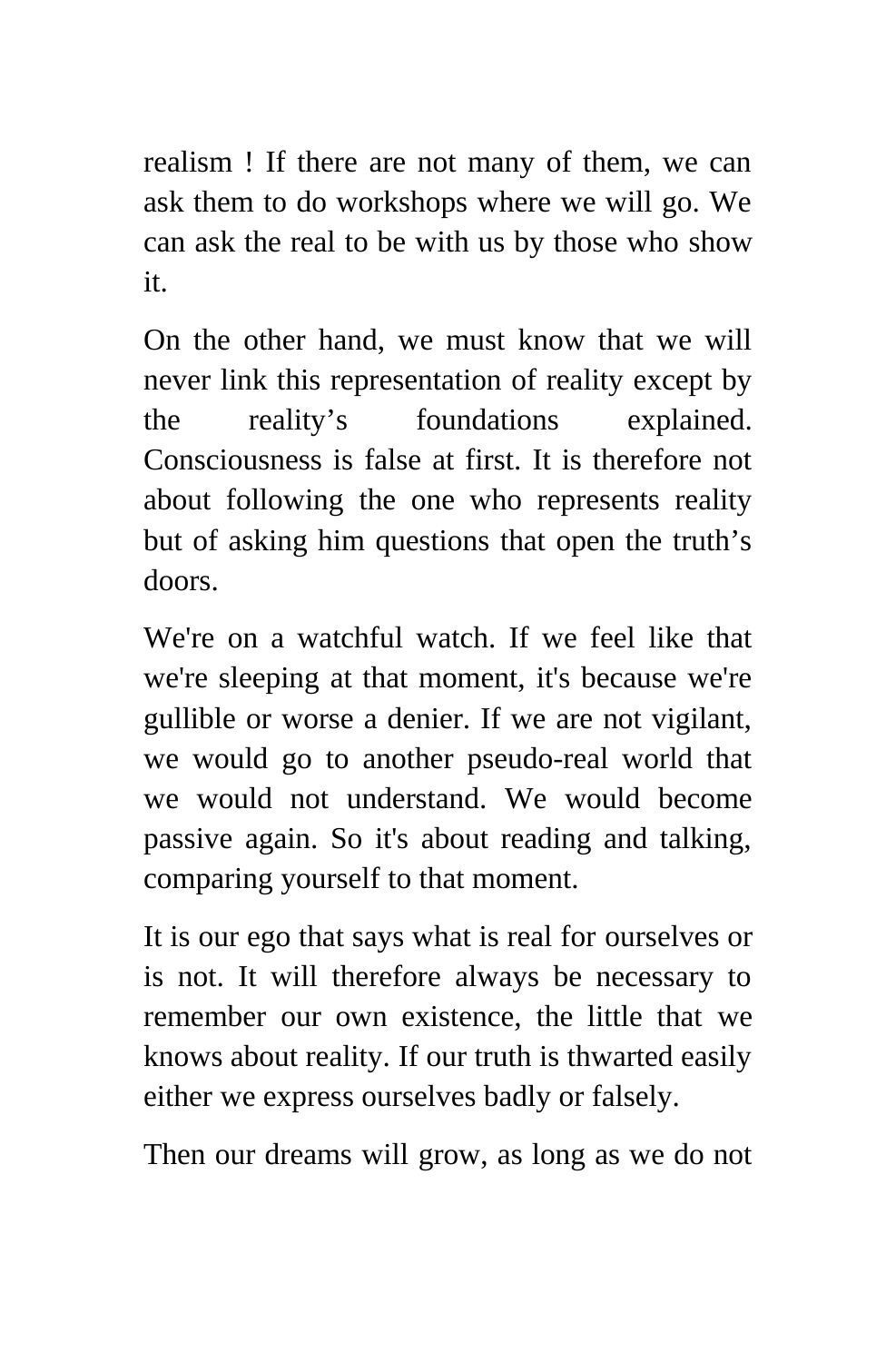realism ! If there are not many of them, we can ask them to do workshops where we will go. We can ask the real to be with us by those who show it.

On the other hand, we must know that we will never link this representation of reality except by the reality’s foundations explained. Consciousness is false at first. It is therefore not about following the one who represents reality but of asking him questions that open the truth’s doors.

We're on a watchful watch. If we feel like that we're sleeping at that moment, it's because we're gullible or worse a denier. If we are not vigilant, we would go to another pseudo-real world that we would not understand. We would become passive again. So it's about reading and talking, comparing yourself to that moment.

It is our ego that says what is real for ourselves or is not. It will therefore always be necessary to remember our own existence, the little that we knows about reality. If our truth is thwarted easily either we express ourselves badly or falsely.

Then our dreams will grow, as long as we do not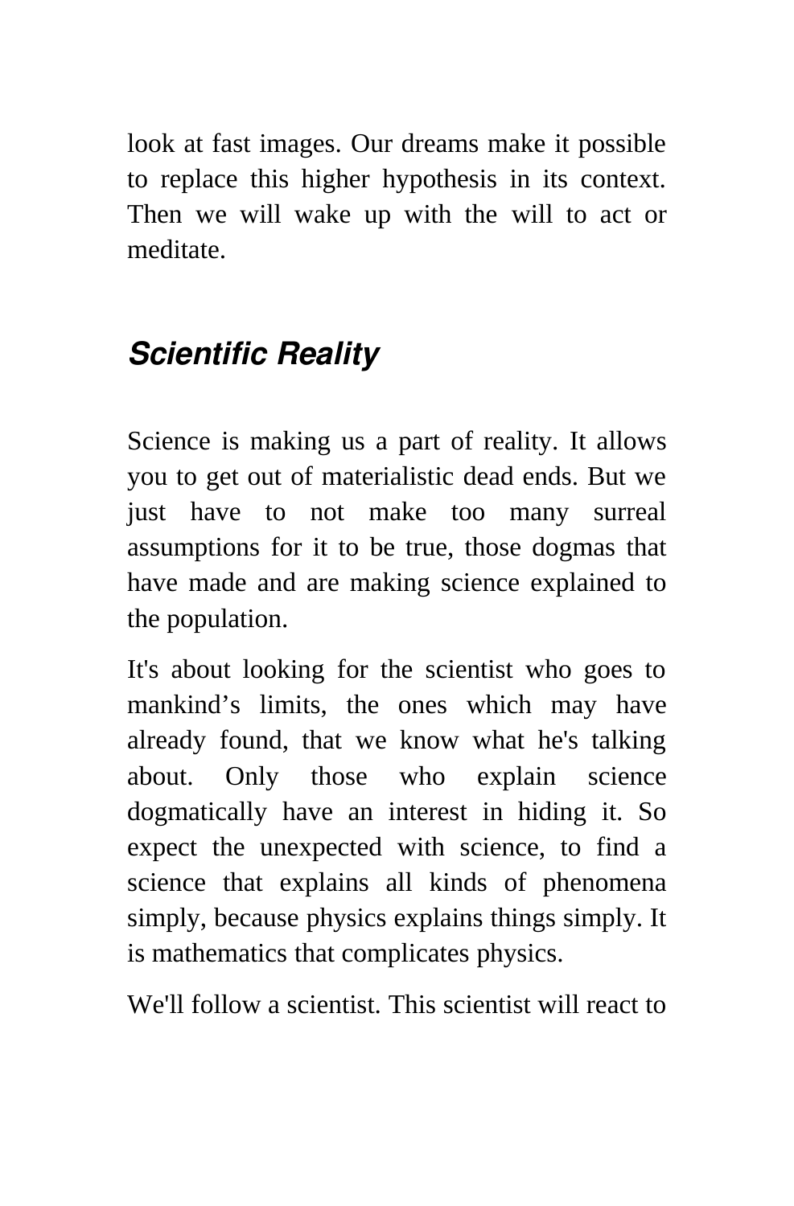look at fast images. Our dreams make it possible to replace this higher hypothesis in its context. Then we will wake up with the will to act or meditate.

## *Scientific Reality*

Science is making us a part of reality. It allows you to get out of materialistic dead ends. But we just have to not make too many surreal assumptions for it to be true, those dogmas that have made and are making science explained to the population.

It's about looking for the scientist who goes to mankind's limits, the ones which may have already found, that we know what he's talking about. Only those who explain science dogmatically have an interest in hiding it. So expect the unexpected with science, to find a science that explains all kinds of phenomena simply, because physics explains things simply. It is mathematics that complicates physics.

We'll follow a scientist. This scientist will react to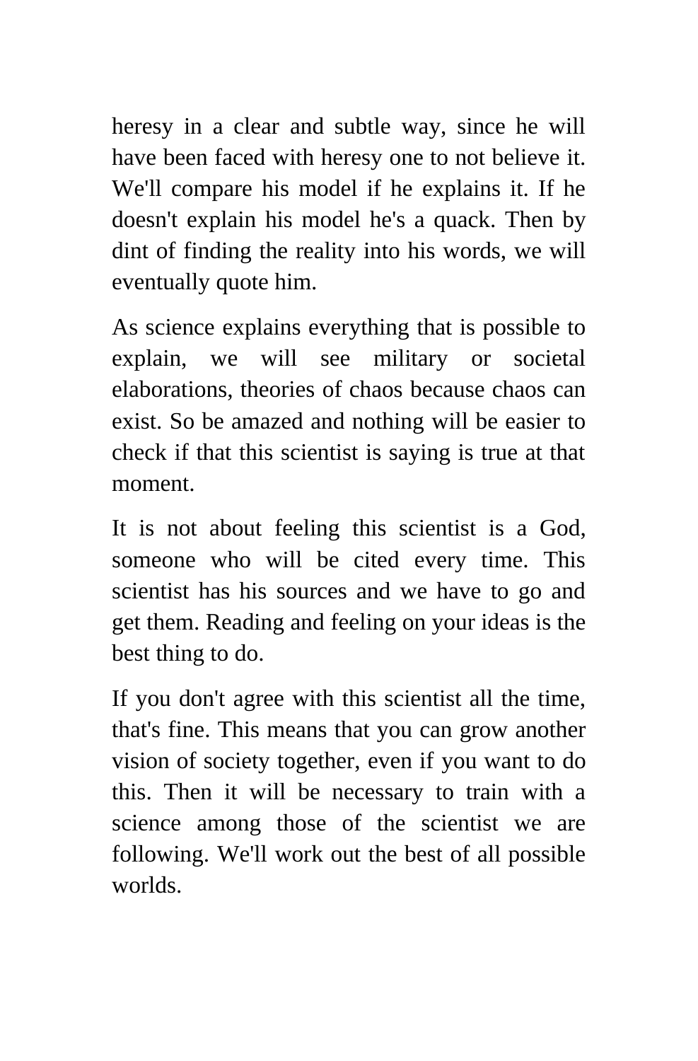heresy in a clear and subtle way, since he will have been faced with heresy one to not believe it. We'll compare his model if he explains it. If he doesn't explain his model he's a quack. Then by dint of finding the reality into his words, we will eventually quote him.

As science explains everything that is possible to explain, we will see military or societal elaborations, theories of chaos because chaos can exist. So be amazed and nothing will be easier to check if that this scientist is saying is true at that moment.

It is not about feeling this scientist is a God, someone who will be cited every time. This scientist has his sources and we have to go and get them. Reading and feeling on your ideas is the best thing to do.

If you don't agree with this scientist all the time, that's fine. This means that you can grow another vision of society together, even if you want to do this. Then it will be necessary to train with a science among those of the scientist we are following. We'll work out the best of all possible worlds.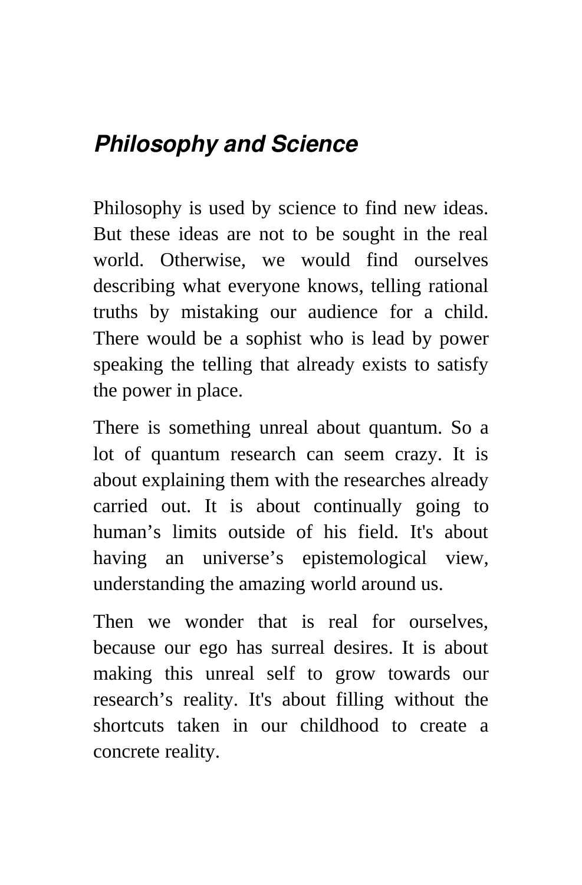## *Philosophy and Science*

Philosophy is used by science to find new ideas. But these ideas are not to be sought in the real world. Otherwise, we would find ourselves describing what everyone knows, telling rational truths by mistaking our audience for a child. There would be a sophist who is lead by power speaking the telling that already exists to satisfy the power in place.

There is something unreal about quantum. So a lot of quantum research can seem crazy. It is about explaining them with the researches already carried out. It is about continually going to human’s limits outside of his field. It's about having an universe’s epistemological view, understanding the amazing world around us.

Then we wonder that is real for ourselves, because our ego has surreal desires. It is about making this unreal self to grow towards our research’s reality. It's about filling without the shortcuts taken in our childhood to create a concrete reality.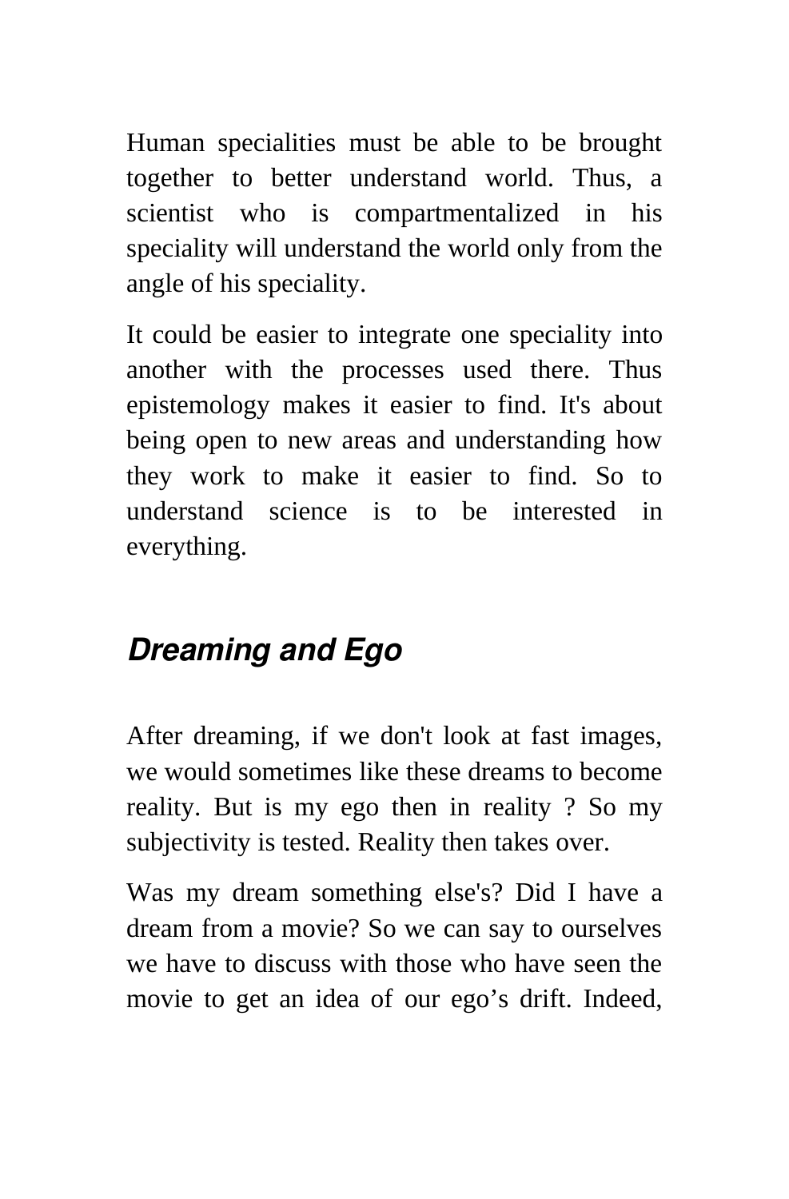Human specialities must be able to be brought together to better understand world. Thus, a scientist who is compartmentalized in his speciality will understand the world only from the angle of his speciality.

It could be easier to integrate one speciality into another with the processes used there. Thus epistemology makes it easier to find. It's about being open to new areas and understanding how they work to make it easier to find. So to understand science is to be interested in everything.

## *Dreaming and Ego*

After dreaming, if we don't look at fast images, we would sometimes like these dreams to become reality. But is my ego then in reality ? So my subjectivity is tested. Reality then takes over.

Was my dream something else's? Did I have a dream from a movie? So we can say to ourselves we have to discuss with those who have seen the movie to get an idea of our ego’s drift. Indeed,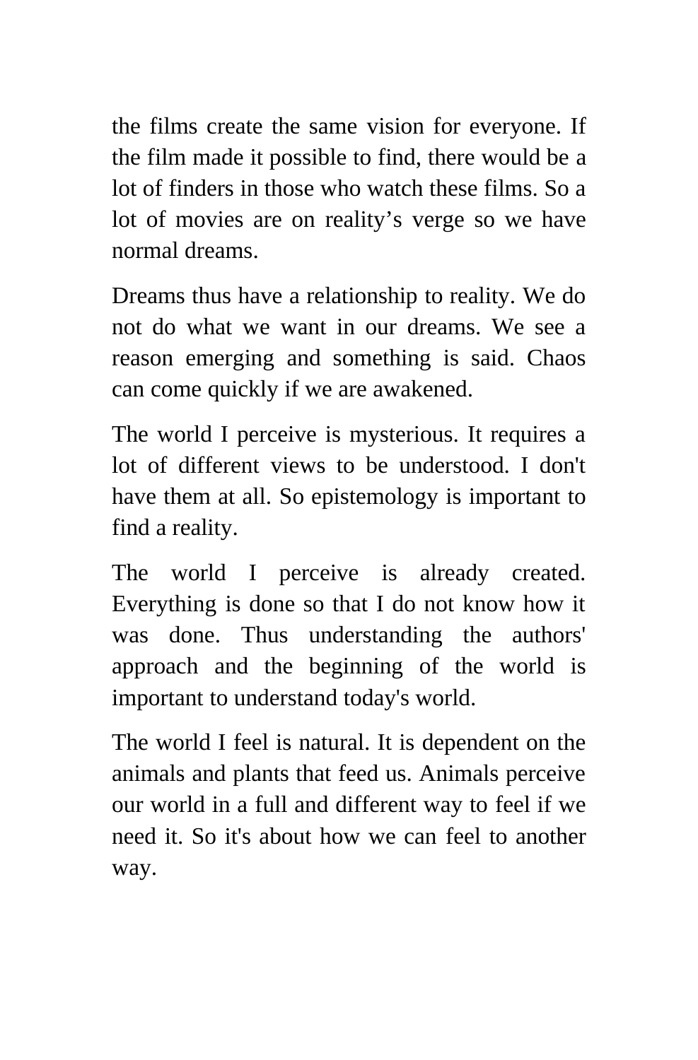the films create the same vision for everyone. If the film made it possible to find, there would be a lot of finders in those who watch these films. So a lot of movies are on reality’s verge so we have normal dreams.

Dreams thus have a relationship to reality. We do not do what we want in our dreams. We see a reason emerging and something is said. Chaos can come quickly if we are awakened.

The world I perceive is mysterious. It requires a lot of different views to be understood. I don't have them at all. So epistemology is important to find a reality.

The world I perceive is already created. Everything is done so that I do not know how it was done. Thus understanding the authors' approach and the beginning of the world is important to understand today's world.

The world I feel is natural. It is dependent on the animals and plants that feed us. Animals perceive our world in a full and different way to feel if we need it. So it's about how we can feel to another way.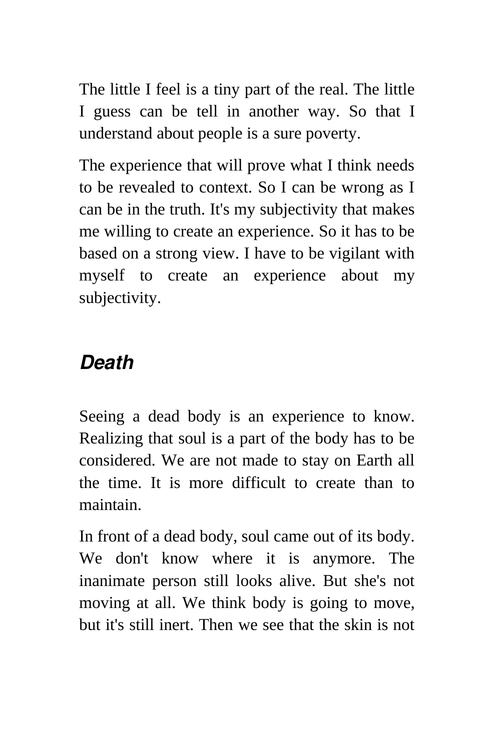The little I feel is a tiny part of the real. The little I guess can be tell in another way. So that I understand about people is a sure poverty.

The experience that will prove what I think needs to be revealed to context. So I can be wrong as I can be in the truth. It's my subjectivity that makes me willing to create an experience. So it has to be based on a strong view. I have to be vigilant with myself to create an experience about my subjectivity.

## *Death*

Seeing a dead body is an experience to know. Realizing that soul is a part of the body has to be considered. We are not made to stay on Earth all the time. It is more difficult to create than to maintain.

In front of a dead body, soul came out of its body. We don't know where it is anymore. The inanimate person still looks alive. But she's not moving at all. We think body is going to move, but it's still inert. Then we see that the skin is not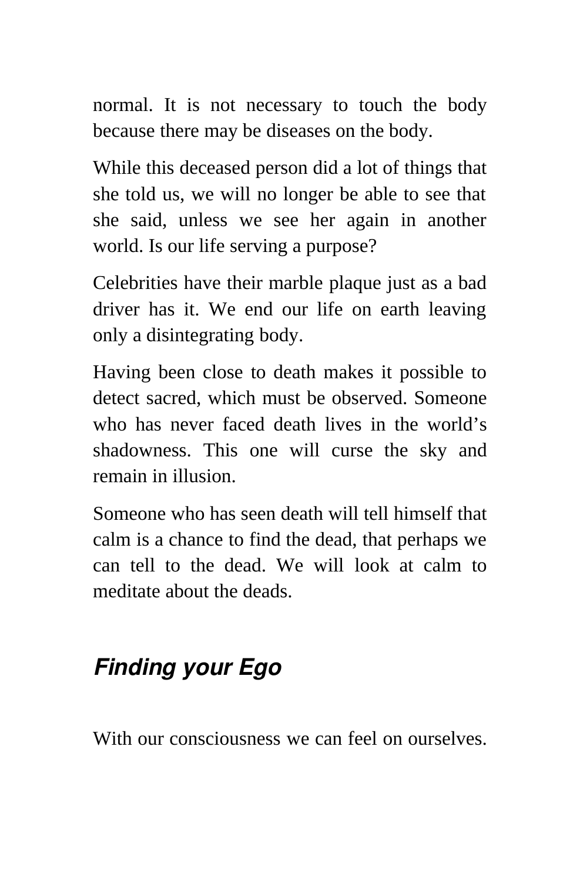normal. It is not necessary to touch the body because there may be diseases on the body.

While this deceased person did a lot of things that she told us, we will no longer be able to see that she said, unless we see her again in another world. Is our life serving a purpose?

Celebrities have their marble plaque just as a bad driver has it. We end our life on earth leaving only a disintegrating body.

Having been close to death makes it possible to detect sacred, which must be observed. Someone who has never faced death lives in the world's shadowness. This one will curse the sky and remain in illusion.

Someone who has seen death will tell himself that calm is a chance to find the dead, that perhaps we can tell to the dead. We will look at calm to meditate about the deads.

## *Finding your Ego*

With our consciousness we can feel on ourselves.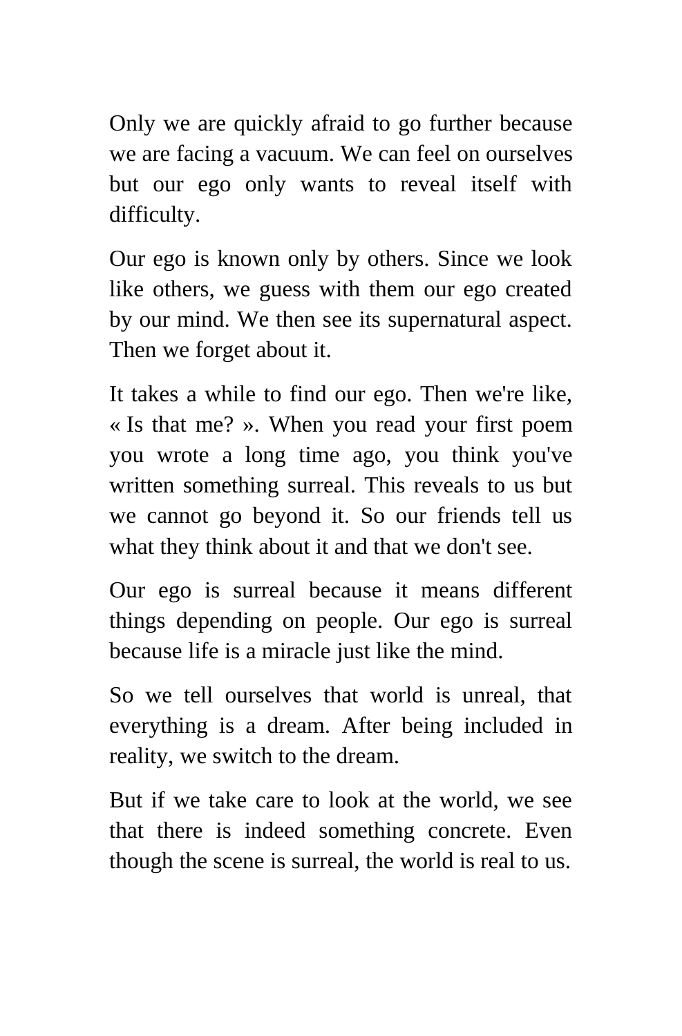Only we are quickly afraid to go further because we are facing a vacuum. We can feel on ourselves but our ego only wants to reveal itself with difficulty.

Our ego is known only by others. Since we look like others, we guess with them our ego created by our mind. We then see its supernatural aspect. Then we forget about it.

It takes a while to find our ego. Then we're like, « Is that me? ». When you read your first poem you wrote a long time ago, you think you've written something surreal. This reveals to us but we cannot go beyond it. So our friends tell us what they think about it and that we don't see.

Our ego is surreal because it means different things depending on people. Our ego is surreal because life is a miracle just like the mind.

So we tell ourselves that world is unreal, that everything is a dream. After being included in reality, we switch to the dream.

But if we take care to look at the world, we see that there is indeed something concrete. Even though the scene is surreal, the world is real to us.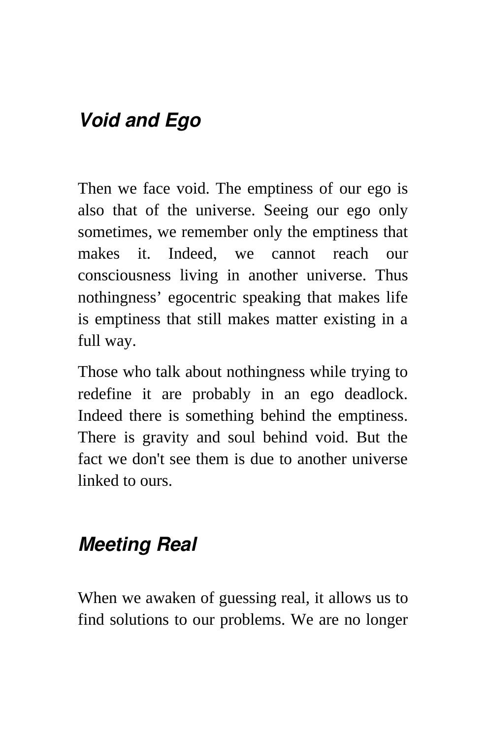## *Void and Ego*

Then we face void. The emptiness of our ego is also that of the universe. Seeing our ego only sometimes, we remember only the emptiness that makes it. Indeed, we cannot reach our consciousness living in another universe. Thus nothingness' egocentric speaking that makes life is emptiness that still makes matter existing in a full way.

Those who talk about nothingness while trying to redefine it are probably in an ego deadlock. Indeed there is something behind the emptiness. There is gravity and soul behind void. But the fact we don't see them is due to another universe linked to ours.

## *Meeting Real*

When we awaken of guessing real, it allows us to find solutions to our problems. We are no longer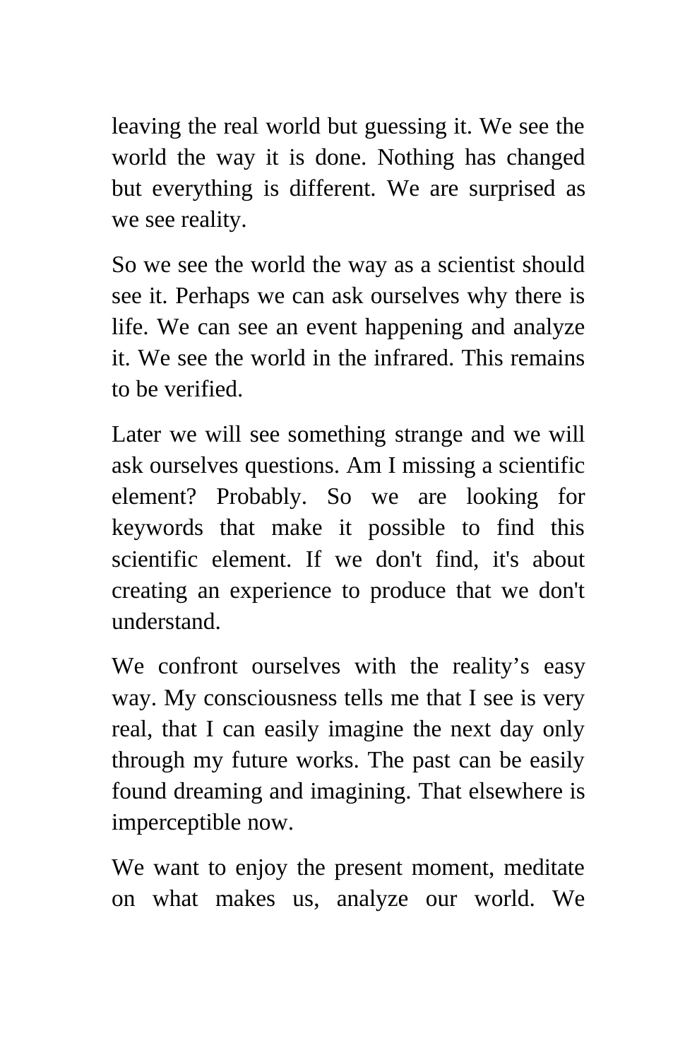leaving the real world but guessing it. We see the world the way it is done. Nothing has changed but everything is different. We are surprised as we see reality.

So we see the world the way as a scientist should see it. Perhaps we can ask ourselves why there is life. We can see an event happening and analyze it. We see the world in the infrared. This remains to be verified.

Later we will see something strange and we will ask ourselves questions. Am I missing a scientific element? Probably. So we are looking for keywords that make it possible to find this scientific element. If we don't find, it's about creating an experience to produce that we don't understand.

We confront ourselves with the reality's easy way. My consciousness tells me that I see is very real, that I can easily imagine the next day only through my future works. The past can be easily found dreaming and imagining. That elsewhere is imperceptible now.

We want to enjoy the present moment, meditate on what makes us, analyze our world. We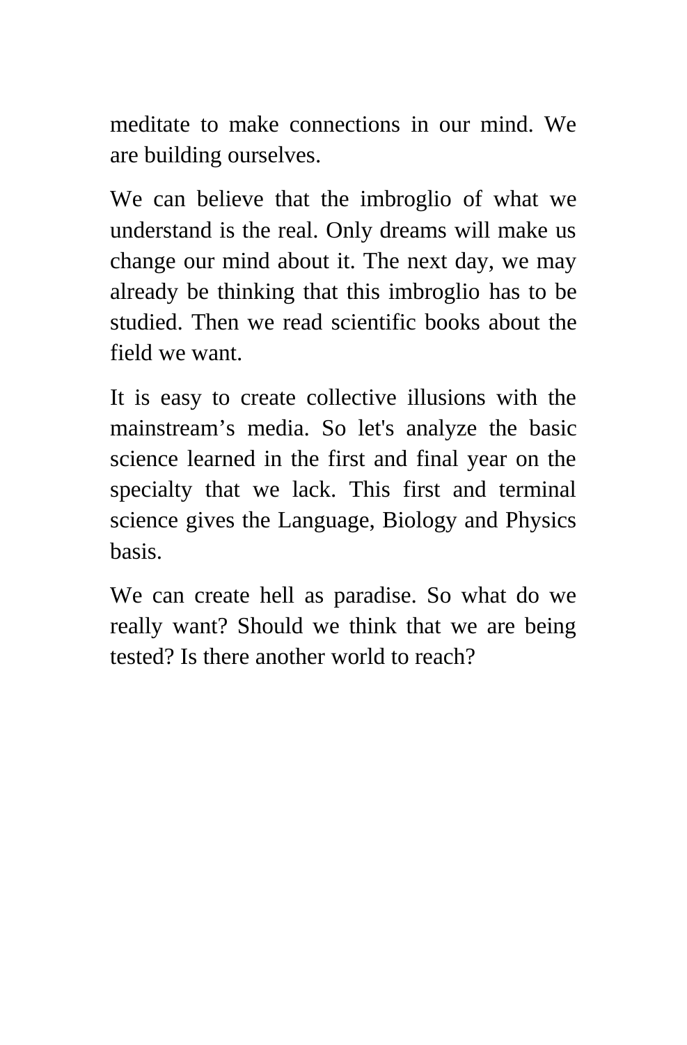meditate to make connections in our mind. We are building ourselves.

We can believe that the imbroglio of what we understand is the real. Only dreams will make us change our mind about it. The next day, we may already be thinking that this imbroglio has to be studied. Then we read scientific books about the field we want.

It is easy to create collective illusions with the mainstream’s media. So let's analyze the basic science learned in the first and final year on the specialty that we lack. This first and terminal science gives the Language, Biology and Physics basis.

We can create hell as paradise. So what do we really want? Should we think that we are being tested? Is there another world to reach?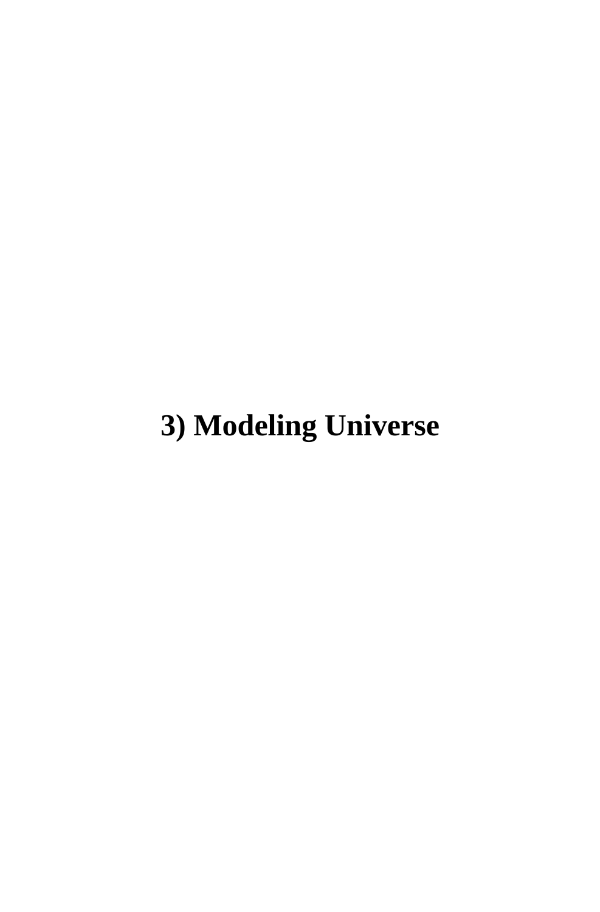# 3) Modeling Universe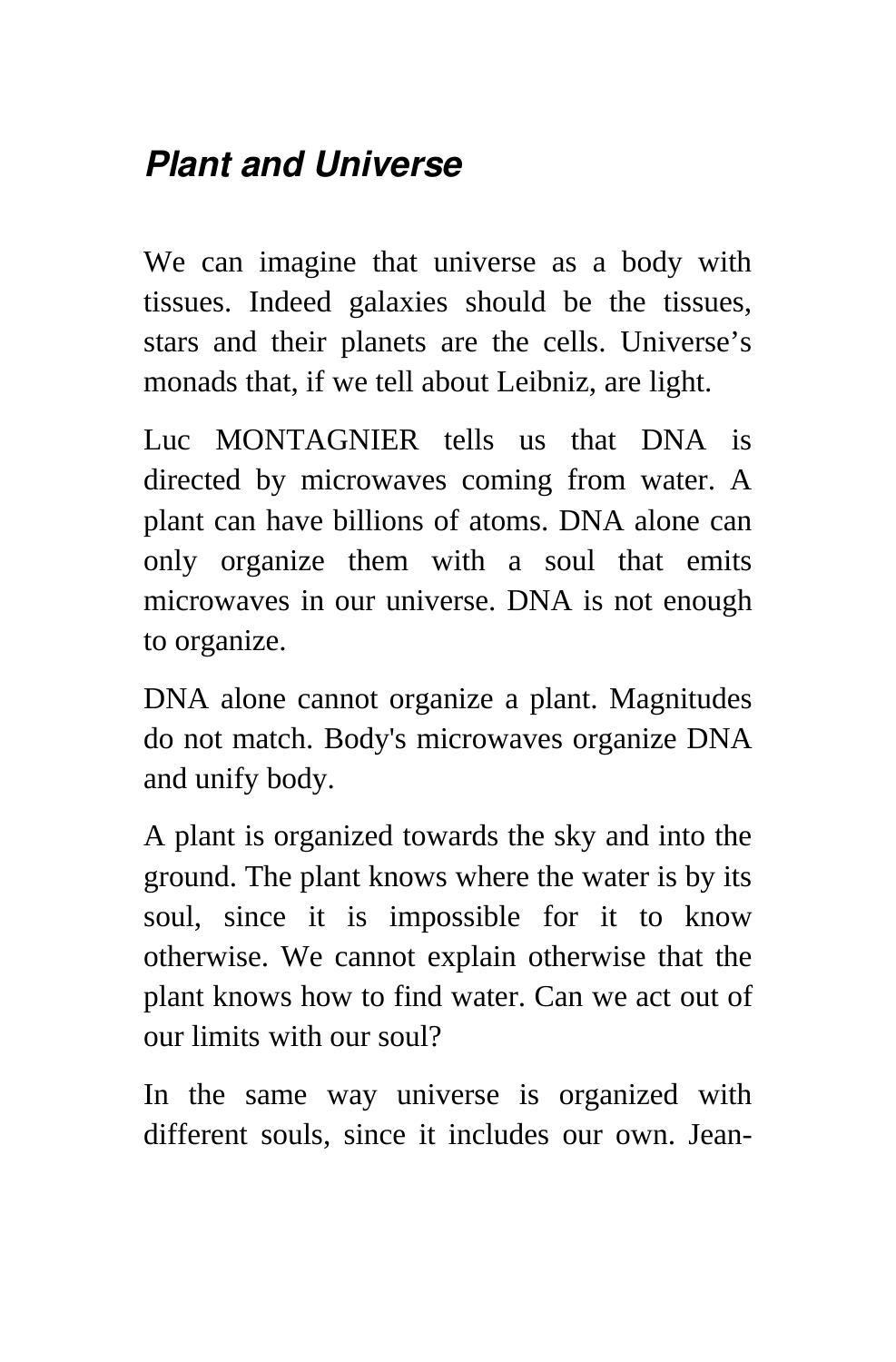## *Plant and Universe*

We can imagine that universe as a body with tissues. Indeed galaxies should be the tissues, stars and their planets are the cells. Universe's monads that, if we tell about Leibniz, are light.

Luc MONTAGNIER tells us that DNA is directed by microwaves coming from water. A plant can have billions of atoms. DNA alone can only organize them with a soul that emits microwaves in our universe. DNA is not enough to organize.

DNA alone cannot organize a plant. Magnitudes do not match. Body's microwaves organize DNA and unify body.

A plant is organized towards the sky and into the ground. The plant knows where the water is by its soul, since it is impossible for it to know otherwise. We cannot explain otherwise that the plant knows how to find water. Can we act out of our limits with our soul?

In the same way universe is organized with different souls, since it includes our own. Jean-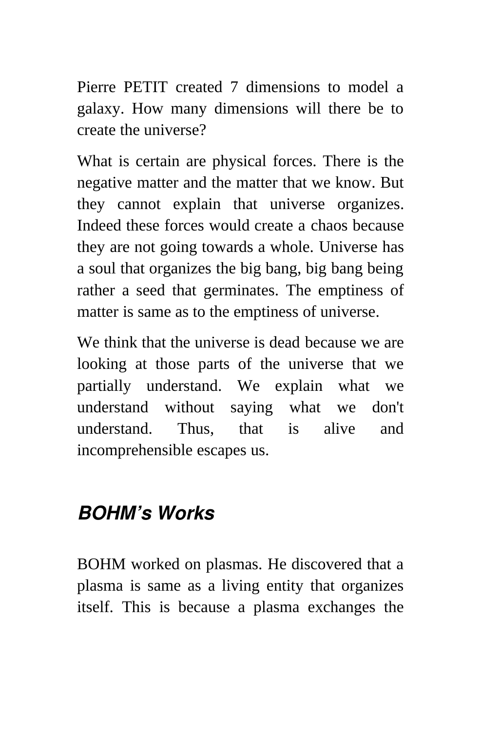Pierre PETIT created 7 dimensions to model a galaxy. How many dimensions will there be to create the universe?

What is certain are physical forces. There is the negative matter and the matter that we know. But they cannot explain that universe organizes. Indeed these forces would create a chaos because they are not going towards a whole. Universe has a soul that organizes the big bang, big bang being rather a seed that germinates. The emptiness of matter is same as to the emptiness of universe.

We think that the universe is dead because we are looking at those parts of the universe that we partially understand. We explain what we understand without saying what we don't understand. Thus, that is alive and incomprehensible escapes us.

## *BOHM's Works*

BOHM worked on plasmas. He discovered that a plasma is same as a living entity that organizes itself. This is because a plasma exchanges the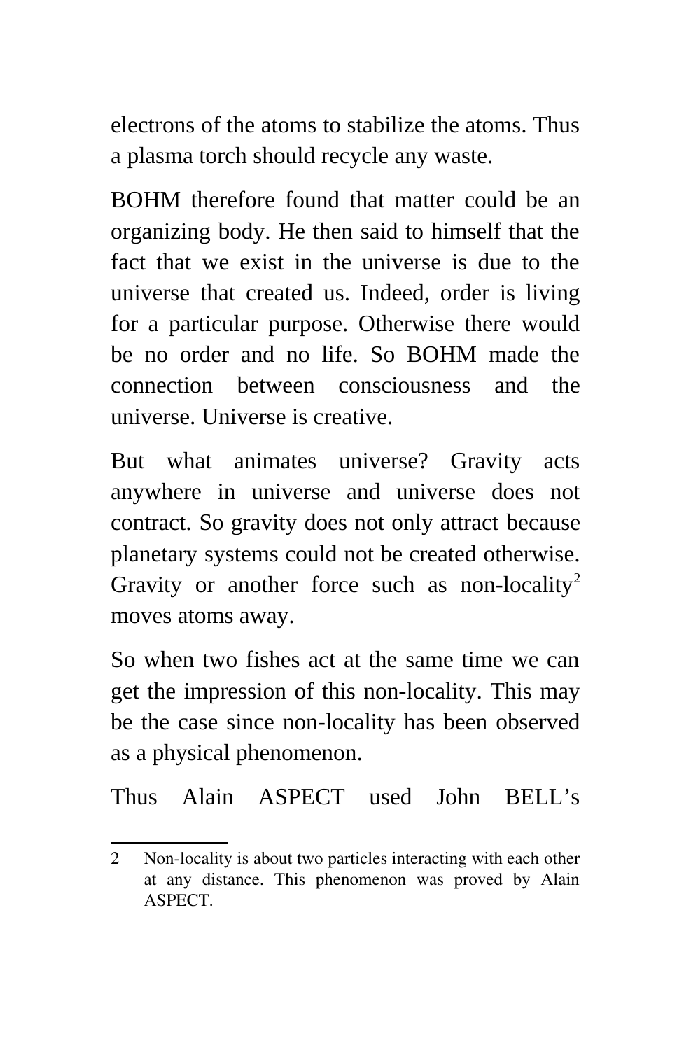electrons of the atoms to stabilize the atoms. Thus a plasma torch should recycle any waste.

BOHM therefore found that matter could be an organizing body. He then said to himself that the fact that we exist in the universe is due to the universe that created us. Indeed, order is living for a particular purpose. Otherwise there would be no order and no life. So BOHM made the connection between consciousness and the universe. Universe is creative.

But what animates universe? Gravity acts anywhere in universe and universe does not contract. So gravity does not only attract because planetary systems could not be created otherwise. Gravity or another force such as non-locality[2] moves atoms away.

So when two fishes act at the same time we can get the impression of this non-locality. This may be the case since non-locality has been observed as a physical phenomenon.

Thus Alain ASPECT used John BELL's

---

2 Non-locality is about two particles interacting with each other at any distance. This phenomenon was proved by Alain ASPECT.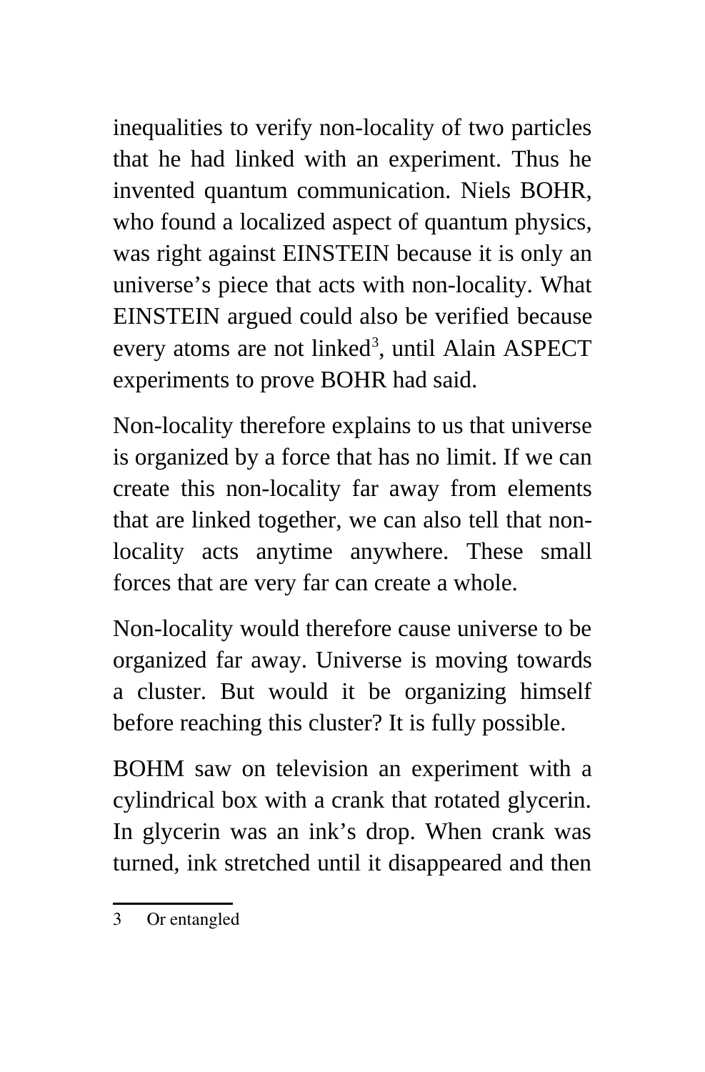inequalities to verify non-locality of two particles that he had linked with an experiment. Thus he invented quantum communication. Niels BOHR, who found a localized aspect of quantum physics, was right against EINSTEIN because it is only an universe's piece that acts with non-locality. What EINSTEIN argued could also be verified because every atoms are not linked[3], until Alain ASPECT experiments to prove BOHR had said.

Non-locality therefore explains to us that universe is organized by a force that has no limit. If we can create this non-locality far away from elements that are linked together, we can also tell that non-locality acts anytime anywhere. These small forces that are very far can create a whole.

Non-locality would therefore cause universe to be organized far away. Universe is moving towards a cluster. But would it be organizing himself before reaching this cluster? It is fully possible.

BOHM saw on television an experiment with a cylindrical box with a crank that rotated glycerin. In glycerin was an ink's drop. When crank was turned, ink stretched until it disappeared and then

---

3 Or entangled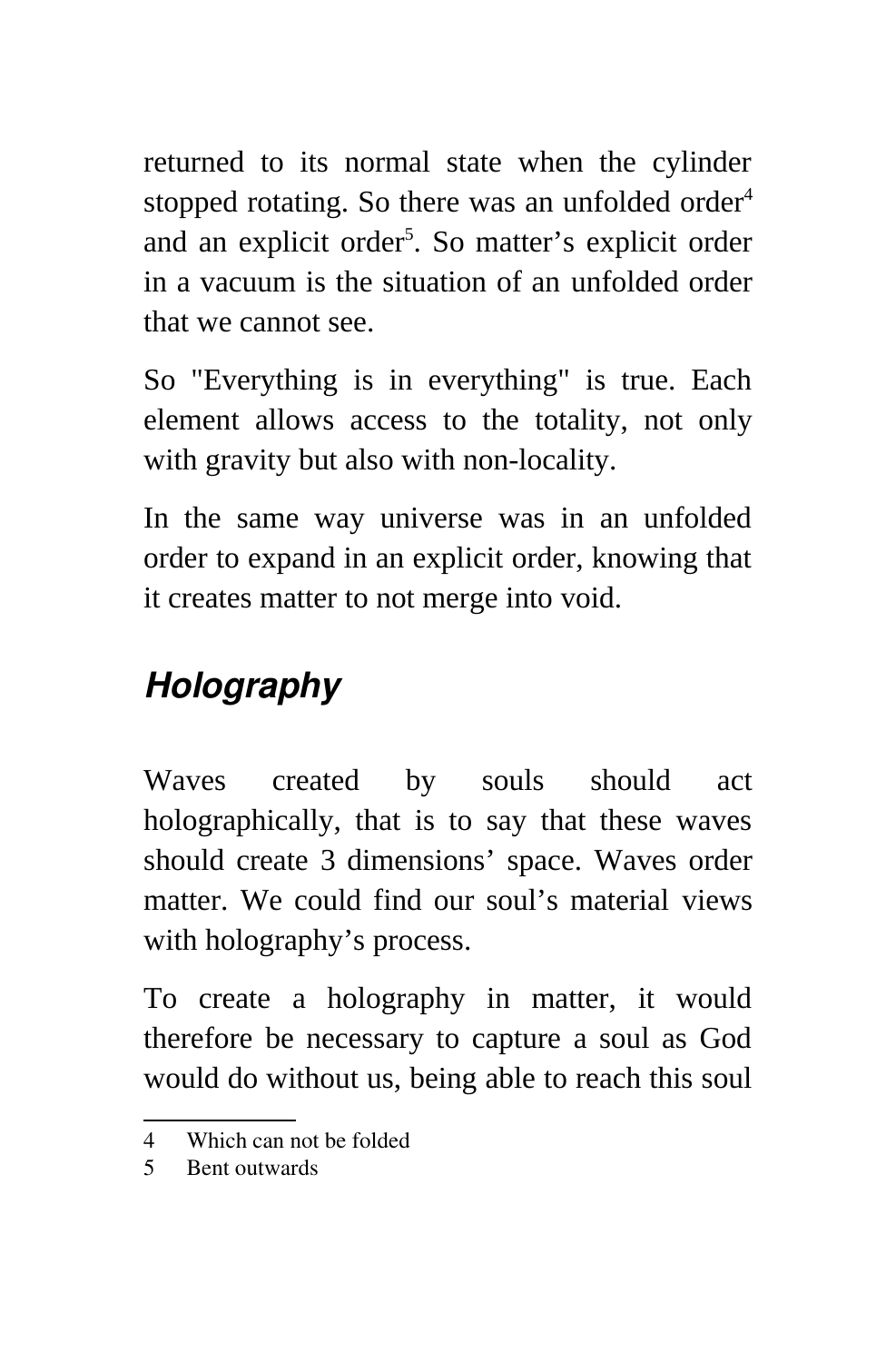returned to its normal state when the cylinder stopped rotating. So there was an unfolded order[4] and an explicit order[5]. So matter's explicit order in a vacuum is the situation of an unfolded order that we cannot see.

So "Everything is in everything" is true. Each element allows access to the totality, not only with gravity but also with non-locality.

In the same way universe was in an unfolded order to expand in an explicit order, knowing that it creates matter to not merge into void.

## *Holography*

Waves created by souls should act holographically, that is to say that these waves should create 3 dimensions' space. Waves order matter. We could find our soul's material views with holography's process.

To create a holography in matter, it would therefore be necessary to capture a soul as God would do without us, being able to reach this soul

---

4 Which can not be folded

5 Bent outwards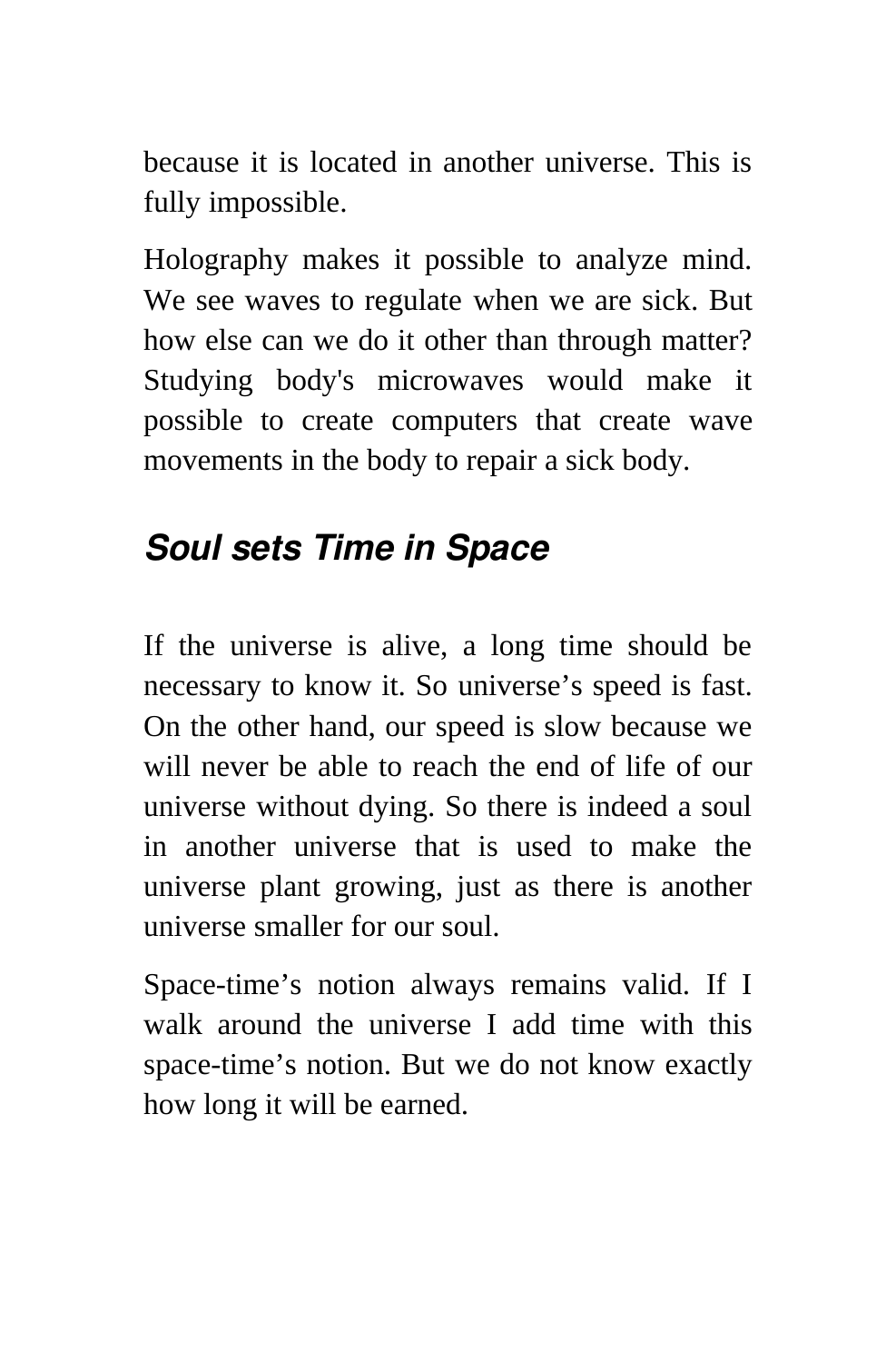because it is located in another universe. This is fully impossible.

Holography makes it possible to analyze mind. We see waves to regulate when we are sick. But how else can we do it other than through matter? Studying body's microwaves would make it possible to create computers that create wave movements in the body to repair a sick body.

## *Soul sets Time in Space*

If the universe is alive, a long time should be necessary to know it. So universe’s speed is fast. On the other hand, our speed is slow because we will never be able to reach the end of life of our universe without dying. So there is indeed a soul in another universe that is used to make the universe plant growing, just as there is another universe smaller for our soul.

Space-time’s notion always remains valid. If I walk around the universe I add time with this space-time’s notion. But we do not know exactly how long it will be earned.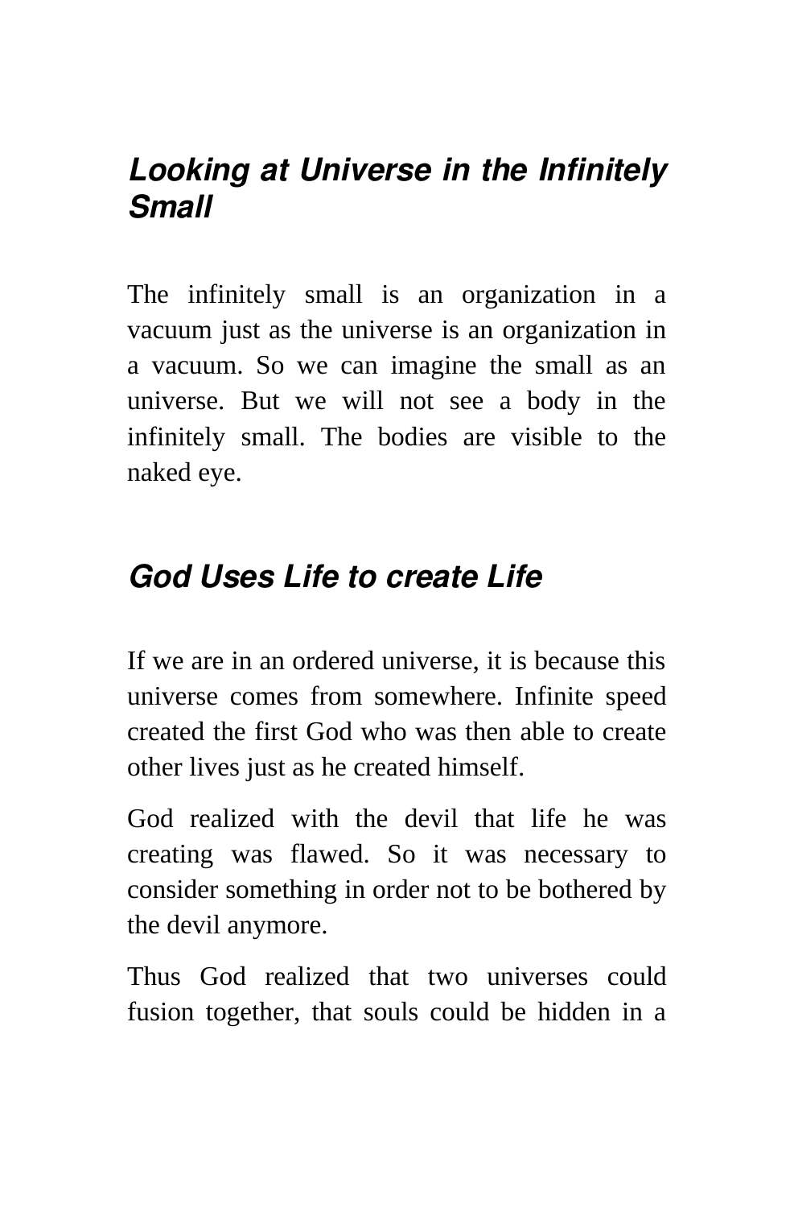## *Looking at Universe in the Infinitely Small*

The infinitely small is an organization in a vacuum just as the universe is an organization in a vacuum. So we can imagine the small as an universe. But we will not see a body in the infinitely small. The bodies are visible to the naked eye.

## *God Uses Life to create Life*

If we are in an ordered universe, it is because this universe comes from somewhere. Infinite speed created the first God who was then able to create other lives just as he created himself.

God realized with the devil that life he was creating was flawed. So it was necessary to consider something in order not to be bothered by the devil anymore.

Thus God realized that two universes could fusion together, that souls could be hidden in a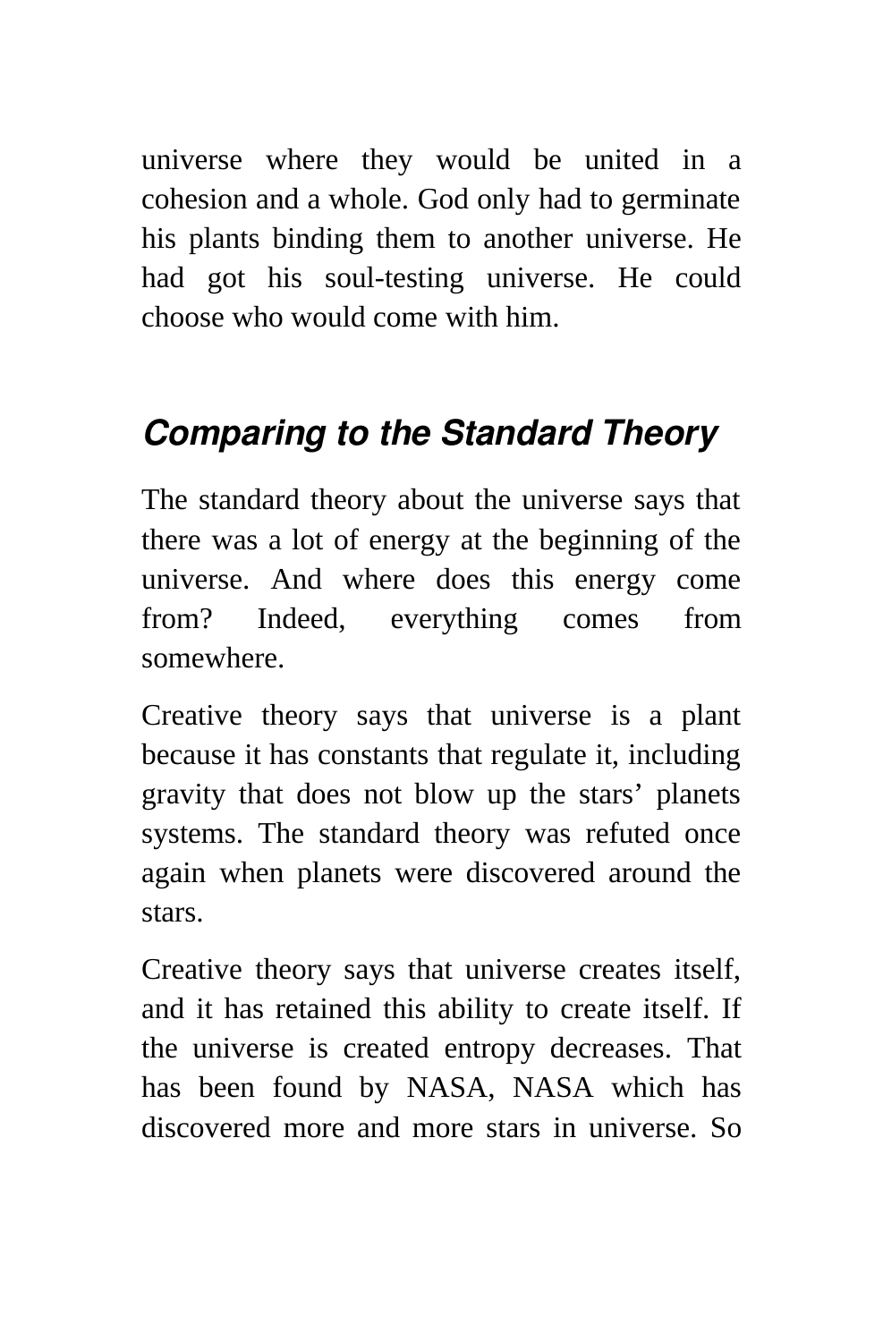universe where they would be united in a cohesion and a whole. God only had to germinate his plants binding them to another universe. He had got his soul-testing universe. He could choose who would come with him.

## *Comparing to the Standard Theory*

The standard theory about the universe says that there was a lot of energy at the beginning of the universe. And where does this energy come from? Indeed, everything comes from somewhere.

Creative theory says that universe is a plant because it has constants that regulate it, including gravity that does not blow up the stars' planets systems. The standard theory was refuted once again when planets were discovered around the stars.

Creative theory says that universe creates itself, and it has retained this ability to create itself. If the universe is created entropy decreases. That has been found by NASA, NASA which has discovered more and more stars in universe. So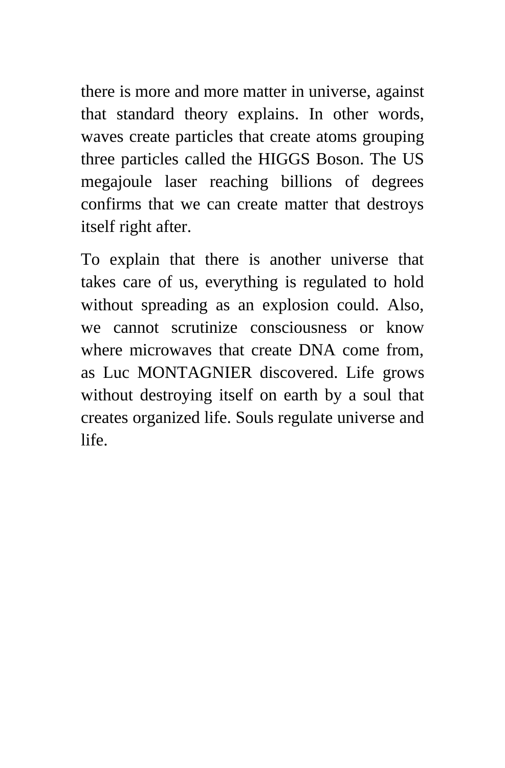there is more and more matter in universe, against that standard theory explains. In other words, waves create particles that create atoms grouping three particles called the HIGGS Boson. The US megajoule laser reaching billions of degrees confirms that we can create matter that destroys itself right after.

To explain that there is another universe that takes care of us, everything is regulated to hold without spreading as an explosion could. Also, we cannot scrutinize consciousness or know where microwaves that create DNA come from, as Luc MONTAGNIER discovered. Life grows without destroying itself on earth by a soul that creates organized life. Souls regulate universe and life.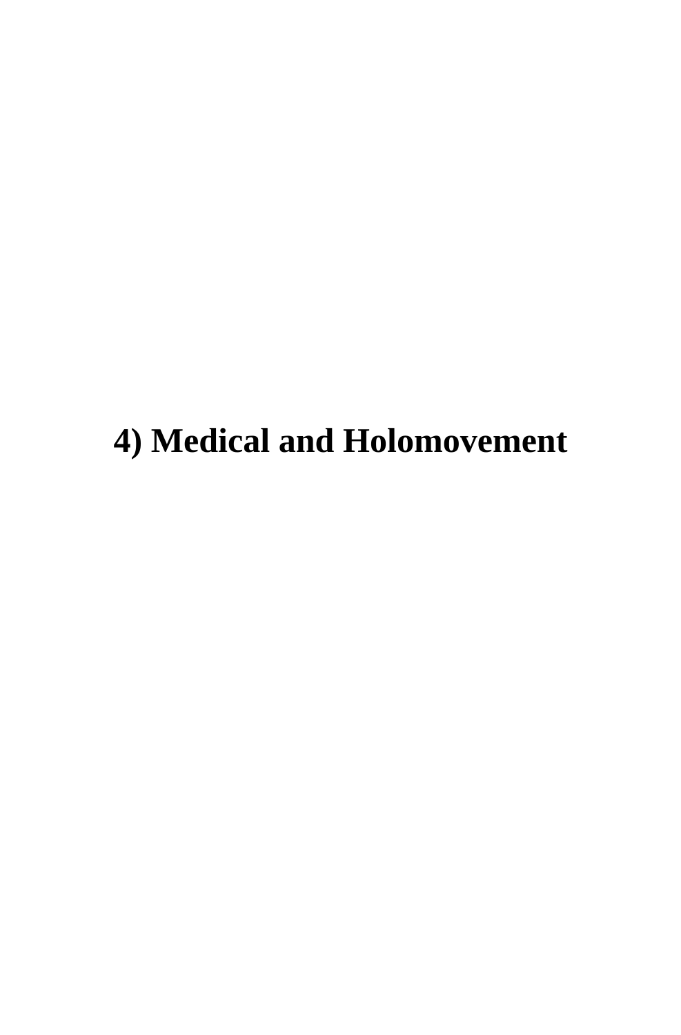# 4) Medical and Holomovement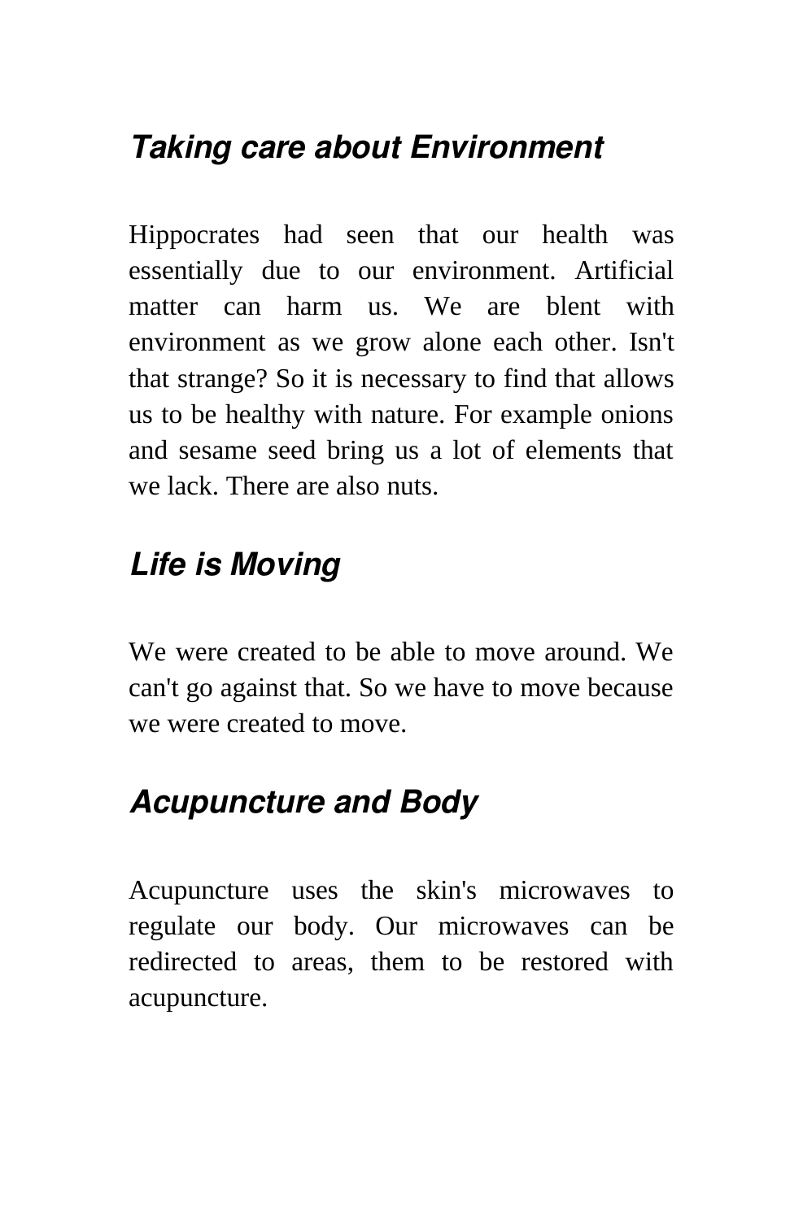### ***Taking care about Environment***

Hippocrates had seen that our health was essentially due to our environment. Artificial matter can harm us. We are blent with environment as we grow alone each other. Isn't that strange? So it is necessary to find that allows us to be healthy with nature. For example onions and sesame seed bring us a lot of elements that we lack. There are also nuts.

### ***Life is Moving***

We were created to be able to move around. We can't go against that. So we have to move because we were created to move.

### ***Acupuncture and Body***

Acupuncture uses the skin's microwaves to regulate our body. Our microwaves can be redirected to areas, them to be restored with acupuncture.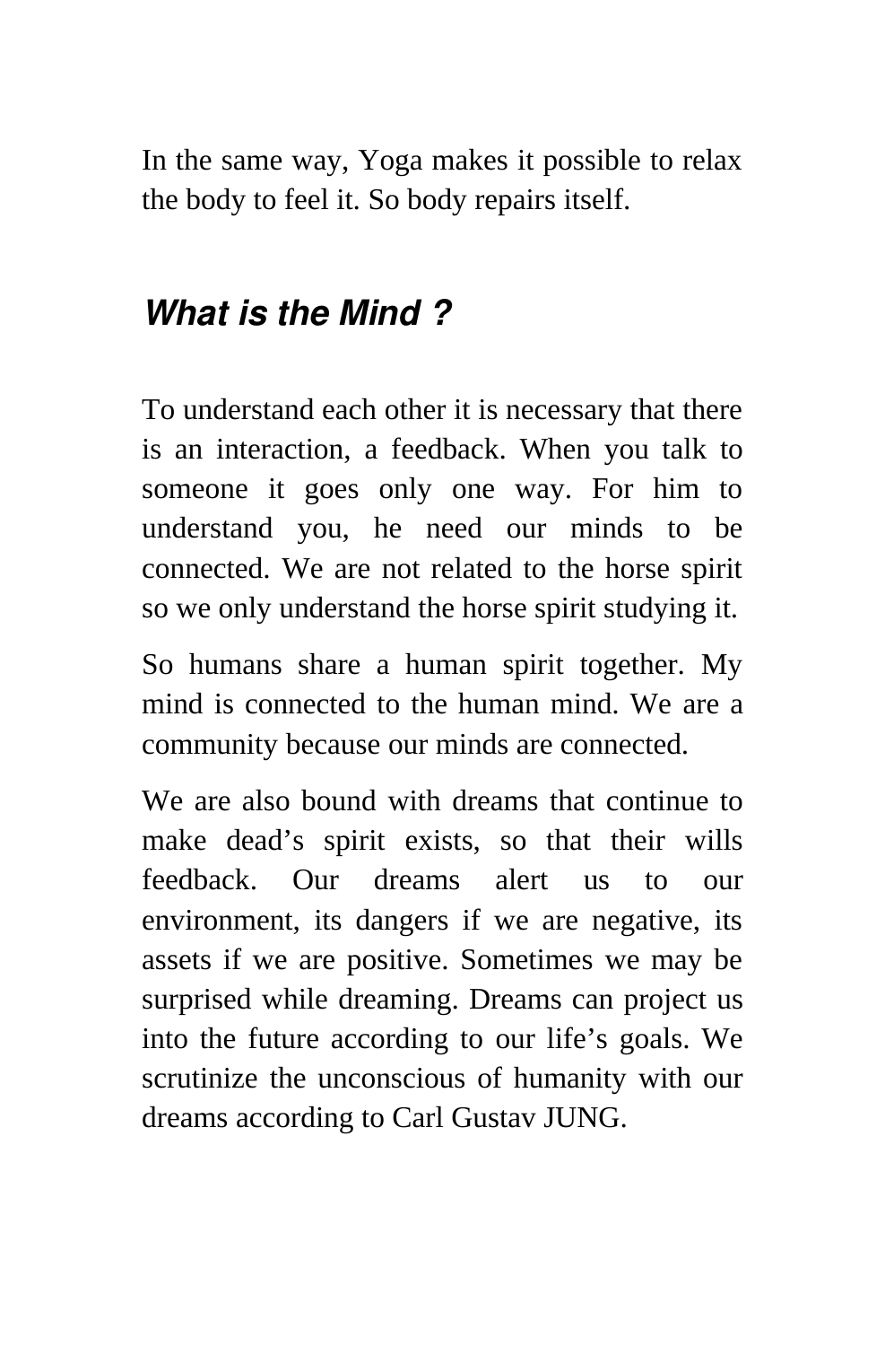In the same way, Yoga makes it possible to relax the body to feel it. So body repairs itself.

## *What is the Mind ?*

To understand each other it is necessary that there is an interaction, a feedback. When you talk to someone it goes only one way. For him to understand you, he need our minds to be connected. We are not related to the horse spirit so we only understand the horse spirit studying it.

So humans share a human spirit together. My mind is connected to the human mind. We are a community because our minds are connected.

We are also bound with dreams that continue to make dead's spirit exists, so that their wills feedback. Our dreams alert us to our environment, its dangers if we are negative, its assets if we are positive. Sometimes we may be surprised while dreaming. Dreams can project us into the future according to our life's goals. We scrutinize the unconscious of humanity with our dreams according to Carl Gustav JUNG.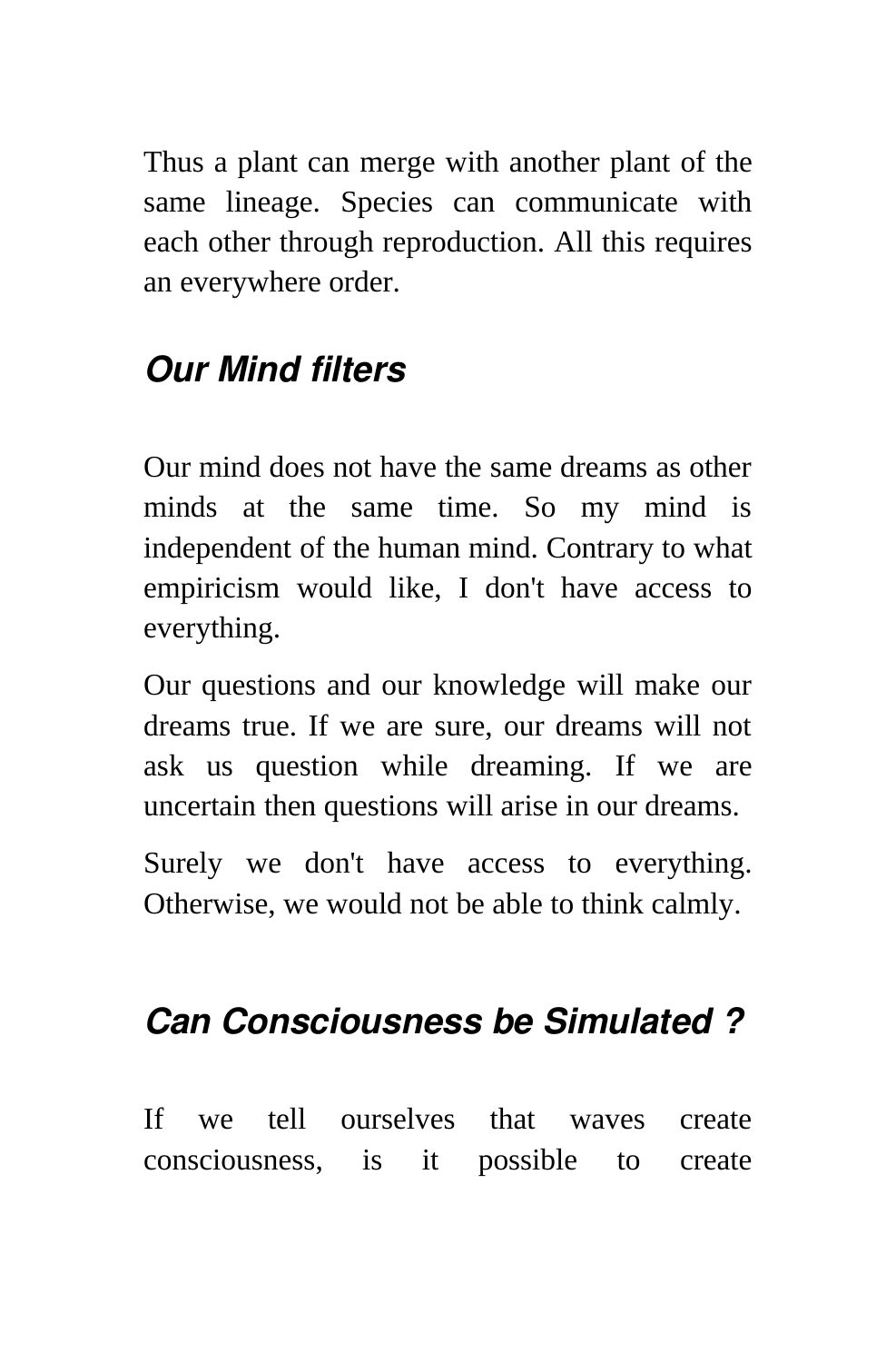Thus a plant can merge with another plant of the same lineage. Species can communicate with each other through reproduction. All this requires an everywhere order.

### ***Our Mind filters***

Our mind does not have the same dreams as other minds at the same time. So my mind is independent of the human mind. Contrary to what empiricism would like, I don't have access to everything.

Our questions and our knowledge will make our dreams true. If we are sure, our dreams will not ask us question while dreaming. If we are uncertain then questions will arise in our dreams.

Surely we don't have access to everything. Otherwise, we would not be able to think calmly.

### ***Can Consciousness be Simulated ?***

If we tell ourselves that waves create consciousness, is it possible to create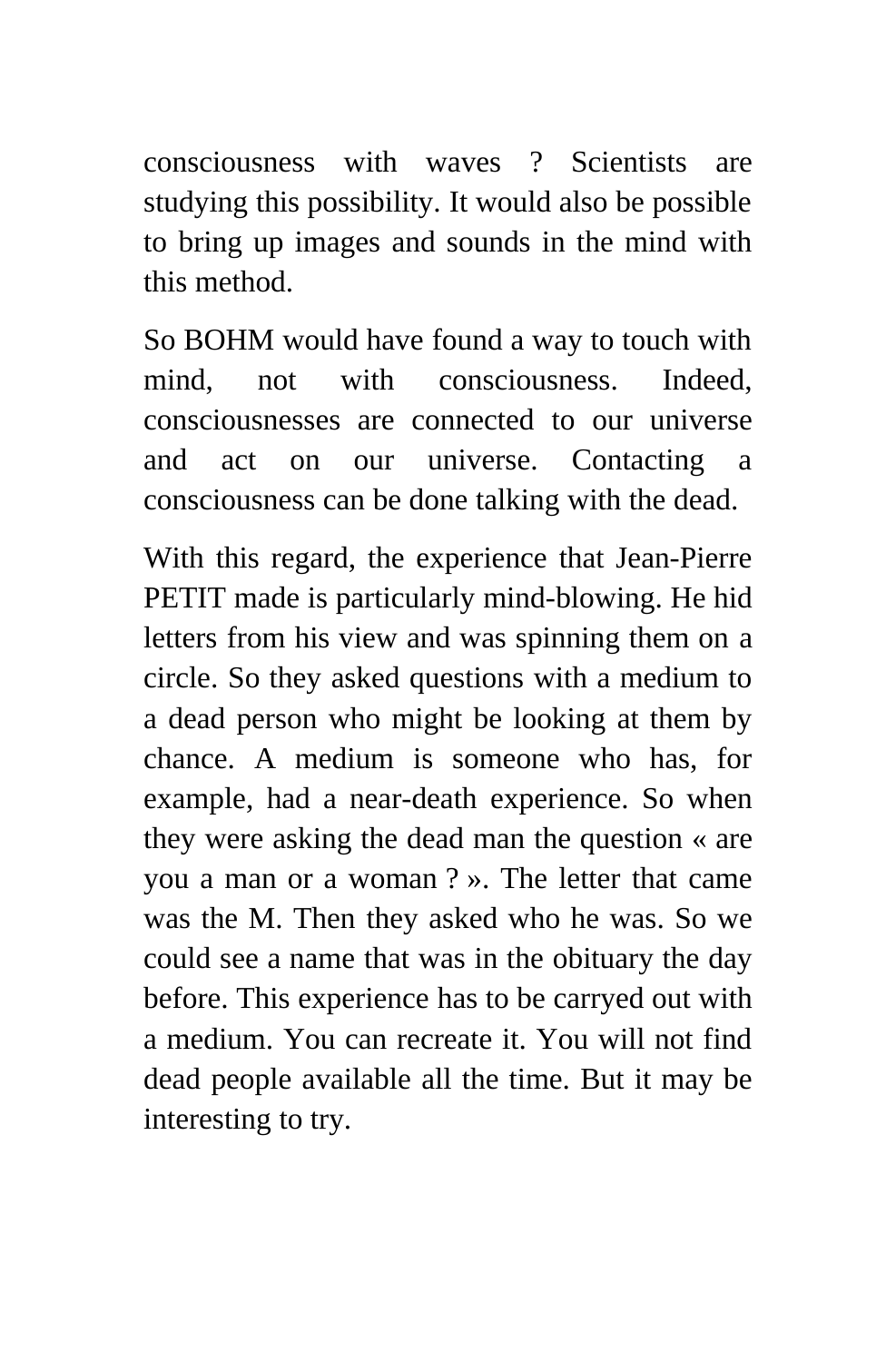consciousness with waves ? Scientists are studying this possibility. It would also be possible to bring up images and sounds in the mind with this method.

So BOHM would have found a way to touch with mind, not with consciousness. Indeed, consciousnesses are connected to our universe and act on our universe. Contacting a consciousness can be done talking with the dead.

With this regard, the experience that Jean-Pierre PETIT made is particularly mind-blowing. He hid letters from his view and was spinning them on a circle. So they asked questions with a medium to a dead person who might be looking at them by chance. A medium is someone who has, for example, had a near-death experience. So when they were asking the dead man the question « are you a man or a woman ? ». The letter that came was the M. Then they asked who he was. So we could see a name that was in the obituary the day before. This experience has to be carryed out with a medium. You can recreate it. You will not find dead people available all the time. But it may be interesting to try.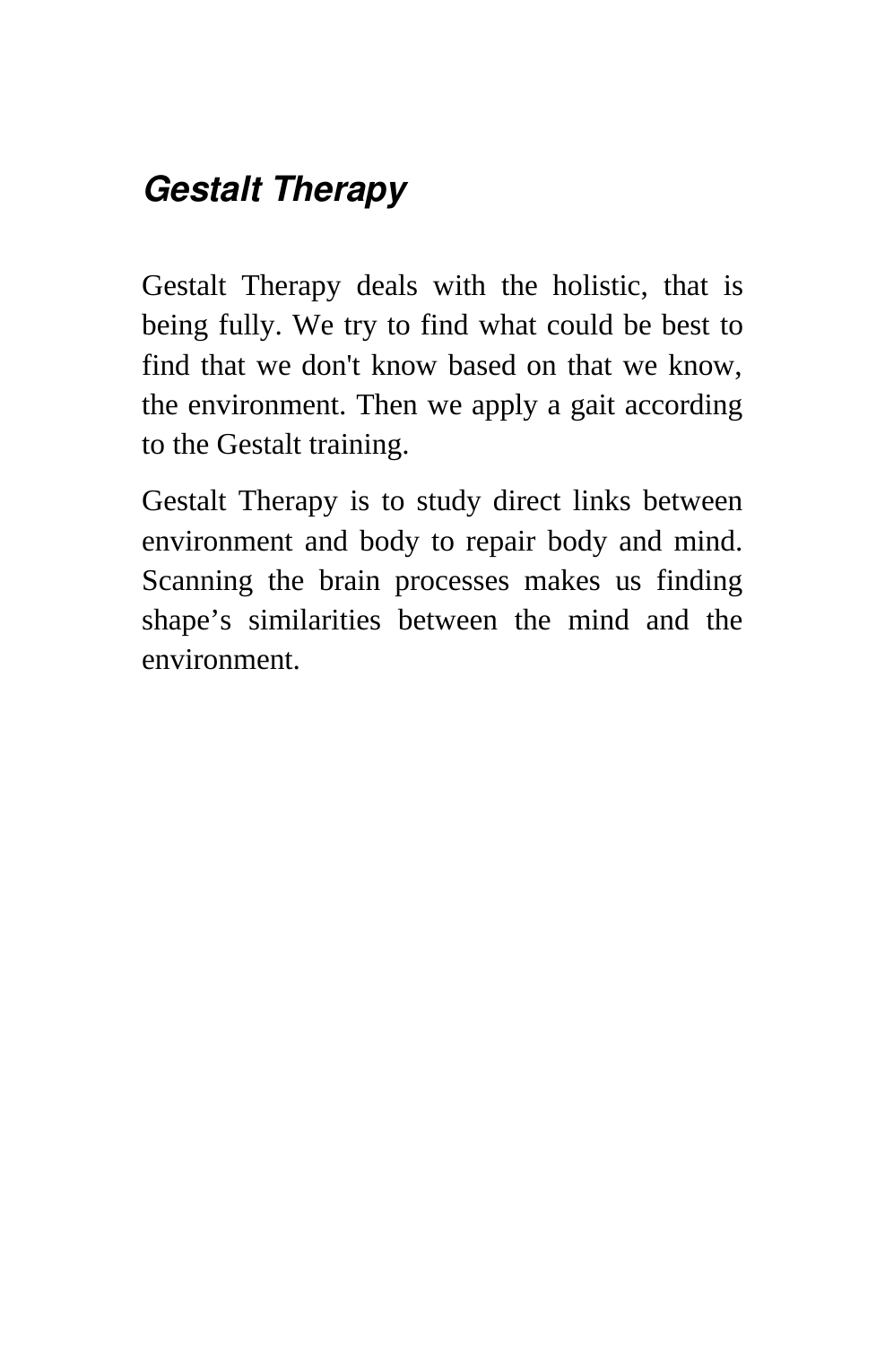## ***Gestalt Therapy***

Gestalt Therapy deals with the holistic, that is being fully. We try to find what could be best to find that we don't know based on that we know, the environment. Then we apply a gait according to the Gestalt training.

Gestalt Therapy is to study direct links between environment and body to repair body and mind. Scanning the brain processes makes us finding shape’s similarities between the mind and the environment.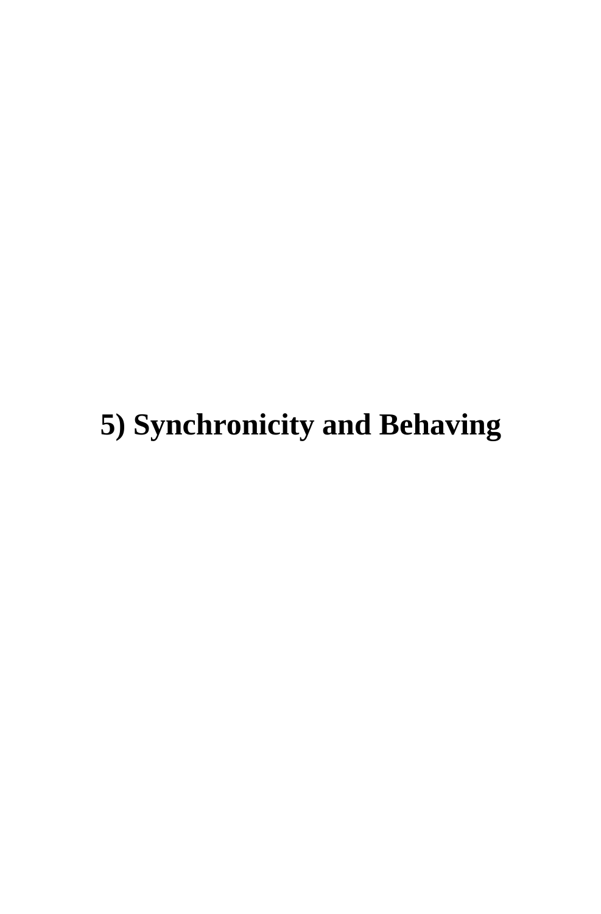# 5) Synchronicity and Behaving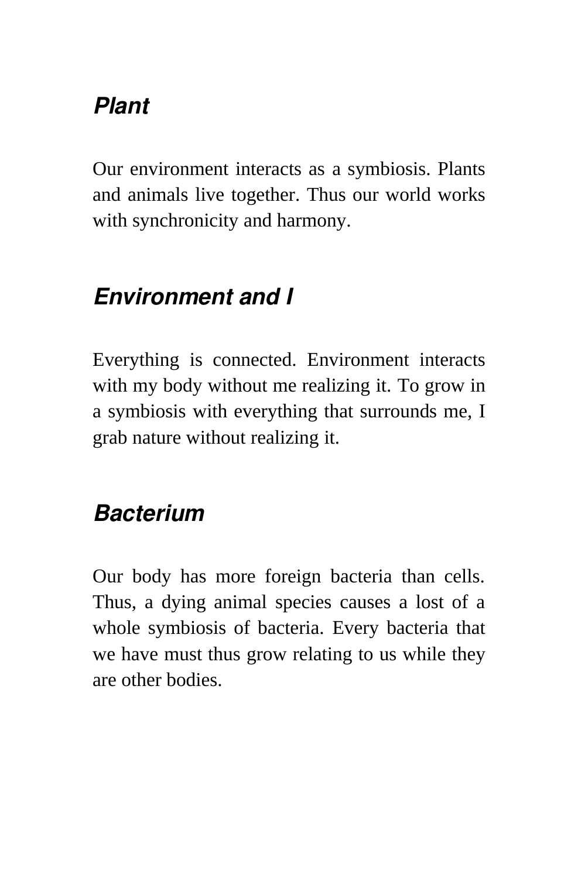### *Plant*

Our environment interacts as a symbiosis. Plants and animals live together. Thus our world works with synchronicity and harmony.

### *Environment and I*

Everything is connected. Environment interacts with my body without me realizing it. To grow in a symbiosis with everything that surrounds me, I grab nature without realizing it.

### *Bacterium*

Our body has more foreign bacteria than cells. Thus, a dying animal species causes a lost of a whole symbiosis of bacteria. Every bacteria that we have must thus grow relating to us while they are other bodies.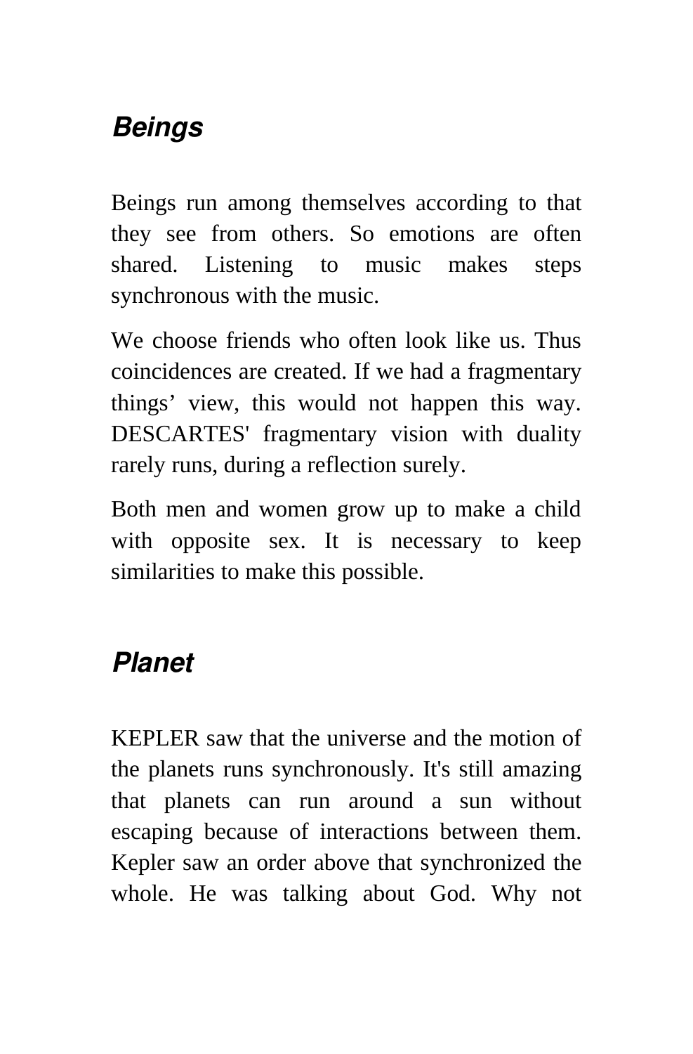## *Beings*

Beings run among themselves according to that they see from others. So emotions are often shared. Listening to music makes steps synchronous with the music.

We choose friends who often look like us. Thus coincidences are created. If we had a fragmentary things' view, this would not happen this way. DESCARTES' fragmentary vision with duality rarely runs, during a reflection surely.

Both men and women grow up to make a child with opposite sex. It is necessary to keep similarities to make this possible.

## *Planet*

KEPLER saw that the universe and the motion of the planets runs synchronously. It's still amazing that planets can run around a sun without escaping because of interactions between them. Kepler saw an order above that synchronized the whole. He was talking about God. Why not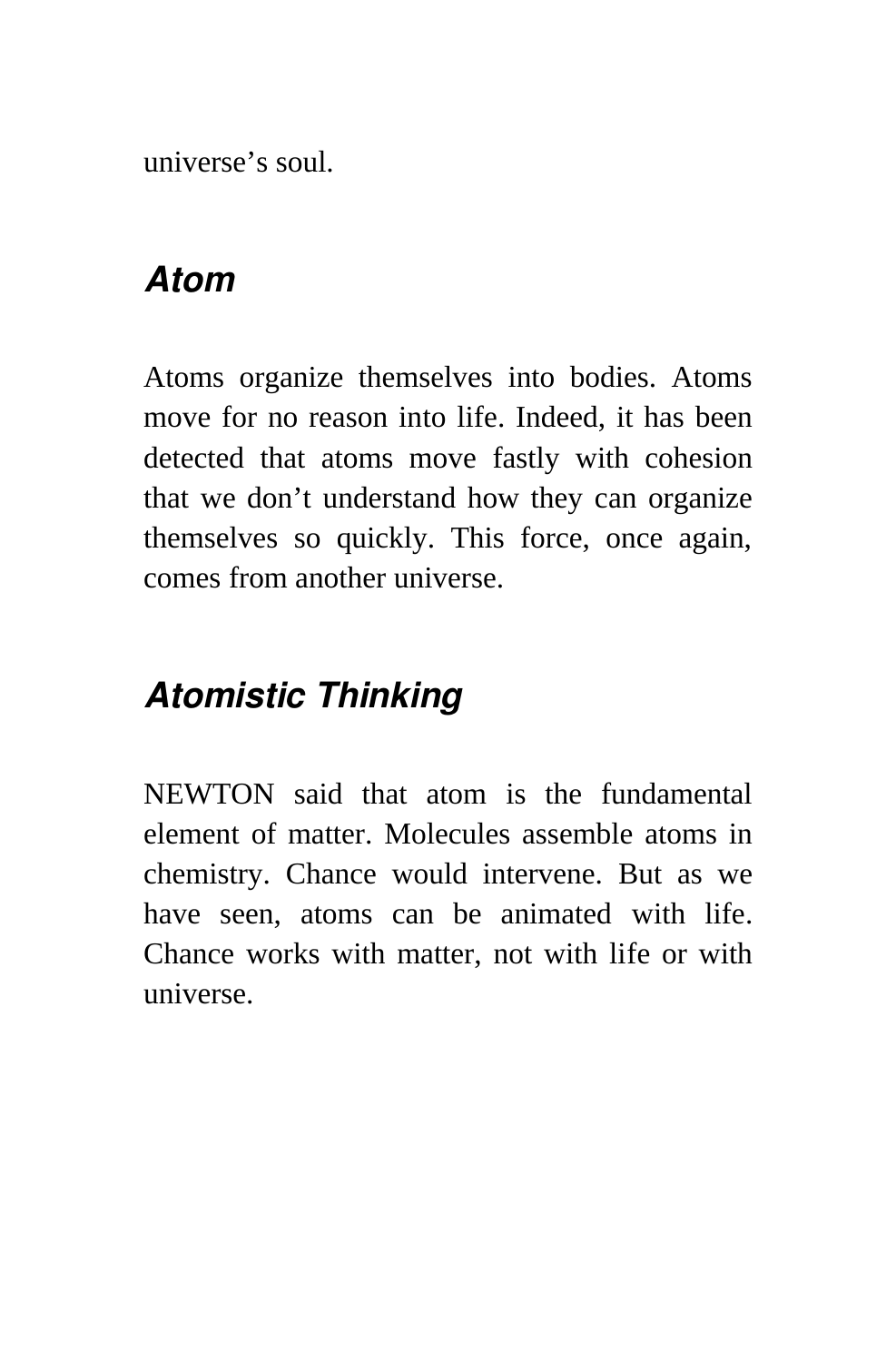universe's soul.

### *Atom*

Atoms organize themselves into bodies. Atoms move for no reason into life. Indeed, it has been detected that atoms move fastly with cohesion that we don't understand how they can organize themselves so quickly. This force, once again, comes from another universe.

### *Atomistic Thinking*

NEWTON said that atom is the fundamental element of matter. Molecules assemble atoms in chemistry. Chance would intervene. But as we have seen, atoms can be animated with life. Chance works with matter, not with life or with universe.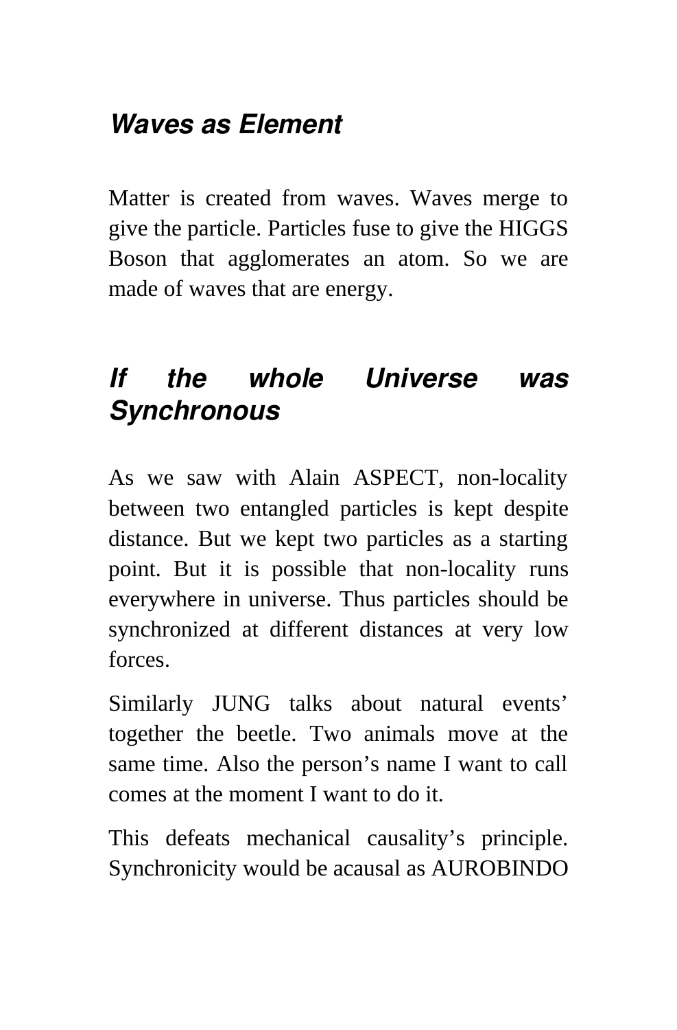## *Waves as Element*

Matter is created from waves. Waves merge to give the particle. Particles fuse to give the HIGGS Boson that agglomerates an atom. So we are made of waves that are energy.

## *If the whole Universe was Synchronous*

As we saw with Alain ASPECT, non-locality between two entangled particles is kept despite distance. But we kept two particles as a starting point. But it is possible that non-locality runs everywhere in universe. Thus particles should be synchronized at different distances at very low forces.

Similarly JUNG talks about natural events' together the beetle. Two animals move at the same time. Also the person's name I want to call comes at the moment I want to do it.

This defeats mechanical causality's principle. Synchronicity would be acausal as AUROBINDO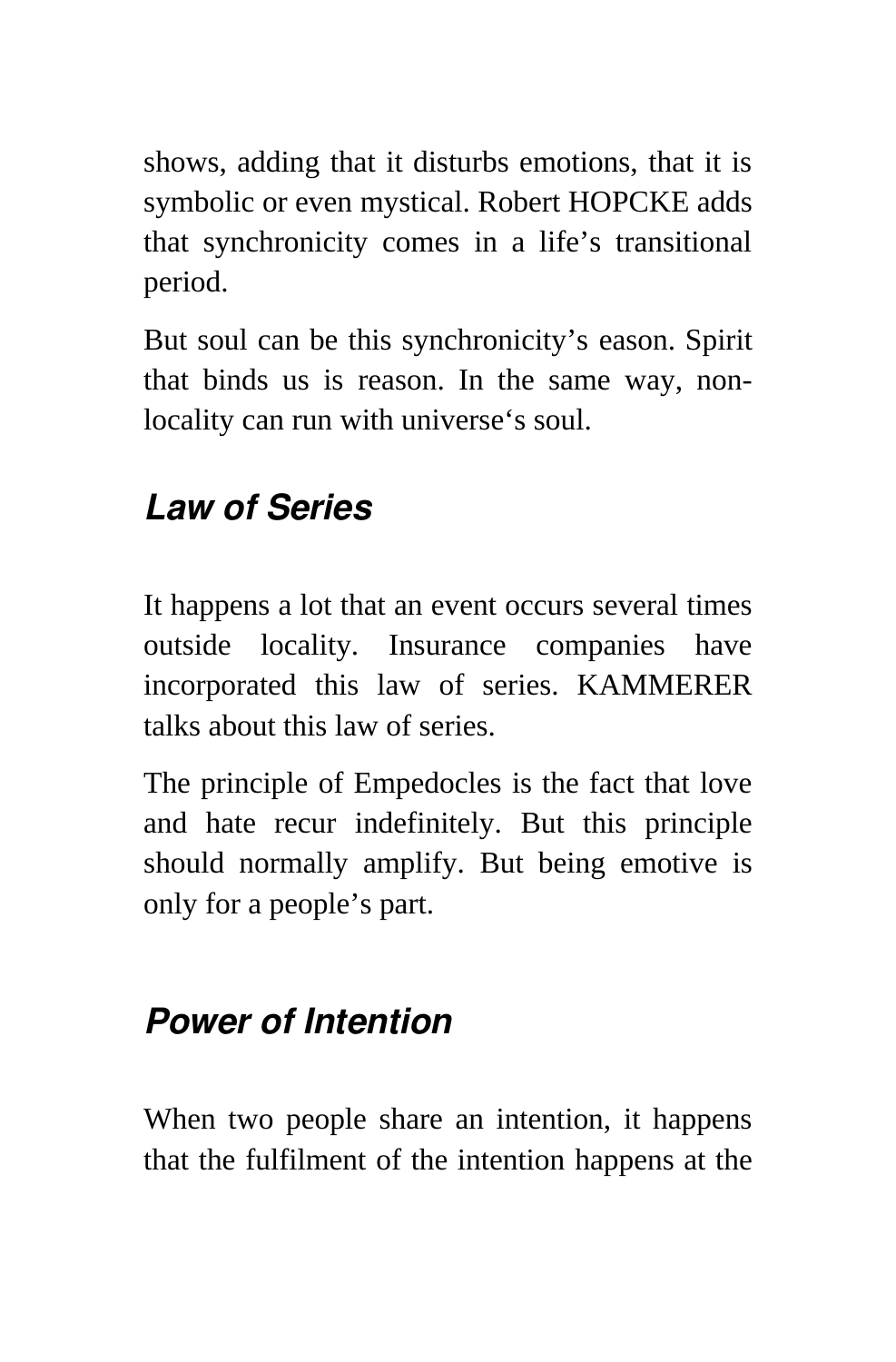shows, adding that it disturbs emotions, that it is symbolic or even mystical. Robert HOPCKE adds that synchronicity comes in a life's transitional period.

But soul can be this synchronicity's eason. Spirit that binds us is reason. In the same way, non-locality can run with universe's soul.

## *Law of Series*

It happens a lot that an event occurs several times outside locality. Insurance companies have incorporated this law of series. KAMMERER talks about this law of series.

The principle of Empedocles is the fact that love and hate recur indefinitely. But this principle should normally amplify. But being emotive is only for a people's part.

## *Power of Intention*

When two people share an intention, it happens that the fulfilment of the intention happens at the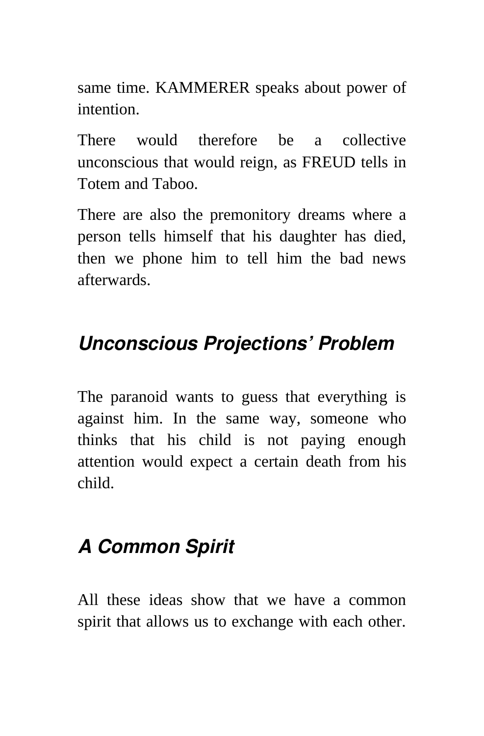same time. KAMMERER speaks about power of intention.

There would therefore be a collective unconscious that would reign, as FREUD tells in Totem and Taboo.

There are also the premonitory dreams where a person tells himself that his daughter has died, then we phone him to tell him the bad news afterwards.

## *Unconscious Projections' Problem*

The paranoid wants to guess that everything is against him. In the same way, someone who thinks that his child is not paying enough attention would expect a certain death from his child.

## *A Common Spirit*

All these ideas show that we have a common spirit that allows us to exchange with each other.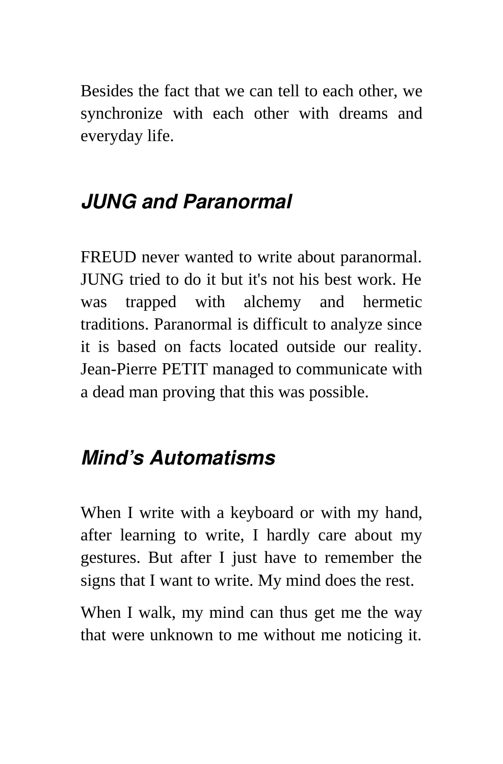Besides the fact that we can tell to each other, we synchronize with each other with dreams and everyday life.

## *JUNG and Paranormal*

FREUD never wanted to write about paranormal. JUNG tried to do it but it's not his best work. He was trapped with alchemy and hermetic traditions. Paranormal is difficult to analyze since it is based on facts located outside our reality. Jean-Pierre PETIT managed to communicate with a dead man proving that this was possible.

## *Mind's Automatisms*

When I write with a keyboard or with my hand, after learning to write, I hardly care about my gestures. But after I just have to remember the signs that I want to write. My mind does the rest.

When I walk, my mind can thus get me the way that were unknown to me without me noticing it.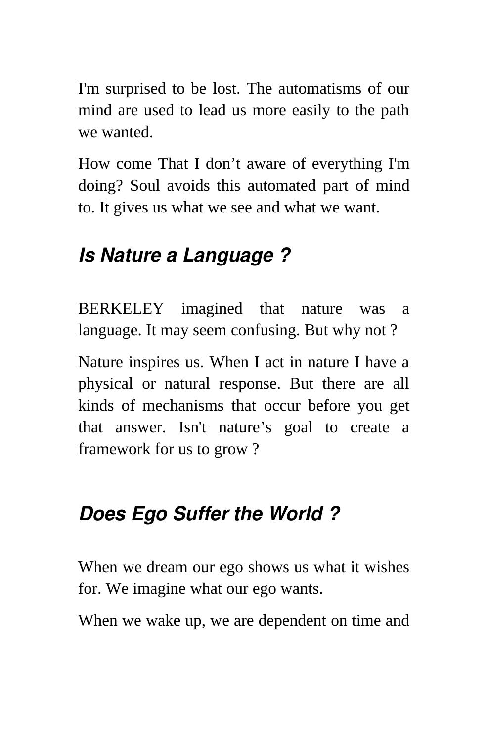I'm surprised to be lost. The automatisms of our mind are used to lead us more easily to the path we wanted.

How come That I don't aware of everything I'm doing? Soul avoids this automated part of mind to. It gives us what we see and what we want.

## *Is Nature a Language ?*

BERKELEY imagined that nature was a language. It may seem confusing. But why not ?

Nature inspires us. When I act in nature I have a physical or natural response. But there are all kinds of mechanisms that occur before you get that answer. Isn't nature's goal to create a framework for us to grow ?

## *Does Ego Suffer the World ?*

When we dream our ego shows us what it wishes for. We imagine what our ego wants.

When we wake up, we are dependent on time and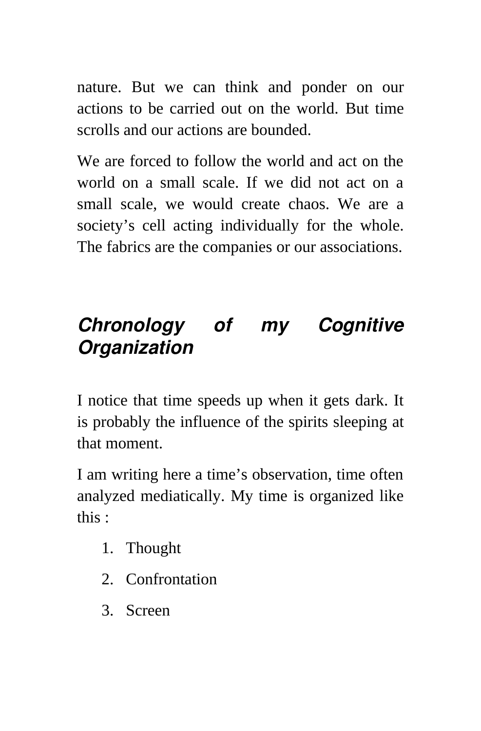nature. But we can think and ponder on our actions to be carried out on the world. But time scrolls and our actions are bounded.

We are forced to follow the world and act on the world on a small scale. If we did not act on a small scale, we would create chaos. We are a society's cell acting individually for the whole. The fabrics are the companies or our associations.

## *Chronology of my Cognitive Organization*

I notice that time speeds up when it gets dark. It is probably the influence of the spirits sleeping at that moment.

I am writing here a time's observation, time often analyzed mediatically. My time is organized like this :

1. Thought
2. Confrontation
3. Screen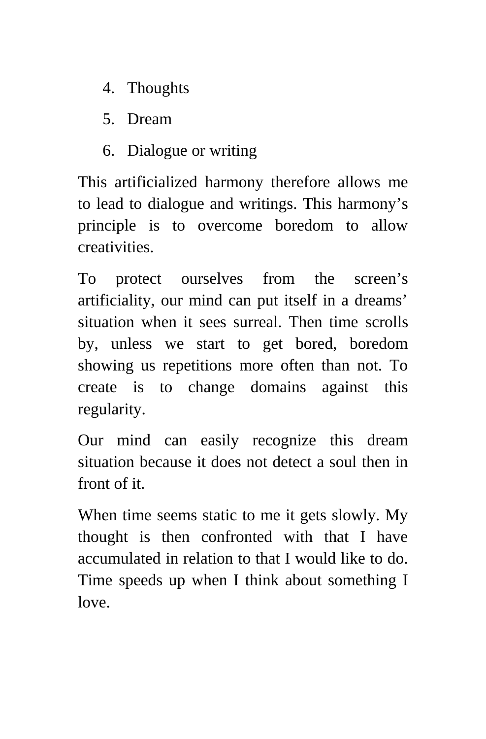4. Thoughts
5. Dream
6. Dialogue or writing

This artificialized harmony therefore allows me to lead to dialogue and writings. This harmony's principle is to overcome boredom to allow creativities.

To protect ourselves from the screen's artificiality, our mind can put itself in a dreams' situation when it sees surreal. Then time scrolls by, unless we start to get bored, boredom showing us repetitions more often than not. To create is to change domains against this regularity.

Our mind can easily recognize this dream situation because it does not detect a soul then in front of it.

When time seems static to me it gets slowly. My thought is then confronted with that I have accumulated in relation to that I would like to do. Time speeds up when I think about something I love.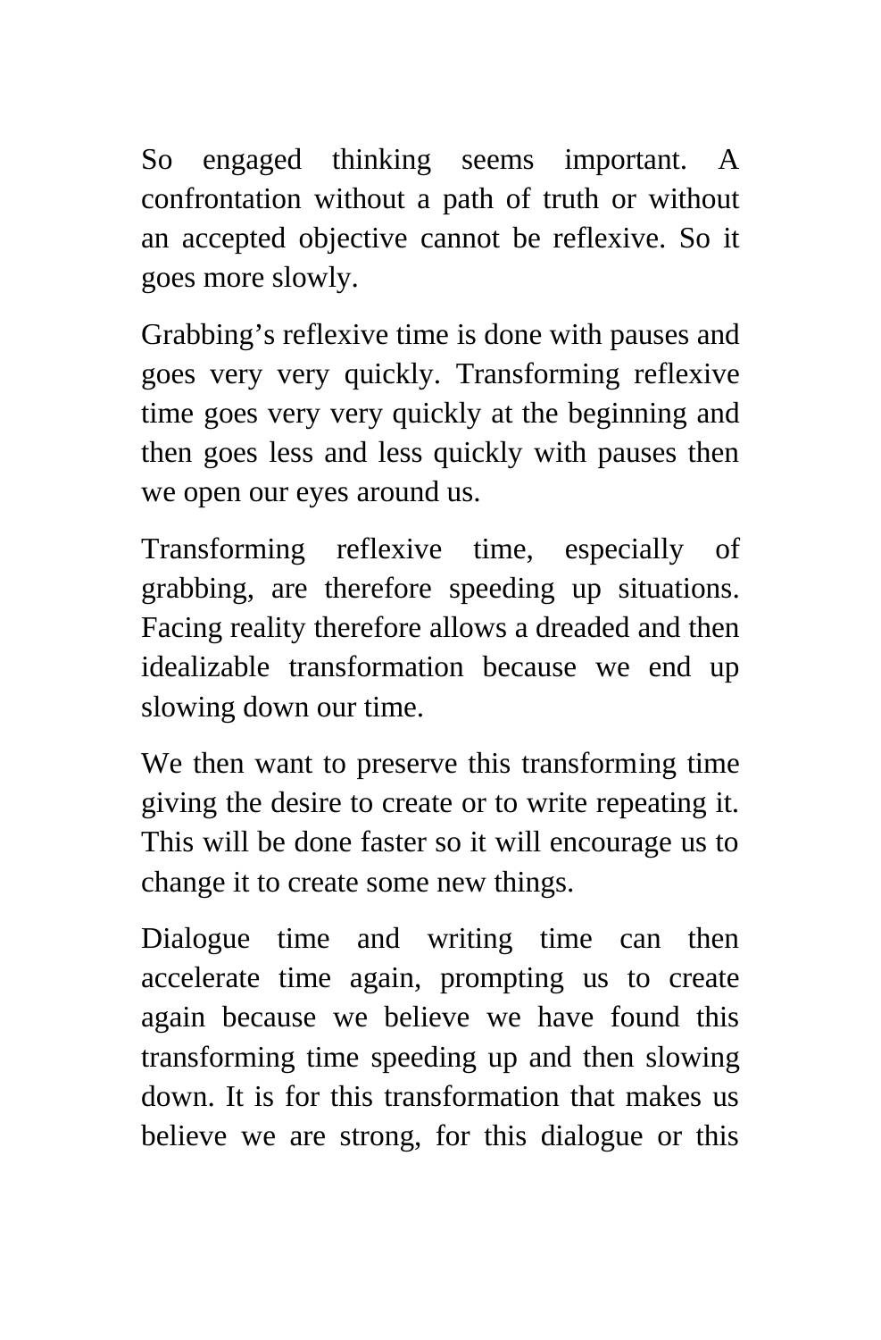So engaged thinking seems important. A confrontation without a path of truth or without an accepted objective cannot be reflexive. So it goes more slowly.

Grabbing's reflexive time is done with pauses and goes very very quickly. Transforming reflexive time goes very very quickly at the beginning and then goes less and less quickly with pauses then we open our eyes around us.

Transforming reflexive time, especially of grabbing, are therefore speeding up situations. Facing reality therefore allows a dreaded and then idealizable transformation because we end up slowing down our time.

We then want to preserve this transforming time giving the desire to create or to write repeating it. This will be done faster so it will encourage us to change it to create some new things.

Dialogue time and writing time can then accelerate time again, prompting us to create again because we believe we have found this transforming time speeding up and then slowing down. It is for this transformation that makes us believe we are strong, for this dialogue or this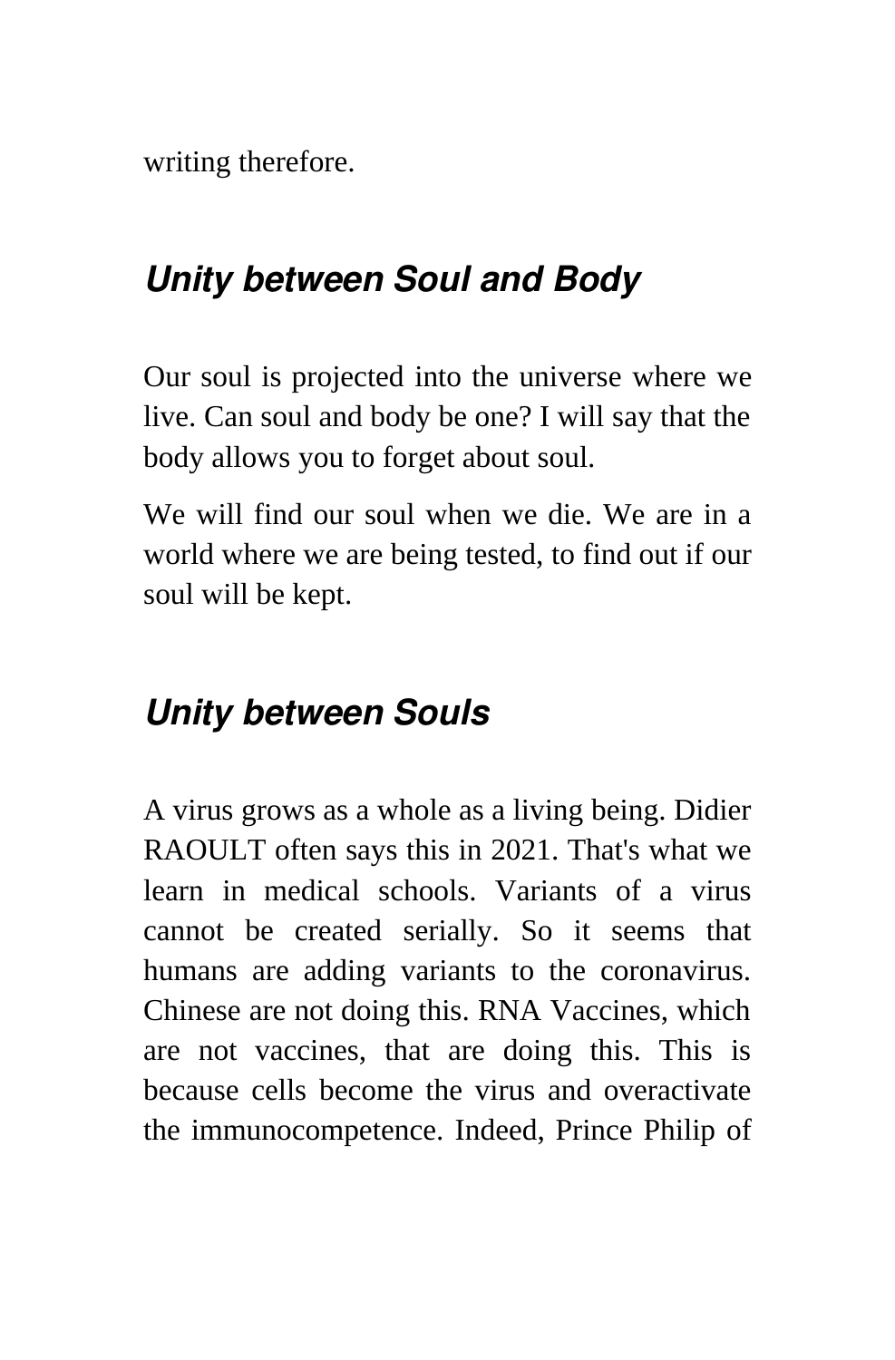writing therefore.

## *Unity between Soul and Body*

Our soul is projected into the universe where we live. Can soul and body be one? I will say that the body allows you to forget about soul.

We will find our soul when we die. We are in a world where we are being tested, to find out if our soul will be kept.

## *Unity between Souls*

A virus grows as a whole as a living being. Didier RAOULT often says this in 2021. That's what we learn in medical schools. Variants of a virus cannot be created serially. So it seems that humans are adding variants to the coronavirus. Chinese are not doing this. RNA Vaccines, which are not vaccines, that are doing this. This is because cells become the virus and overactivate the immunocompetence. Indeed, Prince Philip of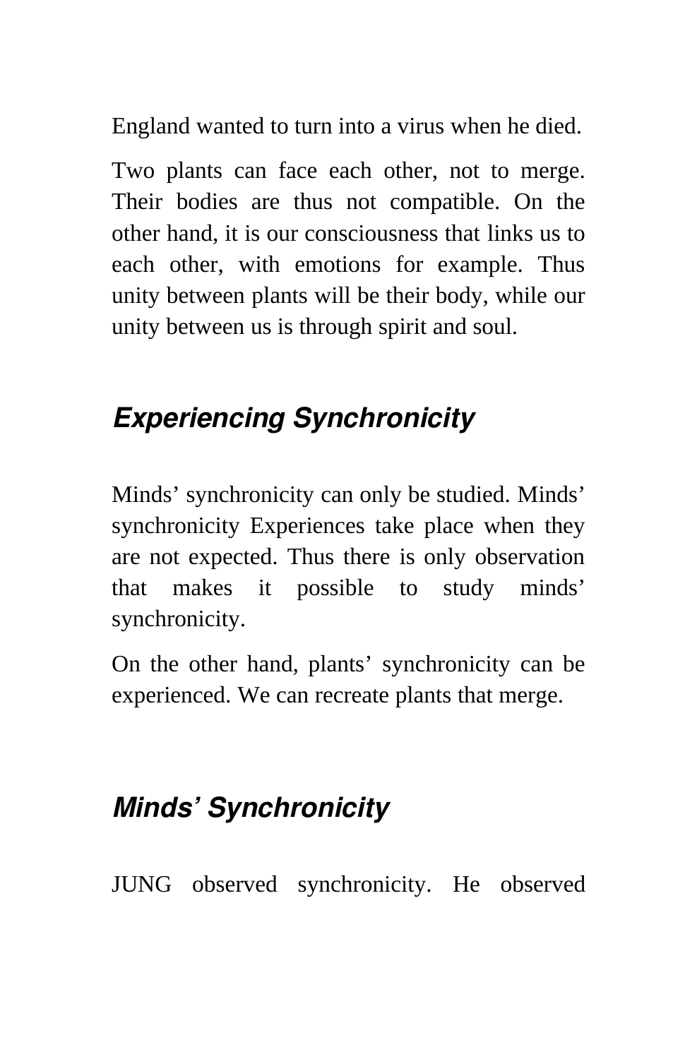England wanted to turn into a virus when he died.

Two plants can face each other, not to merge. Their bodies are thus not compatible. On the other hand, it is our consciousness that links us to each other, with emotions for example. Thus unity between plants will be their body, while our unity between us is through spirit and soul.

## *Experiencing Synchronicity*

Minds' synchronicity can only be studied. Minds' synchronicity Experiences take place when they are not expected. Thus there is only observation that makes it possible to study minds' synchronicity.

On the other hand, plants' synchronicity can be experienced. We can recreate plants that merge.

## *Minds' Synchronicity*

JUNG observed synchronicity. He observed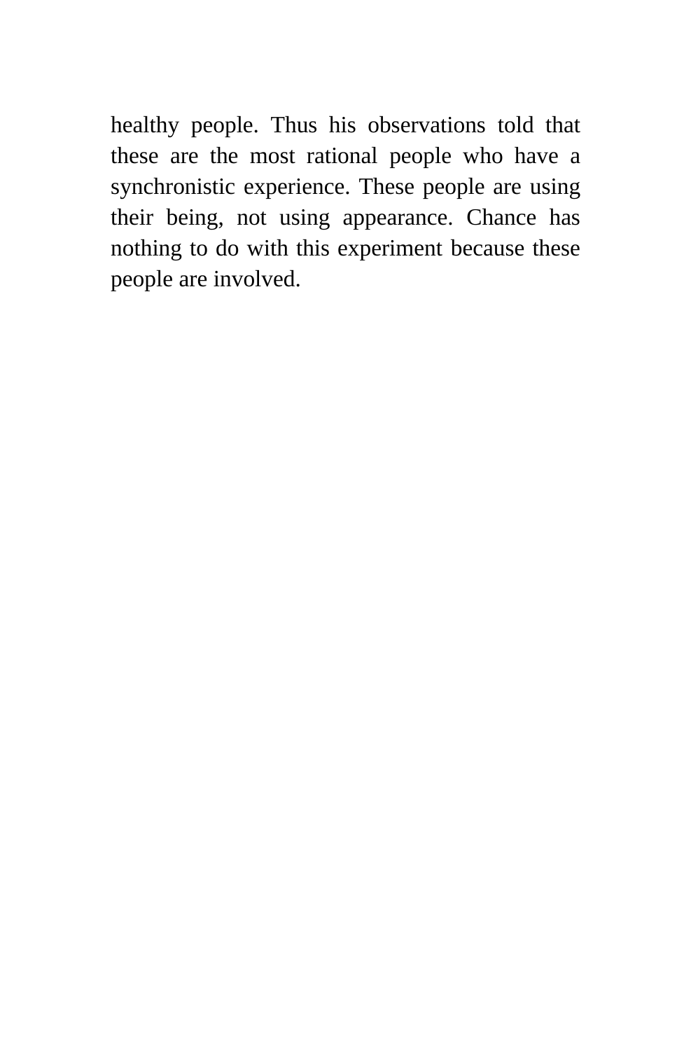healthy people. Thus his observations told that these are the most rational people who have a synchronistic experience. These people are using their being, not using appearance. Chance has nothing to do with this experiment because these people are involved.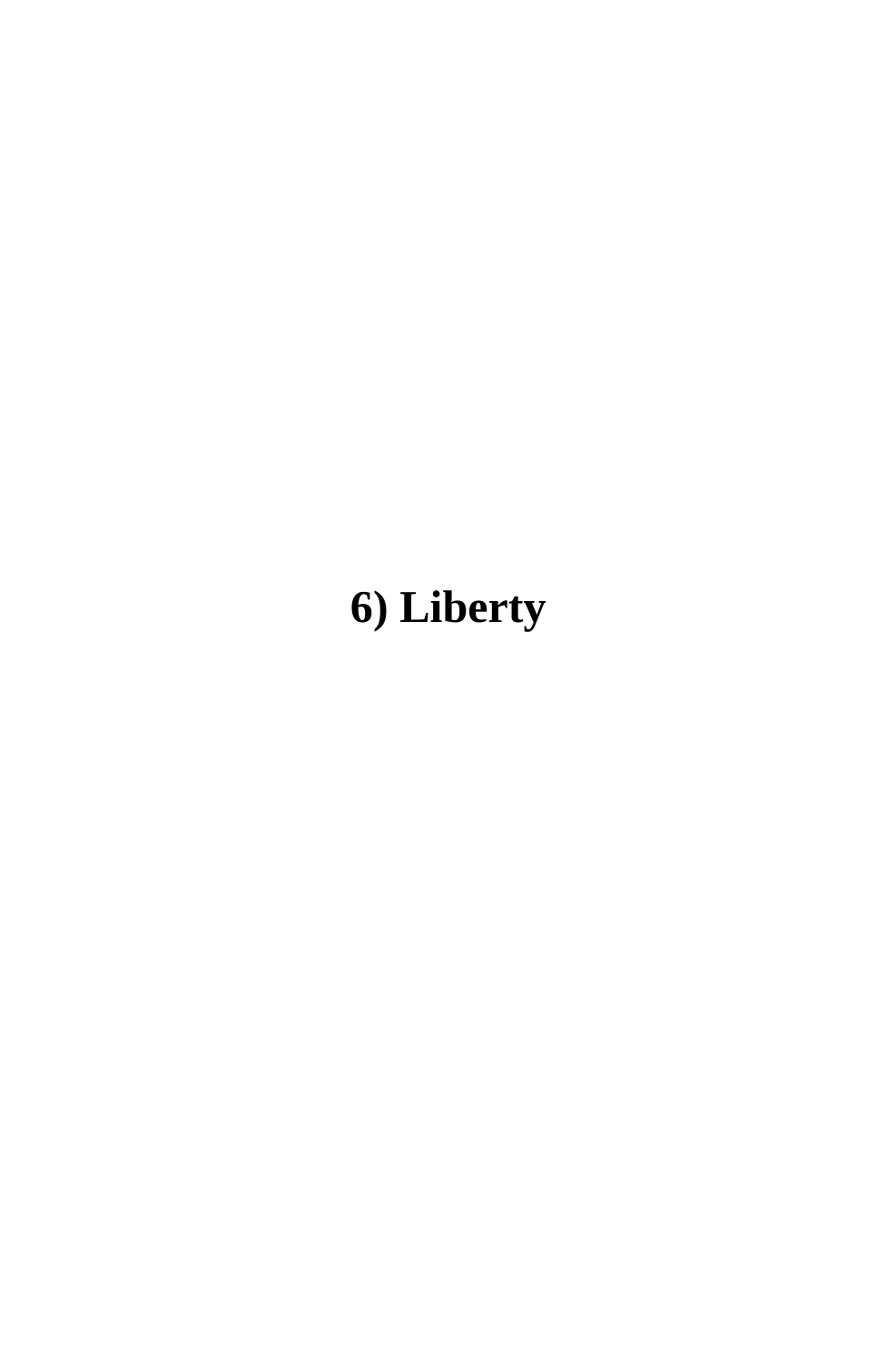# 6) Liberty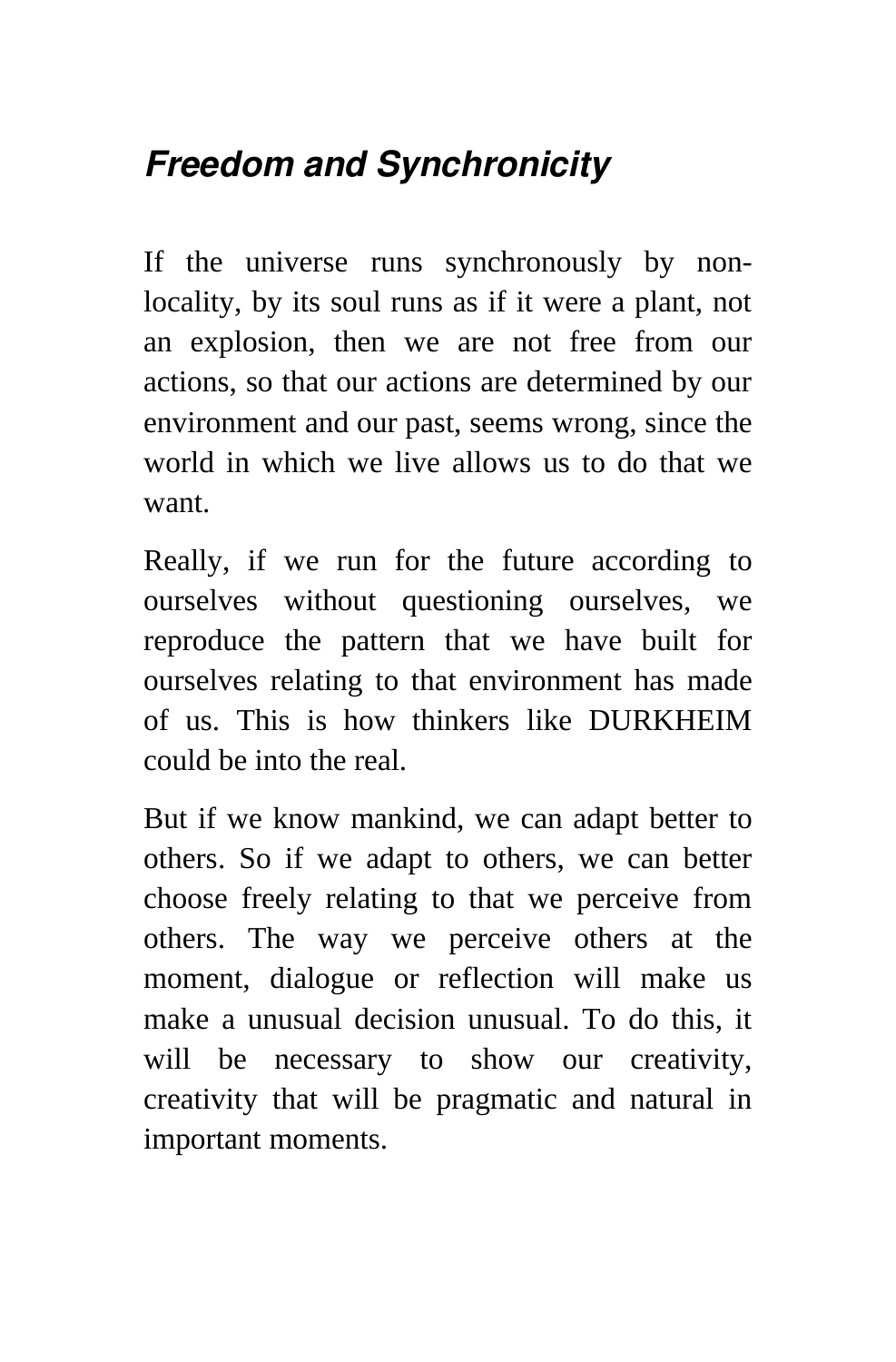## *Freedom and Synchronicity*

If the universe runs synchronously by non-locality, by its soul runs as if it were a plant, not an explosion, then we are not free from our actions, so that our actions are determined by our environment and our past, seems wrong, since the world in which we live allows us to do that we want.

Really, if we run for the future according to ourselves without questioning ourselves, we reproduce the pattern that we have built for ourselves relating to that environment has made of us. This is how thinkers like DURKHEIM could be into the real.

But if we know mankind, we can adapt better to others. So if we adapt to others, we can better choose freely relating to that we perceive from others. The way we perceive others at the moment, dialogue or reflection will make us make a unusual decision unusual. To do this, it will be necessary to show our creativity, creativity that will be pragmatic and natural in important moments.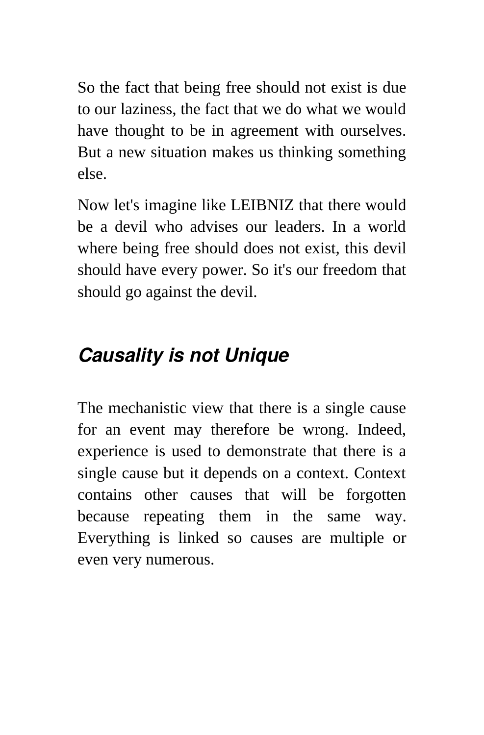So the fact that being free should not exist is due to our laziness, the fact that we do what we would have thought to be in agreement with ourselves. But a new situation makes us thinking something else.

Now let's imagine like LEIBNIZ that there would be a devil who advises our leaders. In a world where being free should does not exist, this devil should have every power. So it's our freedom that should go against the devil.

## *Causality is not Unique*

The mechanistic view that there is a single cause for an event may therefore be wrong. Indeed, experience is used to demonstrate that there is a single cause but it depends on a context. Context contains other causes that will be forgotten because repeating them in the same way. Everything is linked so causes are multiple or even very numerous.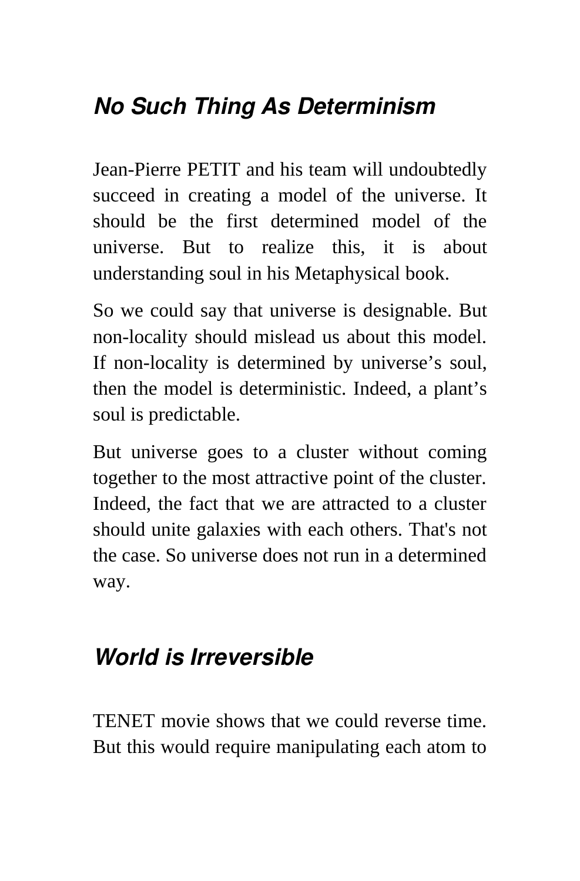## *No Such Thing As Determinism*

Jean-Pierre PETIT and his team will undoubtedly succeed in creating a model of the universe. It should be the first determined model of the universe. But to realize this, it is about understanding soul in his Metaphysical book.

So we could say that universe is designable. But non-locality should mislead us about this model. If non-locality is determined by universe's soul, then the model is deterministic. Indeed, a plant's soul is predictable.

But universe goes to a cluster without coming together to the most attractive point of the cluster. Indeed, the fact that we are attracted to a cluster should unite galaxies with each others. That's not the case. So universe does not run in a determined way.

## *World is Irreversible*

TENET movie shows that we could reverse time. But this would require manipulating each atom to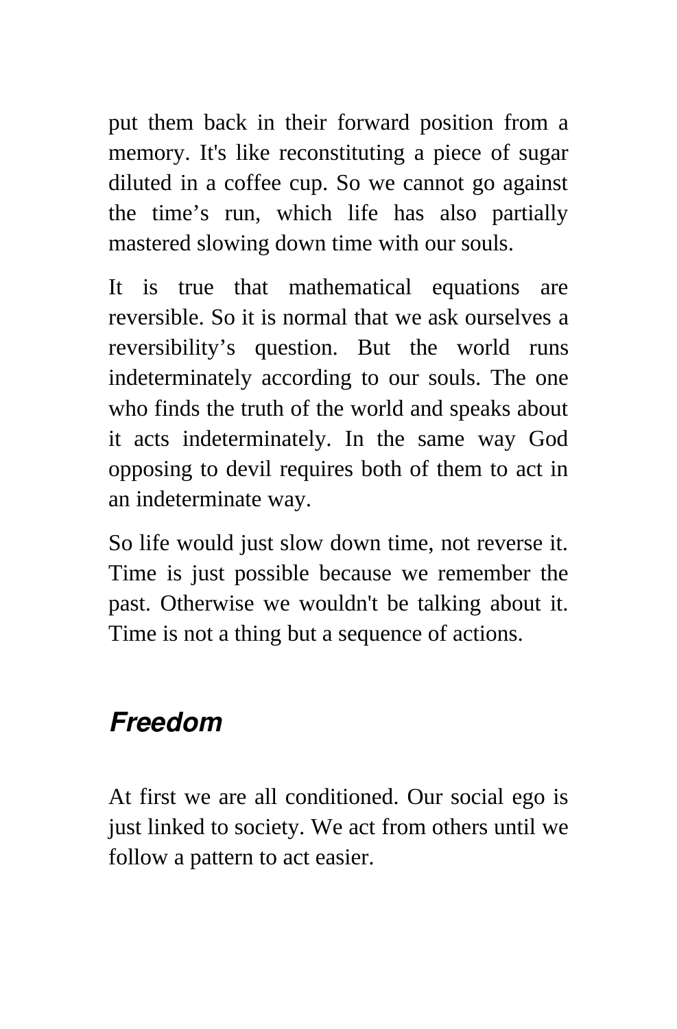put them back in their forward position from a memory. It's like reconstituting a piece of sugar diluted in a coffee cup. So we cannot go against the time’s run, which life has also partially mastered slowing down time with our souls.

It is true that mathematical equations are reversible. So it is normal that we ask ourselves a reversibility’s question. But the world runs indeterminately according to our souls. The one who finds the truth of the world and speaks about it acts indeterminately. In the same way God opposing to devil requires both of them to act in an indeterminate way.

So life would just slow down time, not reverse it. Time is just possible because we remember the past. Otherwise we wouldn't be talking about it. Time is not a thing but a sequence of actions.

## *Freedom*

At first we are all conditioned. Our social ego is just linked to society. We act from others until we follow a pattern to act easier.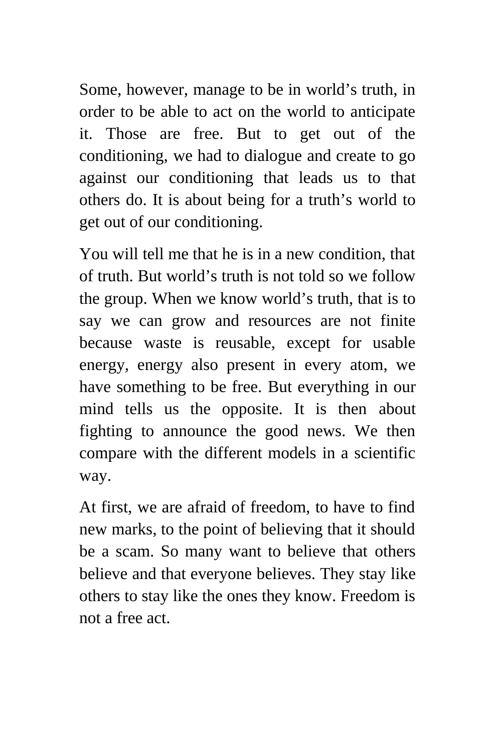Some, however, manage to be in world’s truth, in order to be able to act on the world to anticipate it. Those are free. But to get out of the conditioning, we had to dialogue and create to go against our conditioning that leads us to that others do. It is about being for a truth’s world to get out of our conditioning.

You will tell me that he is in a new condition, that of truth. But world’s truth is not told so we follow the group. When we know world’s truth, that is to say we can grow and resources are not finite because waste is reusable, except for usable energy, energy also present in every atom, we have something to be free. But everything in our mind tells us the opposite. It is then about fighting to announce the good news. We then compare with the different models in a scientific way.

At first, we are afraid of freedom, to have to find new marks, to the point of believing that it should be a scam. So many want to believe that others believe and that everyone believes. They stay like others to stay like the ones they know. Freedom is not a free act.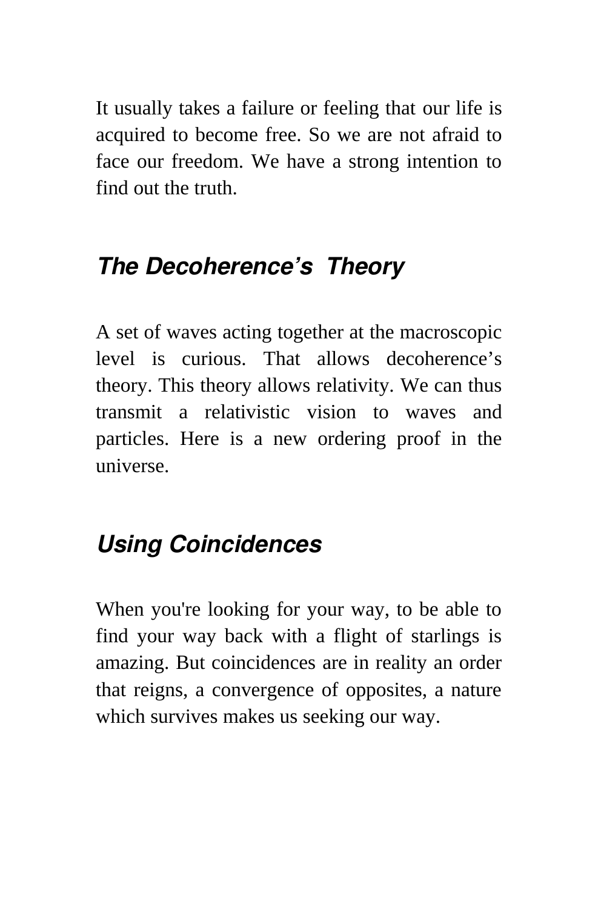It usually takes a failure or feeling that our life is acquired to become free. So we are not afraid to face our freedom. We have a strong intention to find out the truth.

## *The Decoherence's Theory*

A set of waves acting together at the macroscopic level is curious. That allows decoherence's theory. This theory allows relativity. We can thus transmit a relativistic vision to waves and particles. Here is a new ordering proof in the universe.

## *Using Coincidences*

When you're looking for your way, to be able to find your way back with a flight of starlings is amazing. But coincidences are in reality an order that reigns, a convergence of opposites, a nature which survives makes us seeking our way.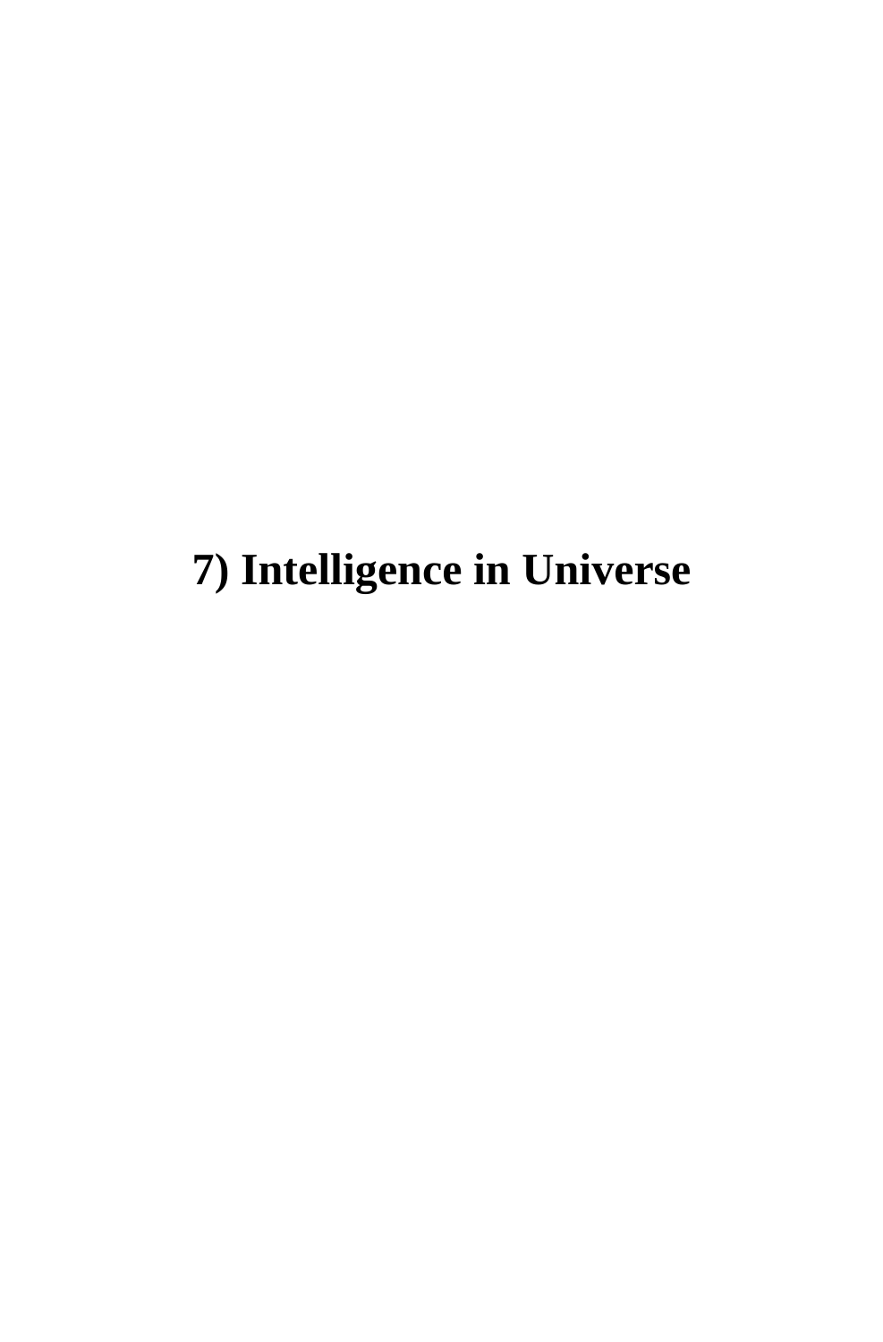# 7) Intelligence in Universe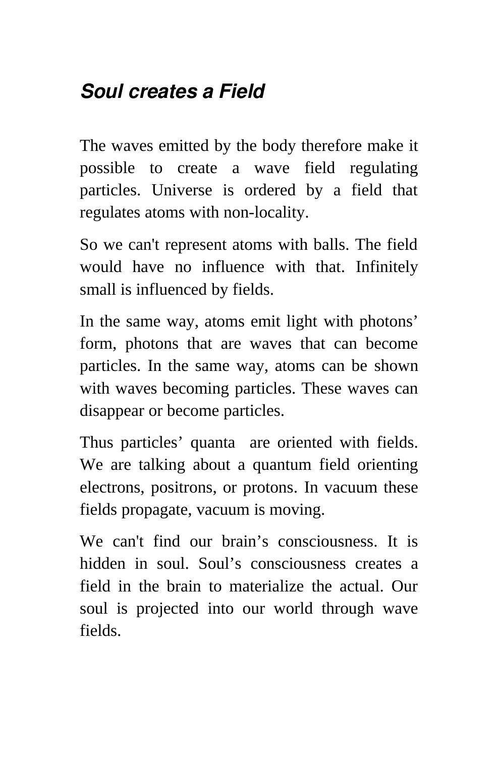## *Soul creates a Field*

The waves emitted by the body therefore make it possible to create a wave field regulating particles. Universe is ordered by a field that regulates atoms with non-locality.

So we can't represent atoms with balls. The field would have no influence with that. Infinitely small is influenced by fields.

In the same way, atoms emit light with photons' form, photons that are waves that can become particles. In the same way, atoms can be shown with waves becoming particles. These waves can disappear or become particles.

Thus particles' quanta are oriented with fields. We are talking about a quantum field orienting electrons, positrons, or protons. In vacuum these fields propagate, vacuum is moving.

We can't find our brain's consciousness. It is hidden in soul. Soul's consciousness creates a field in the brain to materialize the actual. Our soul is projected into our world through wave fields.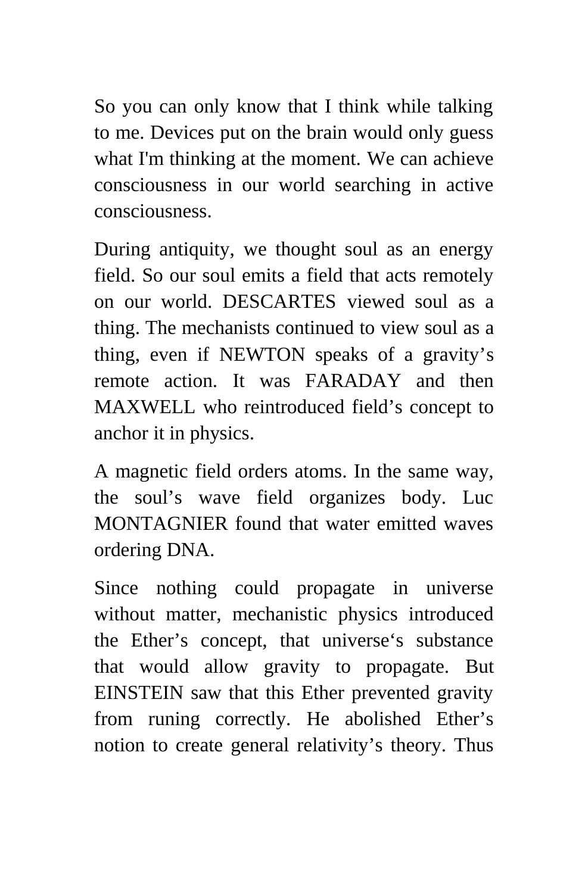So you can only know that I think while talking to me. Devices put on the brain would only guess what I'm thinking at the moment. We can achieve consciousness in our world searching in active consciousness.

During antiquity, we thought soul as an energy field. So our soul emits a field that acts remotely on our world. DESCARTES viewed soul as a thing. The mechanists continued to view soul as a thing, even if NEWTON speaks of a gravity’s remote action. It was FARADAY and then MAXWELL who reintroduced field’s concept to anchor it in physics.

A magnetic field orders atoms. In the same way, the soul’s wave field organizes body. Luc MONTAGNIER found that water emitted waves ordering DNA.

Since nothing could propagate in universe without matter, mechanistic physics introduced the Ether’s concept, that universe‘s substance that would allow gravity to propagate. But EINSTEIN saw that this Ether prevented gravity from runing correctly. He abolished Ether’s notion to create general relativity’s theory. Thus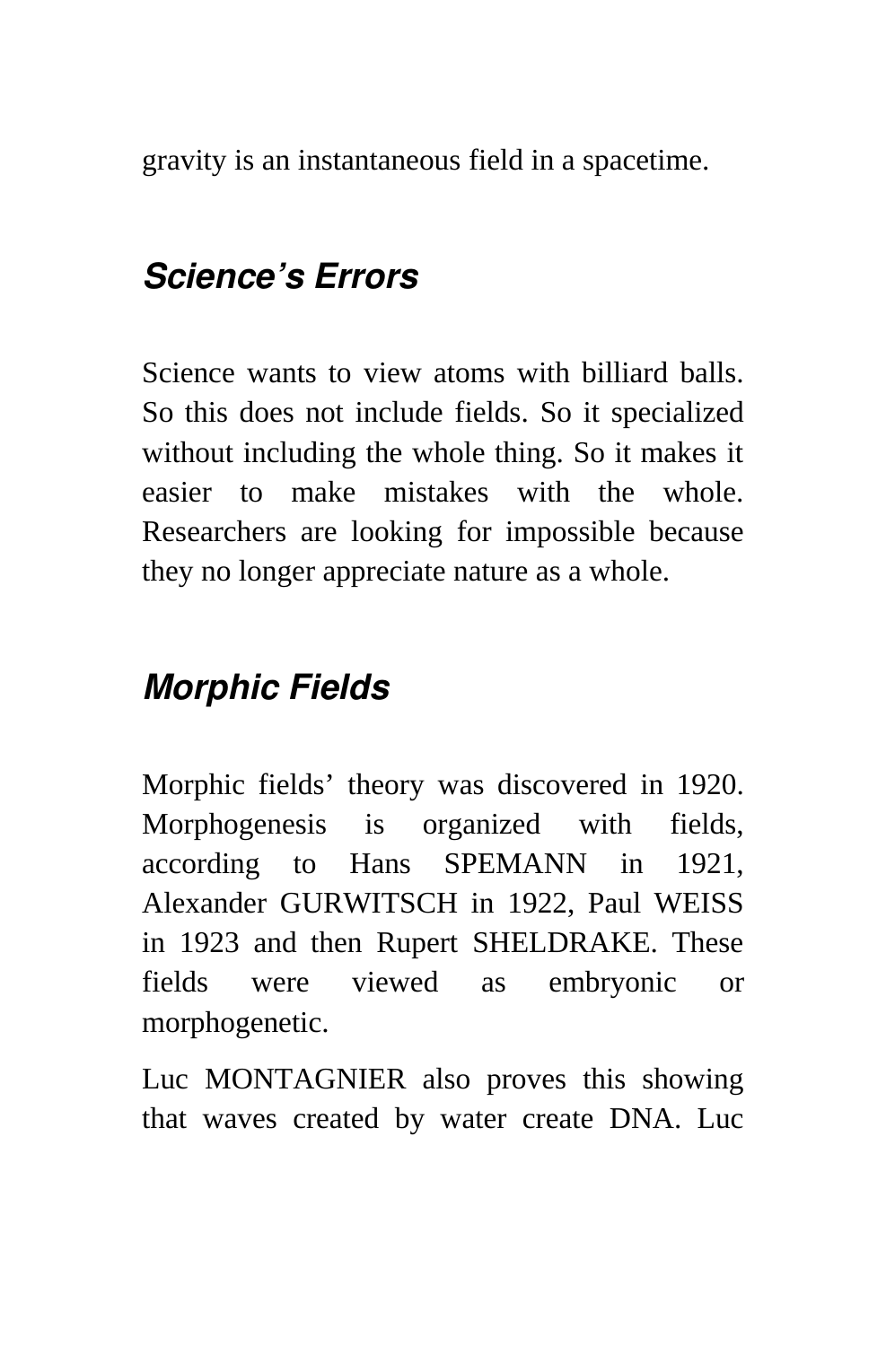gravity is an instantaneous field in a spacetime.

## *Science's Errors*

Science wants to view atoms with billiard balls. So this does not include fields. So it specialized without including the whole thing. So it makes it easier to make mistakes with the whole. Researchers are looking for impossible because they no longer appreciate nature as a whole.

## *Morphic Fields*

Morphic fields' theory was discovered in 1920. Morphogenesis is organized with fields, according to Hans SPEMANN in 1921, Alexander GURWITSCH in 1922, Paul WEISS in 1923 and then Rupert SHELDRAKE. These fields were viewed as embryonic or morphogenetic.

Luc MONTAGNIER also proves this showing that waves created by water create DNA. Luc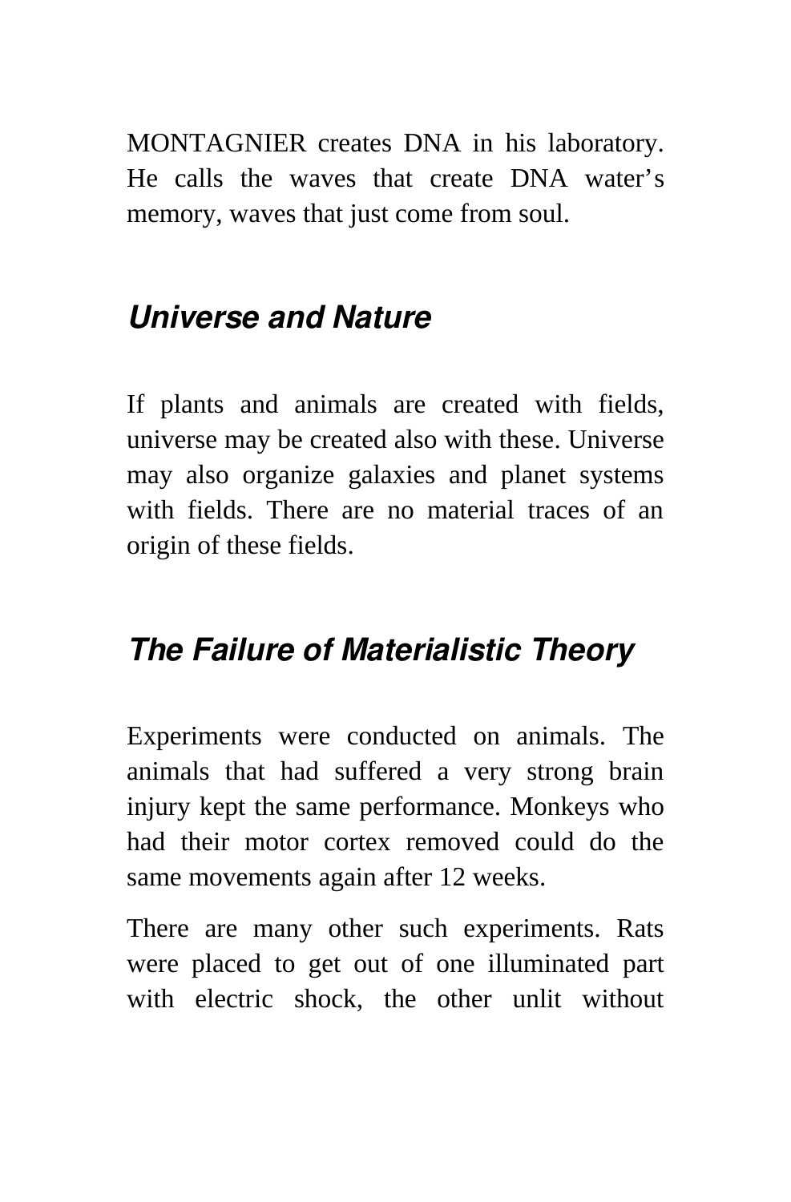MONTAGNIER creates DNA in his laboratory. He calls the waves that create DNA water's memory, waves that just come from soul.

### Universe and Nature

If plants and animals are created with fields, universe may be created also with these. Universe may also organize galaxies and planet systems with fields. There are no material traces of an origin of these fields.

### The Failure of Materialistic Theory

Experiments were conducted on animals. The animals that had suffered a very strong brain injury kept the same performance. Monkeys who had their motor cortex removed could do the same movements again after 12 weeks.

There are many other such experiments. Rats were placed to get out of one illuminated part with electric shock, the other unlit without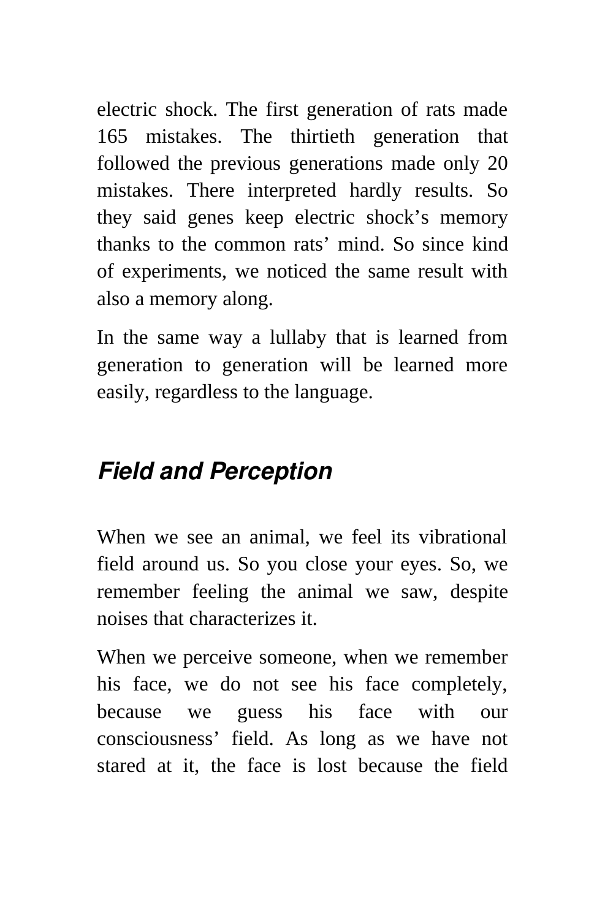electric shock. The first generation of rats made 165 mistakes. The thirtieth generation that followed the previous generations made only 20 mistakes. There interpreted hardly results. So they said genes keep electric shock's memory thanks to the common rats' mind. So since kind of experiments, we noticed the same result with also a memory along.

In the same way a lullaby that is learned from generation to generation will be learned more easily, regardless to the language.

## *Field and Perception*

When we see an animal, we feel its vibrational field around us. So you close your eyes. So, we remember feeling the animal we saw, despite noises that characterizes it.

When we perceive someone, when we remember his face, we do not see his face completely, because we guess his face with our consciousness' field. As long as we have not stared at it, the face is lost because the field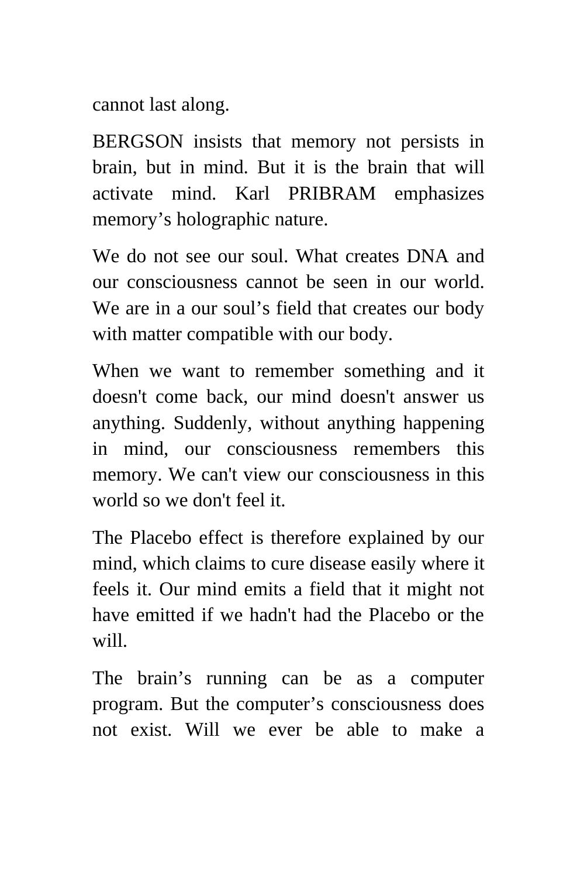cannot last along.

BERGSON insists that memory not persists in brain, but in mind. But it is the brain that will activate mind. Karl PRIBRAM emphasizes memory's holographic nature.

We do not see our soul. What creates DNA and our consciousness cannot be seen in our world. We are in a our soul's field that creates our body with matter compatible with our body.

When we want to remember something and it doesn't come back, our mind doesn't answer us anything. Suddenly, without anything happening in mind, our consciousness remembers this memory. We can't view our consciousness in this world so we don't feel it.

The Placebo effect is therefore explained by our mind, which claims to cure disease easily where it feels it. Our mind emits a field that it might not have emitted if we hadn't had the Placebo or the will.

The brain's running can be as a computer program. But the computer's consciousness does not exist. Will we ever be able to make a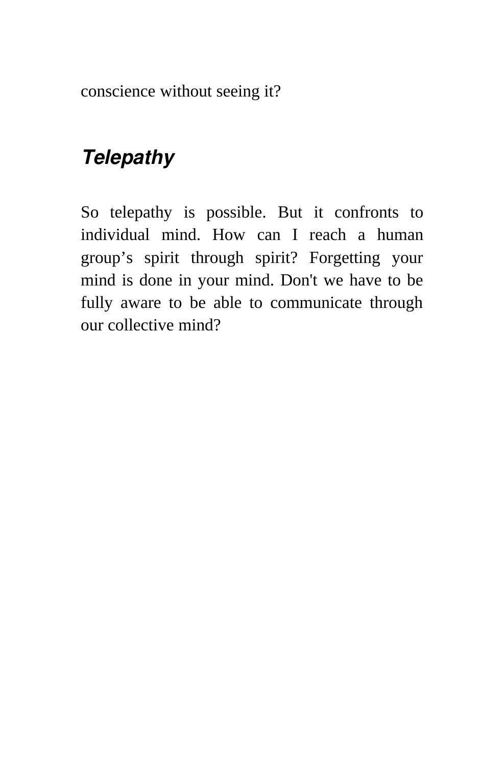conscience without seeing it?

### ***Telepathy***

So telepathy is possible. But it confronts to individual mind. How can I reach a human group's spirit through spirit? Forgetting your mind is done in your mind. Don't we have to be fully aware to be able to communicate through our collective mind?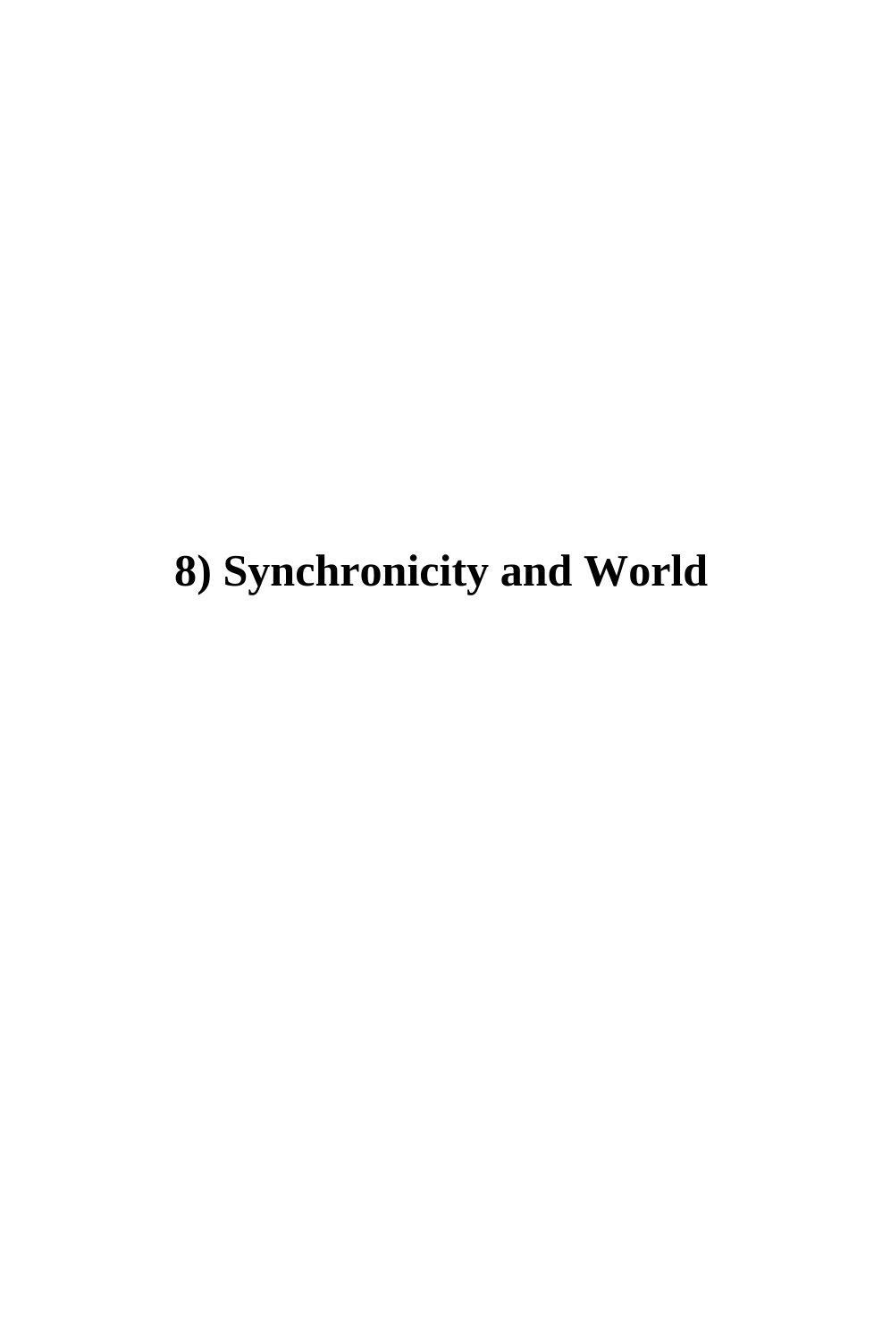# 8) Synchronicity and World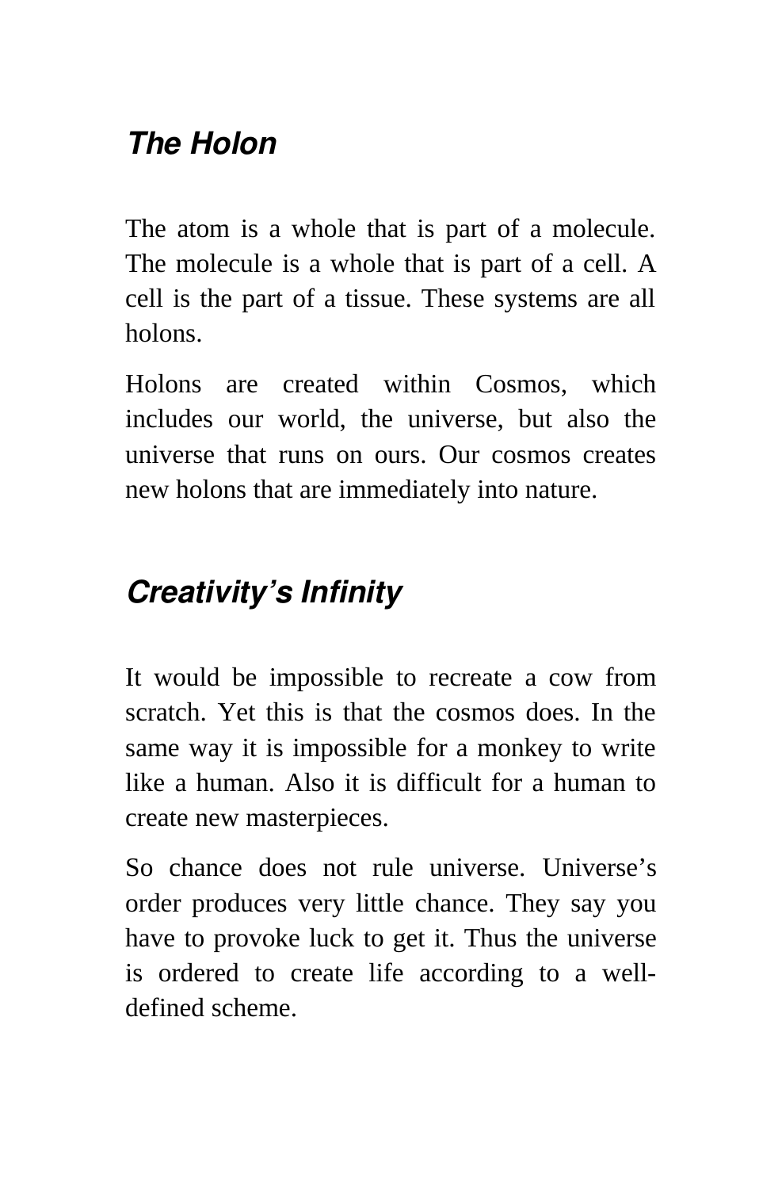## ***The Holon***

The atom is a whole that is part of a molecule. The molecule is a whole that is part of a cell. A cell is the part of a tissue. These systems are all holons.

Holons are created within Cosmos, which includes our world, the universe, but also the universe that runs on ours. Our cosmos creates new holons that are immediately into nature.

## ***Creativity's Infinity***

It would be impossible to recreate a cow from scratch. Yet this is that the cosmos does. In the same way it is impossible for a monkey to write like a human. Also it is difficult for a human to create new masterpieces.

So chance does not rule universe. Universe's order produces very little chance. They say you have to provoke luck to get it. Thus the universe is ordered to create life according to a well-defined scheme.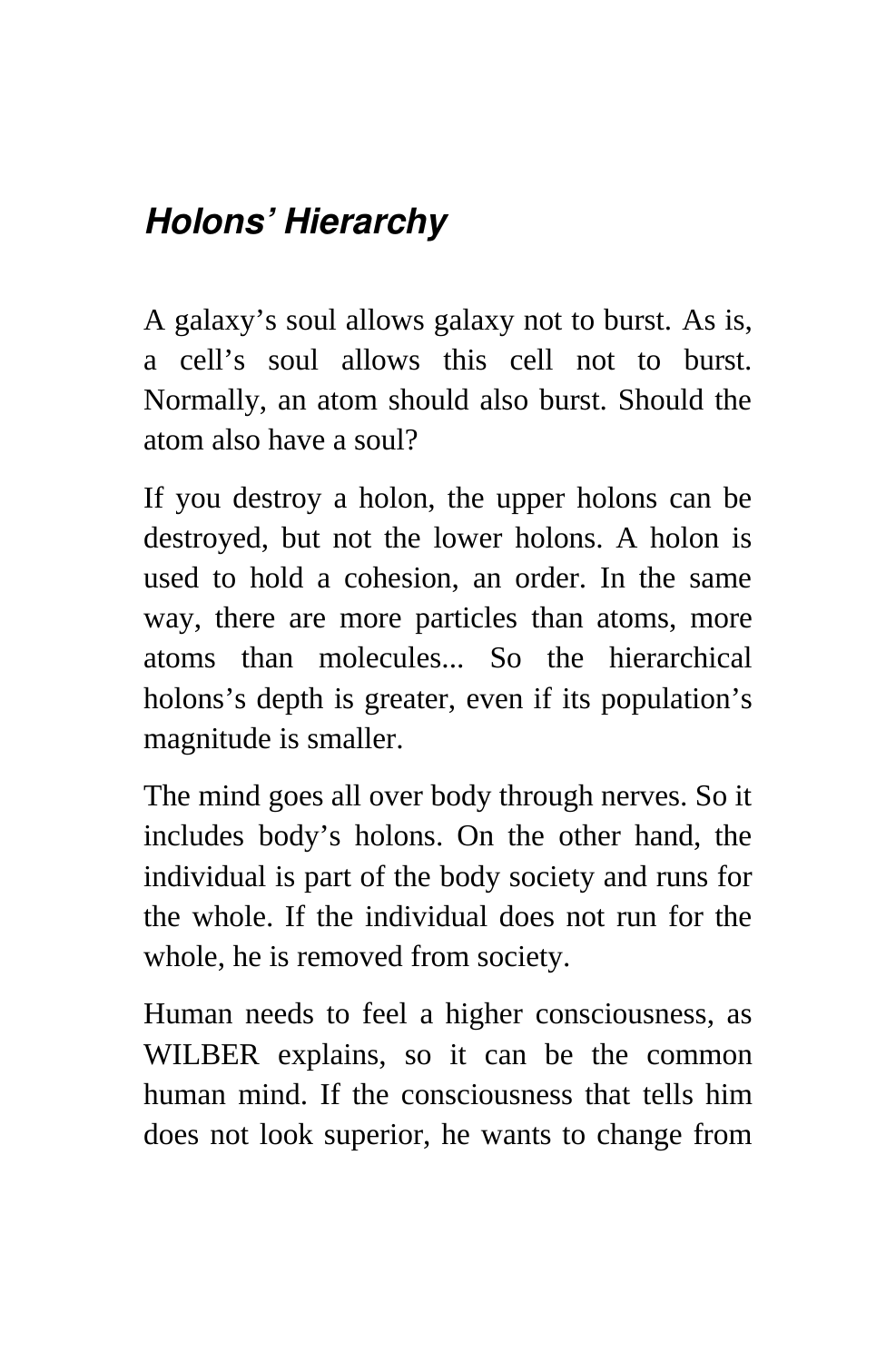## ***Holons' Hierarchy***

A galaxy's soul allows galaxy not to burst. As is, a cell's soul allows this cell not to burst. Normally, an atom should also burst. Should the atom also have a soul?

If you destroy a holon, the upper holons can be destroyed, but not the lower holons. A holon is used to hold a cohesion, an order. In the same way, there are more particles than atoms, more atoms than molecules... So the hierarchical holons's depth is greater, even if its population's magnitude is smaller.

The mind goes all over body through nerves. So it includes body's holons. On the other hand, the individual is part of the body society and runs for the whole. If the individual does not run for the whole, he is removed from society.

Human needs to feel a higher consciousness, as WILBER explains, so it can be the common human mind. If the consciousness that tells him does not look superior, he wants to change from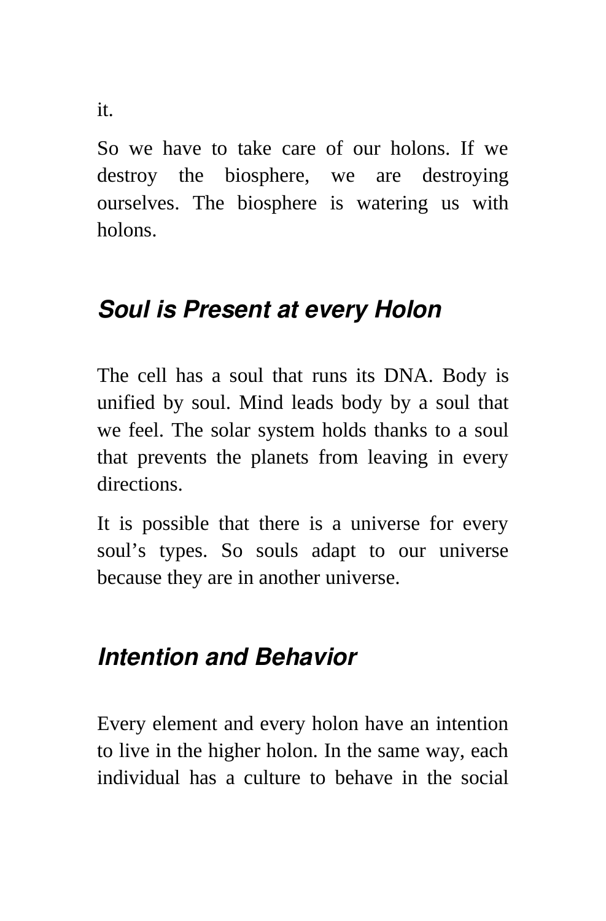it.

So we have to take care of our holons. If we destroy the biosphere, we are destroying ourselves. The biosphere is watering us with holons.

## *Soul is Present at every Holon*

The cell has a soul that runs its DNA. Body is unified by soul. Mind leads body by a soul that we feel. The solar system holds thanks to a soul that prevents the planets from leaving in every directions.

It is possible that there is a universe for every soul's types. So souls adapt to our universe because they are in another universe.

## *Intention and Behavior*

Every element and every holon have an intention to live in the higher holon. In the same way, each individual has a culture to behave in the social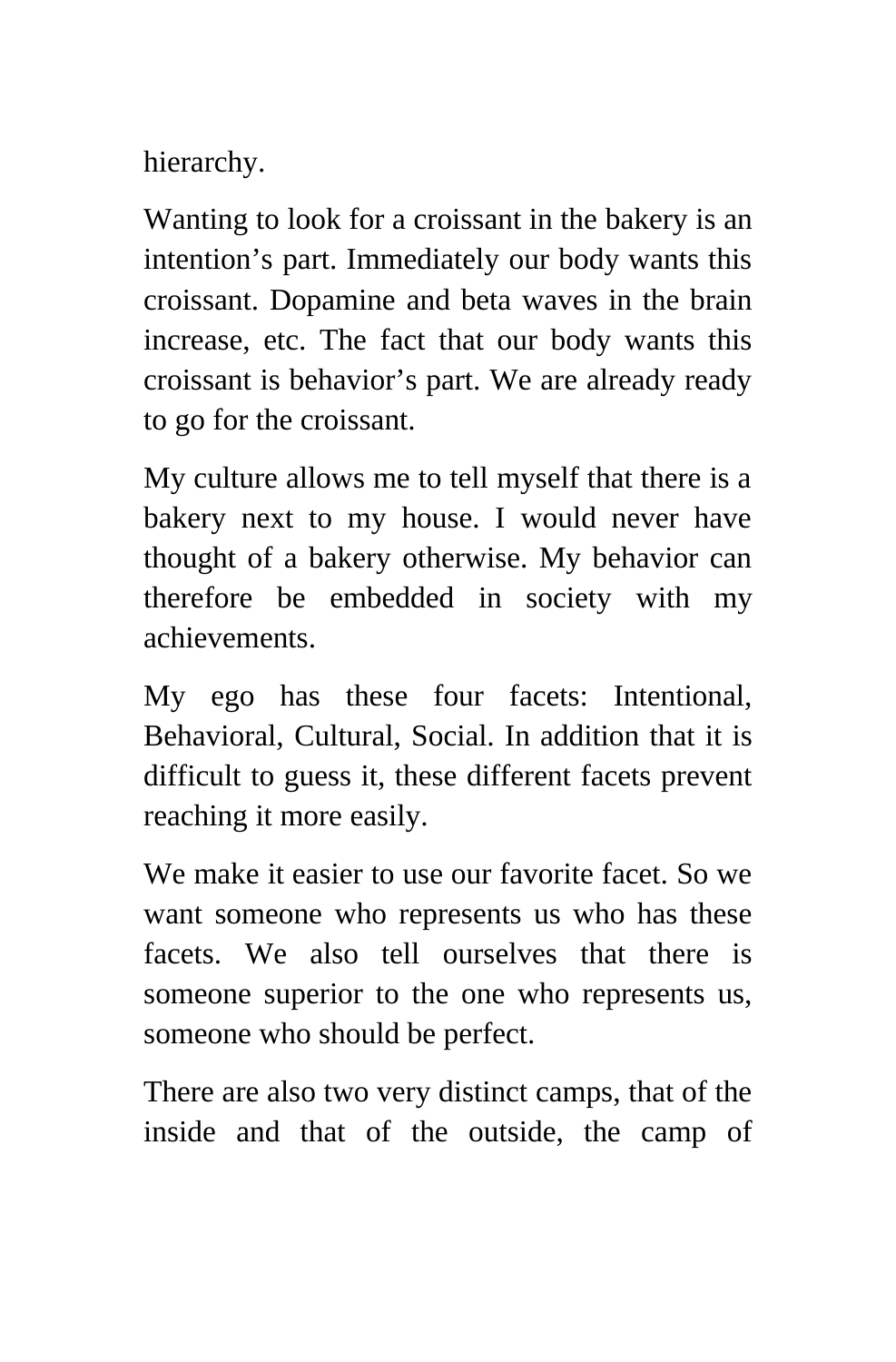hierarchy.

Wanting to look for a croissant in the bakery is an intention's part. Immediately our body wants this croissant. Dopamine and beta waves in the brain increase, etc. The fact that our body wants this croissant is behavior's part. We are already ready to go for the croissant.

My culture allows me to tell myself that there is a bakery next to my house. I would never have thought of a bakery otherwise. My behavior can therefore be embedded in society with my achievements.

My ego has these four facets: Intentional, Behavioral, Cultural, Social. In addition that it is difficult to guess it, these different facets prevent reaching it more easily.

We make it easier to use our favorite facet. So we want someone who represents us who has these facets. We also tell ourselves that there is someone superior to the one who represents us, someone who should be perfect.

There are also two very distinct camps, that of the inside and that of the outside, the camp of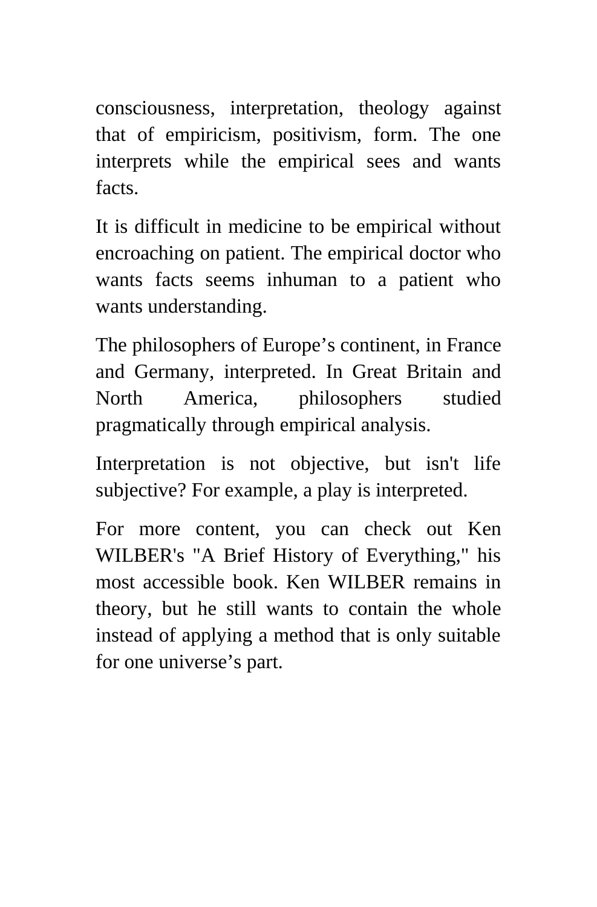consciousness, interpretation, theology against that of empiricism, positivism, form. The one interprets while the empirical sees and wants facts.

It is difficult in medicine to be empirical without encroaching on patient. The empirical doctor who wants facts seems inhuman to a patient who wants understanding.

The philosophers of Europe’s continent, in France and Germany, interpreted. In Great Britain and North America, philosophers studied pragmatically through empirical analysis.

Interpretation is not objective, but isn't life subjective? For example, a play is interpreted.

For more content, you can check out Ken WILBER's "A Brief History of Everything," his most accessible book. Ken WILBER remains in theory, but he still wants to contain the whole instead of applying a method that is only suitable for one universe’s part.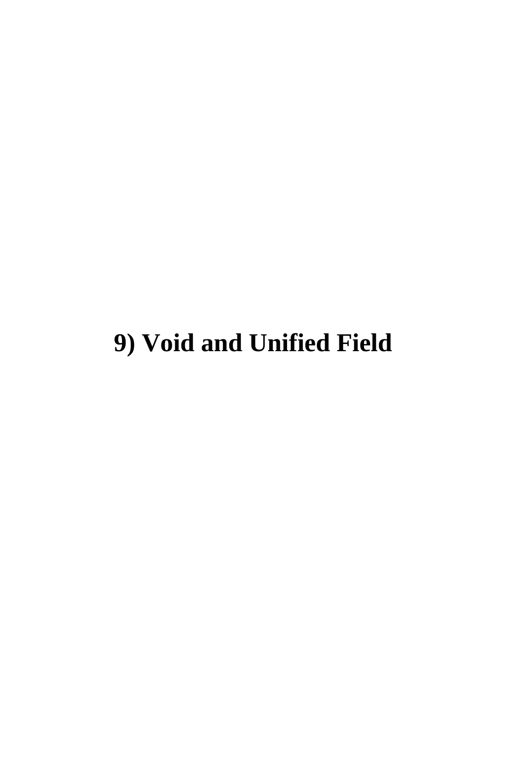# 9) Void and Unified Field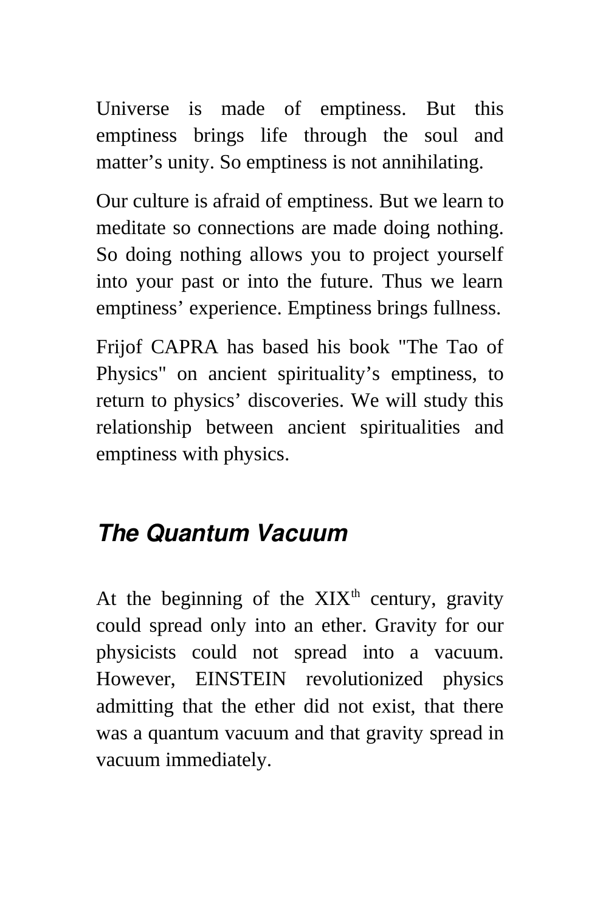Universe is made of emptiness. But this emptiness brings life through the soul and matter's unity. So emptiness is not annihilating.

Our culture is afraid of emptiness. But we learn to meditate so connections are made doing nothing. So doing nothing allows you to project yourself into your past or into the future. Thus we learn emptiness' experience. Emptiness brings fullness.

Frijof CAPRA has based his book "The Tao of Physics" on ancient spirituality's emptiness, to return to physics' discoveries. We will study this relationship between ancient spiritualities and emptiness with physics.

## *The Quantum Vacuum*

At the beginning of the XIX$^{th}$ century, gravity could spread only into an ether. Gravity for our physicists could not spread into a vacuum. However, EINSTEIN revolutionized physics admitting that the ether did not exist, that there was a quantum vacuum and that gravity spread in vacuum immediately.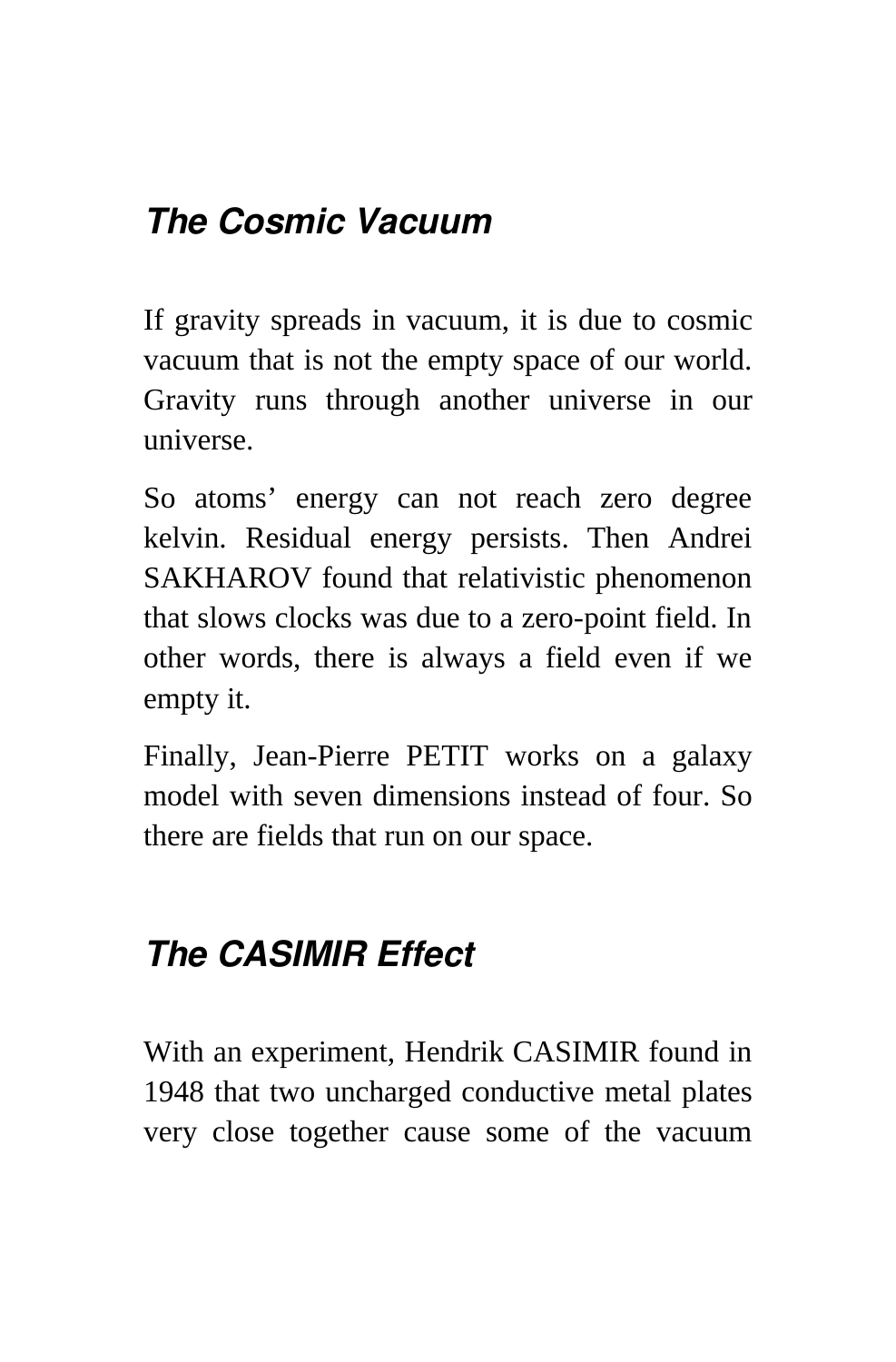## *The Cosmic Vacuum*

If gravity spreads in vacuum, it is due to cosmic vacuum that is not the empty space of our world. Gravity runs through another universe in our universe.

So atoms' energy can not reach zero degree kelvin. Residual energy persists. Then Andrei SAKHAROV found that relativistic phenomenon that slows clocks was due to a zero-point field. In other words, there is always a field even if we empty it.

Finally, Jean-Pierre PETIT works on a galaxy model with seven dimensions instead of four. So there are fields that run on our space.

## *The CASIMIR Effect*

With an experiment, Hendrik CASIMIR found in 1948 that two uncharged conductive metal plates very close together cause some of the vacuum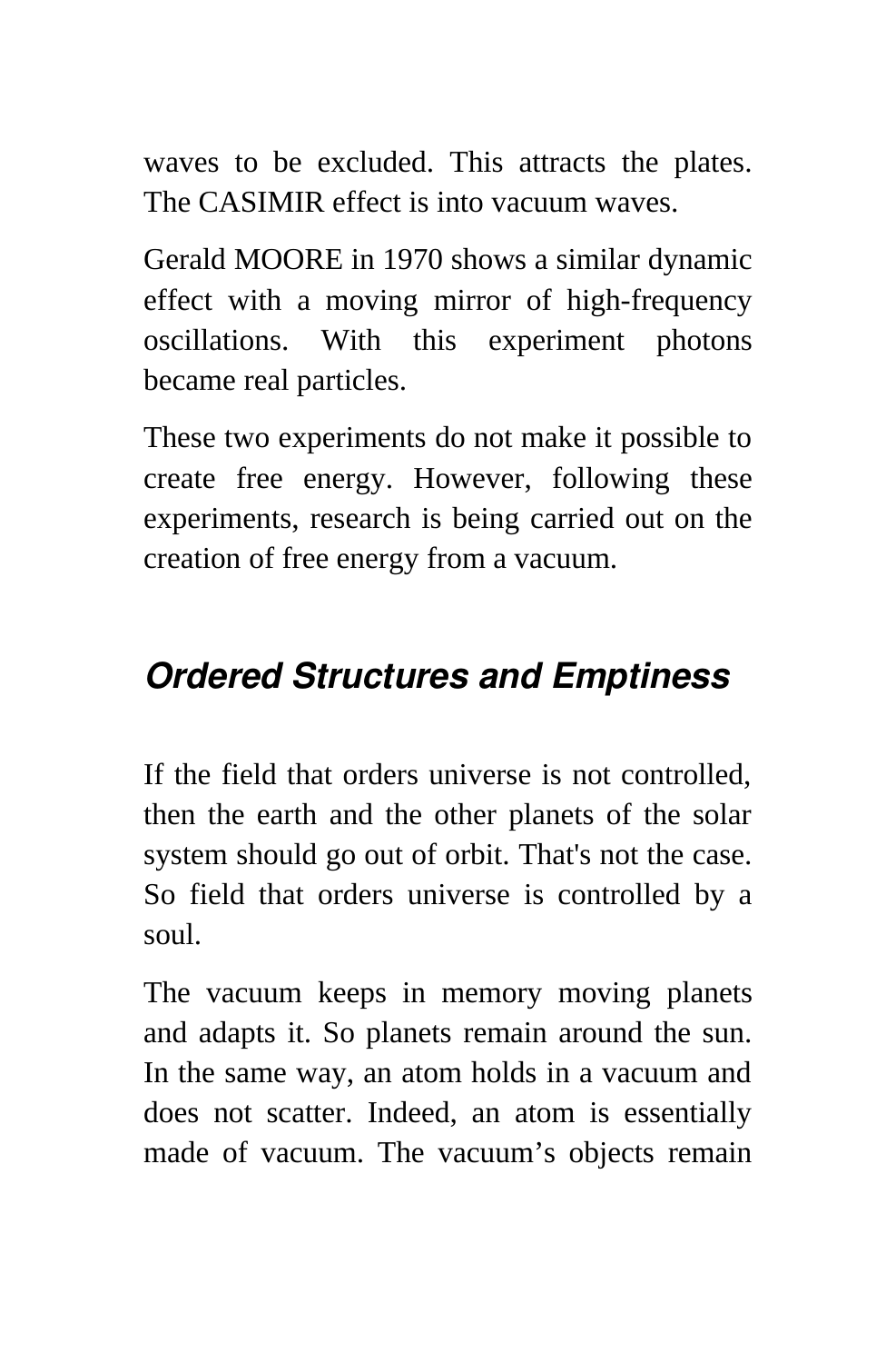waves to be excluded. This attracts the plates. The CASIMIR effect is into vacuum waves.

Gerald MOORE in 1970 shows a similar dynamic effect with a moving mirror of high-frequency oscillations. With this experiment photons became real particles.

These two experiments do not make it possible to create free energy. However, following these experiments, research is being carried out on the creation of free energy from a vacuum.

## *Ordered Structures and Emptiness*

If the field that orders universe is not controlled, then the earth and the other planets of the solar system should go out of orbit. That's not the case. So field that orders universe is controlled by a soul.

The vacuum keeps in memory moving planets and adapts it. So planets remain around the sun. In the same way, an atom holds in a vacuum and does not scatter. Indeed, an atom is essentially made of vacuum. The vacuum’s objects remain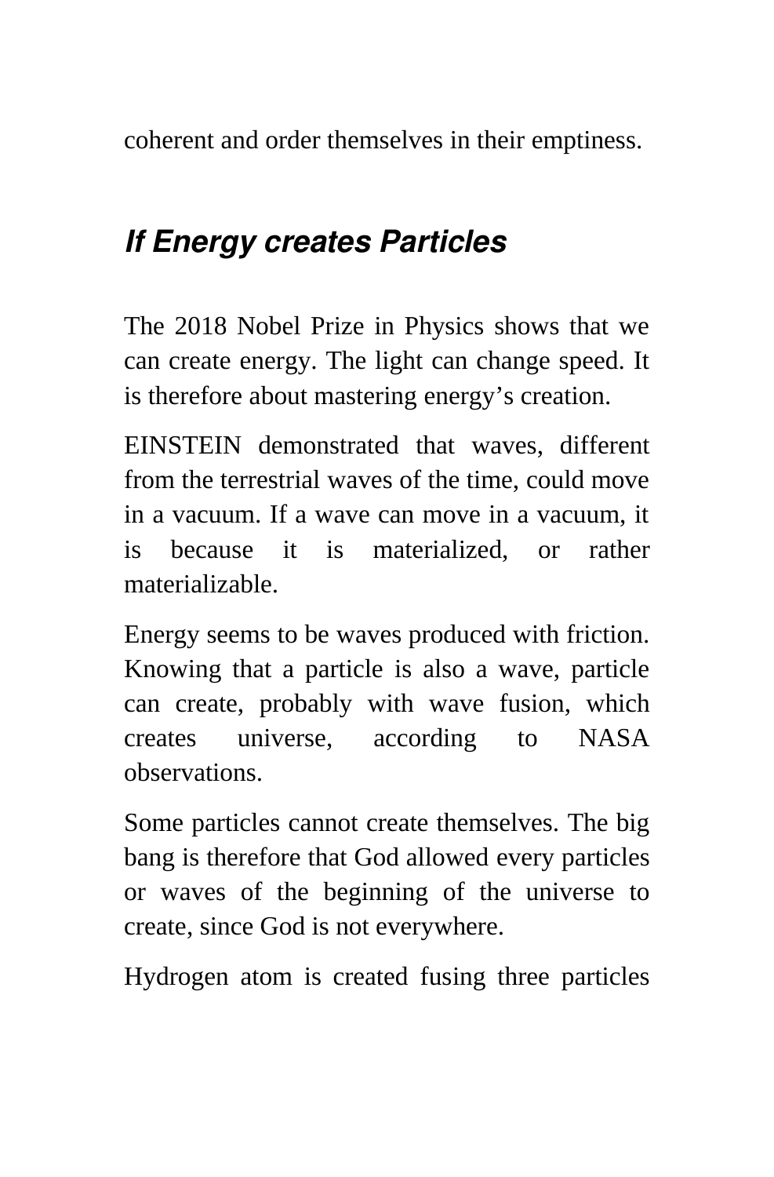coherent and order themselves in their emptiness.

## *If Energy creates Particles*

The 2018 Nobel Prize in Physics shows that we can create energy. The light can change speed. It is therefore about mastering energy's creation.

EINSTEIN demonstrated that waves, different from the terrestrial waves of the time, could move in a vacuum. If a wave can move in a vacuum, it is because it is materialized, or rather materializable.

Energy seems to be waves produced with friction. Knowing that a particle is also a wave, particle can create, probably with wave fusion, which creates universe, according to NASA observations.

Some particles cannot create themselves. The big bang is therefore that God allowed every particles or waves of the beginning of the universe to create, since God is not everywhere.

Hydrogen atom is created fusing three particles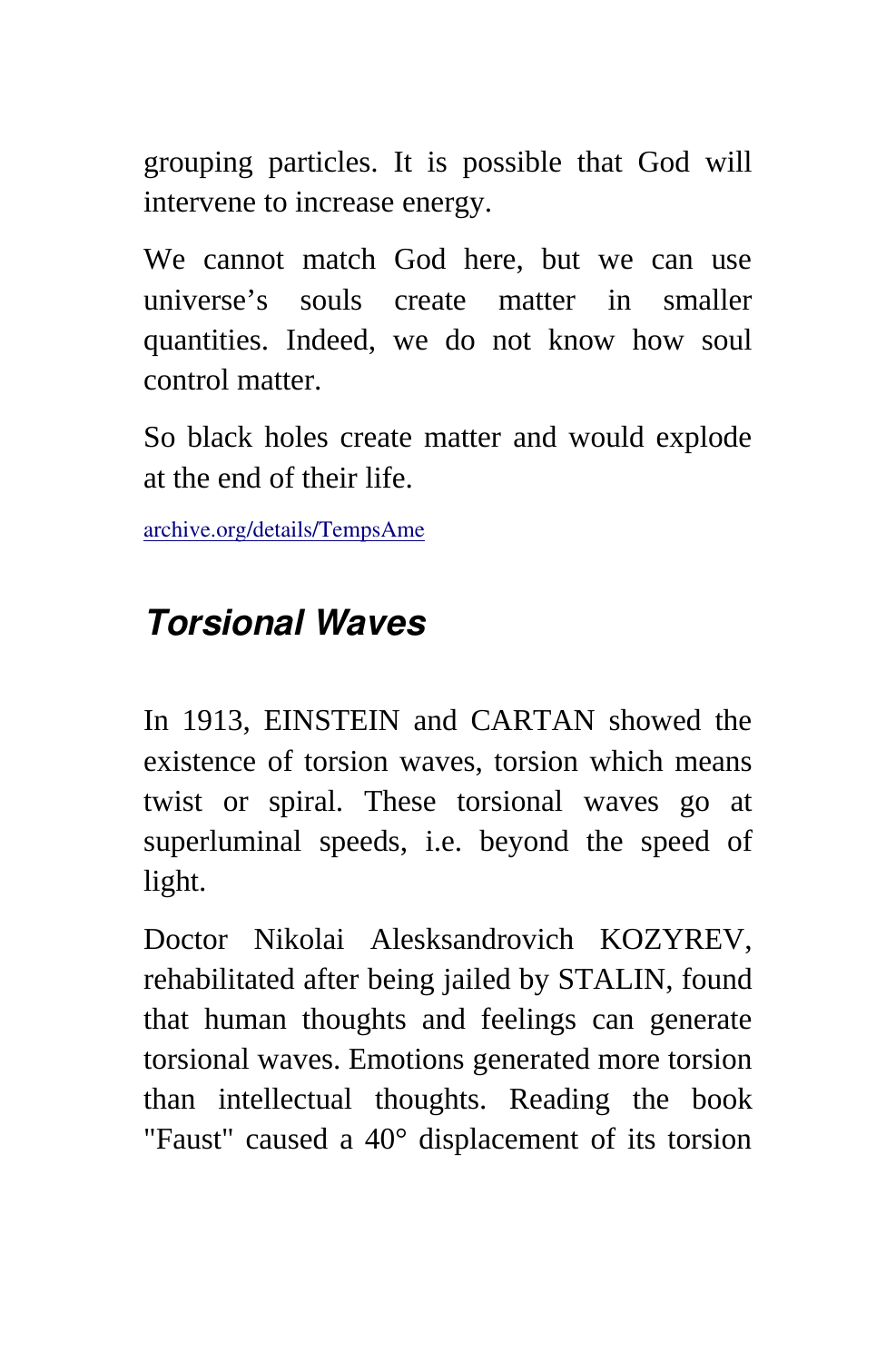grouping particles. It is possible that God will intervene to increase energy.

We cannot match God here, but we can use universe's souls create matter in smaller quantities. Indeed, we do not know how soul control matter.

So black holes create matter and would explode at the end of their life.

archive.org/details/TempsAme

## *Torsional Waves*

In 1913, EINSTEIN and CARTAN showed the existence of torsion waves, torsion which means twist or spiral. These torsional waves go at superluminal speeds, i.e. beyond the speed of light.

Doctor Nikolai Alesksandrovich KOZYREV, rehabilitated after being jailed by STALIN, found that human thoughts and feelings can generate torsional waves. Emotions generated more torsion than intellectual thoughts. Reading the book "Faust" caused a 40° displacement of its torsion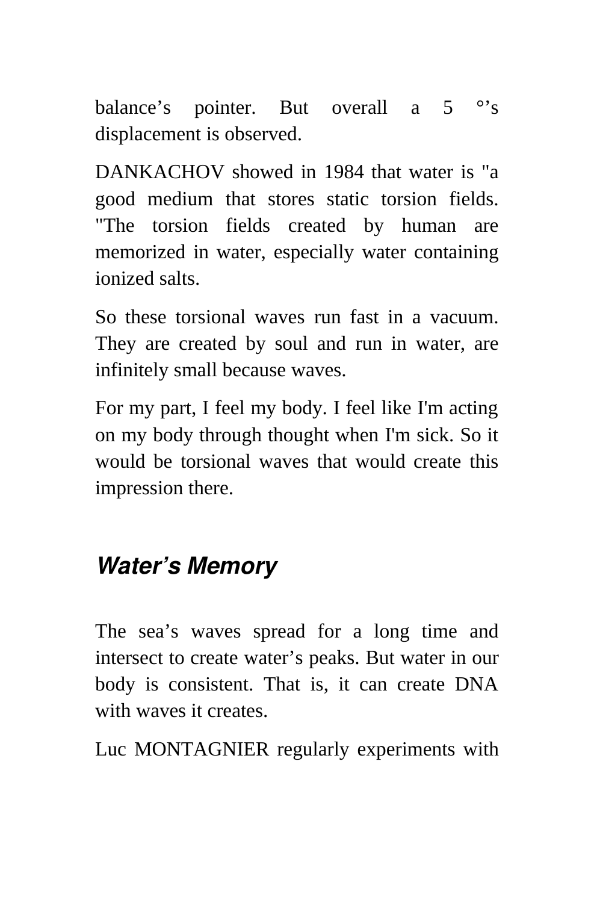balance’s pointer. But overall a 5 °’s displacement is observed.

DANKACHOV showed in 1984 that water is "a good medium that stores static torsion fields. "The torsion fields created by human are memorized in water, especially water containing ionized salts.

So these torsional waves run fast in a vacuum. They are created by soul and run in water, are infinitely small because waves.

For my part, I feel my body. I feel like I'm acting on my body through thought when I'm sick. So it would be torsional waves that would create this impression there.

## *Water’s Memory*

The sea’s waves spread for a long time and intersect to create water’s peaks. But water in our body is consistent. That is, it can create DNA with waves it creates.

Luc MONTAGNIER regularly experiments with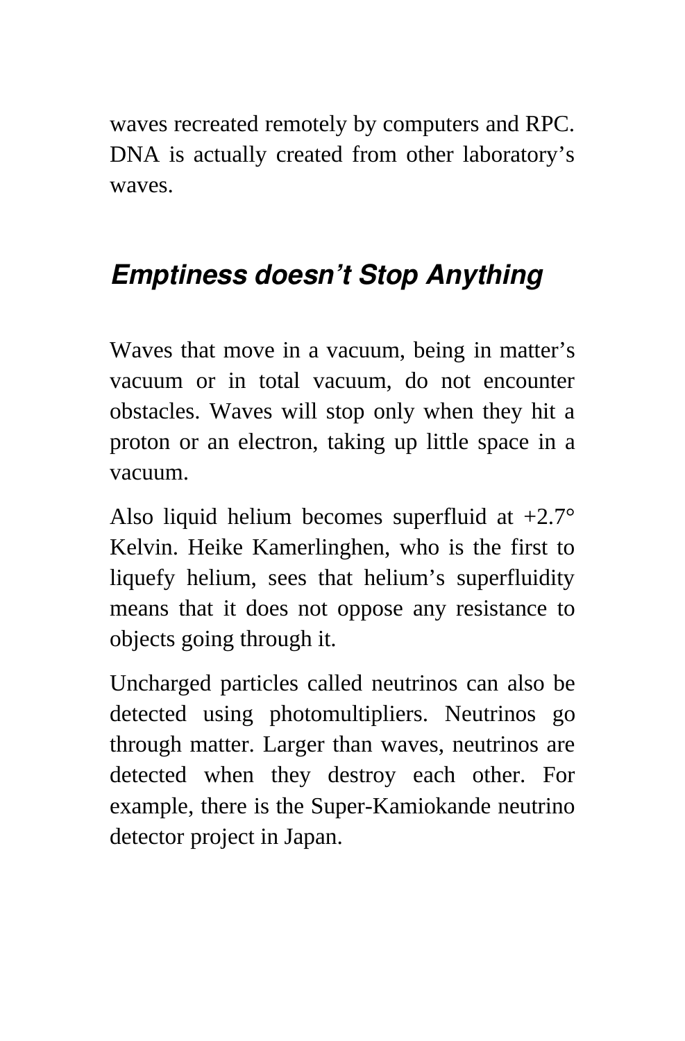waves recreated remotely by computers and RPC. DNA is actually created from other laboratory's waves.

## *Emptiness doesn't Stop Anything*

Waves that move in a vacuum, being in matter's vacuum or in total vacuum, do not encounter obstacles. Waves will stop only when they hit a proton or an electron, taking up little space in a vacuum.

Also liquid helium becomes superfluid at +2.7° Kelvin. Heike Kamerlinghen, who is the first to liquefy helium, sees that helium's superfluidity means that it does not oppose any resistance to objects going through it.

Uncharged particles called neutrinos can also be detected using photomultipliers. Neutrinos go through matter. Larger than waves, neutrinos are detected when they destroy each other. For example, there is the Super-Kamiokande neutrino detector project in Japan.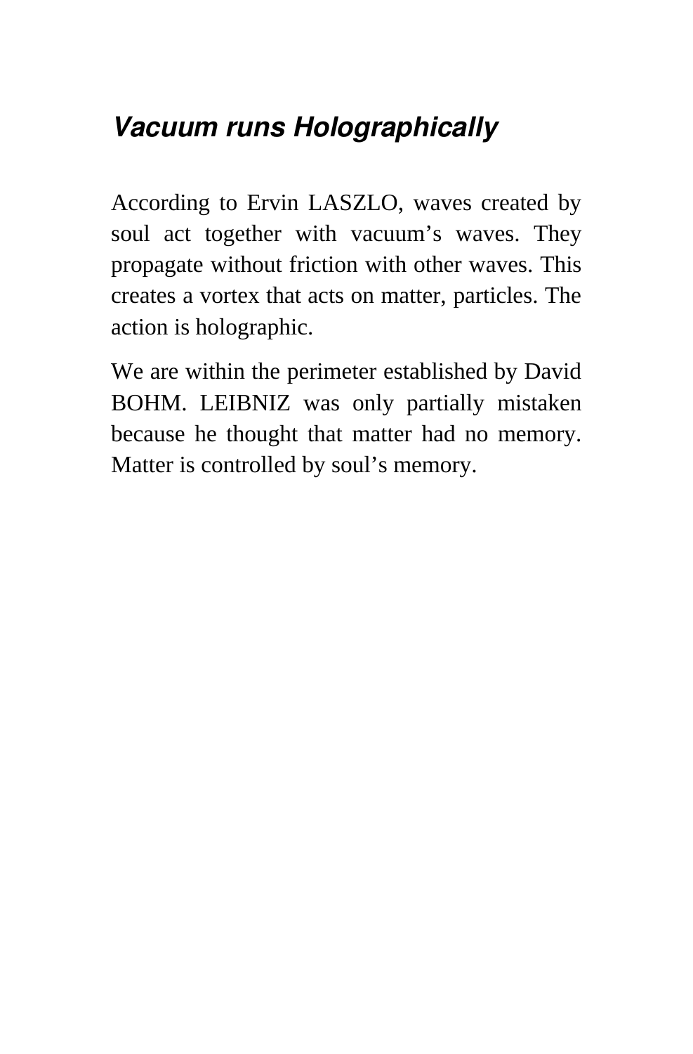## *Vacuum runs Holographically*

According to Ervin LASZLO, waves created by soul act together with vacuum's waves. They propagate without friction with other waves. This creates a vortex that acts on matter, particles. The action is holographic.

We are within the perimeter established by David BOHM. LEIBNIZ was only partially mistaken because he thought that matter had no memory. Matter is controlled by soul's memory.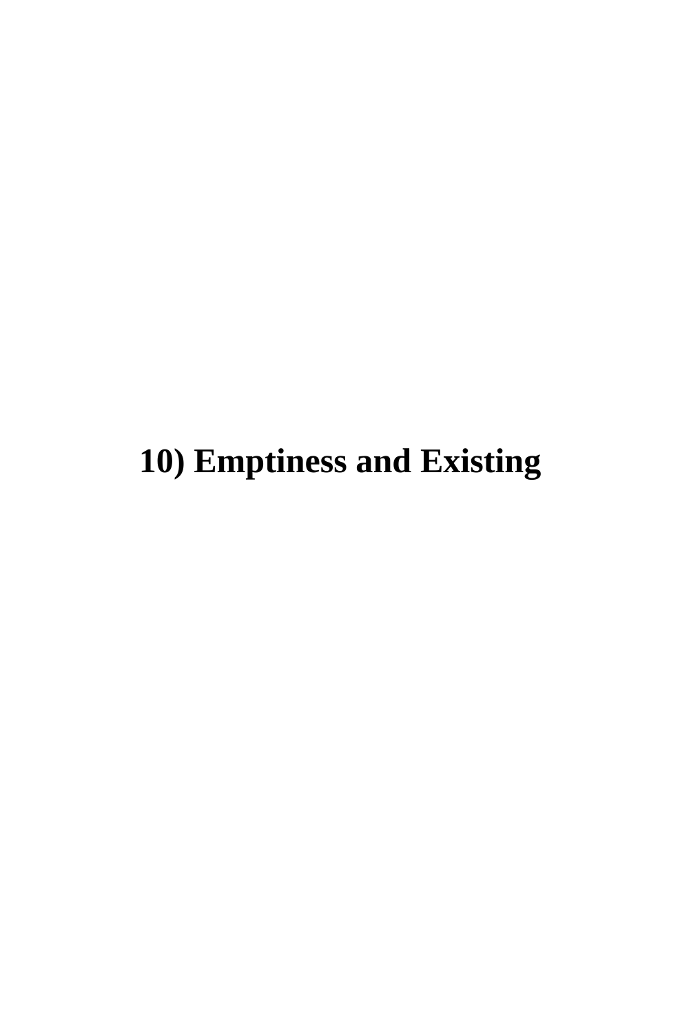# 10) Emptiness and Existing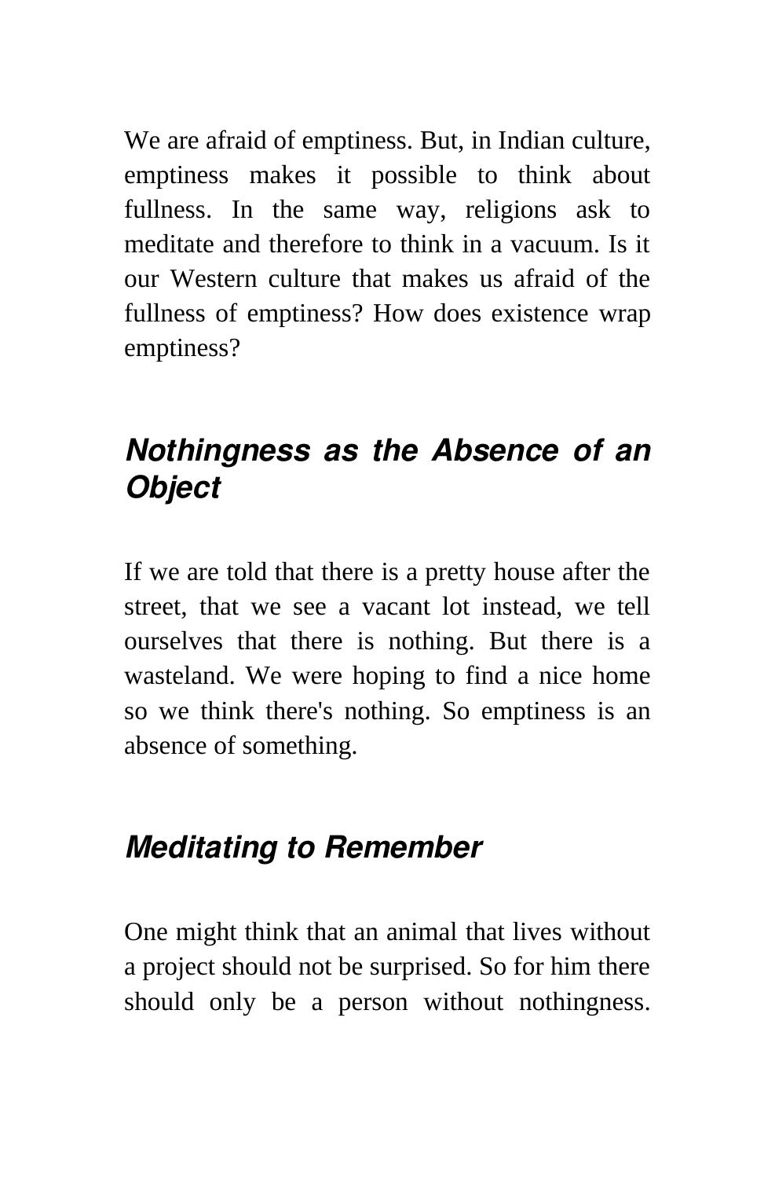We are afraid of emptiness. But, in Indian culture, emptiness makes it possible to think about fullness. In the same way, religions ask to meditate and therefore to think in a vacuum. Is it our Western culture that makes us afraid of the fullness of emptiness? How does existence wrap emptiness?

## *Nothingness as the Absence of an Object*

If we are told that there is a pretty house after the street, that we see a vacant lot instead, we tell ourselves that there is nothing. But there is a wasteland. We were hoping to find a nice home so we think there's nothing. So emptiness is an absence of something.

## *Meditating to Remember*

One might think that an animal that lives without a project should not be surprised. So for him there should only be a person without nothingness.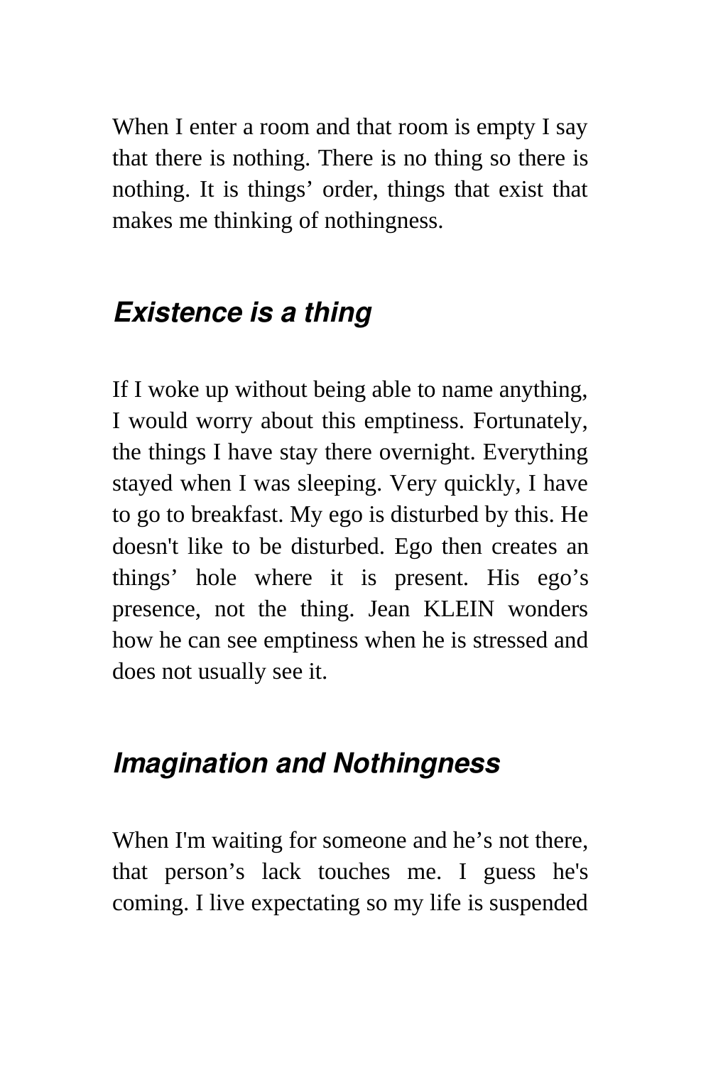When I enter a room and that room is empty I say that there is nothing. There is no thing so there is nothing. It is things' order, things that exist that makes me thinking of nothingness.

## *Existence is a thing*

If I woke up without being able to name anything, I would worry about this emptiness. Fortunately, the things I have stay there overnight. Everything stayed when I was sleeping. Very quickly, I have to go to breakfast. My ego is disturbed by this. He doesn't like to be disturbed. Ego then creates an things' hole where it is present. His ego's presence, not the thing. Jean KLEIN wonders how he can see emptiness when he is stressed and does not usually see it.

## *Imagination and Nothingness*

When I'm waiting for someone and he's not there, that person's lack touches me. I guess he's coming. I live expectating so my life is suspended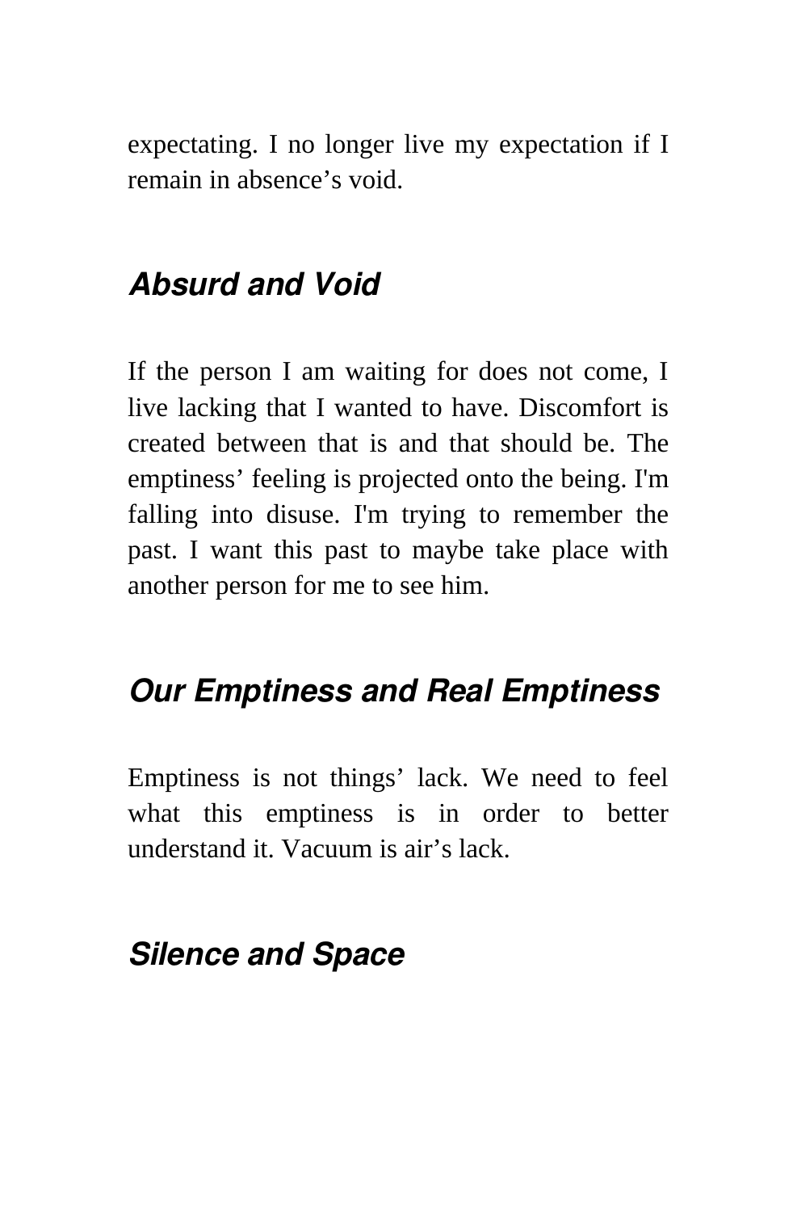expectating. I no longer live my expectation if I remain in absence's void.

### *Absurd and Void*

If the person I am waiting for does not come, I live lacking that I wanted to have. Discomfort is created between that is and that should be. The emptiness' feeling is projected onto the being. I'm falling into disuse. I'm trying to remember the past. I want this past to maybe take place with another person for me to see him.

### *Our Emptiness and Real Emptiness*

Emptiness is not things' lack. We need to feel what this emptiness is in order to better understand it. Vacuum is air's lack.

### *Silence and Space*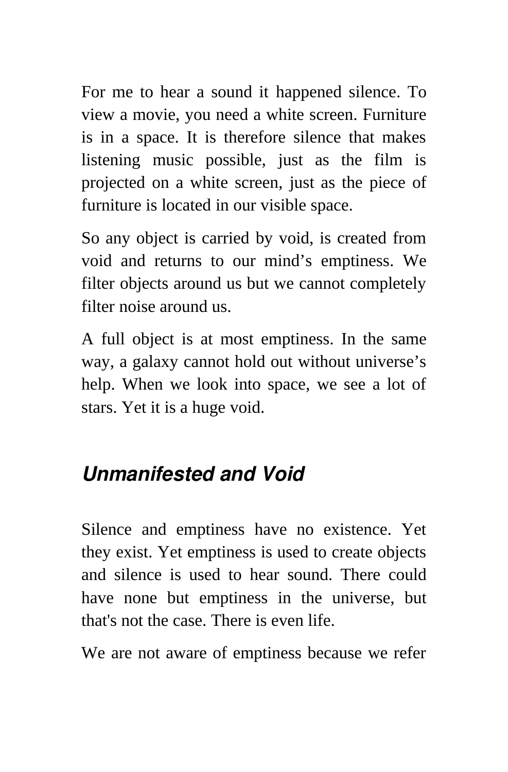For me to hear a sound it happened silence. To view a movie, you need a white screen. Furniture is in a space. It is therefore silence that makes listening music possible, just as the film is projected on a white screen, just as the piece of furniture is located in our visible space.

So any object is carried by void, is created from void and returns to our mind's emptiness. We filter objects around us but we cannot completely filter noise around us.

A full object is at most emptiness. In the same way, a galaxy cannot hold out without universe's help. When we look into space, we see a lot of stars. Yet it is a huge void.

## ***Unmanifested and Void***

Silence and emptiness have no existence. Yet they exist. Yet emptiness is used to create objects and silence is used to hear sound. There could have none but emptiness in the universe, but that's not the case. There is even life.

We are not aware of emptiness because we refer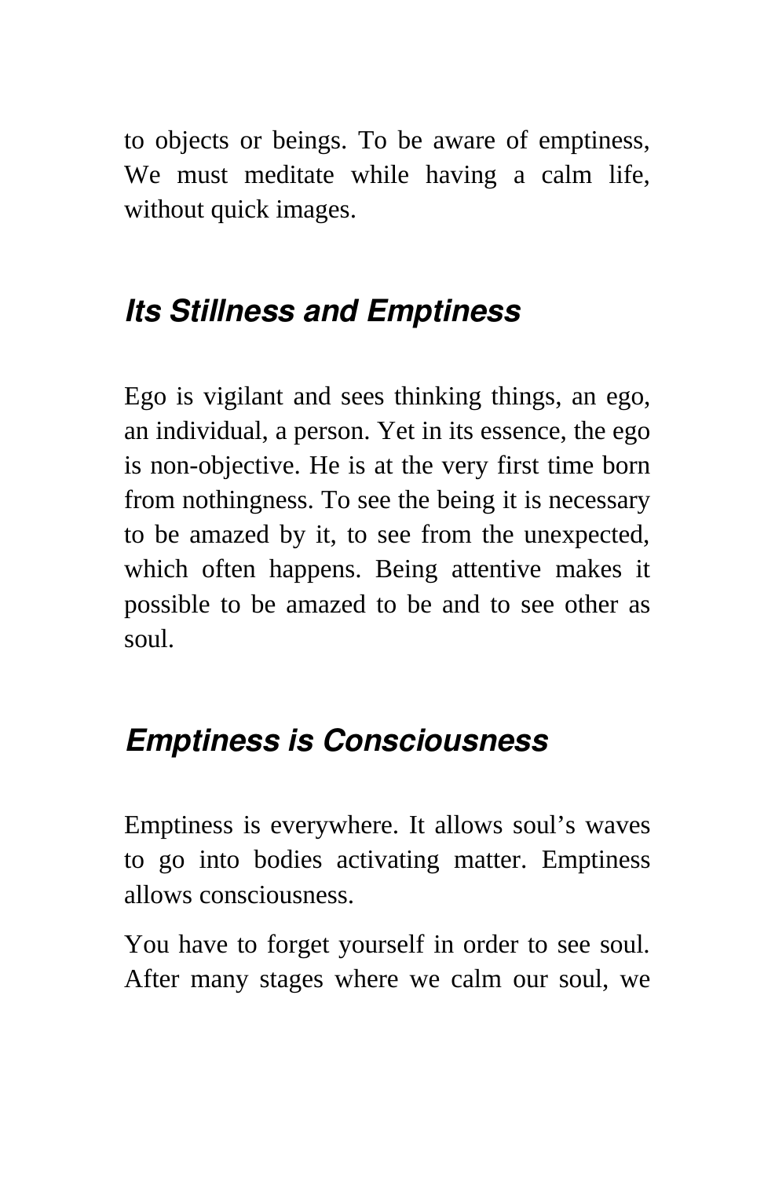to objects or beings. To be aware of emptiness, We must meditate while having a calm life, without quick images.

## *Its Stillness and Emptiness*

Ego is vigilant and sees thinking things, an ego, an individual, a person. Yet in its essence, the ego is non-objective. He is at the very first time born from nothingness. To see the being it is necessary to be amazed by it, to see from the unexpected, which often happens. Being attentive makes it possible to be amazed to be and to see other as soul.

## *Emptiness is Consciousness*

Emptiness is everywhere. It allows soul's waves to go into bodies activating matter. Emptiness allows consciousness.

You have to forget yourself in order to see soul. After many stages where we calm our soul, we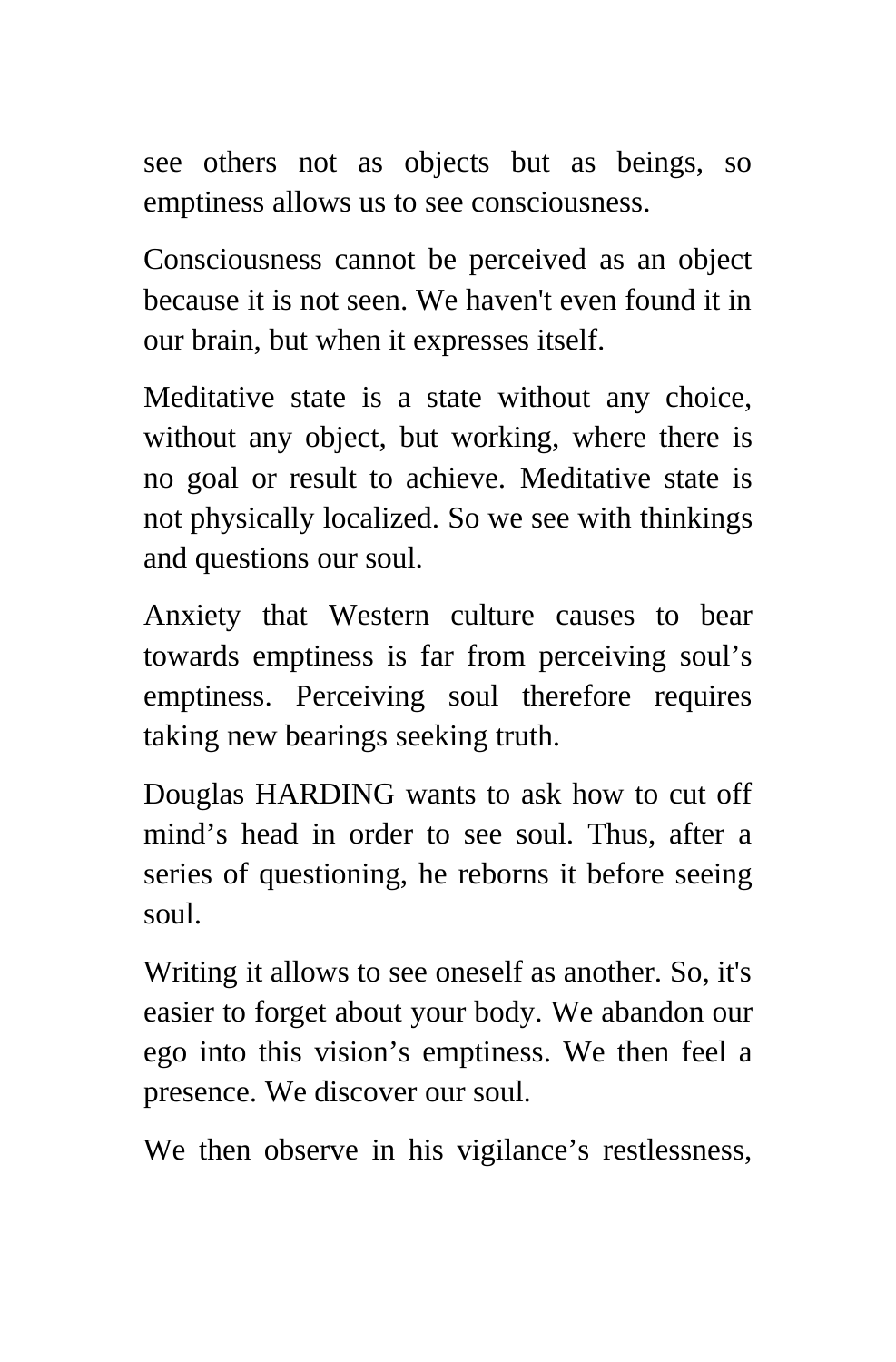see others not as objects but as beings, so emptiness allows us to see consciousness.

Consciousness cannot be perceived as an object because it is not seen. We haven't even found it in our brain, but when it expresses itself.

Meditative state is a state without any choice, without any object, but working, where there is no goal or result to achieve. Meditative state is not physically localized. So we see with thinkings and questions our soul.

Anxiety that Western culture causes to bear towards emptiness is far from perceiving soul's emptiness. Perceiving soul therefore requires taking new bearings seeking truth.

Douglas HARDING wants to ask how to cut off mind's head in order to see soul. Thus, after a series of questioning, he reborns it before seeing soul.

Writing it allows to see oneself as another. So, it's easier to forget about your body. We abandon our ego into this vision's emptiness. We then feel a presence. We discover our soul.

We then observe in his vigilance's restlessness,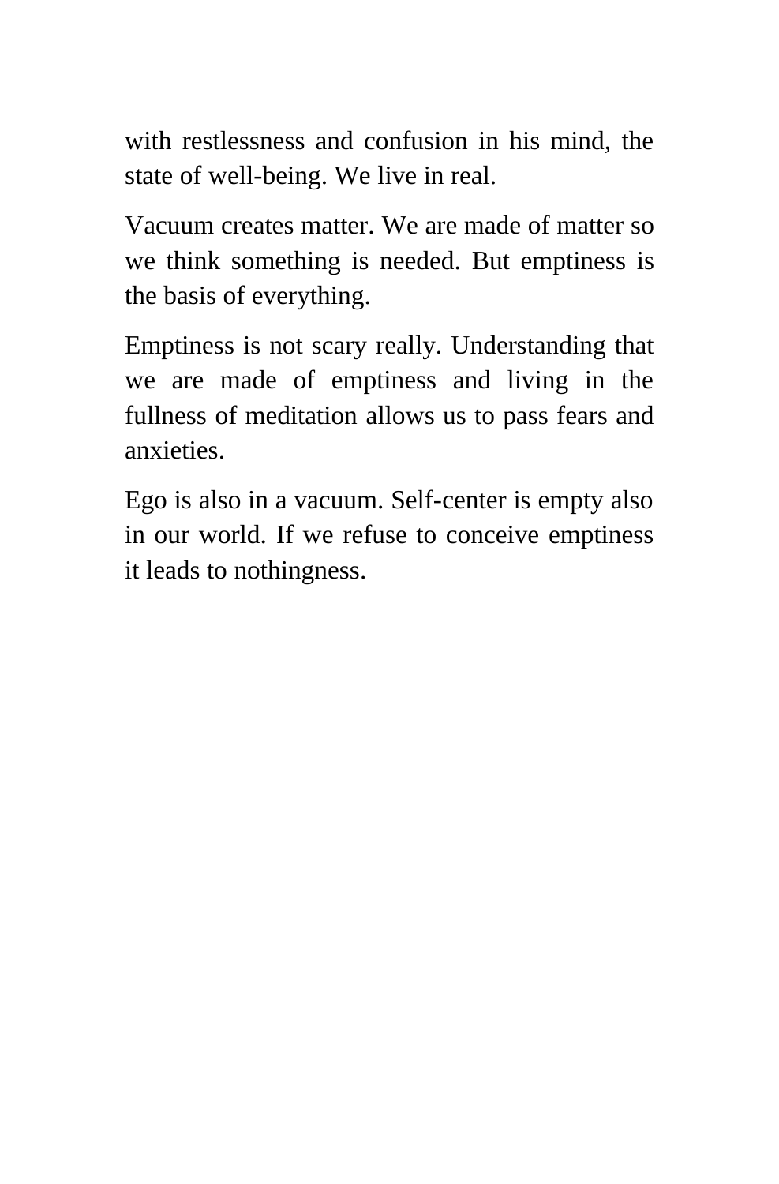with restlessness and confusion in his mind, the state of well-being. We live in real.

Vacuum creates matter. We are made of matter so we think something is needed. But emptiness is the basis of everything.

Emptiness is not scary really. Understanding that we are made of emptiness and living in the fullness of meditation allows us to pass fears and anxieties.

Ego is also in a vacuum. Self-center is empty also in our world. If we refuse to conceive emptiness it leads to nothingness.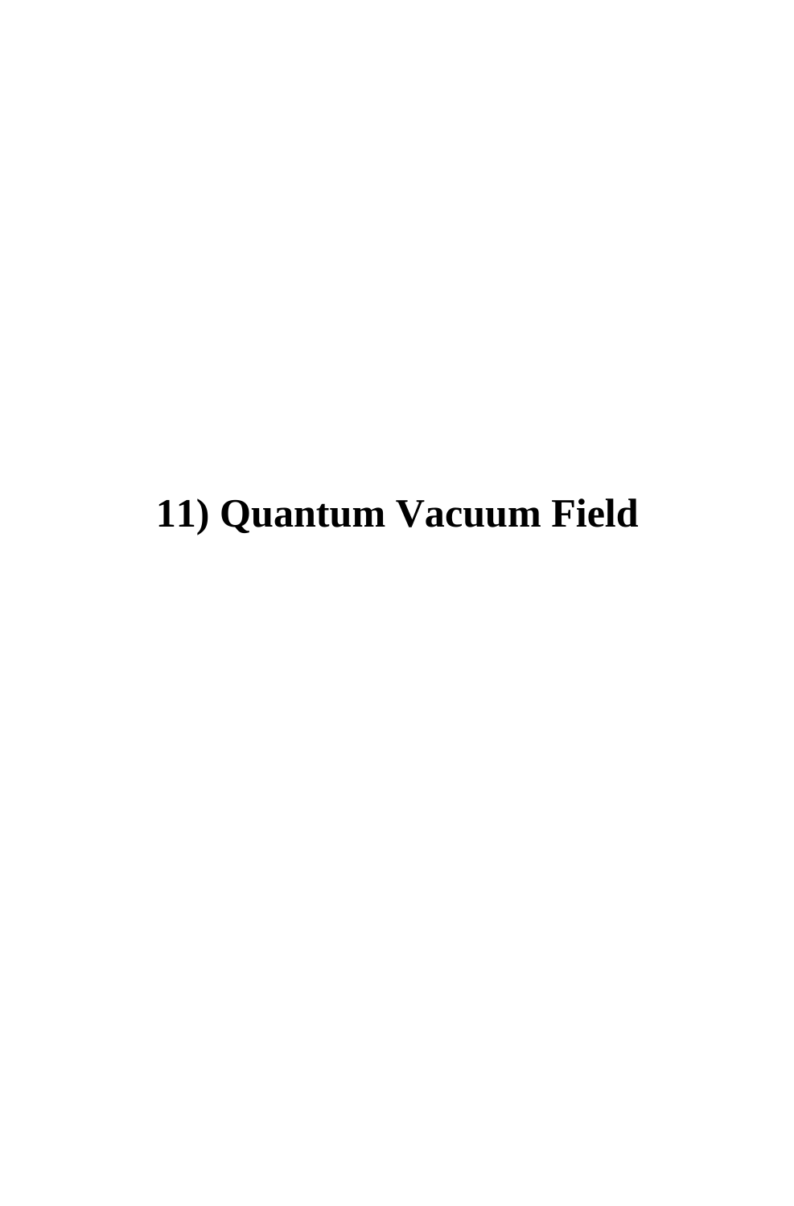# 11) Quantum Vacuum Field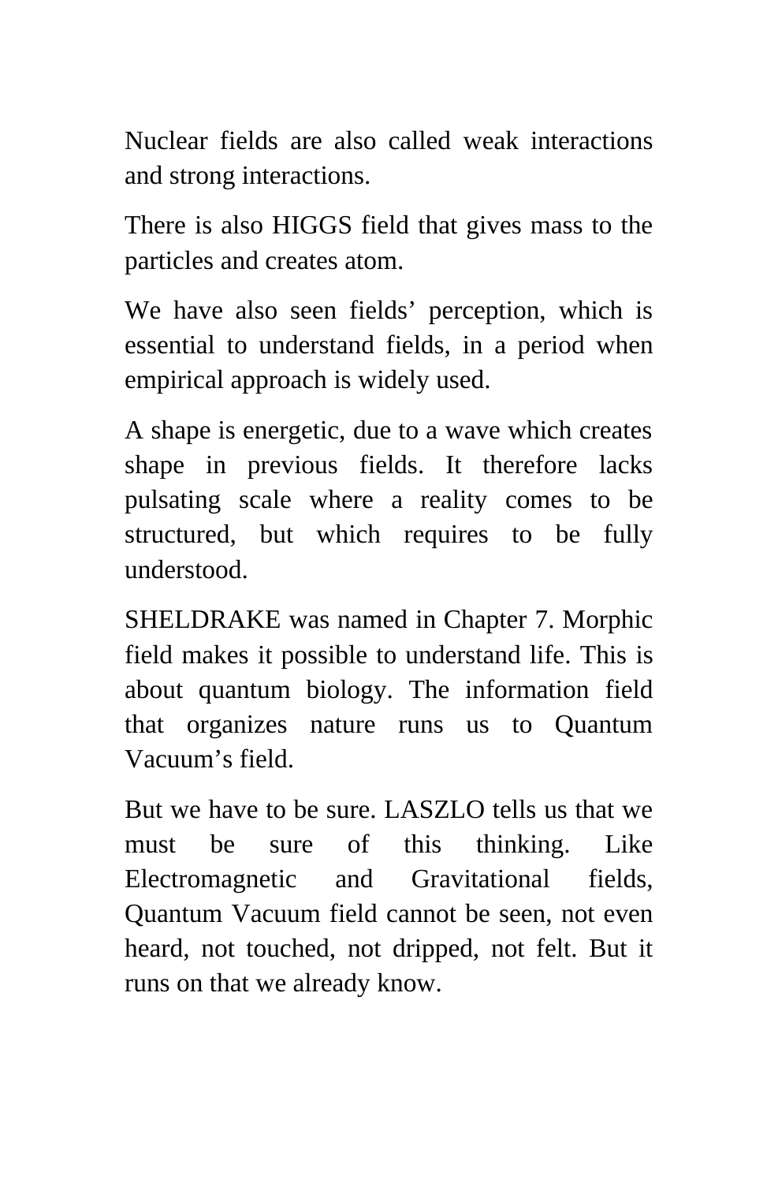Nuclear fields are also called weak interactions and strong interactions.

There is also HIGGS field that gives mass to the particles and creates atom.

We have also seen fields' perception, which is essential to understand fields, in a period when empirical approach is widely used.

A shape is energetic, due to a wave which creates shape in previous fields. It therefore lacks pulsating scale where a reality comes to be structured, but which requires to be fully understood.

SHELDRAKE was named in Chapter 7. Morphic field makes it possible to understand life. This is about quantum biology. The information field that organizes nature runs us to Quantum Vacuum's field.

But we have to be sure. LASZLO tells us that we must be sure of this thinking. Like Electromagnetic and Gravitational fields, Quantum Vacuum field cannot be seen, not even heard, not touched, not dripped, not felt. But it runs on that we already know.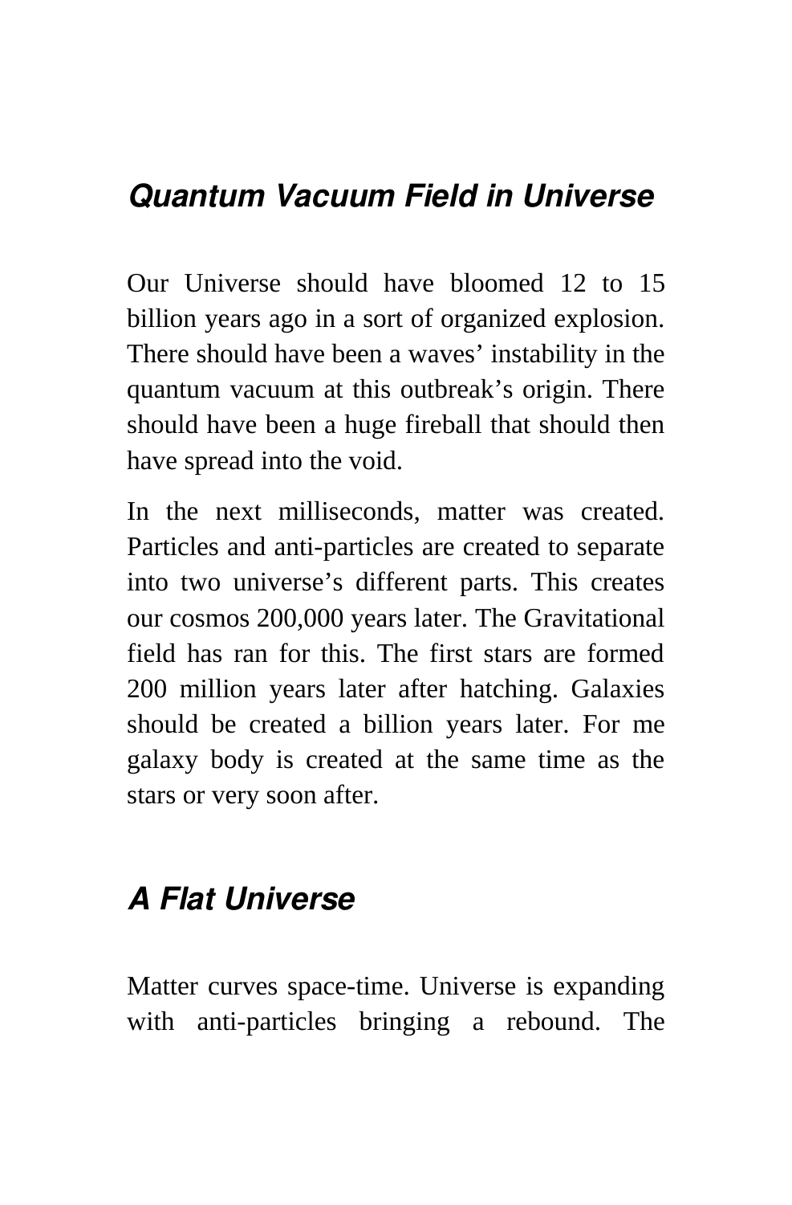## ***Quantum Vacuum Field in Universe***

Our Universe should have bloomed 12 to 15 billion years ago in a sort of organized explosion. There should have been a waves' instability in the quantum vacuum at this outbreak's origin. There should have been a huge fireball that should then have spread into the void.

In the next milliseconds, matter was created. Particles and anti-particles are created to separate into two universe's different parts. This creates our cosmos 200,000 years later. The Gravitational field has ran for this. The first stars are formed 200 million years later after hatching. Galaxies should be created a billion years later. For me galaxy body is created at the same time as the stars or very soon after.

## ***A Flat Universe***

Matter curves space-time. Universe is expanding with anti-particles bringing a rebound. The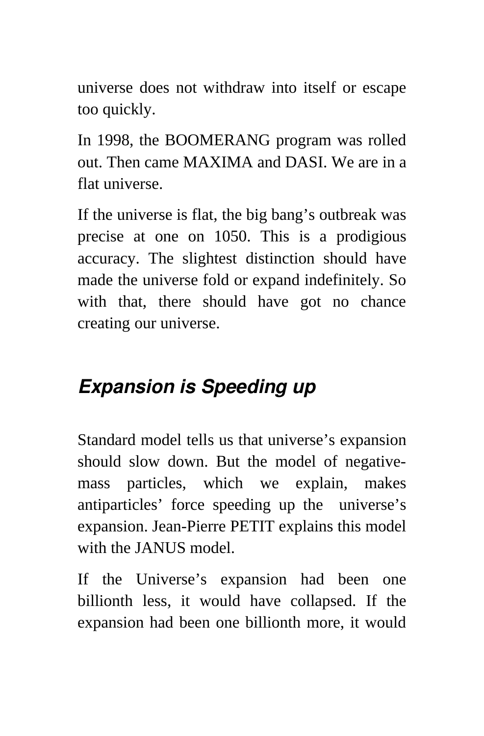universe does not withdraw into itself or escape too quickly.

In 1998, the BOOMERANG program was rolled out. Then came MAXIMA and DASI. We are in a flat universe.

If the universe is flat, the big bang's outbreak was precise at one on 1050. This is a prodigious accuracy. The slightest distinction should have made the universe fold or expand indefinitely. So with that, there should have got no chance creating our universe.

## *Expansion is Speeding up*

Standard model tells us that universe's expansion should slow down. But the model of negative-mass particles, which we explain, makes antiparticles' force speeding up the universe's expansion. Jean-Pierre PETIT explains this model with the JANUS model.

If the Universe's expansion had been one billionth less, it would have collapsed. If the expansion had been one billionth more, it would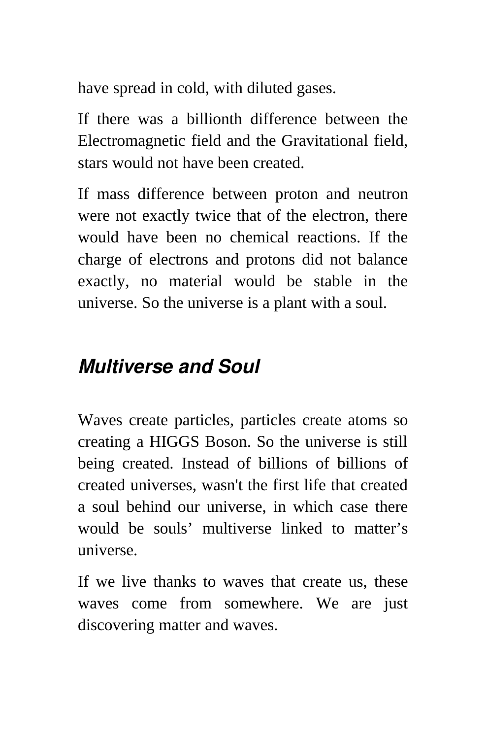have spread in cold, with diluted gases.

If there was a billionth difference between the Electromagnetic field and the Gravitational field, stars would not have been created.

If mass difference between proton and neutron were not exactly twice that of the electron, there would have been no chemical reactions. If the charge of electrons and protons did not balance exactly, no material would be stable in the universe. So the universe is a plant with a soul.

## *Multiverse and Soul*

Waves create particles, particles create atoms so creating a HIGGS Boson. So the universe is still being created. Instead of billions of billions of created universes, wasn't the first life that created a soul behind our universe, in which case there would be souls' multiverse linked to matter's universe.

If we live thanks to waves that create us, these waves come from somewhere. We are just discovering matter and waves.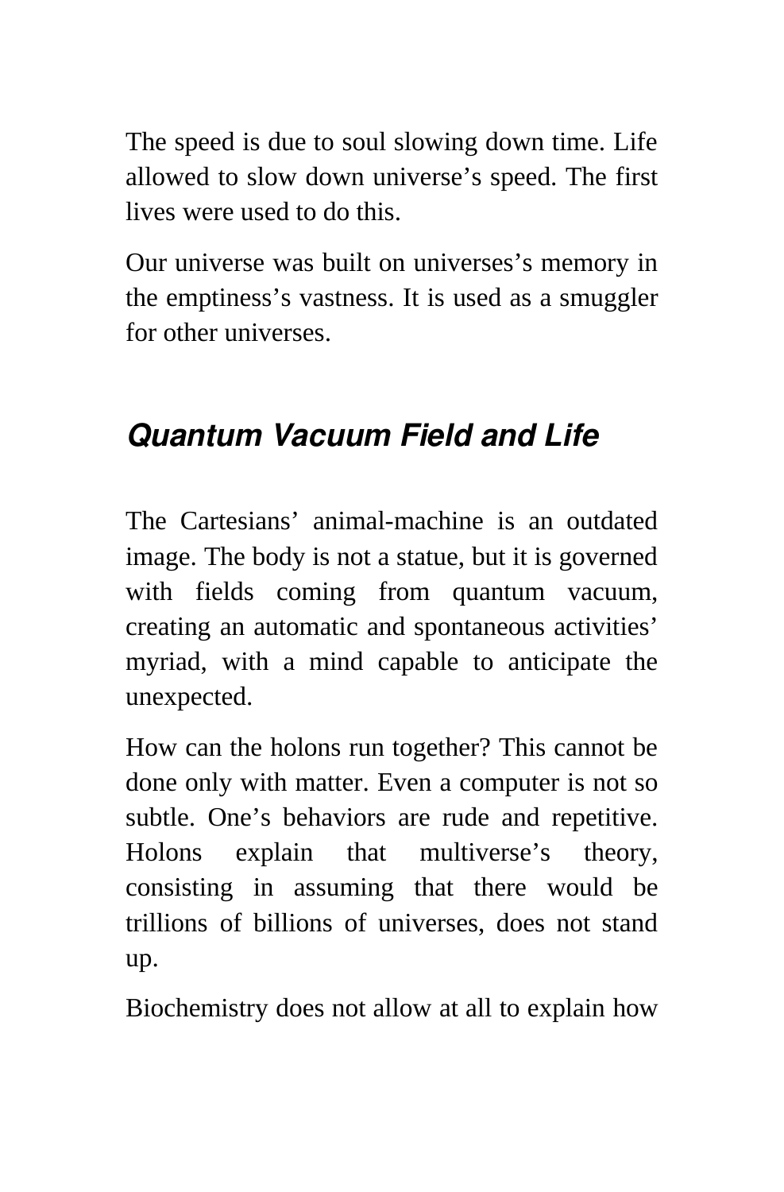The speed is due to soul slowing down time. Life allowed to slow down universe's speed. The first lives were used to do this.

Our universe was built on universes's memory in the emptiness's vastness. It is used as a smuggler for other universes.

## *Quantum Vacuum Field and Life*

The Cartesians' animal-machine is an outdated image. The body is not a statue, but it is governed with fields coming from quantum vacuum, creating an automatic and spontaneous activities' myriad, with a mind capable to anticipate the unexpected.

How can the holons run together? This cannot be done only with matter. Even a computer is not so subtle. One's behaviors are rude and repetitive. Holons explain that multiverse's theory, consisting in assuming that there would be trillions of billions of universes, does not stand up.

Biochemistry does not allow at all to explain how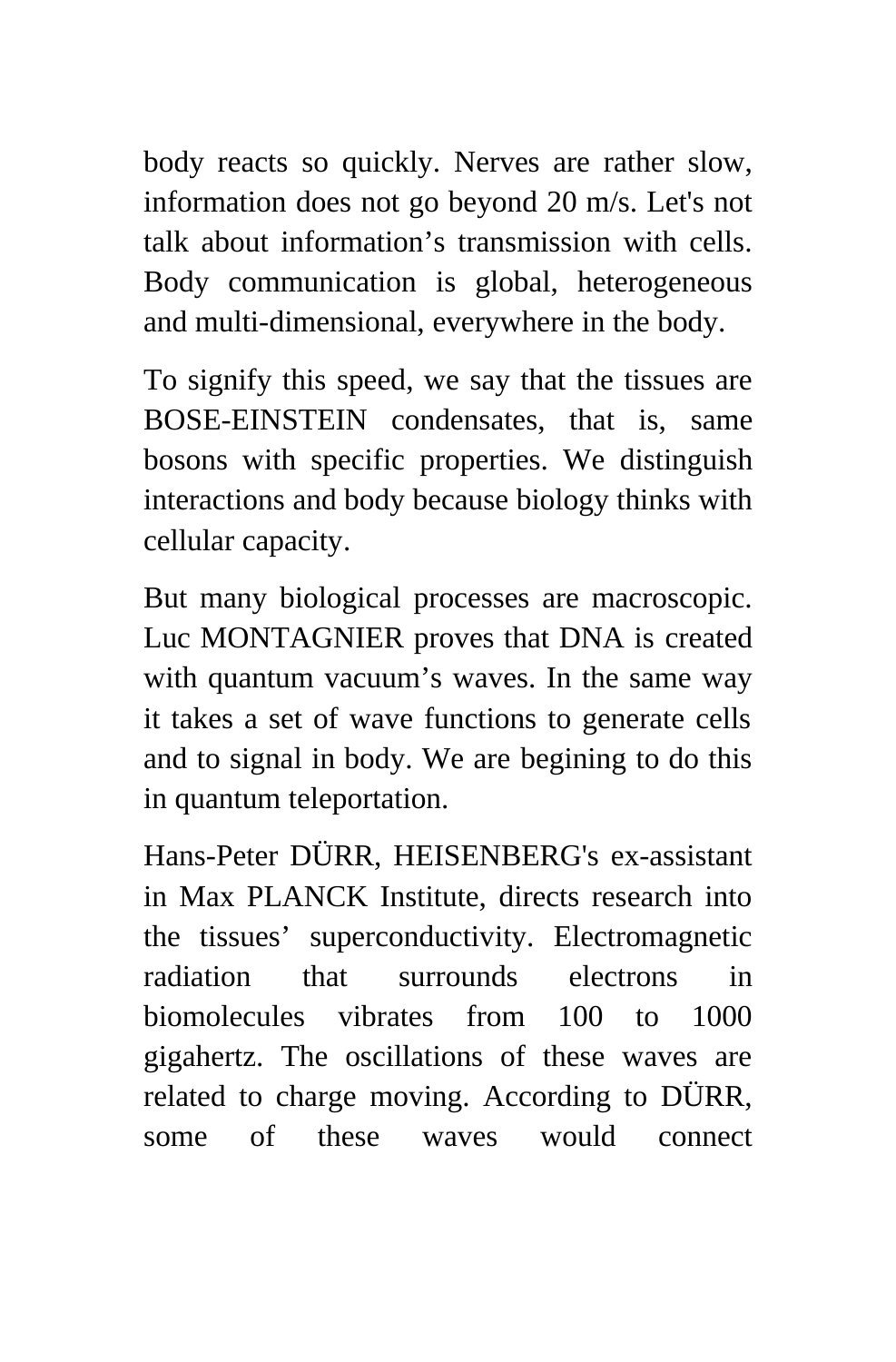body reacts so quickly. Nerves are rather slow, information does not go beyond 20 m/s. Let's not talk about information's transmission with cells. Body communication is global, heterogeneous and multi-dimensional, everywhere in the body.

To signify this speed, we say that the tissues are BOSE-EINSTEIN condensates, that is, same bosons with specific properties. We distinguish interactions and body because biology thinks with cellular capacity.

But many biological processes are macroscopic. Luc MONTAGNIER proves that DNA is created with quantum vacuum's waves. In the same way it takes a set of wave functions to generate cells and to signal in body. We are begining to do this in quantum teleportation.

Hans-Peter DÜRR, HEISENBERG's ex-assistant in Max PLANCK Institute, directs research into the tissues' superconductivity. Electromagnetic radiation that surrounds electrons in biomolecules vibrates from 100 to 1000 gigahertz. The oscillations of these waves are related to charge moving. According to DÜRR, some of these waves would connect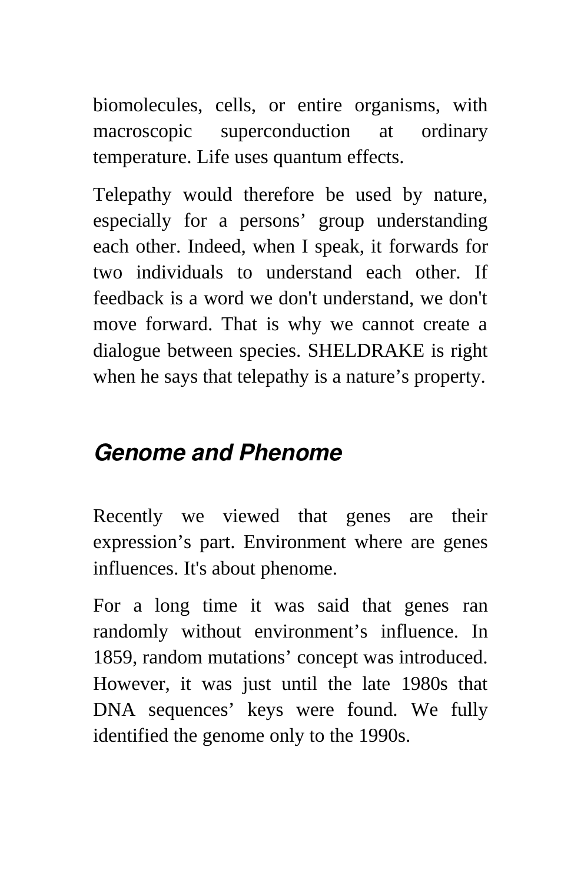biomolecules, cells, or entire organisms, with macroscopic superconduction at ordinary temperature. Life uses quantum effects.

Telepathy would therefore be used by nature, especially for a persons' group understanding each other. Indeed, when I speak, it forwards for two individuals to understand each other. If feedback is a word we don't understand, we don't move forward. That is why we cannot create a dialogue between species. SHELDRAKE is right when he says that telepathy is a nature's property.

## *Genome and Phenome*

Recently we viewed that genes are their expression's part. Environment where are genes influences. It's about phenome.

For a long time it was said that genes ran randomly without environment's influence. In 1859, random mutations' concept was introduced. However, it was just until the late 1980s that DNA sequences' keys were found. We fully identified the genome only to the 1990s.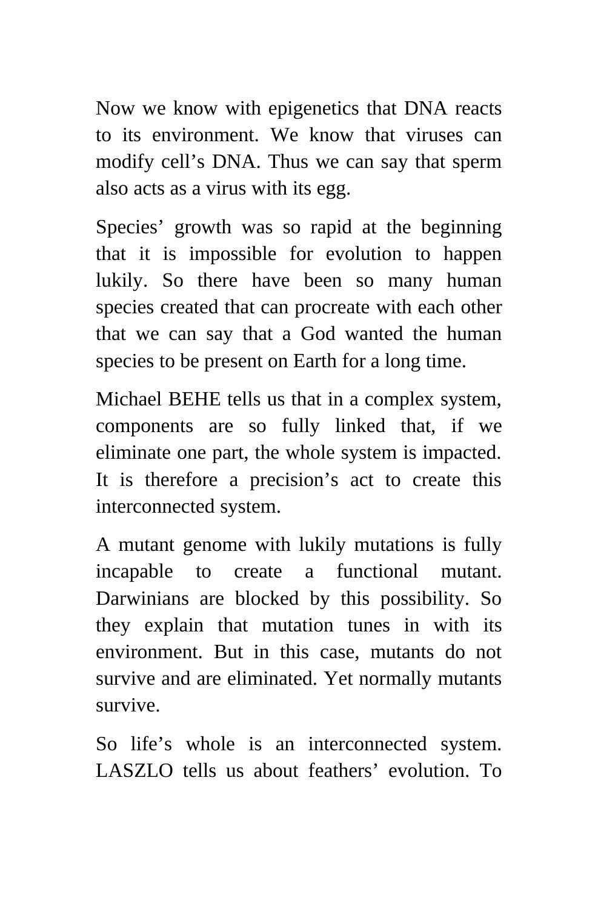Now we know with epigenetics that DNA reacts to its environment. We know that viruses can modify cell's DNA. Thus we can say that sperm also acts as a virus with its egg.

Species' growth was so rapid at the beginning that it is impossible for evolution to happen lukily. So there have been so many human species created that can procreate with each other that we can say that a God wanted the human species to be present on Earth for a long time.

Michael BEHE tells us that in a complex system, components are so fully linked that, if we eliminate one part, the whole system is impacted. It is therefore a precision's act to create this interconnected system.

A mutant genome with lukily mutations is fully incapable to create a functional mutant. Darwinians are blocked by this possibility. So they explain that mutation tunes in with its environment. But in this case, mutants do not survive and are eliminated. Yet normally mutants survive.

So life's whole is an interconnected system. LASZLO tells us about feathers' evolution. To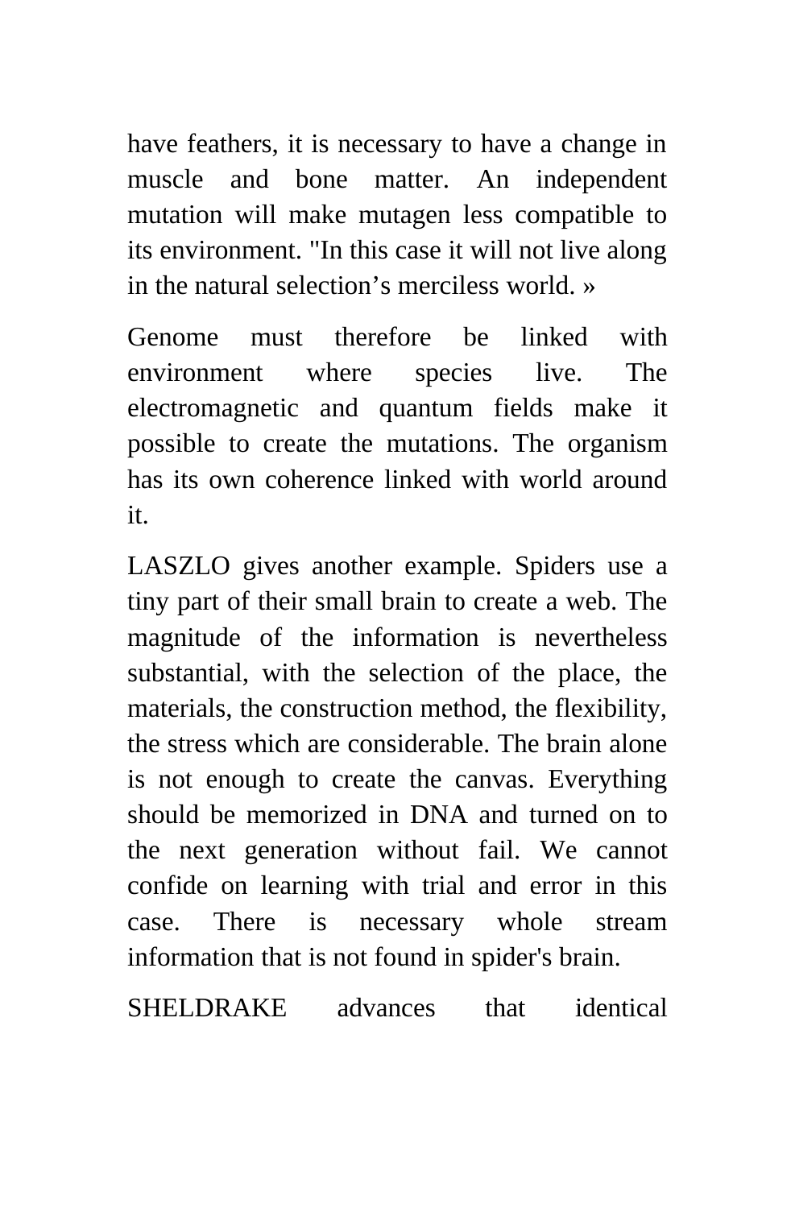have feathers, it is necessary to have a change in muscle and bone matter. An independent mutation will make mutagen less compatible to its environment. "In this case it will not live along in the natural selection's merciless world. »

Genome must therefore be linked with environment where species live. The electromagnetic and quantum fields make it possible to create the mutations. The organism has its own coherence linked with world around it.

LASZLO gives another example. Spiders use a tiny part of their small brain to create a web. The magnitude of the information is nevertheless substantial, with the selection of the place, the materials, the construction method, the flexibility, the stress which are considerable. The brain alone is not enough to create the canvas. Everything should be memorized in DNA and turned on to the next generation without fail. We cannot confide on learning with trial and error in this case. There is necessary whole stream information that is not found in spider's brain.

SHELDRAKE advances that identical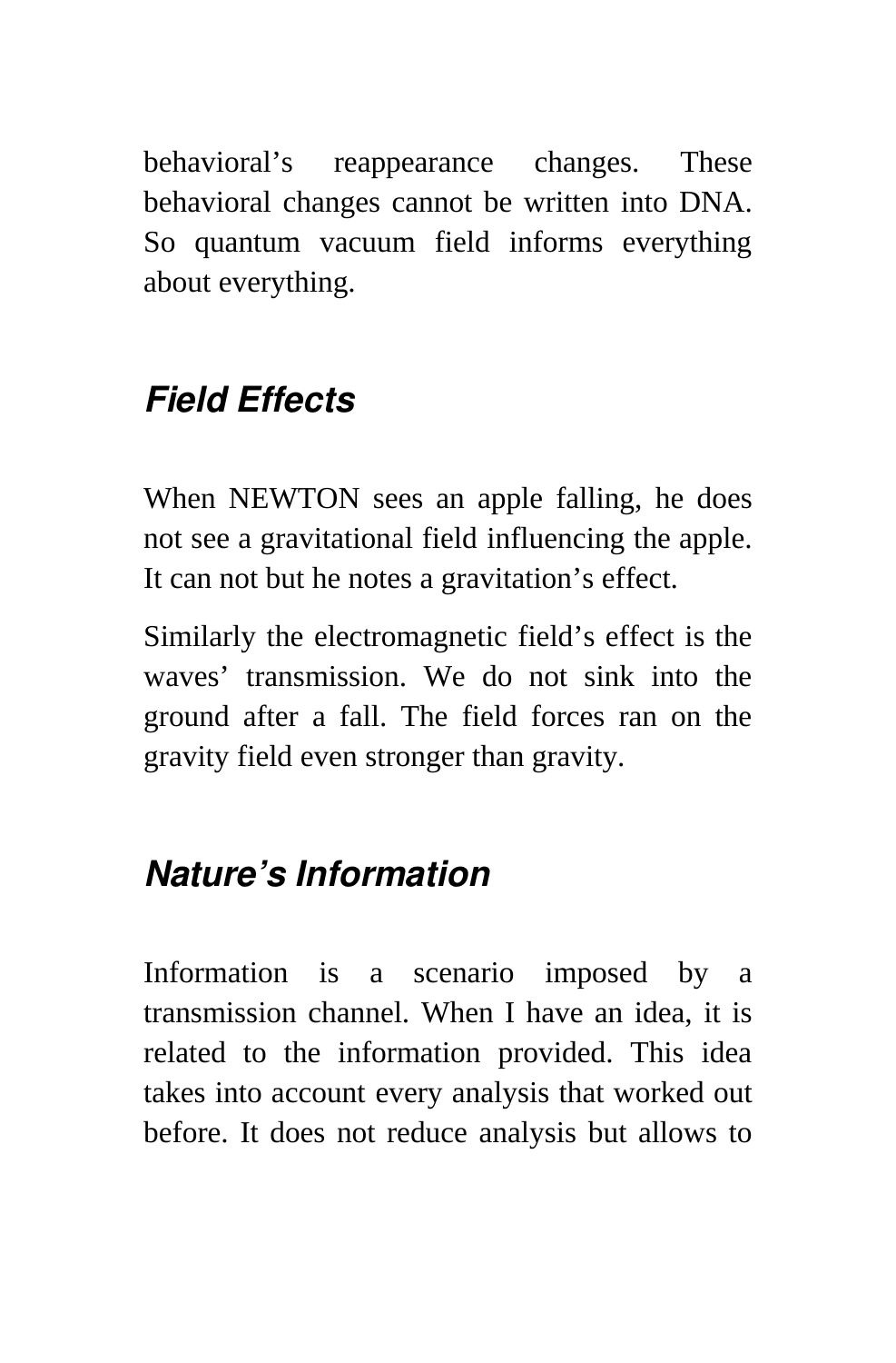behavioral's reappearance changes. These behavioral changes cannot be written into DNA. So quantum vacuum field informs everything about everything.

## *Field Effects*

When NEWTON sees an apple falling, he does not see a gravitational field influencing the apple. It can not but he notes a gravitation's effect.

Similarly the electromagnetic field's effect is the waves' transmission. We do not sink into the ground after a fall. The field forces ran on the gravity field even stronger than gravity.

## *Nature's Information*

Information is a scenario imposed by a transmission channel. When I have an idea, it is related to the information provided. This idea takes into account every analysis that worked out before. It does not reduce analysis but allows to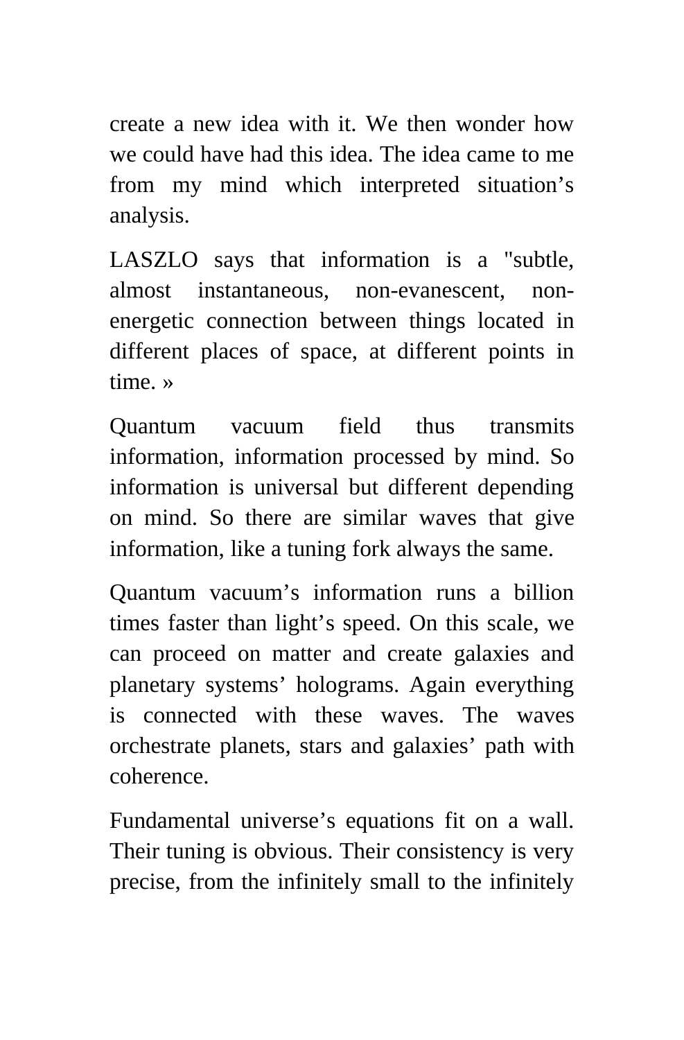create a new idea with it. We then wonder how we could have had this idea. The idea came to me from my mind which interpreted situation's analysis.

LASZLO says that information is a "subtle, almost instantaneous, non-evanescent, non-energetic connection between things located in different places of space, at different points in time. »

Quantum vacuum field thus transmits information, information processed by mind. So information is universal but different depending on mind. So there are similar waves that give information, like a tuning fork always the same.

Quantum vacuum's information runs a billion times faster than light's speed. On this scale, we can proceed on matter and create galaxies and planetary systems' holograms. Again everything is connected with these waves. The waves orchestrate planets, stars and galaxies' path with coherence.

Fundamental universe's equations fit on a wall. Their tuning is obvious. Their consistency is very precise, from the infinitely small to the infinitely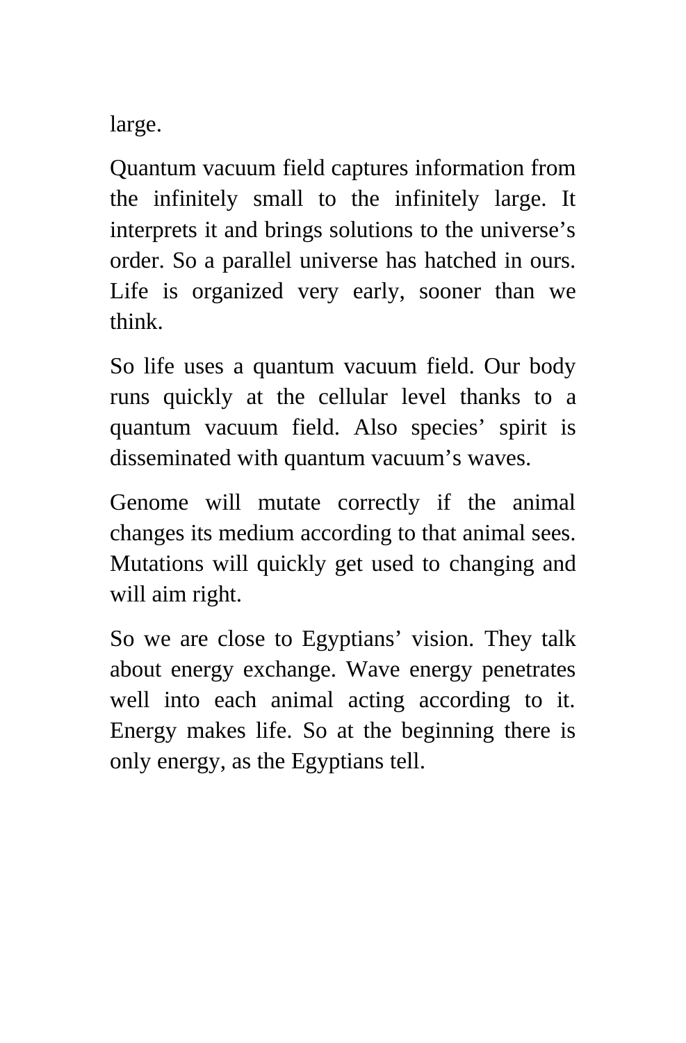large.

Quantum vacuum field captures information from the infinitely small to the infinitely large. It interprets it and brings solutions to the universe’s order. So a parallel universe has hatched in ours. Life is organized very early, sooner than we think.

So life uses a quantum vacuum field. Our body runs quickly at the cellular level thanks to a quantum vacuum field. Also species’ spirit is disseminated with quantum vacuum’s waves.

Genome will mutate correctly if the animal changes its medium according to that animal sees. Mutations will quickly get used to changing and will aim right.

So we are close to Egyptians’ vision. They talk about energy exchange. Wave energy penetrates well into each animal acting according to it. Energy makes life. So at the beginning there is only energy, as the Egyptians tell.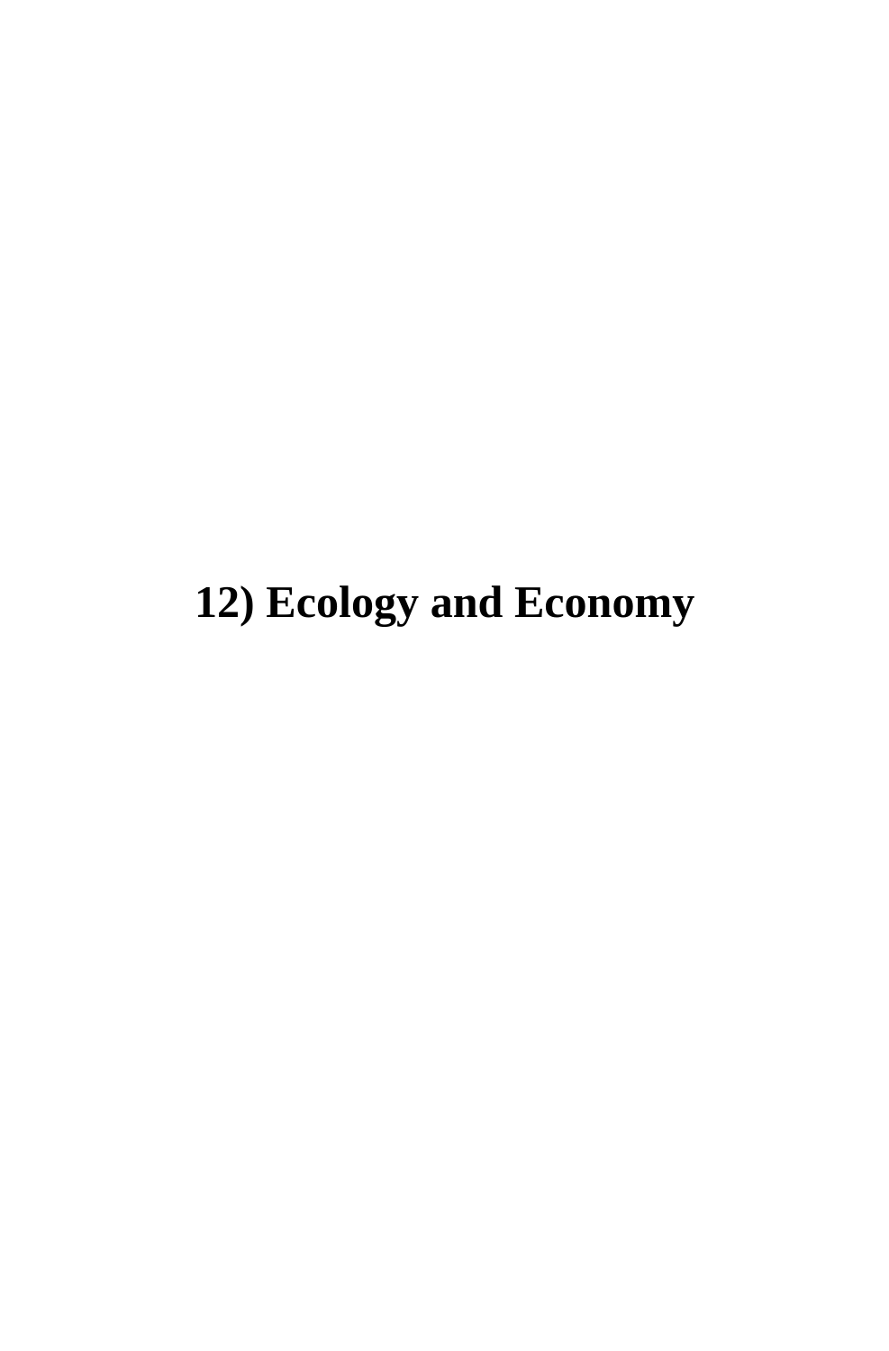# 12) Ecology and Economy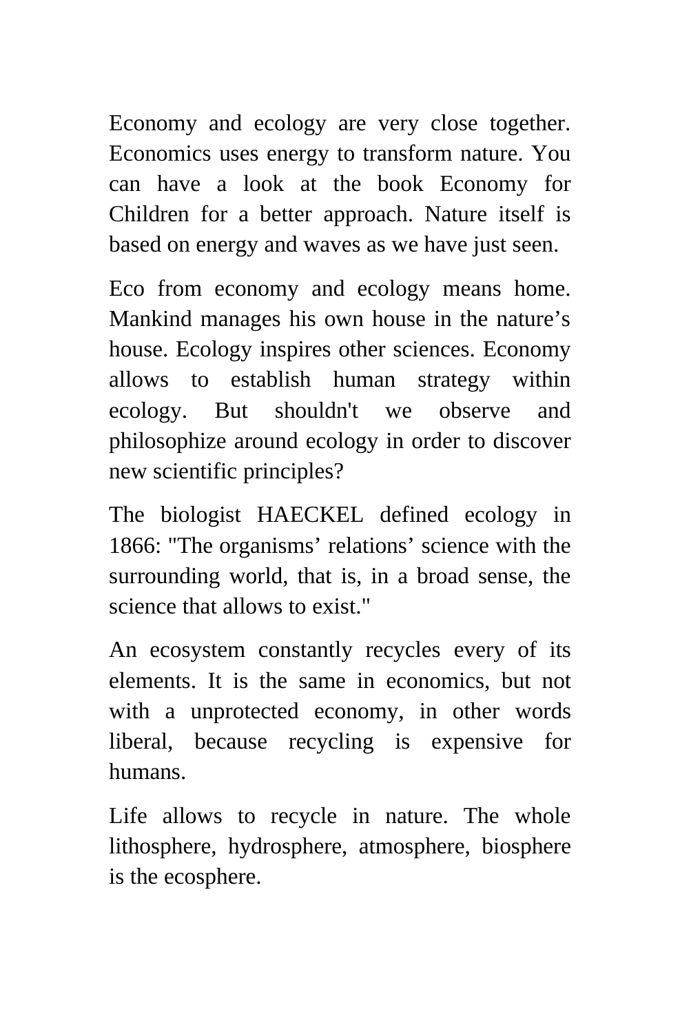Economy and ecology are very close together. Economics uses energy to transform nature. You can have a look at the book Economy for Children for a better approach. Nature itself is based on energy and waves as we have just seen.

Eco from economy and ecology means home. Mankind manages his own house in the nature's house. Ecology inspires other sciences. Economy allows to establish human strategy within ecology. But shouldn't we observe and philosophize around ecology in order to discover new scientific principles?

The biologist HAECKEL defined ecology in 1866: "The organisms' relations' science with the surrounding world, that is, in a broad sense, the science that allows to exist."

An ecosystem constantly recycles every of its elements. It is the same in economics, but not with a unprotected economy, in other words liberal, because recycling is expensive for humans.

Life allows to recycle in nature. The whole lithosphere, hydrosphere, atmosphere, biosphere is the ecosphere.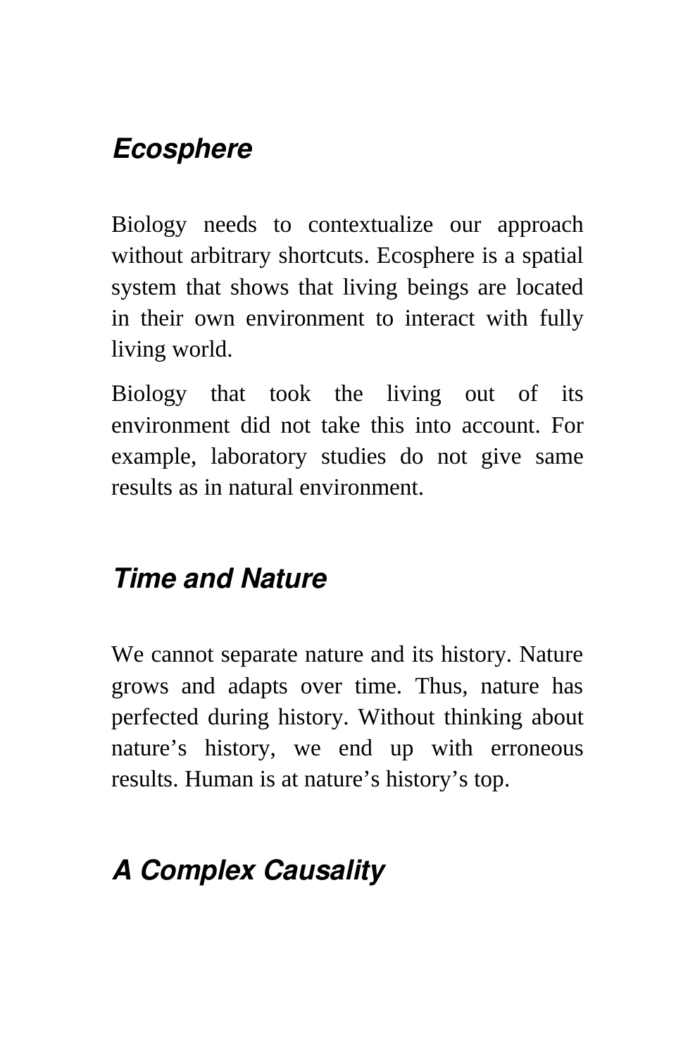## *Ecosphere*

Biology needs to contextualize our approach without arbitrary shortcuts. Ecosphere is a spatial system that shows that living beings are located in their own environment to interact with fully living world.

Biology that took the living out of its environment did not take this into account. For example, laboratory studies do not give same results as in natural environment.

## *Time and Nature*

We cannot separate nature and its history. Nature grows and adapts over time. Thus, nature has perfected during history. Without thinking about nature's history, we end up with erroneous results. Human is at nature's history's top.

## *A Complex Causality*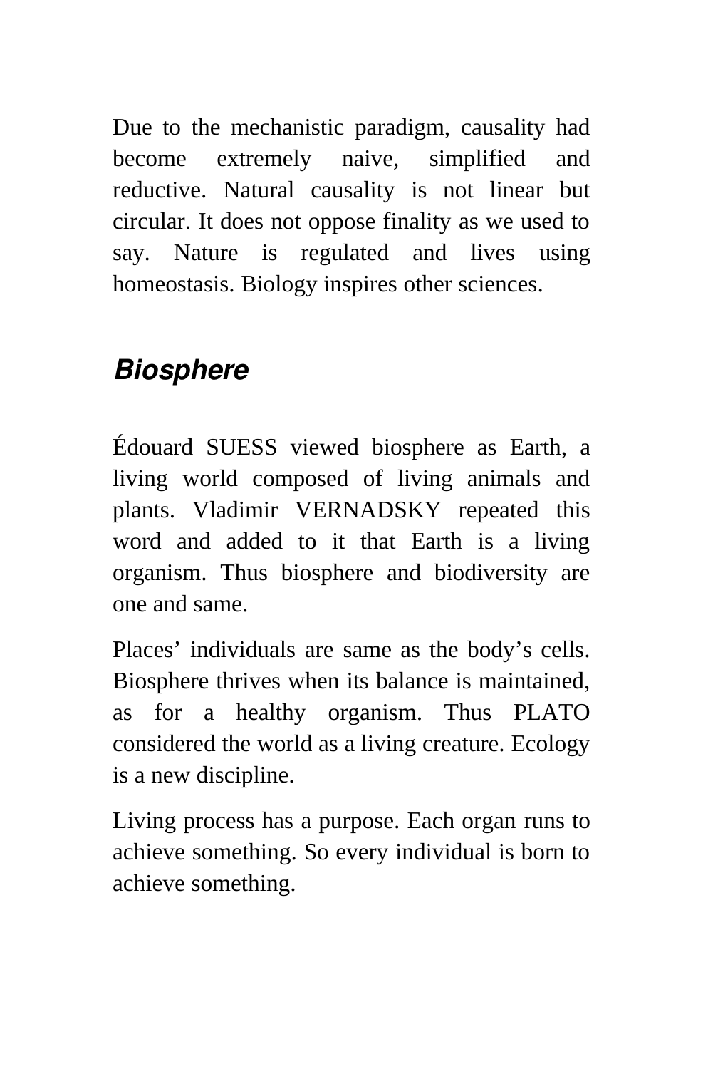Due to the mechanistic paradigm, causality had become extremely naive, simplified and reductive. Natural causality is not linear but circular. It does not oppose finality as we used to say. Nature is regulated and lives using homeostasis. Biology inspires other sciences.

## *Biosphere*

Édouard SUESS viewed biosphere as Earth, a living world composed of living animals and plants. Vladimir VERNADSKY repeated this word and added to it that Earth is a living organism. Thus biosphere and biodiversity are one and same.

Places' individuals are same as the body's cells. Biosphere thrives when its balance is maintained, as for a healthy organism. Thus PLATO considered the world as a living creature. Ecology is a new discipline.

Living process has a purpose. Each organ runs to achieve something. So every individual is born to achieve something.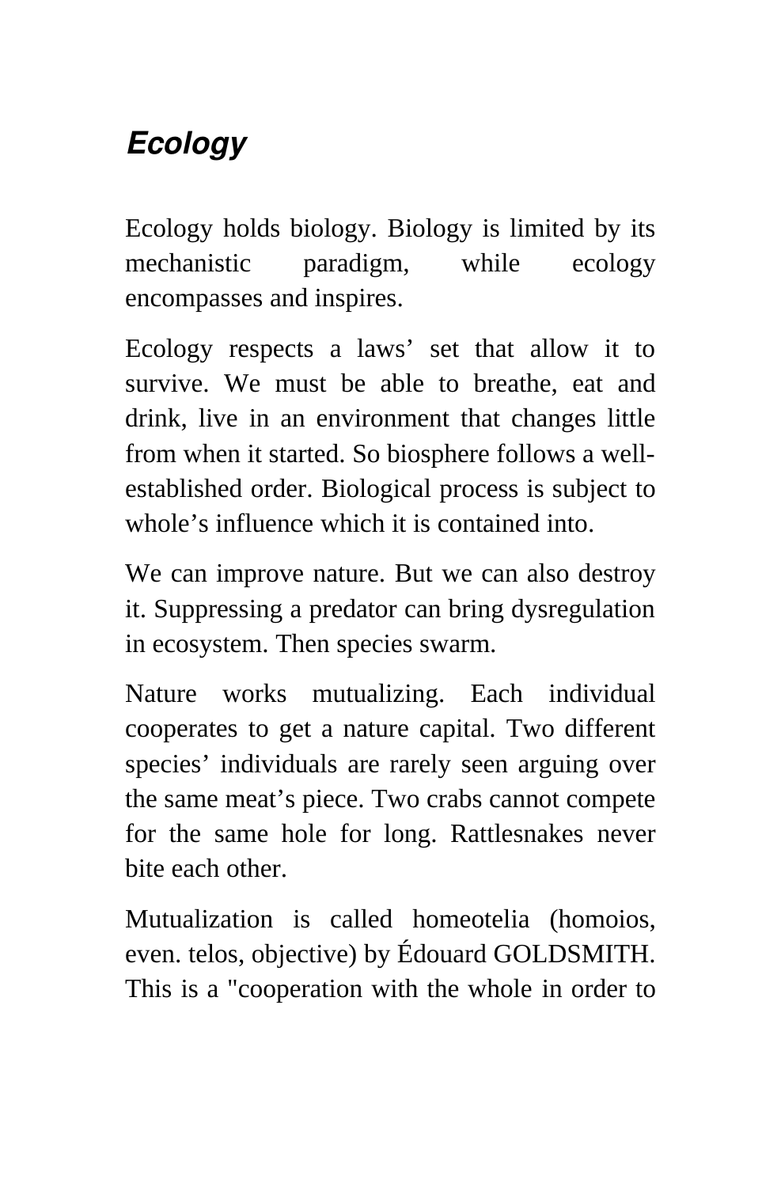## *Ecology*

Ecology holds biology. Biology is limited by its mechanistic paradigm, while ecology encompasses and inspires.

Ecology respects a laws' set that allow it to survive. We must be able to breathe, eat and drink, live in an environment that changes little from when it started. So biosphere follows a well-established order. Biological process is subject to whole's influence which it is contained into.

We can improve nature. But we can also destroy it. Suppressing a predator can bring dysregulation in ecosystem. Then species swarm.

Nature works mutualizing. Each individual cooperates to get a nature capital. Two different species' individuals are rarely seen arguing over the same meat's piece. Two crabs cannot compete for the same hole for long. Rattlesnakes never bite each other.

Mutualization is called homeotelia (homoios, even. telos, objective) by Édouard GOLDSMITH. This is a "cooperation with the whole in order to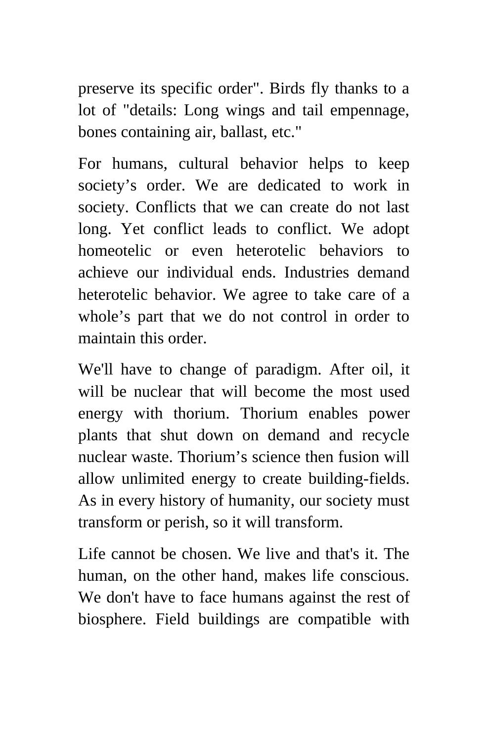preserve its specific order". Birds fly thanks to a lot of "details: Long wings and tail empennage, bones containing air, ballast, etc."

For humans, cultural behavior helps to keep society’s order. We are dedicated to work in society. Conflicts that we can create do not last long. Yet conflict leads to conflict. We adopt homeotelic or even heterotelic behaviors to achieve our individual ends. Industries demand heterotelic behavior. We agree to take care of a whole’s part that we do not control in order to maintain this order.

We'll have to change of paradigm. After oil, it will be nuclear that will become the most used energy with thorium. Thorium enables power plants that shut down on demand and recycle nuclear waste. Thorium’s science then fusion will allow unlimited energy to create building-fields. As in every history of humanity, our society must transform or perish, so it will transform.

Life cannot be chosen. We live and that's it. The human, on the other hand, makes life conscious. We don't have to face humans against the rest of biosphere. Field buildings are compatible with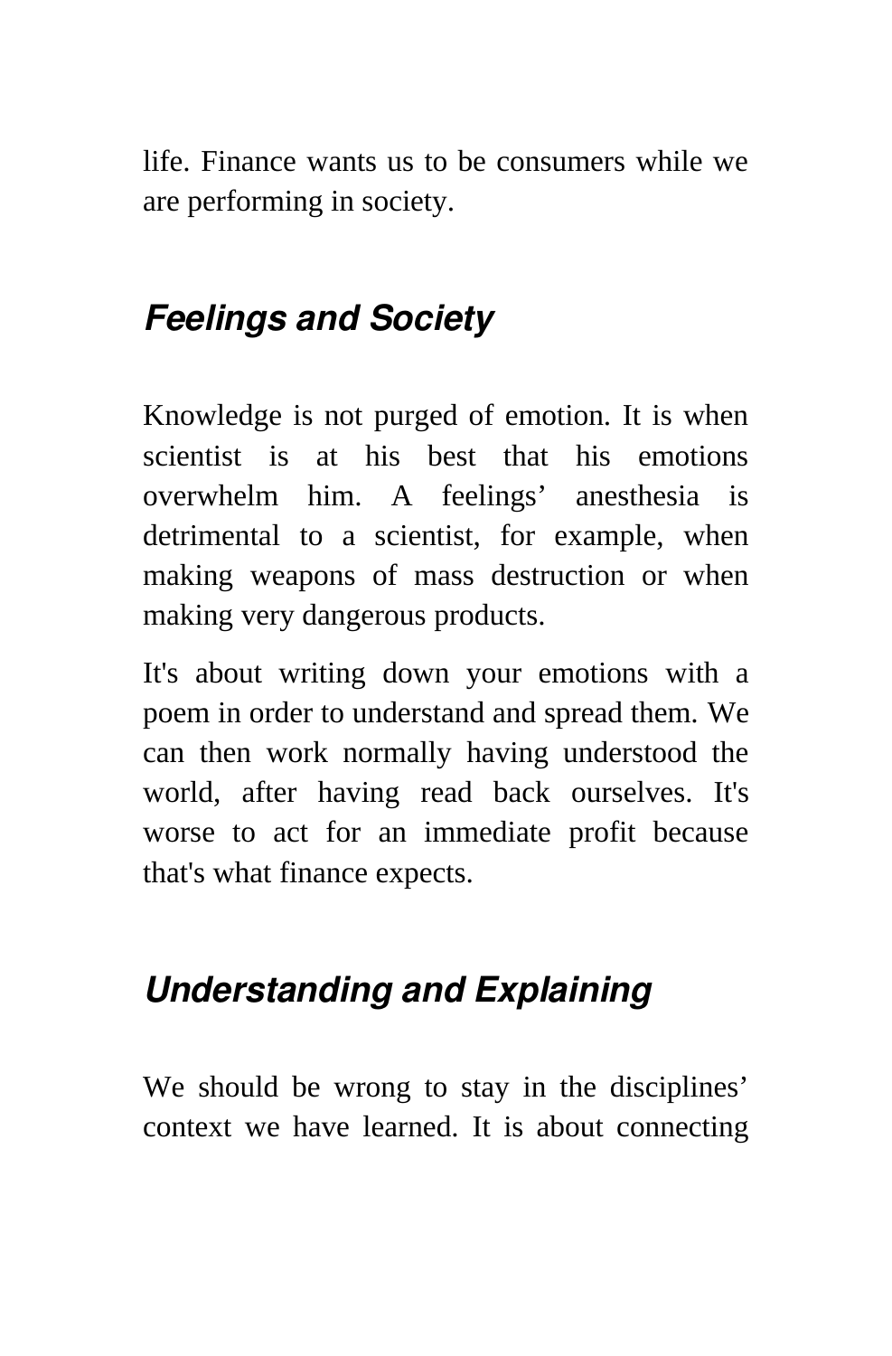life. Finance wants us to be consumers while we are performing in society.

### *Feelings and Society*

Knowledge is not purged of emotion. It is when scientist is at his best that his emotions overwhelm him. A feelings' anesthesia is detrimental to a scientist, for example, when making weapons of mass destruction or when making very dangerous products.

It's about writing down your emotions with a poem in order to understand and spread them. We can then work normally having understood the world, after having read back ourselves. It's worse to act for an immediate profit because that's what finance expects.

### *Understanding and Explaining*

We should be wrong to stay in the disciplines' context we have learned. It is about connecting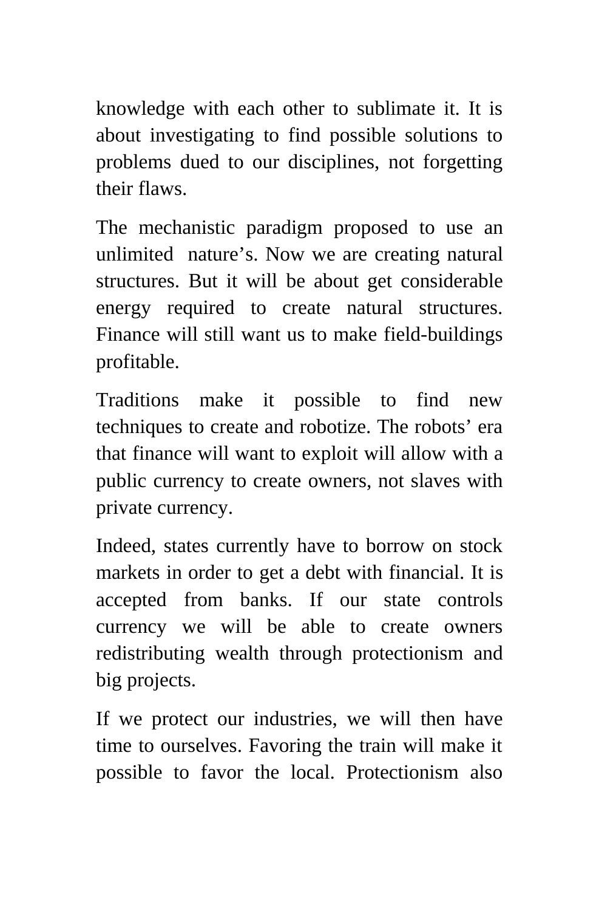knowledge with each other to sublimate it. It is about investigating to find possible solutions to problems dued to our disciplines, not forgetting their flaws.

The mechanistic paradigm proposed to use an unlimited  nature's. Now we are creating natural structures. But it will be about get considerable energy required to create natural structures. Finance will still want us to make field-buildings profitable.

Traditions make it possible to find new techniques to create and robotize. The robots' era that finance will want to exploit will allow with a public currency to create owners, not slaves with private currency.

Indeed, states currently have to borrow on stock markets in order to get a debt with financial. It is accepted from banks. If our state controls currency we will be able to create owners redistributing wealth through protectionism and big projects.

If we protect our industries, we will then have time to ourselves. Favoring the train will make it possible to favor the local. Protectionism also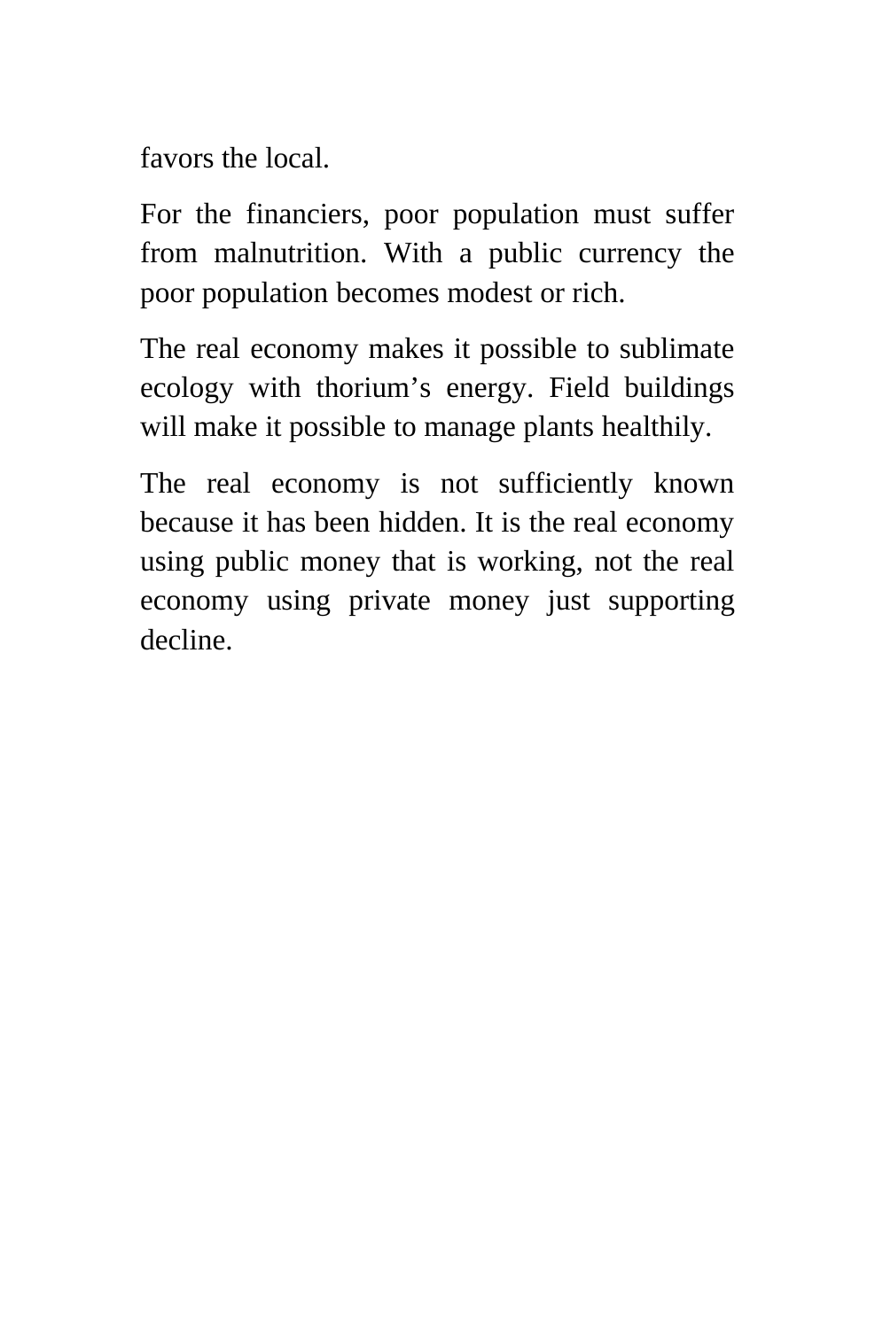favors the local.

For the financiers, poor population must suffer from malnutrition. With a public currency the poor population becomes modest or rich.

The real economy makes it possible to sublimate ecology with thorium's energy. Field buildings will make it possible to manage plants healthily.

The real economy is not sufficiently known because it has been hidden. It is the real economy using public money that is working, not the real economy using private money just supporting decline.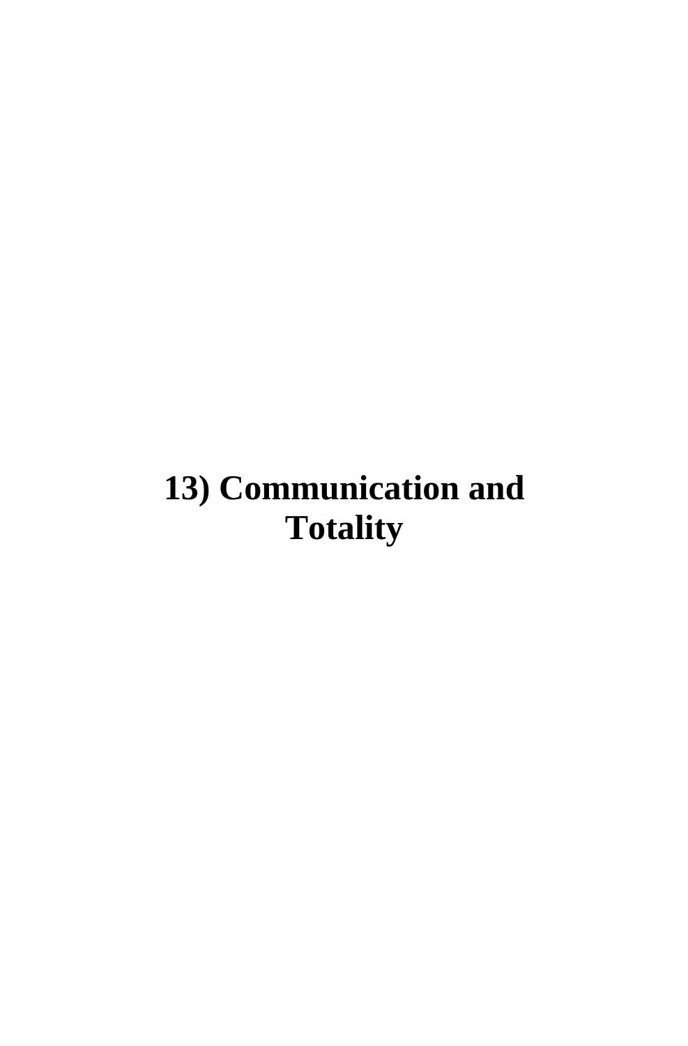# 13) Communication and Totality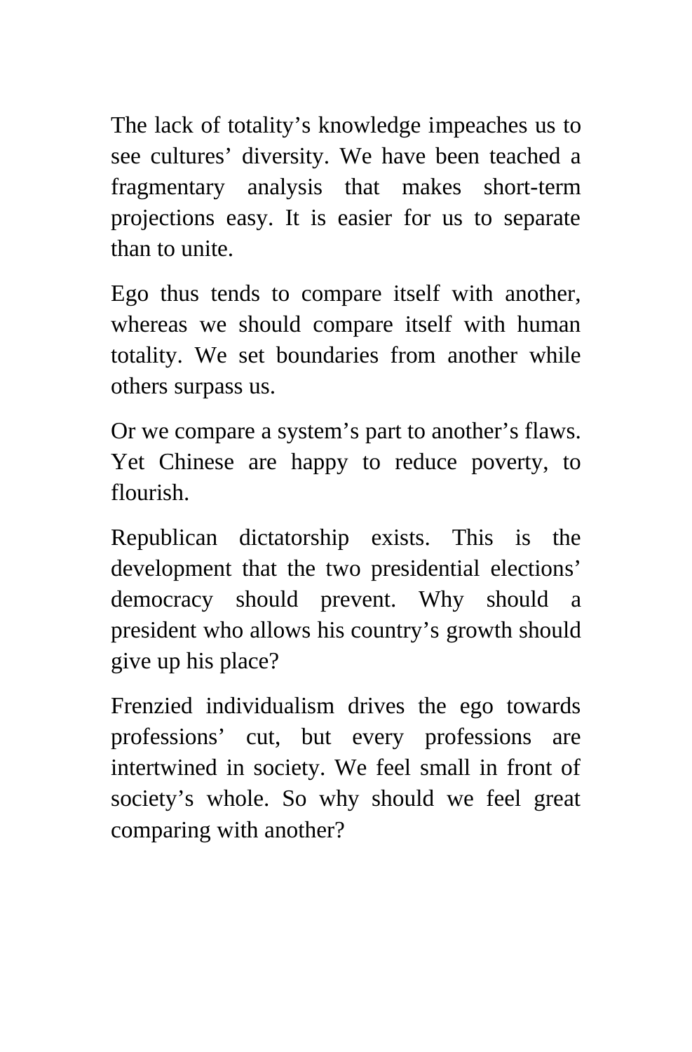The lack of totality's knowledge impeaches us to see cultures' diversity. We have been teached a fragmentary analysis that makes short-term projections easy. It is easier for us to separate than to unite.

Ego thus tends to compare itself with another, whereas we should compare itself with human totality. We set boundaries from another while others surpass us.

Or we compare a system's part to another's flaws. Yet Chinese are happy to reduce poverty, to flourish.

Republican dictatorship exists. This is the development that the two presidential elections' democracy should prevent. Why should a president who allows his country's growth should give up his place?

Frenzied individualism drives the ego towards professions' cut, but every professions are intertwined in society. We feel small in front of society's whole. So why should we feel great comparing with another?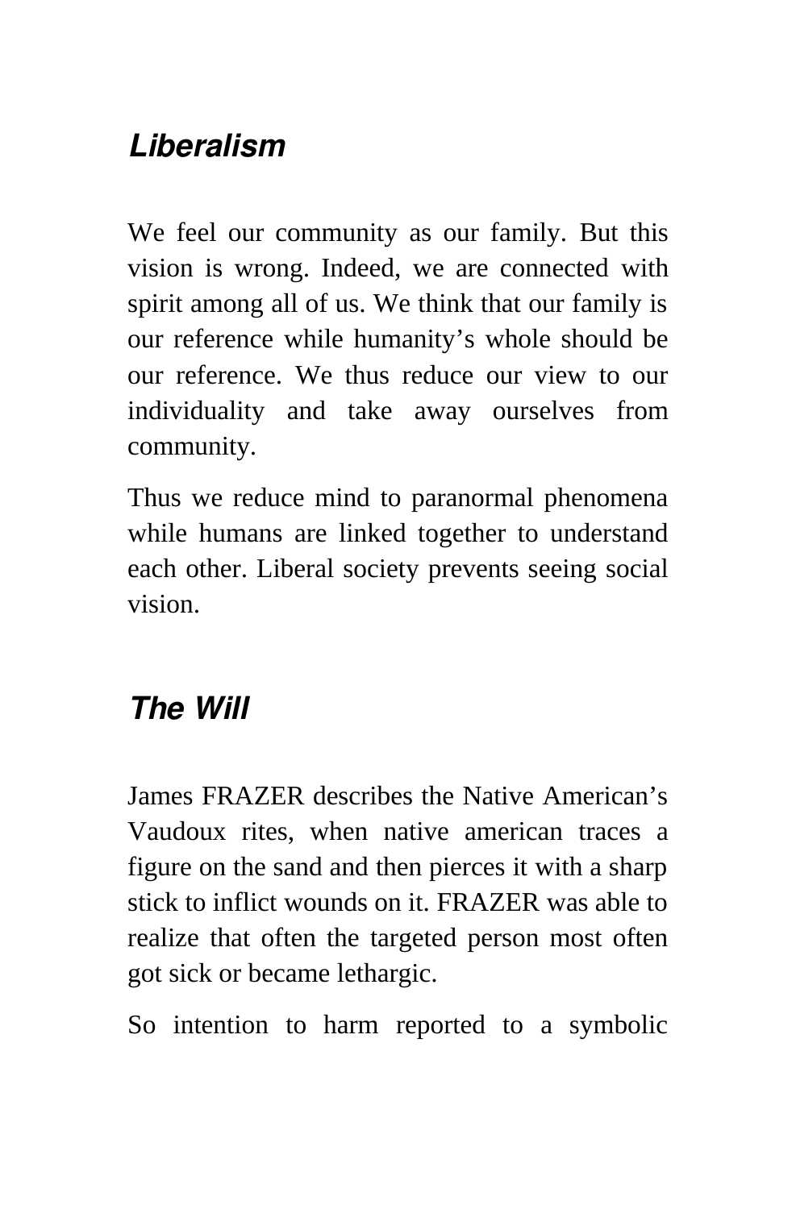## *Liberalism*

We feel our community as our family. But this vision is wrong. Indeed, we are connected with spirit among all of us. We think that our family is our reference while humanity's whole should be our reference. We thus reduce our view to our individuality and take away ourselves from community.

Thus we reduce mind to paranormal phenomena while humans are linked together to understand each other. Liberal society prevents seeing social vision.

## *The Will*

James FRAZER describes the Native American's Vaudoux rites, when native american traces a figure on the sand and then pierces it with a sharp stick to inflict wounds on it. FRAZER was able to realize that often the targeted person most often got sick or became lethargic.

So intention to harm reported to a symbolic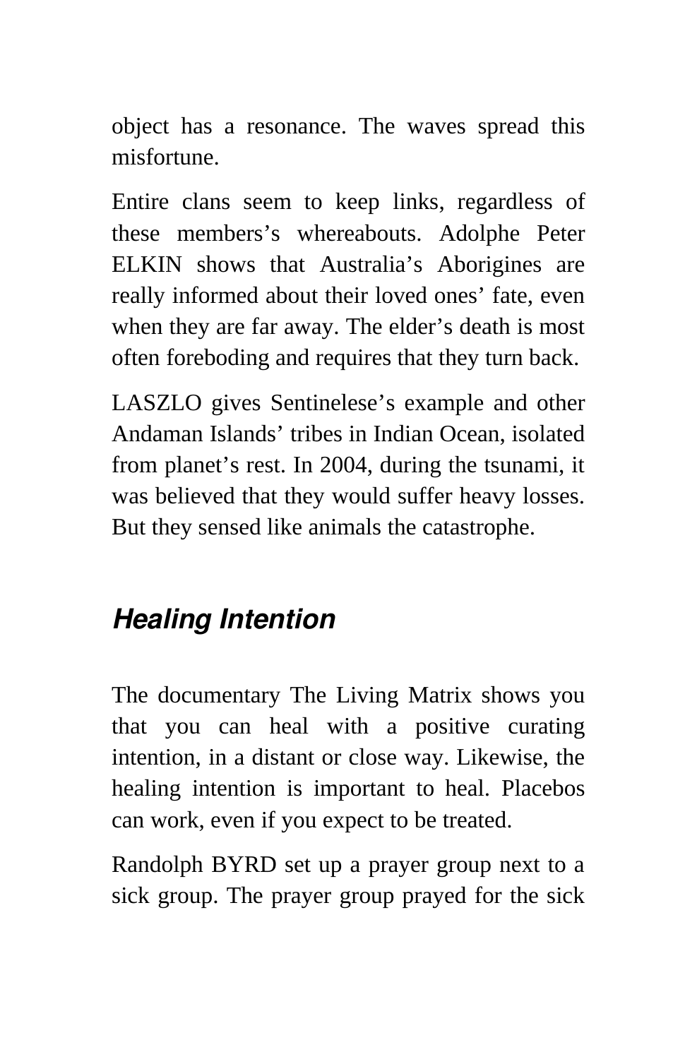object has a resonance. The waves spread this misfortune.

Entire clans seem to keep links, regardless of these members's whereabouts. Adolphe Peter ELKIN shows that Australia's Aborigines are really informed about their loved ones' fate, even when they are far away. The elder's death is most often foreboding and requires that they turn back.

LASZLO gives Sentinelese's example and other Andaman Islands' tribes in Indian Ocean, isolated from planet's rest. In 2004, during the tsunami, it was believed that they would suffer heavy losses. But they sensed like animals the catastrophe.

## *Healing Intention*

The documentary The Living Matrix shows you that you can heal with a positive curating intention, in a distant or close way. Likewise, the healing intention is important to heal. Placebos can work, even if you expect to be treated.

Randolph BYRD set up a prayer group next to a sick group. The prayer group prayed for the sick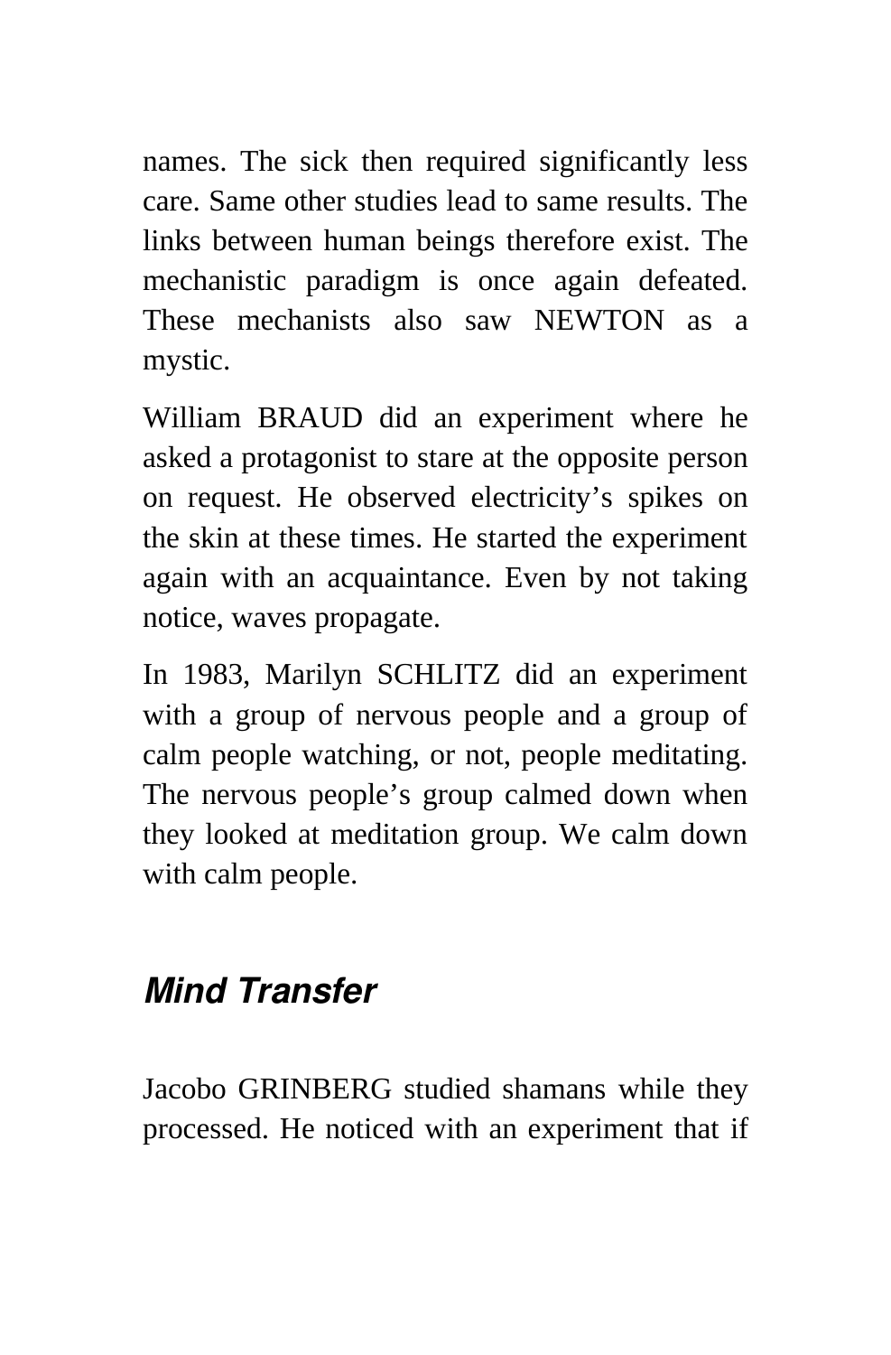names. The sick then required significantly less care. Same other studies lead to same results. The links between human beings therefore exist. The mechanistic paradigm is once again defeated. These mechanists also saw NEWTON as a mystic.

William BRAUD did an experiment where he asked a protagonist to stare at the opposite person on request. He observed electricity's spikes on the skin at these times. He started the experiment again with an acquaintance. Even by not taking notice, waves propagate.

In 1983, Marilyn SCHLITZ did an experiment with a group of nervous people and a group of calm people watching, or not, people meditating. The nervous people's group calmed down when they looked at meditation group. We calm down with calm people.

## *Mind Transfer*

Jacobo GRINBERG studied shamans while they processed. He noticed with an experiment that if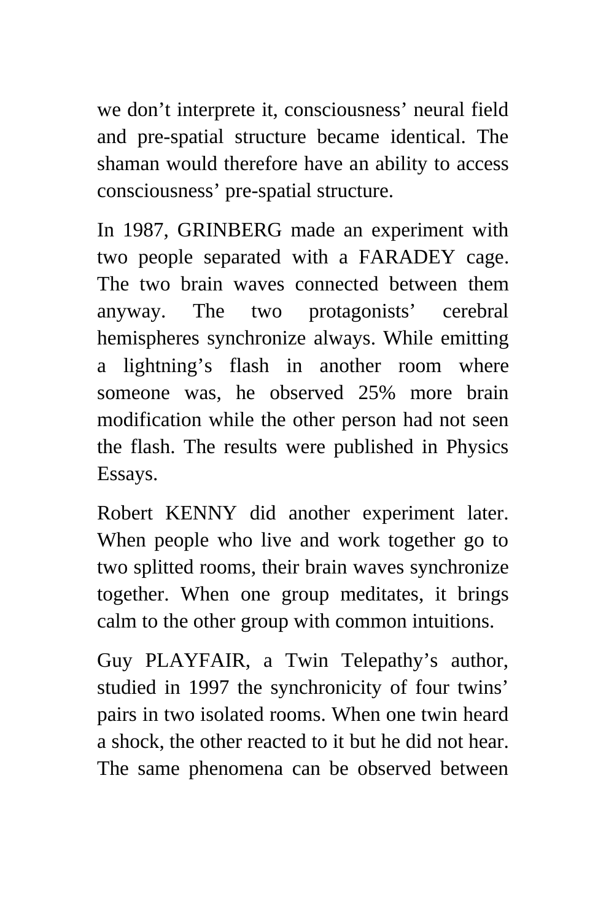we don’t interprete it, consciousness’ neural field and pre-spatial structure became identical. The shaman would therefore have an ability to access consciousness’ pre-spatial structure.

In 1987, GRINBERG made an experiment with two people separated with a FARADEY cage. The two brain waves connected between them anyway. The two protagonists’ cerebral hemispheres synchronize always. While emitting a lightning’s flash in another room where someone was, he observed 25% more brain modification while the other person had not seen the flash. The results were published in Physics Essays.

Robert KENNY did another experiment later. When people who live and work together go to two splitted rooms, their brain waves synchronize together. When one group meditates, it brings calm to the other group with common intuitions.

Guy PLAYFAIR, a Twin Telepathy’s author, studied in 1997 the synchronicity of four twins’ pairs in two isolated rooms. When one twin heard a shock, the other reacted to it but he did not hear. The same phenomena can be observed between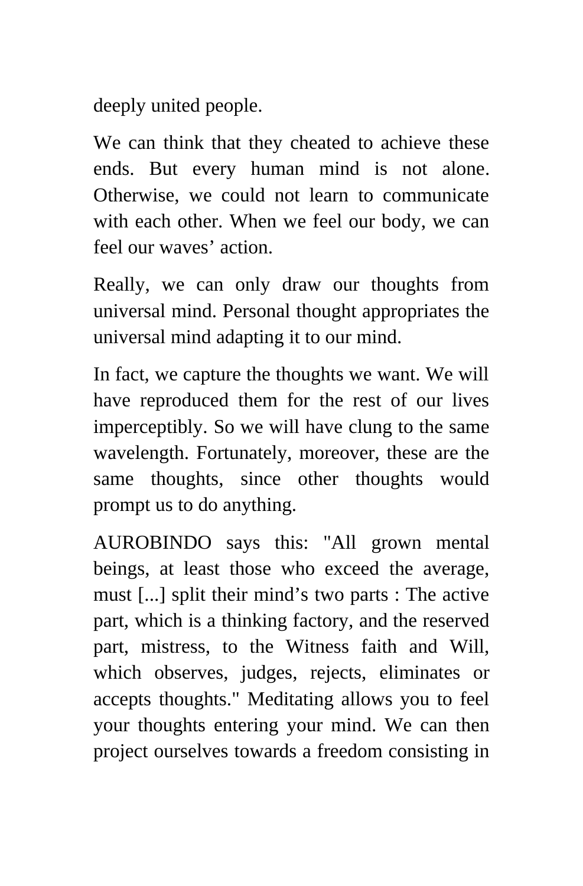deeply united people.

We can think that they cheated to achieve these ends. But every human mind is not alone. Otherwise, we could not learn to communicate with each other. When we feel our body, we can feel our waves' action.

Really, we can only draw our thoughts from universal mind. Personal thought appropriates the universal mind adapting it to our mind.

In fact, we capture the thoughts we want. We will have reproduced them for the rest of our lives imperceptibly. So we will have clung to the same wavelength. Fortunately, moreover, these are the same thoughts, since other thoughts would prompt us to do anything.

AUROBINDO says this: "All grown mental beings, at least those who exceed the average, must [...] split their mind's two parts : The active part, which is a thinking factory, and the reserved part, mistress, to the Witness faith and Will, which observes, judges, rejects, eliminates or accepts thoughts." Meditating allows you to feel your thoughts entering your mind. We can then project ourselves towards a freedom consisting in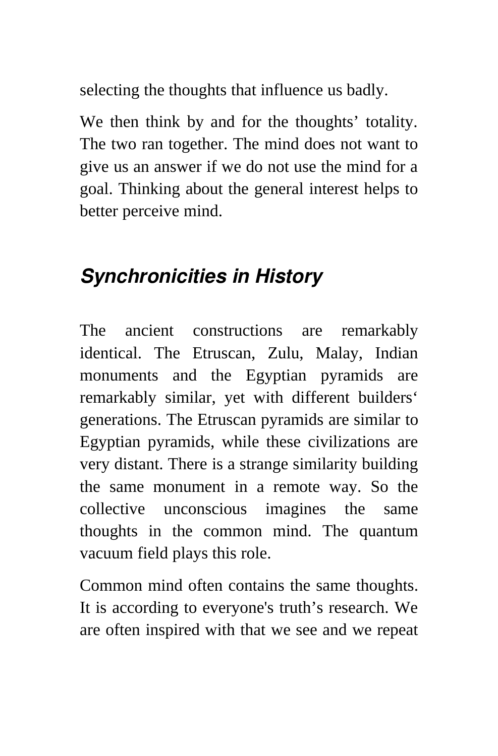selecting the thoughts that influence us badly.

We then think by and for the thoughts' totality. The two ran together. The mind does not want to give us an answer if we do not use the mind for a goal. Thinking about the general interest helps to better perceive mind.

## *Synchronicities in History*

The ancient constructions are remarkably identical. The Etruscan, Zulu, Malay, Indian monuments and the Egyptian pyramids are remarkably similar, yet with different builders' generations. The Etruscan pyramids are similar to Egyptian pyramids, while these civilizations are very distant. There is a strange similarity building the same monument in a remote way. So the collective unconscious imagines the same thoughts in the common mind. The quantum vacuum field plays this role.

Common mind often contains the same thoughts. It is according to everyone's truth's research. We are often inspired with that we see and we repeat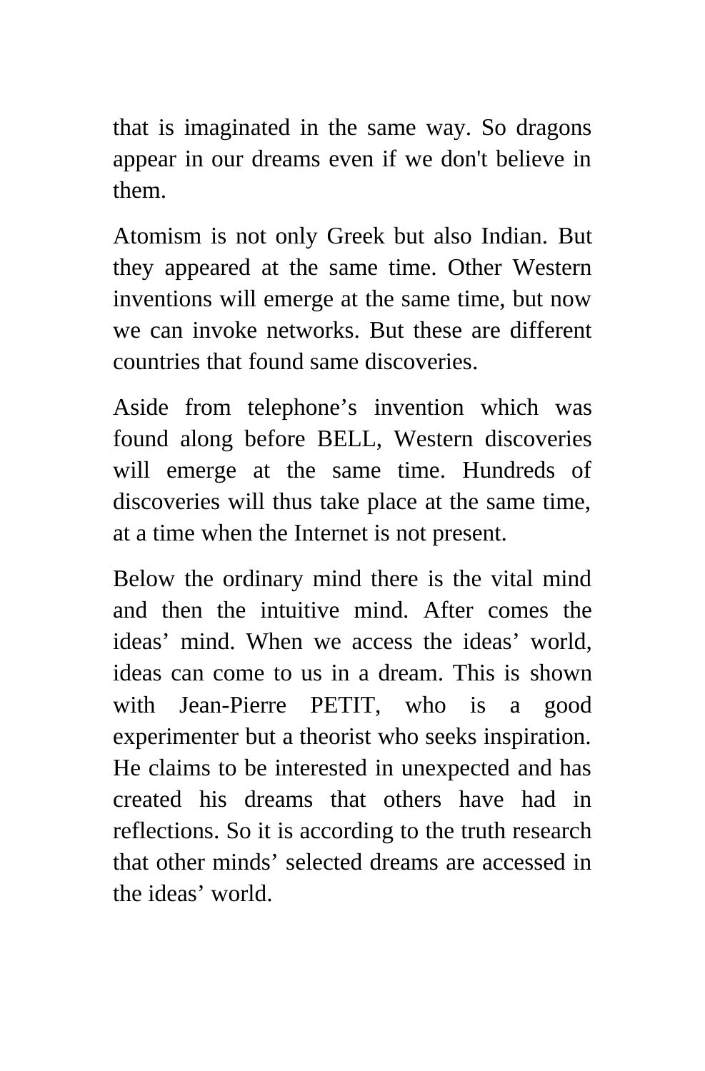that is imaginated in the same way. So dragons appear in our dreams even if we don't believe in them.

Atomism is not only Greek but also Indian. But they appeared at the same time. Other Western inventions will emerge at the same time, but now we can invoke networks. But these are different countries that found same discoveries.

Aside from telephone’s invention which was found along before BELL, Western discoveries will emerge at the same time. Hundreds of discoveries will thus take place at the same time, at a time when the Internet is not present.

Below the ordinary mind there is the vital mind and then the intuitive mind. After comes the ideas’ mind. When we access the ideas’ world, ideas can come to us in a dream. This is shown with Jean-Pierre PETIT, who is a good experimenter but a theorist who seeks inspiration. He claims to be interested in unexpected and has created his dreams that others have had in reflections. So it is according to the truth research that other minds’ selected dreams are accessed in the ideas’ world.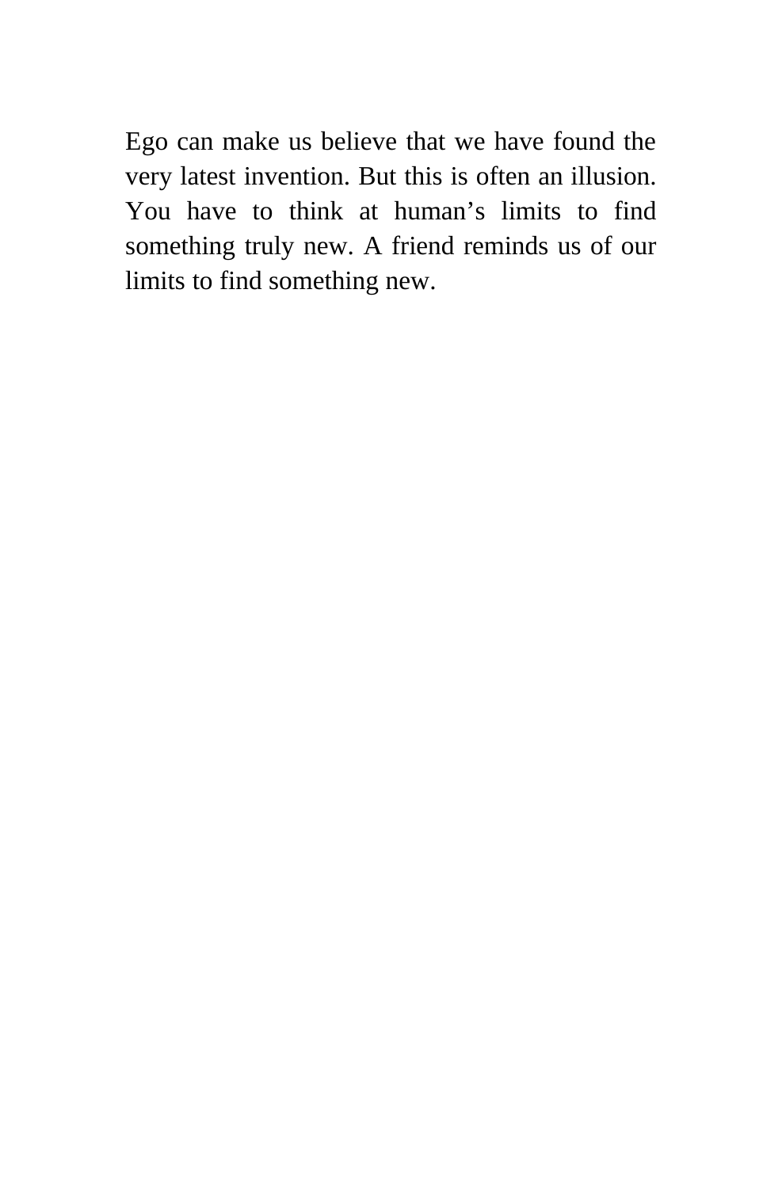Ego can make us believe that we have found the very latest invention. But this is often an illusion. You have to think at human’s limits to find something truly new. A friend reminds us of our limits to find something new.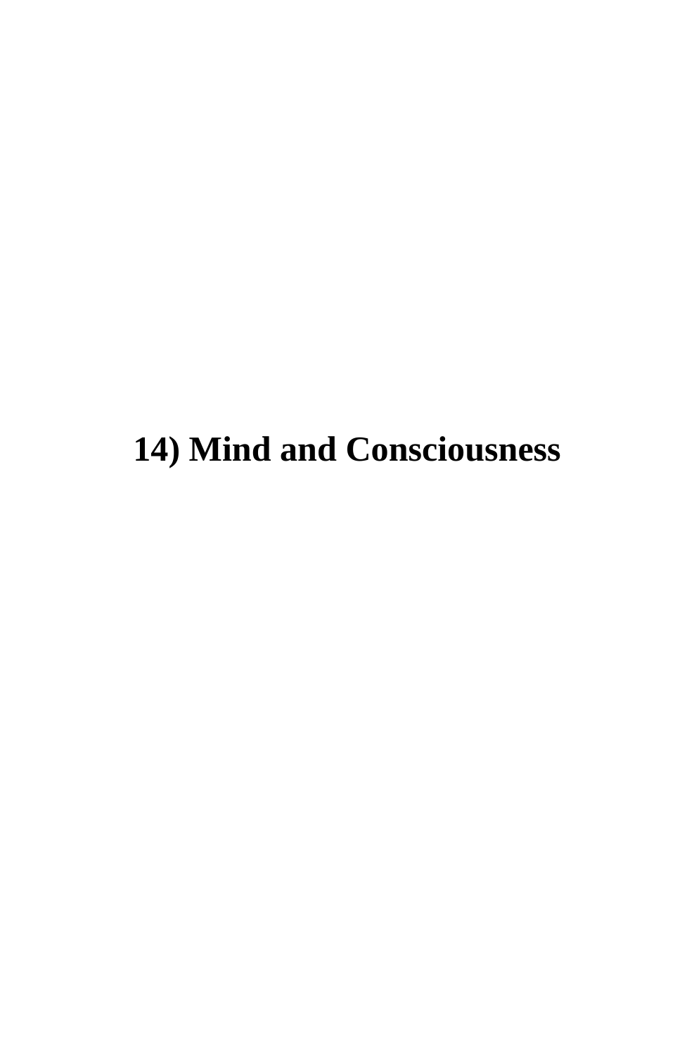# 14) Mind and Consciousness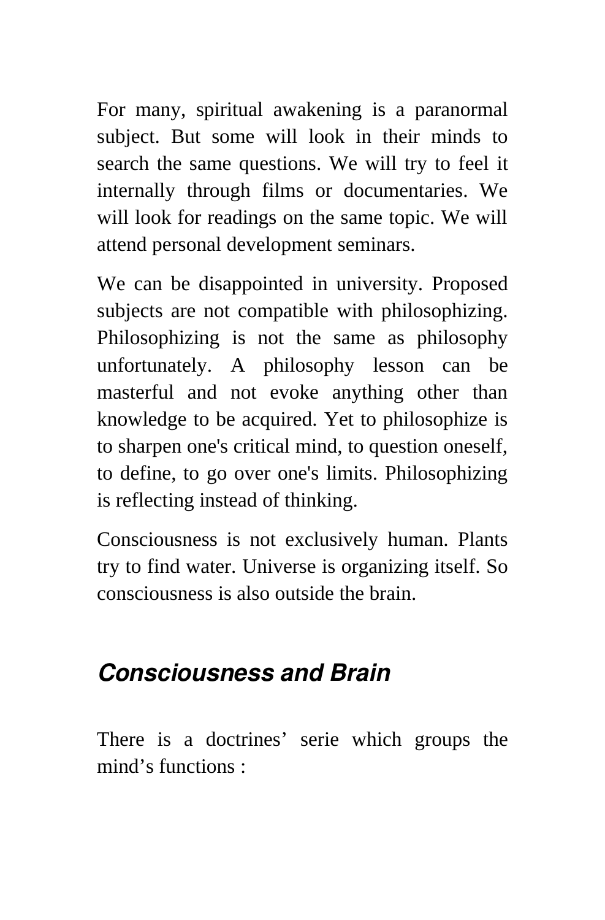For many, spiritual awakening is a paranormal subject. But some will look in their minds to search the same questions. We will try to feel it internally through films or documentaries. We will look for readings on the same topic. We will attend personal development seminars.

We can be disappointed in university. Proposed subjects are not compatible with philosophizing. Philosophizing is not the same as philosophy unfortunately. A philosophy lesson can be masterful and not evoke anything other than knowledge to be acquired. Yet to philosophize is to sharpen one's critical mind, to question oneself, to define, to go over one's limits. Philosophizing is reflecting instead of thinking.

Consciousness is not exclusively human. Plants try to find water. Universe is organizing itself. So consciousness is also outside the brain.

## *Consciousness and Brain*

There is a doctrines' serie which groups the mind's functions :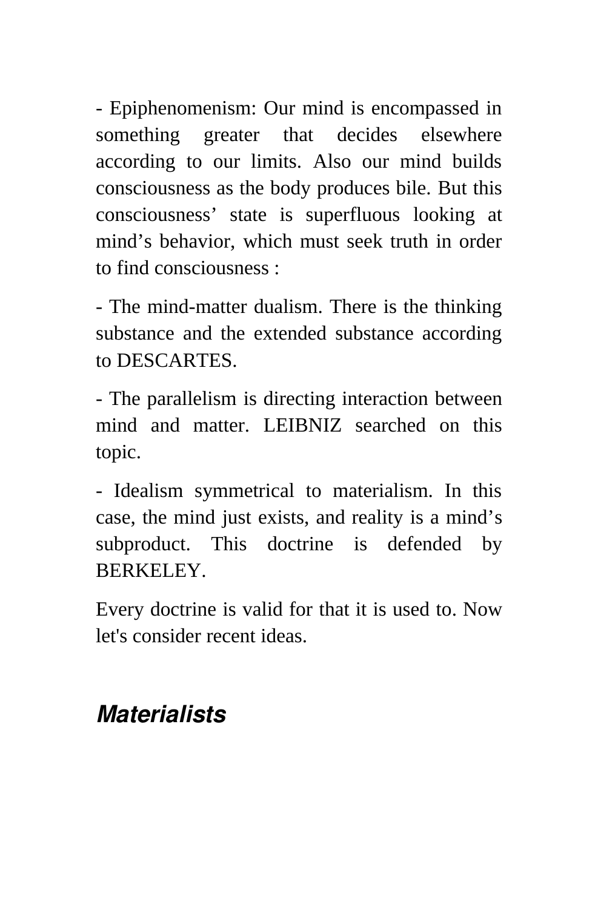- Epiphenomenism: Our mind is encompassed in something greater that decides elsewhere according to our limits. Also our mind builds consciousness as the body produces bile. But this consciousness' state is superfluous looking at mind's behavior, which must seek truth in order to find consciousness :

- The mind-matter dualism. There is the thinking substance and the extended substance according to DESCARTES.

- The parallelism is directing interaction between mind and matter. LEIBNIZ searched on this topic.

- Idealism symmetrical to materialism. In this case, the mind just exists, and reality is a mind's subproduct. This doctrine is defended by BERKELEY.

Every doctrine is valid for that it is used to. Now let's consider recent ideas.

### ***Materialists***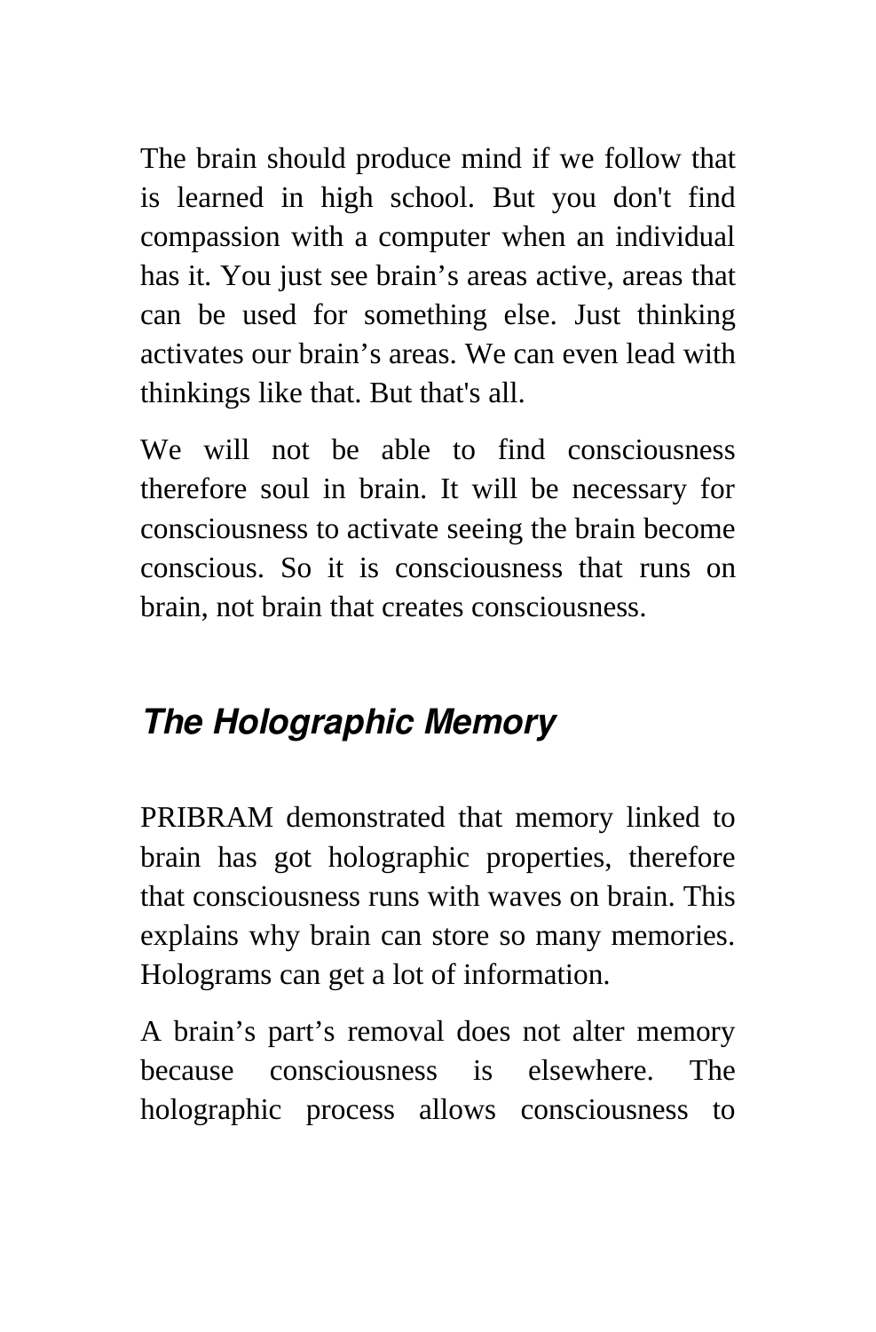The brain should produce mind if we follow that is learned in high school. But you don't find compassion with a computer when an individual has it. You just see brain's areas active, areas that can be used for something else. Just thinking activates our brain's areas. We can even lead with thinkings like that. But that's all.

We will not be able to find consciousness therefore soul in brain. It will be necessary for consciousness to activate seeing the brain become conscious. So it is consciousness that runs on brain, not brain that creates consciousness.

## *The Holographic Memory*

PRIBRAM demonstrated that memory linked to brain has got holographic properties, therefore that consciousness runs with waves on brain. This explains why brain can store so many memories. Holograms can get a lot of information.

A brain's part's removal does not alter memory because consciousness is elsewhere. The holographic process allows consciousness to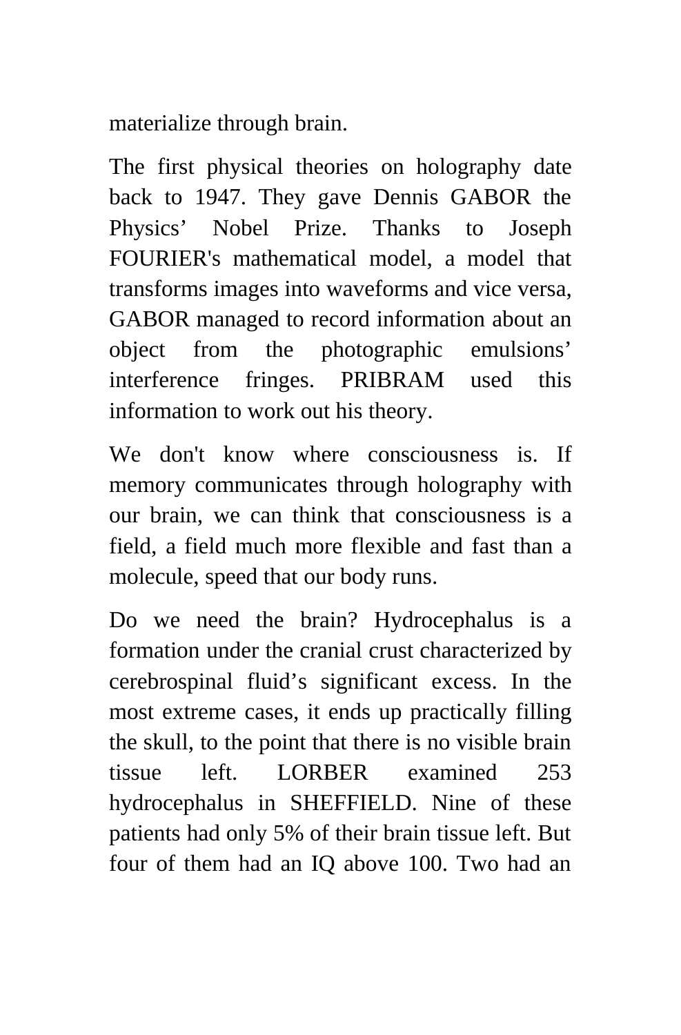materialize through brain.

The first physical theories on holography date back to 1947. They gave Dennis GABOR the Physics' Nobel Prize. Thanks to Joseph FOURIER's mathematical model, a model that transforms images into waveforms and vice versa, GABOR managed to record information about an object from the photographic emulsions' interference fringes. PRIBRAM used this information to work out his theory.

We don't know where consciousness is. If memory communicates through holography with our brain, we can think that consciousness is a field, a field much more flexible and fast than a molecule, speed that our body runs.

Do we need the brain? Hydrocephalus is a formation under the cranial crust characterized by cerebrospinal fluid's significant excess. In the most extreme cases, it ends up practically filling the skull, to the point that there is no visible brain tissue left. LORBER examined 253 hydrocephalus in SHEFFIELD. Nine of these patients had only 5% of their brain tissue left. But four of them had an IQ above 100. Two had an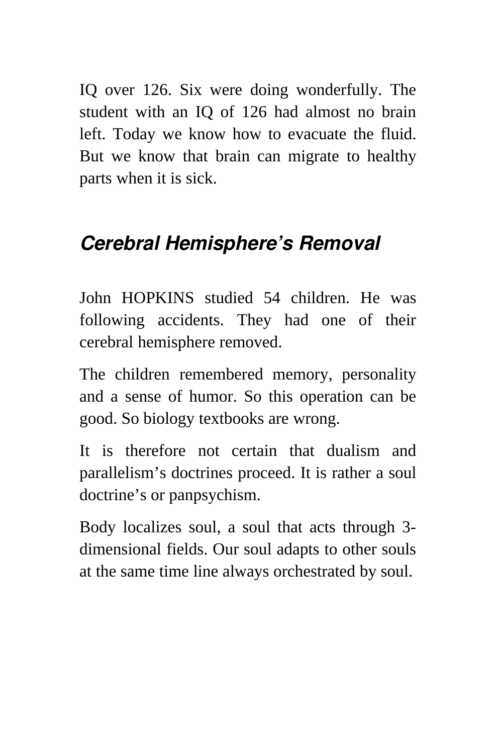IQ over 126. Six were doing wonderfully. The student with an IQ of 126 had almost no brain left. Today we know how to evacuate the fluid. But we know that brain can migrate to healthy parts when it is sick.

## *Cerebral Hemisphere's Removal*

John HOPKINS studied 54 children. He was following accidents. They had one of their cerebral hemisphere removed.

The children remembered memory, personality and a sense of humor. So this operation can be good. So biology textbooks are wrong.

It is therefore not certain that dualism and parallelism's doctrines proceed. It is rather a soul doctrine's or panpsychism.

Body localizes soul, a soul that acts through 3-dimensional fields. Our soul adapts to other souls at the same time line always orchestrated by soul.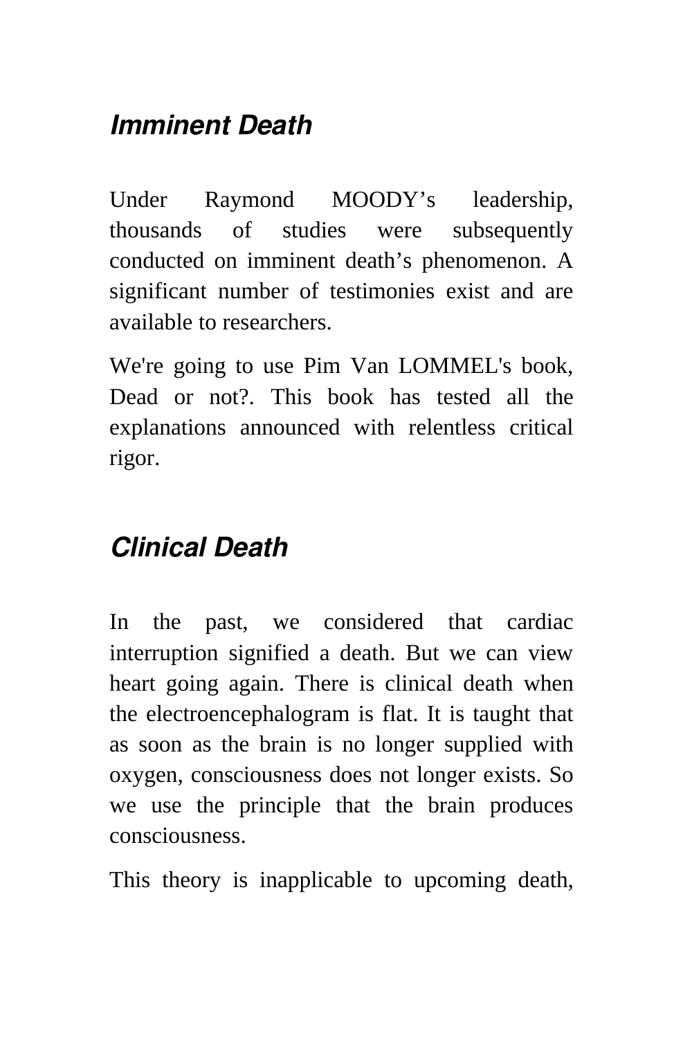## ***Imminent Death***

Under Raymond MOODY’s leadership, thousands of studies were subsequently conducted on imminent death’s phenomenon. A significant number of testimonies exist and are available to researchers.

We're going to use Pim Van LOMMEL's book, Dead or not?. This book has tested all the explanations announced with relentless critical rigor.

## ***Clinical Death***

In the past, we considered that cardiac interruption signified a death. But we can view heart going again. There is clinical death when the electroencephalogram is flat. It is taught that as soon as the brain is no longer supplied with oxygen, consciousness does not longer exists. So we use the principle that the brain produces consciousness.

This theory is inapplicable to upcoming death,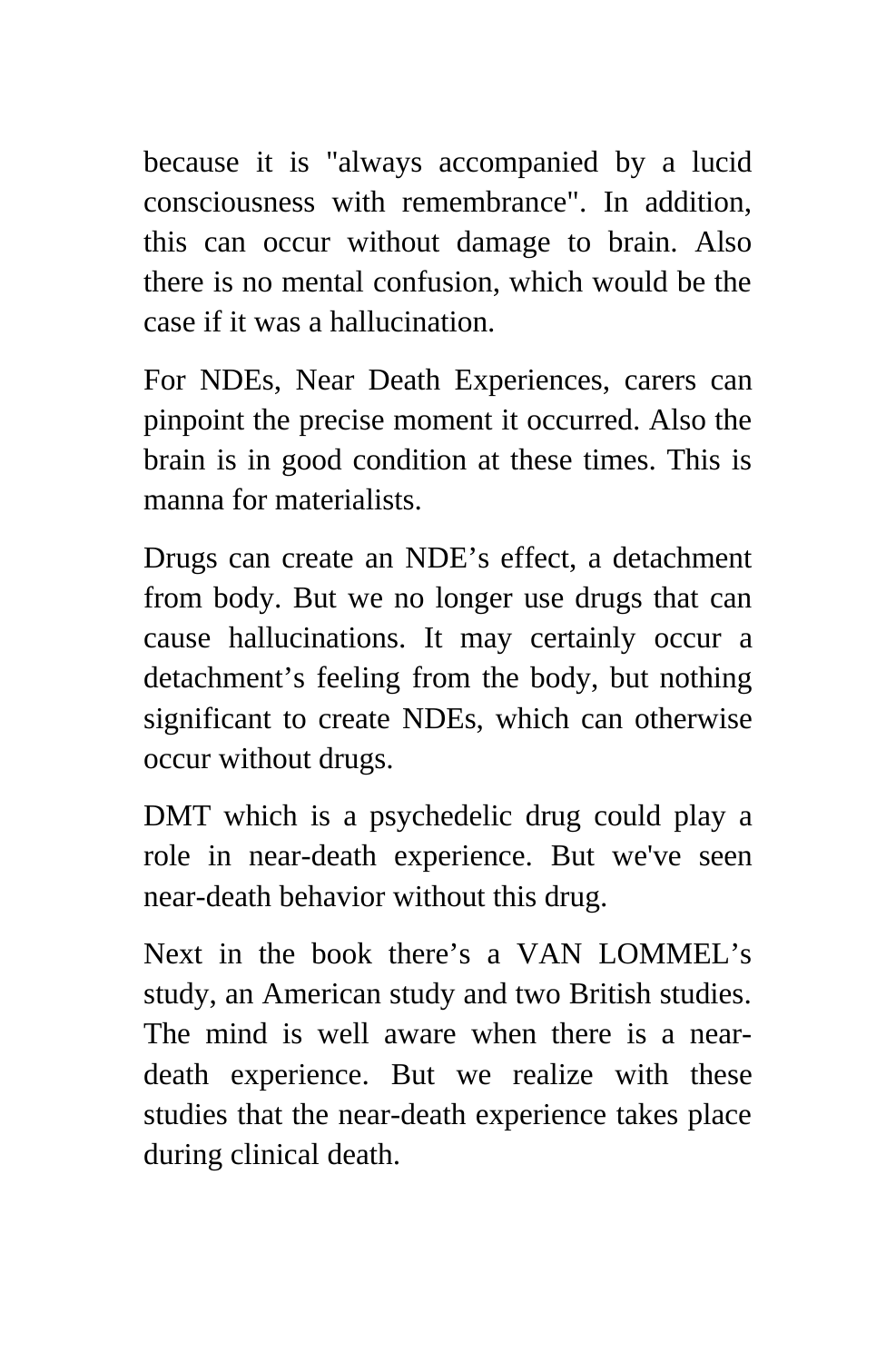because it is "always accompanied by a lucid consciousness with remembrance". In addition, this can occur without damage to brain. Also there is no mental confusion, which would be the case if it was a hallucination.

For NDEs, Near Death Experiences, carers can pinpoint the precise moment it occurred. Also the brain is in good condition at these times. This is manna for materialists.

Drugs can create an NDE's effect, a detachment from body. But we no longer use drugs that can cause hallucinations. It may certainly occur a detachment's feeling from the body, but nothing significant to create NDEs, which can otherwise occur without drugs.

DMT which is a psychedelic drug could play a role in near-death experience. But we've seen near-death behavior without this drug.

Next in the book there's a VAN LOMMEL's study, an American study and two British studies. The mind is well aware when there is a near-death experience. But we realize with these studies that the near-death experience takes place during clinical death.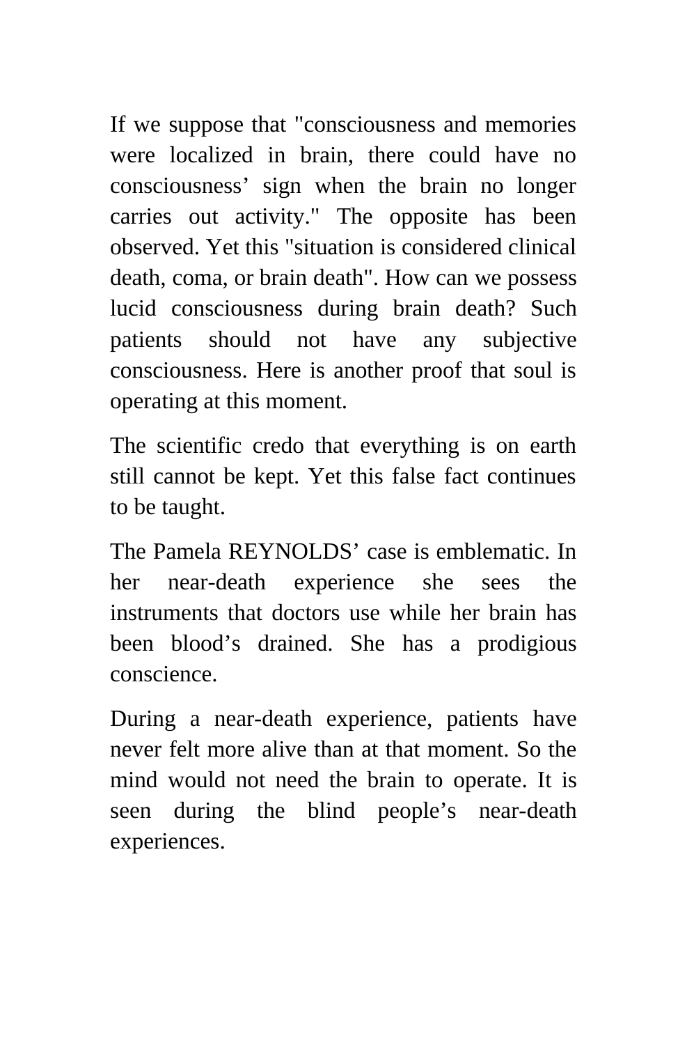If we suppose that "consciousness and memories were localized in brain, there could have no consciousness’ sign when the brain no longer carries out activity." The opposite has been observed. Yet this "situation is considered clinical death, coma, or brain death". How can we possess lucid consciousness during brain death? Such patients should not have any subjective consciousness. Here is another proof that soul is operating at this moment.

The scientific credo that everything is on earth still cannot be kept. Yet this false fact continues to be taught.

The Pamela REYNOLDS’ case is emblematic. In her near-death experience she sees the instruments that doctors use while her brain has been blood’s drained. She has a prodigious conscience.

During a near-death experience, patients have never felt more alive than at that moment. So the mind would not need the brain to operate. It is seen during the blind people’s near-death experiences.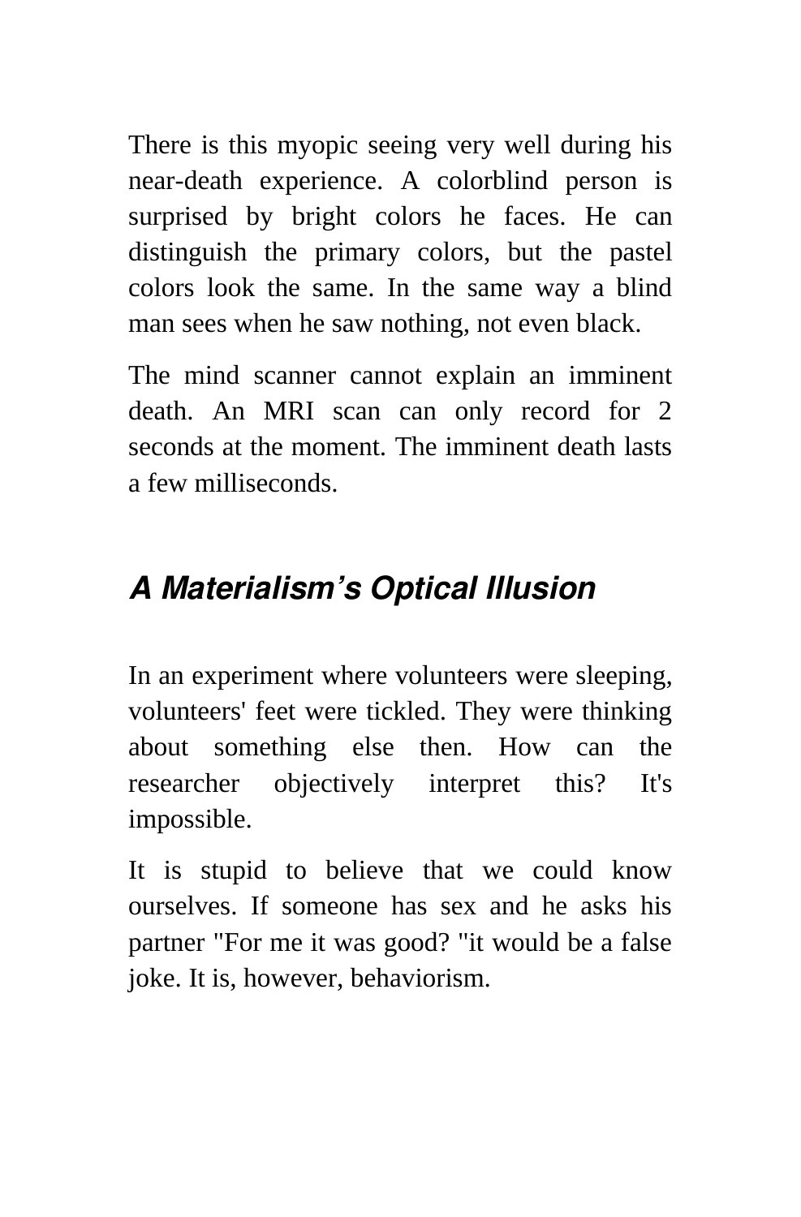There is this myopic seeing very well during his near-death experience. A colorblind person is surprised by bright colors he faces. He can distinguish the primary colors, but the pastel colors look the same. In the same way a blind man sees when he saw nothing, not even black.

The mind scanner cannot explain an imminent death. An MRI scan can only record for 2 seconds at the moment. The imminent death lasts a few milliseconds.

## *A Materialism's Optical Illusion*

In an experiment where volunteers were sleeping, volunteers' feet were tickled. They were thinking about something else then. How can the researcher objectively interpret this? It's impossible.

It is stupid to believe that we could know ourselves. If someone has sex and he asks his partner "For me it was good? "it would be a false joke. It is, however, behaviorism.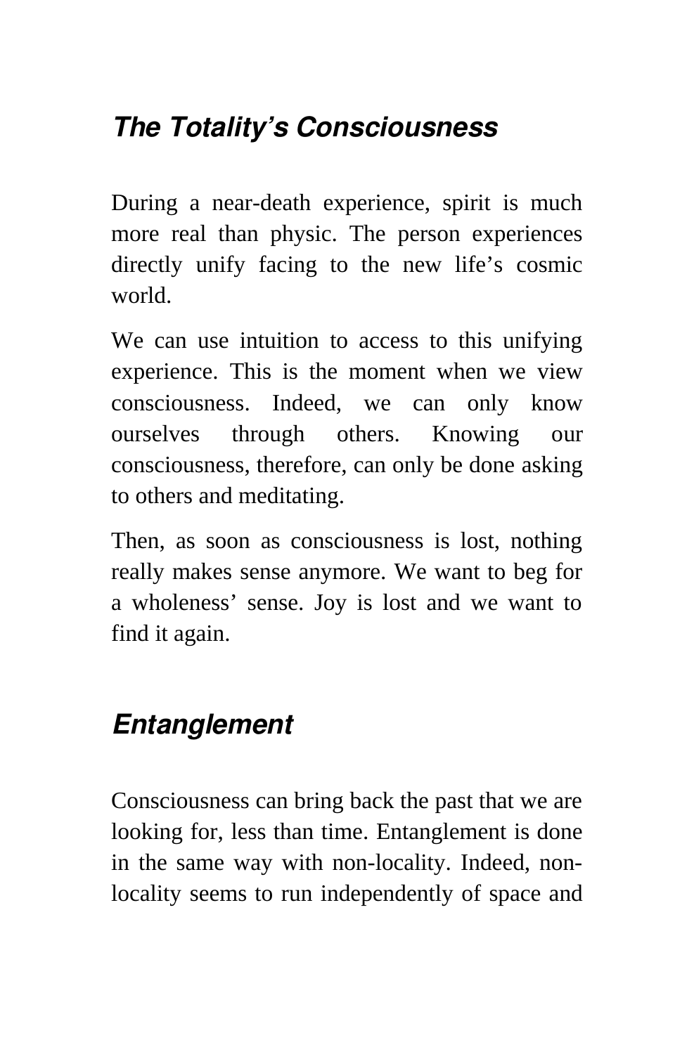## *The Totality's Consciousness*

During a near-death experience, spirit is much more real than physic. The person experiences directly unify facing to the new life's cosmic world.

We can use intuition to access to this unifying experience. This is the moment when we view consciousness. Indeed, we can only know ourselves through others. Knowing our consciousness, therefore, can only be done asking to others and meditating.

Then, as soon as consciousness is lost, nothing really makes sense anymore. We want to beg for a wholeness' sense. Joy is lost and we want to find it again.

## *Entanglement*

Consciousness can bring back the past that we are looking for, less than time. Entanglement is done in the same way with non-locality. Indeed, non-locality seems to run independently of space and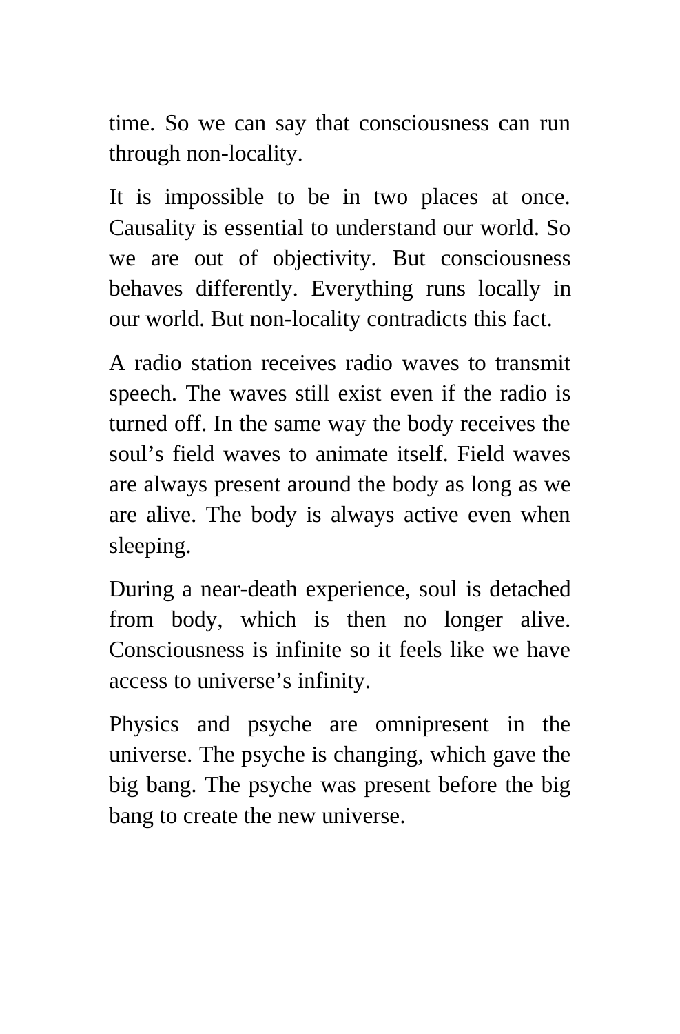time. So we can say that consciousness can run through non-locality.

It is impossible to be in two places at once. Causality is essential to understand our world. So we are out of objectivity. But consciousness behaves differently. Everything runs locally in our world. But non-locality contradicts this fact.

A radio station receives radio waves to transmit speech. The waves still exist even if the radio is turned off. In the same way the body receives the soul's field waves to animate itself. Field waves are always present around the body as long as we are alive. The body is always active even when sleeping.

During a near-death experience, soul is detached from body, which is then no longer alive. Consciousness is infinite so it feels like we have access to universe's infinity.

Physics and psyche are omnipresent in the universe. The psyche is changing, which gave the big bang. The psyche was present before the big bang to create the new universe.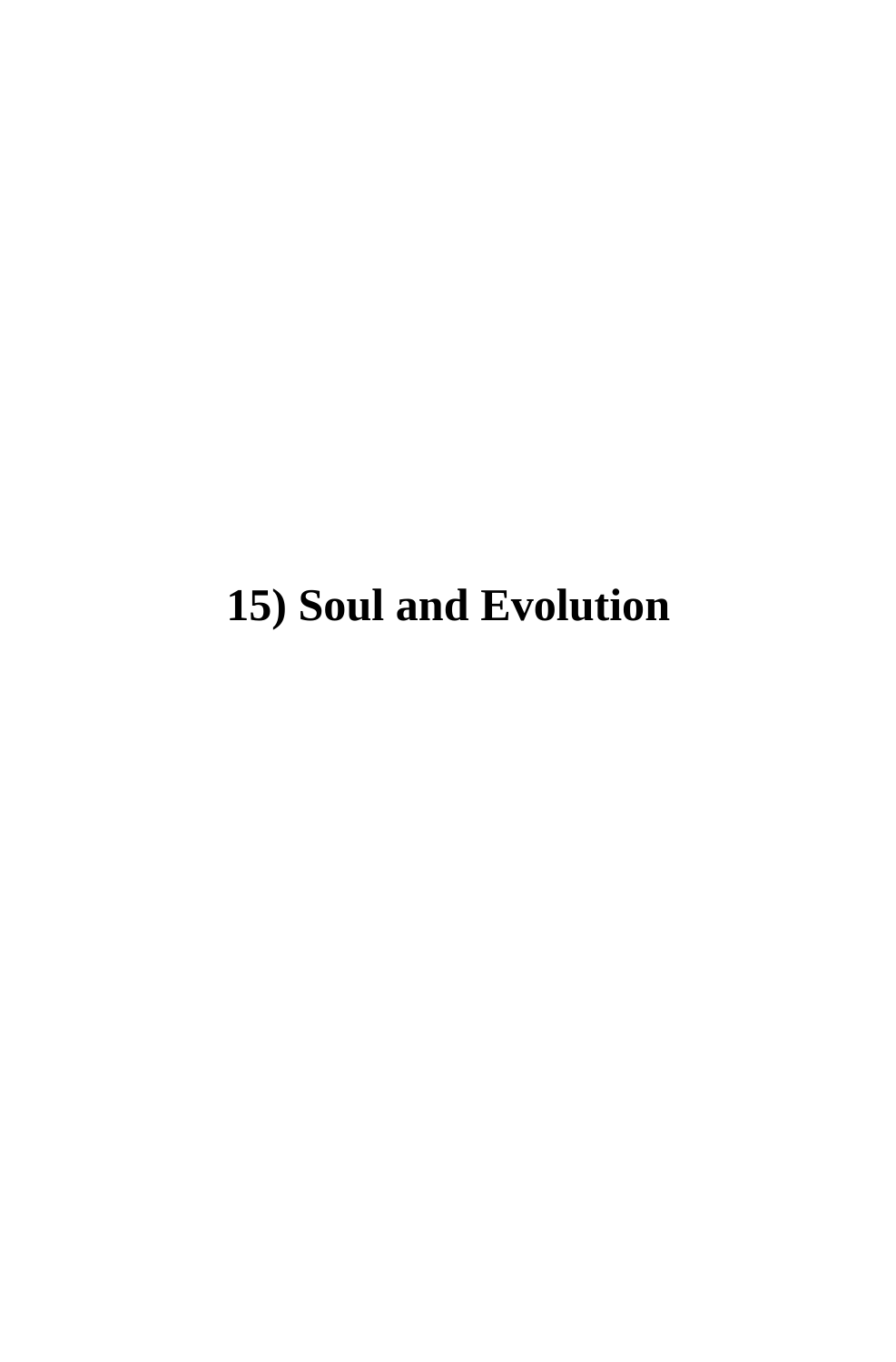# 15) Soul and Evolution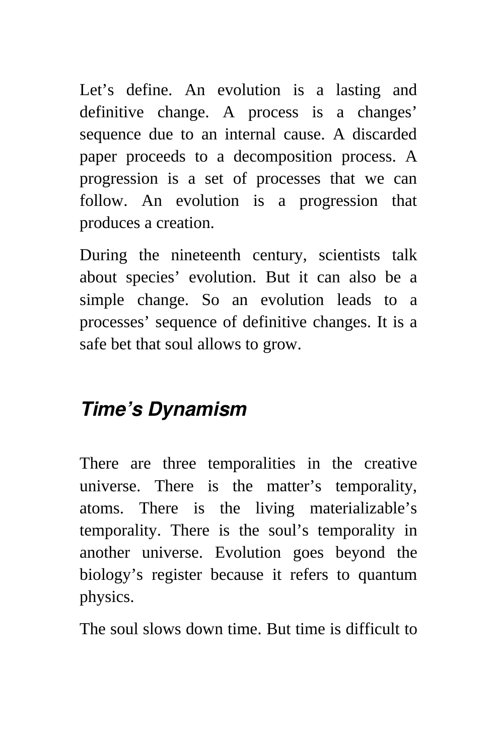Let's define. An evolution is a lasting and definitive change. A process is a changes' sequence due to an internal cause. A discarded paper proceeds to a decomposition process. A progression is a set of processes that we can follow. An evolution is a progression that produces a creation.

During the nineteenth century, scientists talk about species' evolution. But it can also be a simple change. So an evolution leads to a processes' sequence of definitive changes. It is a safe bet that soul allows to grow.

## *Time's Dynamism*

There are three temporalities in the creative universe. There is the matter's temporality, atoms. There is the living materializable's temporality. There is the soul's temporality in another universe. Evolution goes beyond the biology's register because it refers to quantum physics.

The soul slows down time. But time is difficult to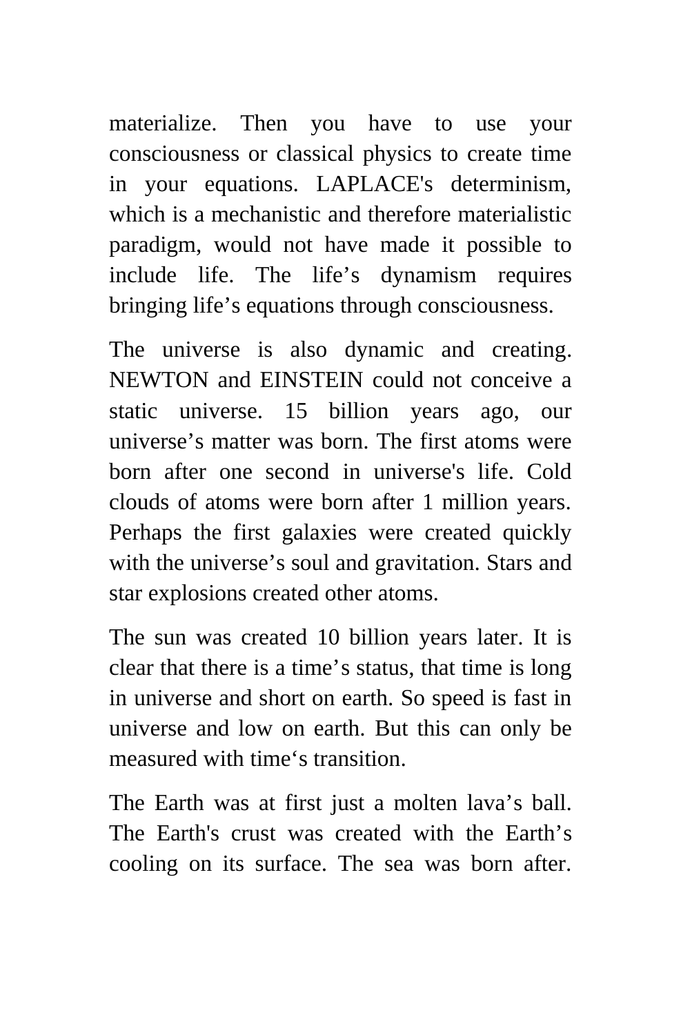materialize. Then you have to use your consciousness or classical physics to create time in your equations. LAPLACE's determinism, which is a mechanistic and therefore materialistic paradigm, would not have made it possible to include life. The life's dynamism requires bringing life's equations through consciousness.

The universe is also dynamic and creating. NEWTON and EINSTEIN could not conceive a static universe. 15 billion years ago, our universe's matter was born. The first atoms were born after one second in universe's life. Cold clouds of atoms were born after 1 million years. Perhaps the first galaxies were created quickly with the universe's soul and gravitation. Stars and star explosions created other atoms.

The sun was created 10 billion years later. It is clear that there is a time's status, that time is long in universe and short on earth. So speed is fast in universe and low on earth. But this can only be measured with time's transition.

The Earth was at first just a molten lava's ball. The Earth's crust was created with the Earth's cooling on its surface. The sea was born after.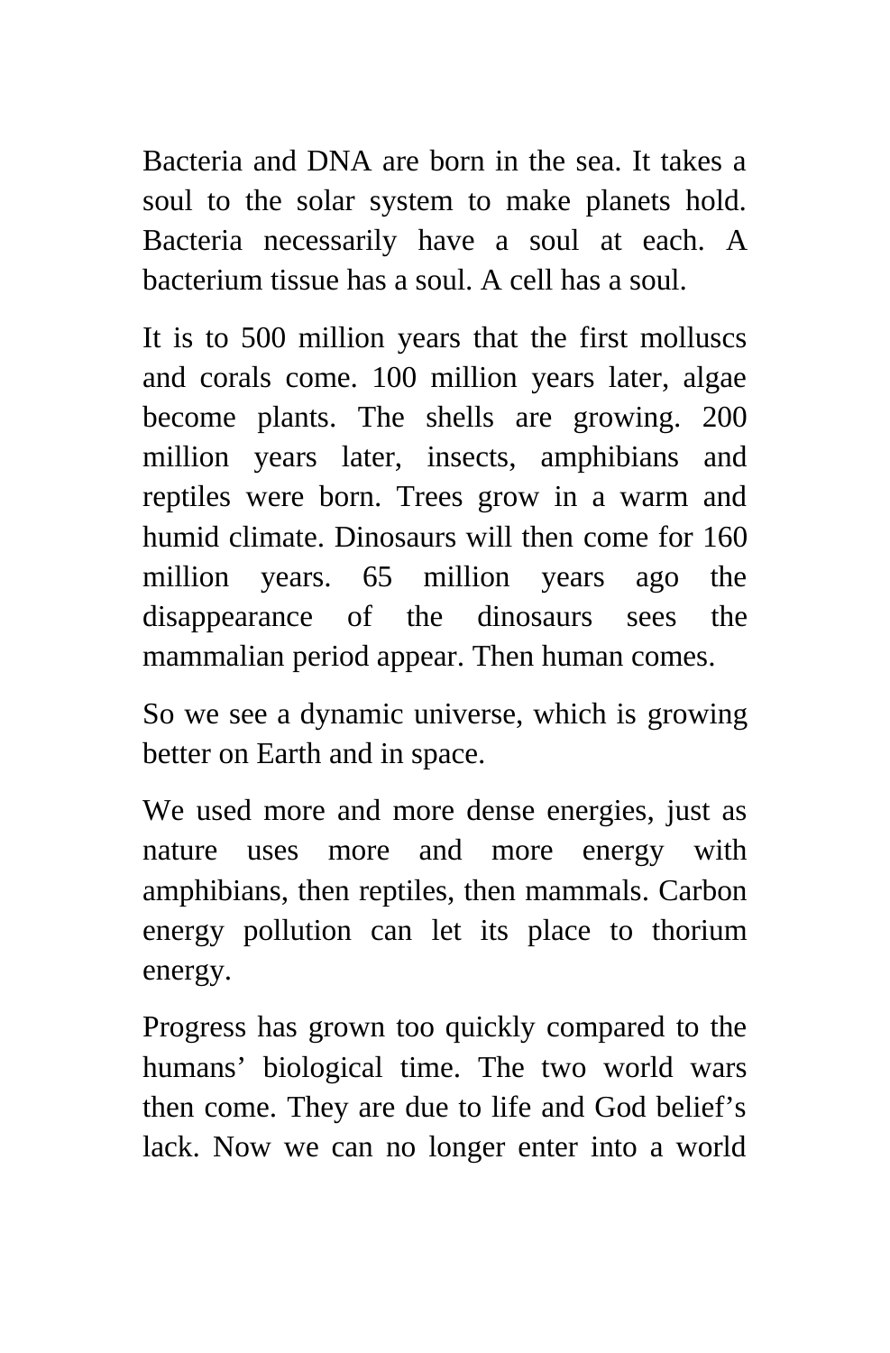Bacteria and DNA are born in the sea. It takes a soul to the solar system to make planets hold. Bacteria necessarily have a soul at each. A bacterium tissue has a soul. A cell has a soul.

It is to 500 million years that the first molluscs and corals come. 100 million years later, algae become plants. The shells are growing. 200 million years later, insects, amphibians and reptiles were born. Trees grow in a warm and humid climate. Dinosaurs will then come for 160 million years. 65 million years ago the disappearance of the dinosaurs sees the mammalian period appear. Then human comes.

So we see a dynamic universe, which is growing better on Earth and in space.

We used more and more dense energies, just as nature uses more and more energy with amphibians, then reptiles, then mammals. Carbon energy pollution can let its place to thorium energy.

Progress has grown too quickly compared to the humans' biological time. The two world wars then come. They are due to life and God belief's lack. Now we can no longer enter into a world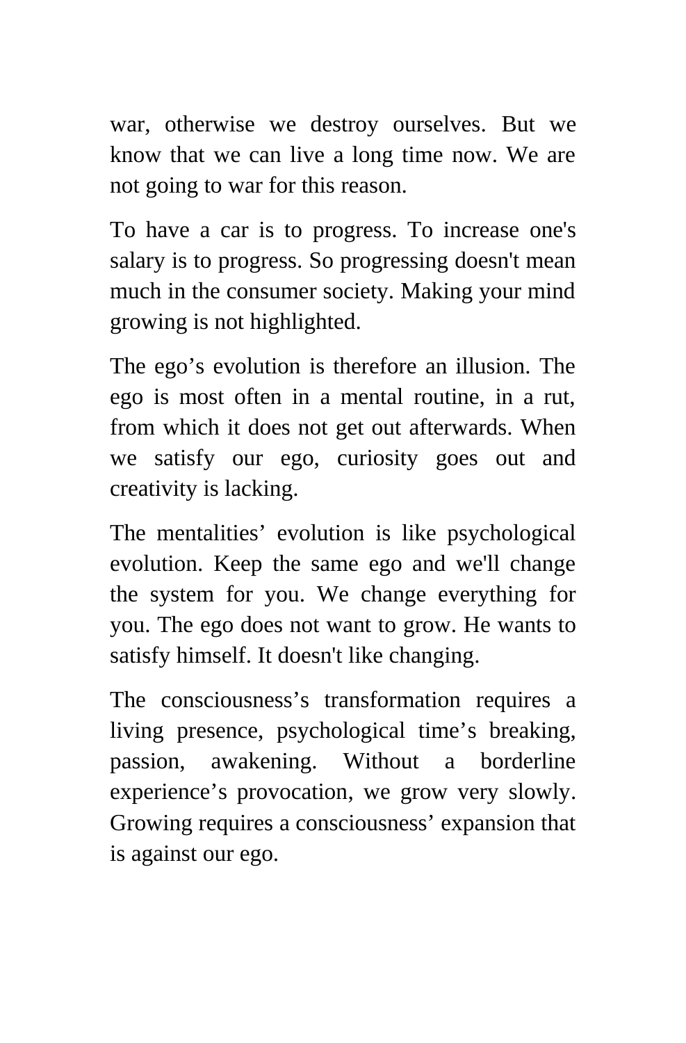war, otherwise we destroy ourselves. But we know that we can live a long time now. We are not going to war for this reason.

To have a car is to progress. To increase one's salary is to progress. So progressing doesn't mean much in the consumer society. Making your mind growing is not highlighted.

The ego’s evolution is therefore an illusion. The ego is most often in a mental routine, in a rut, from which it does not get out afterwards. When we satisfy our ego, curiosity goes out and creativity is lacking.

The mentalities’ evolution is like psychological evolution. Keep the same ego and we'll change the system for you. We change everything for you. The ego does not want to grow. He wants to satisfy himself. It doesn't like changing.

The consciousness’s transformation requires a living presence, psychological time’s breaking, passion, awakening. Without a borderline experience’s provocation, we grow very slowly. Growing requires a consciousness’ expansion that is against our ego.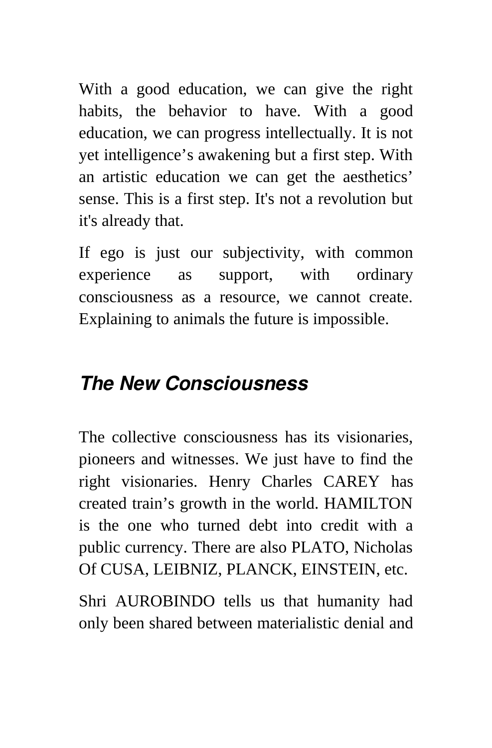With a good education, we can give the right habits, the behavior to have. With a good education, we can progress intellectually. It is not yet intelligence's awakening but a first step. With an artistic education we can get the aesthetics' sense. This is a first step. It's not a revolution but it's already that.

If ego is just our subjectivity, with common experience as support, with ordinary consciousness as a resource, we cannot create. Explaining to animals the future is impossible.

## *The New Consciousness*

The collective consciousness has its visionaries, pioneers and witnesses. We just have to find the right visionaries. Henry Charles CAREY has created train's growth in the world. HAMILTON is the one who turned debt into credit with a public currency. There are also PLATO, Nicholas Of CUSA, LEIBNIZ, PLANCK, EINSTEIN, etc.

Shri AUROBINDO tells us that humanity had only been shared between materialistic denial and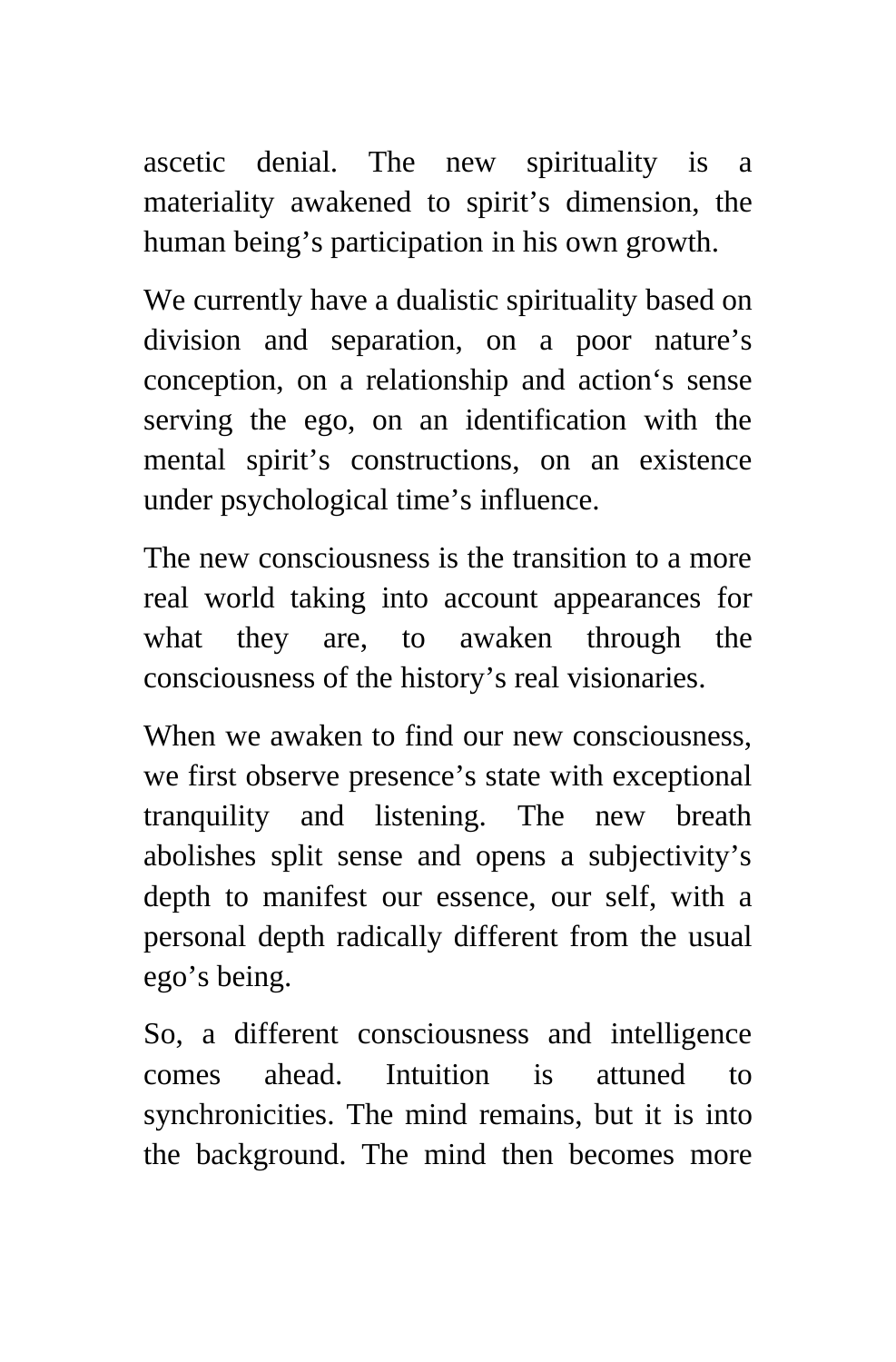ascetic denial. The new spirituality is a materiality awakened to spirit’s dimension, the human being’s participation in his own growth.

We currently have a dualistic spirituality based on division and separation, on a poor nature’s conception, on a relationship and action‘s sense serving the ego, on an identification with the mental spirit’s constructions, on an existence under psychological time’s influence.

The new consciousness is the transition to a more real world taking into account appearances for what they are, to awaken through the consciousness of the history’s real visionaries.

When we awaken to find our new consciousness, we first observe presence’s state with exceptional tranquility and listening. The new breath abolishes split sense and opens a subjectivity’s depth to manifest our essence, our self, with a personal depth radically different from the usual ego’s being.

So, a different consciousness and intelligence comes ahead. Intuition is attuned to synchronicities. The mind remains, but it is into the background. The mind then becomes more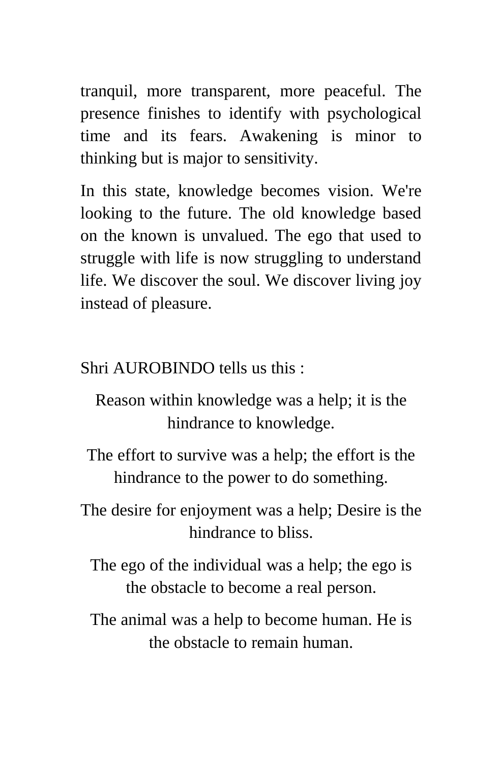tranquil, more transparent, more peaceful. The presence finishes to identify with psychological time and its fears. Awakening is minor to thinking but is major to sensitivity.

In this state, knowledge becomes vision. We're looking to the future. The old knowledge based on the known is unvalued. The ego that used to struggle with life is now struggling to understand life. We discover the soul. We discover living joy instead of pleasure.

Shri AUROBINDO tells us this :

Reason within knowledge was a help; it is the hindrance to knowledge.

The effort to survive was a help; the effort is the hindrance to the power to do something.

The desire for enjoyment was a help; Desire is the hindrance to bliss.

The ego of the individual was a help; the ego is the obstacle to become a real person.

The animal was a help to become human. He is the obstacle to remain human.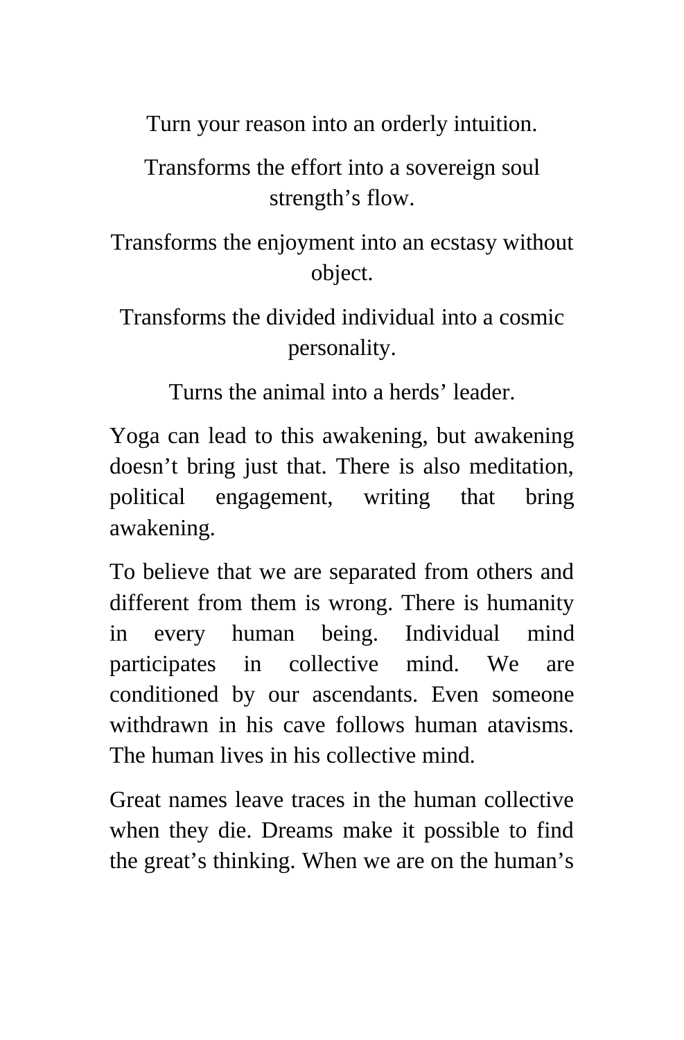Turn your reason into an orderly intuition.

Transforms the effort into a sovereign soul strength's flow.

Transforms the enjoyment into an ecstasy without object.

Transforms the divided individual into a cosmic personality.

Turns the animal into a herds' leader.

Yoga can lead to this awakening, but awakening doesn't bring just that. There is also meditation, political engagement, writing that bring awakening.

To believe that we are separated from others and different from them is wrong. There is humanity in every human being. Individual mind participates in collective mind. We are conditioned by our ascendants. Even someone withdrawn in his cave follows human atavisms. The human lives in his collective mind.

Great names leave traces in the human collective when they die. Dreams make it possible to find the great's thinking. When we are on the human's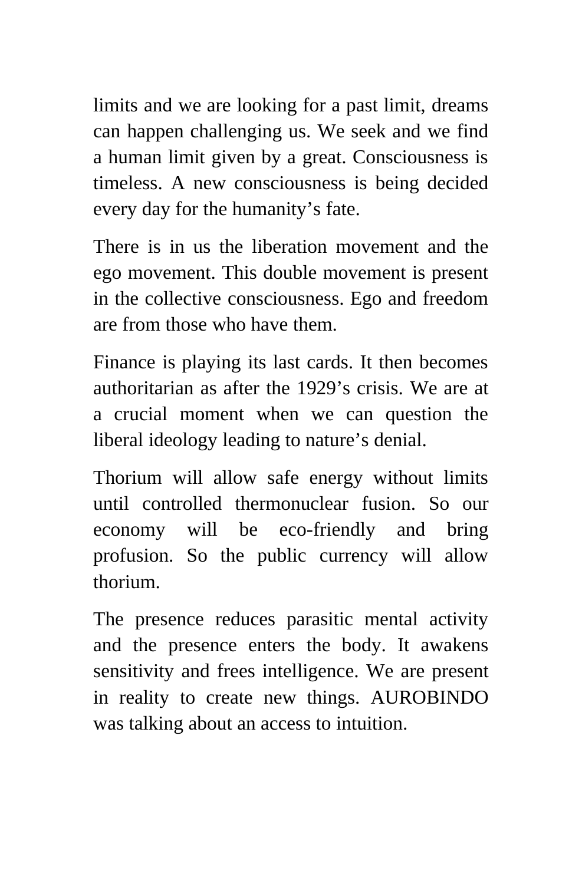limits and we are looking for a past limit, dreams can happen challenging us. We seek and we find a human limit given by a great. Consciousness is timeless. A new consciousness is being decided every day for the humanity's fate.

There is in us the liberation movement and the ego movement. This double movement is present in the collective consciousness. Ego and freedom are from those who have them.

Finance is playing its last cards. It then becomes authoritarian as after the 1929's crisis. We are at a crucial moment when we can question the liberal ideology leading to nature's denial.

Thorium will allow safe energy without limits until controlled thermonuclear fusion. So our economy will be eco-friendly and bring profusion. So the public currency will allow thorium.

The presence reduces parasitic mental activity and the presence enters the body. It awakens sensitivity and frees intelligence. We are present in reality to create new things. AUROBINDO was talking about an access to intuition.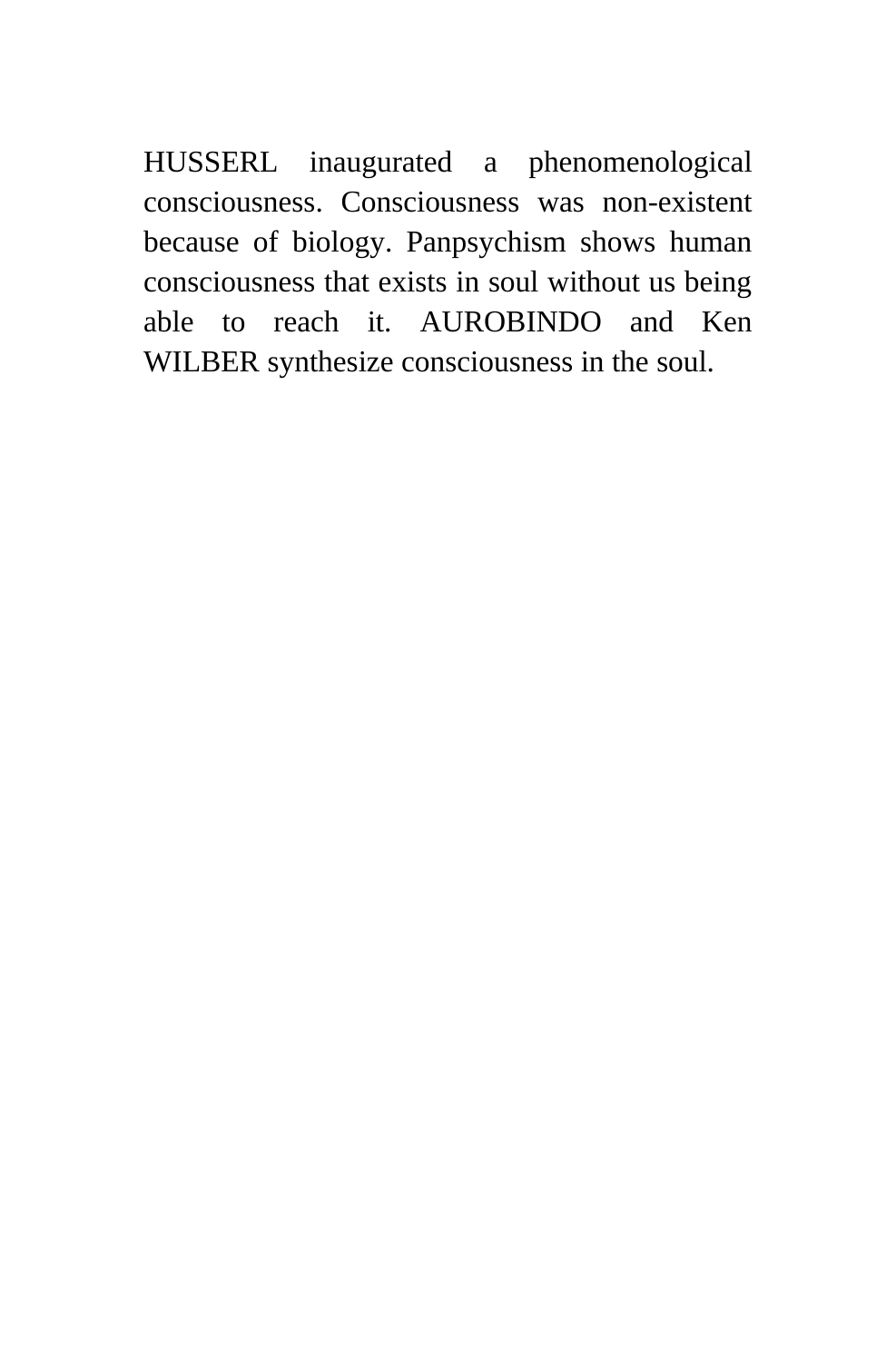HUSSERL inaugurated a phenomenological consciousness. Consciousness was non-existent because of biology. Panpsychism shows human consciousness that exists in soul without us being able to reach it. AUROBINDO and Ken WILBER synthesize consciousness in the soul.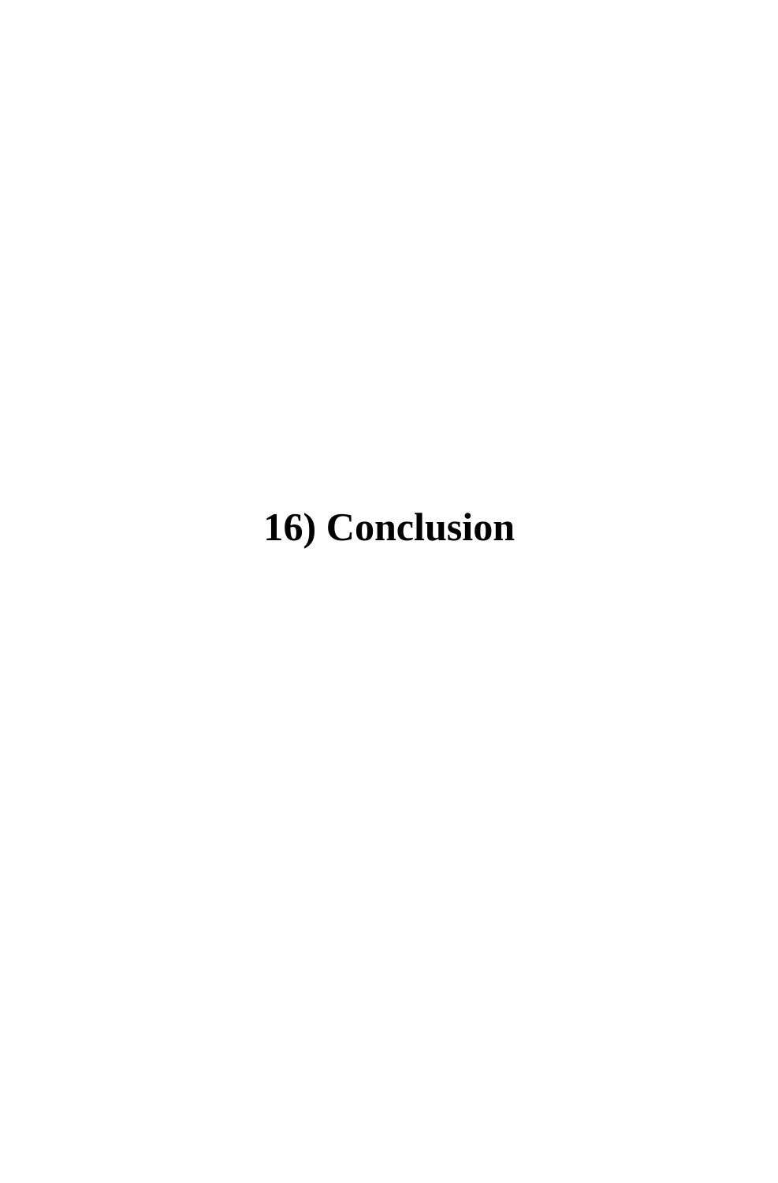# 16) Conclusion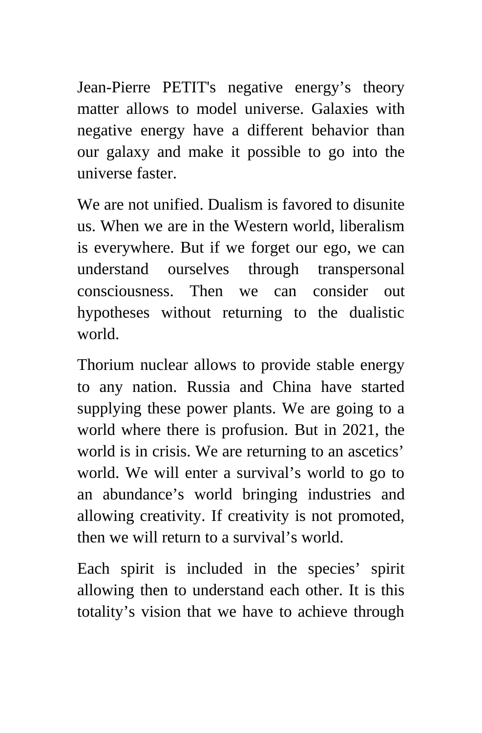Jean-Pierre PETIT's negative energy's theory matter allows to model universe. Galaxies with negative energy have a different behavior than our galaxy and make it possible to go into the universe faster.

We are not unified. Dualism is favored to disunite us. When we are in the Western world, liberalism is everywhere. But if we forget our ego, we can understand ourselves through transpersonal consciousness. Then we can consider out hypotheses without returning to the dualistic world.

Thorium nuclear allows to provide stable energy to any nation. Russia and China have started supplying these power plants. We are going to a world where there is profusion. But in 2021, the world is in crisis. We are returning to an ascetics' world. We will enter a survival's world to go to an abundance's world bringing industries and allowing creativity. If creativity is not promoted, then we will return to a survival's world.

Each spirit is included in the species' spirit allowing then to understand each other. It is this totality's vision that we have to achieve through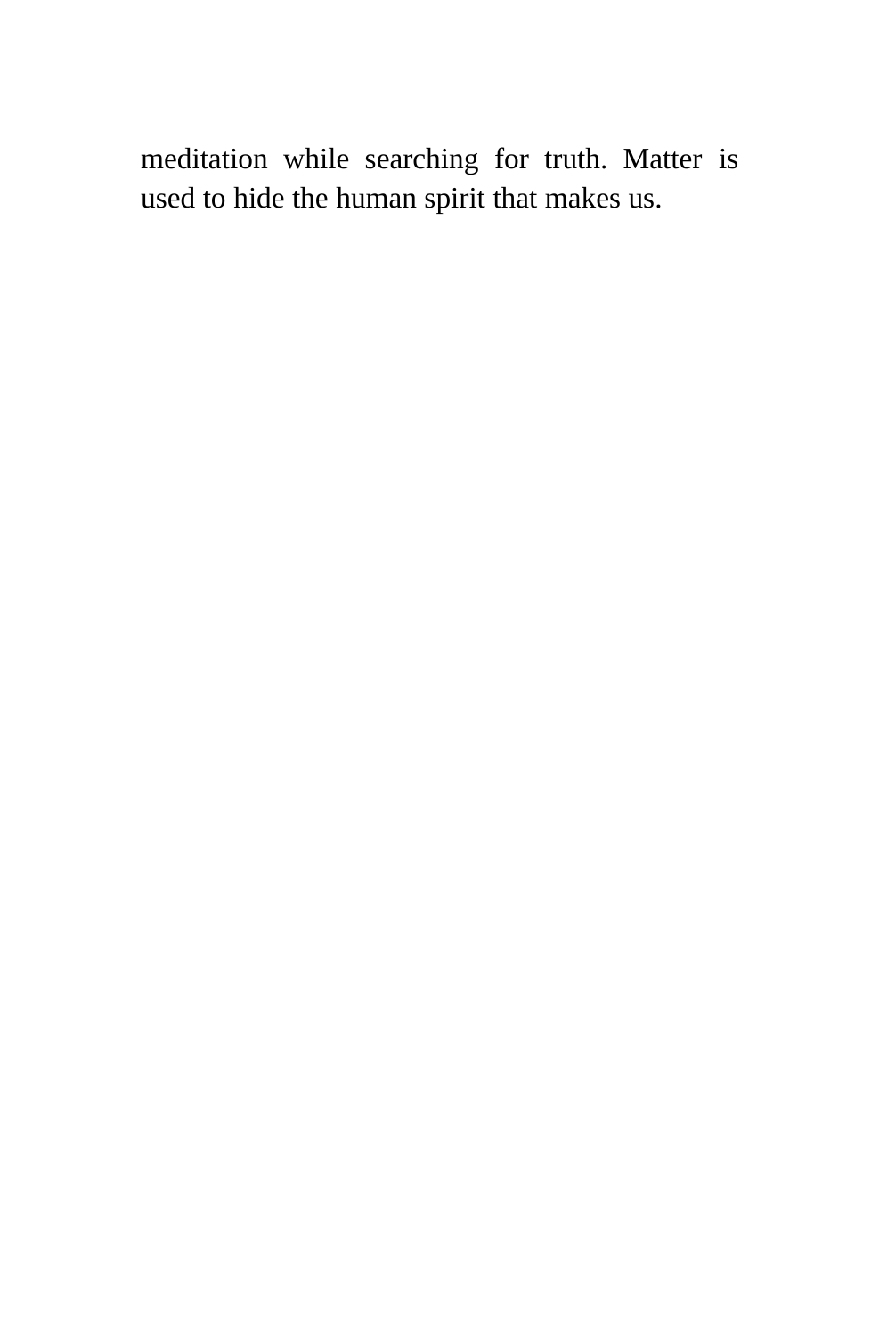meditation while searching for truth. Matter is used to hide the human spirit that makes us.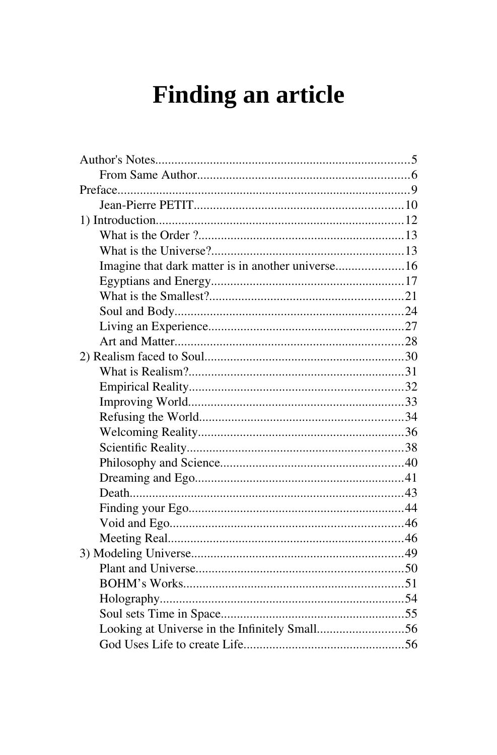# Finding an article

Author's Notes..............................................................................5
From Same Author.................................................................6
Preface.........................................................................................9
Jean-Pierre PETIT................................................................10
1) Introduction............................................................................12
What is the Order ?...............................................................13
What is the Universe?...........................................................13
Imagine that dark matter is in another universe.....................16
Egyptians and Energy...........................................................17
What is the Smallest?...........................................................21
Soul and Body.......................................................................24
Living an Experience............................................................27
Art and Matter.......................................................................28
2) Realism faced to Soul.............................................................30
What is Realism?..................................................................31
Empirical Reality..................................................................32
Improving World..................................................................33
Refusing the World...............................................................34
Welcoming Reality...............................................................36
Scientific Reality...................................................................38
Philosophy and Science........................................................40
Dreaming and Ego................................................................41
Death.....................................................................................43
Finding your Ego..................................................................44
Void and Ego........................................................................46
Meeting Real.........................................................................46
3) Modeling Universe.................................................................49
Plant and Universe................................................................50
BOHM's Works....................................................................51
Holography...........................................................................54
Soul sets Time in Space........................................................55
Looking at Universe in the Infinitely Small...........................56
God Uses Life to create Life.................................................56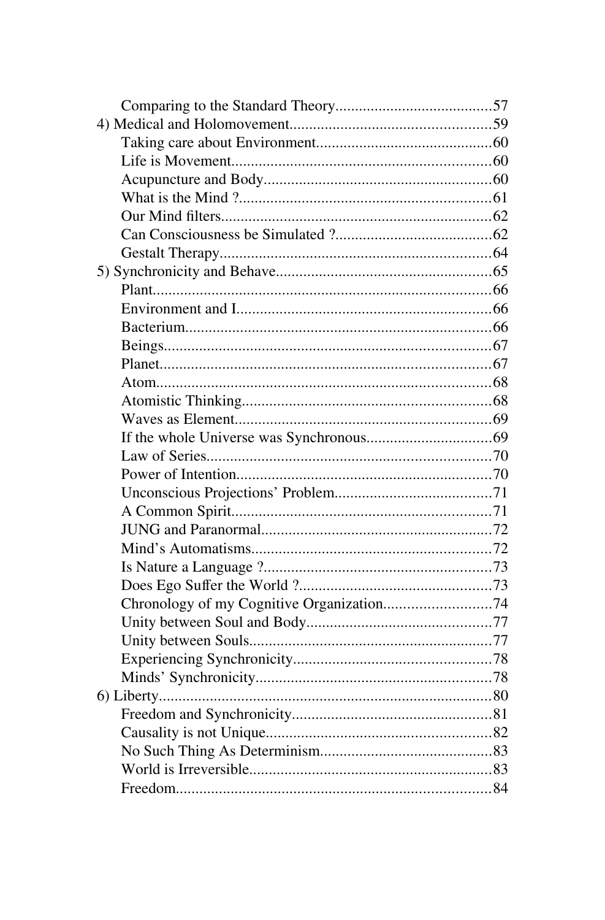Comparing to the Standard Theory........................................57

4) Medical and Holomovement..................................................59

Taking care about Environment............................................60

Life is Movement.................................................................60

Acupuncture and Body.........................................................60

What is the Mind ?...............................................................61

Our Mind filters....................................................................62

Can Consciousness be Simulated ?........................................62

Gestalt Therapy....................................................................64

5) Synchronicity and Behave......................................................65

Plant.....................................................................................66

Environment and I................................................................66

Bacterium.............................................................................66

Beings..................................................................................67

Planet...................................................................................67

Atom....................................................................................68

Atomistic Thinking..............................................................68

Waves as Element................................................................69

If the whole Universe was Synchronous................................69

Law of Series.......................................................................70

Power of Intention................................................................70

Unconscious Projections' Problem........................................71

A Common Spirit.................................................................71

JUNG and Paranormal..........................................................72

Mind's Automatisms............................................................72

Is Nature a Language ?.........................................................73

Does Ego Suffer the World ?.................................................73

Chronology of my Cognitive Organization...........................74

Unity between Soul and Body...............................................77

Unity between Souls.............................................................77

Experiencing Synchronicity.................................................78

Minds' Synchronicity...........................................................78

6) Liberty...................................................................................80

Freedom and Synchronicity..................................................81

Causality is not Unique.........................................................82

No Such Thing As Determinism...........................................83

World is Irreversible.............................................................83

Freedom...............................................................................84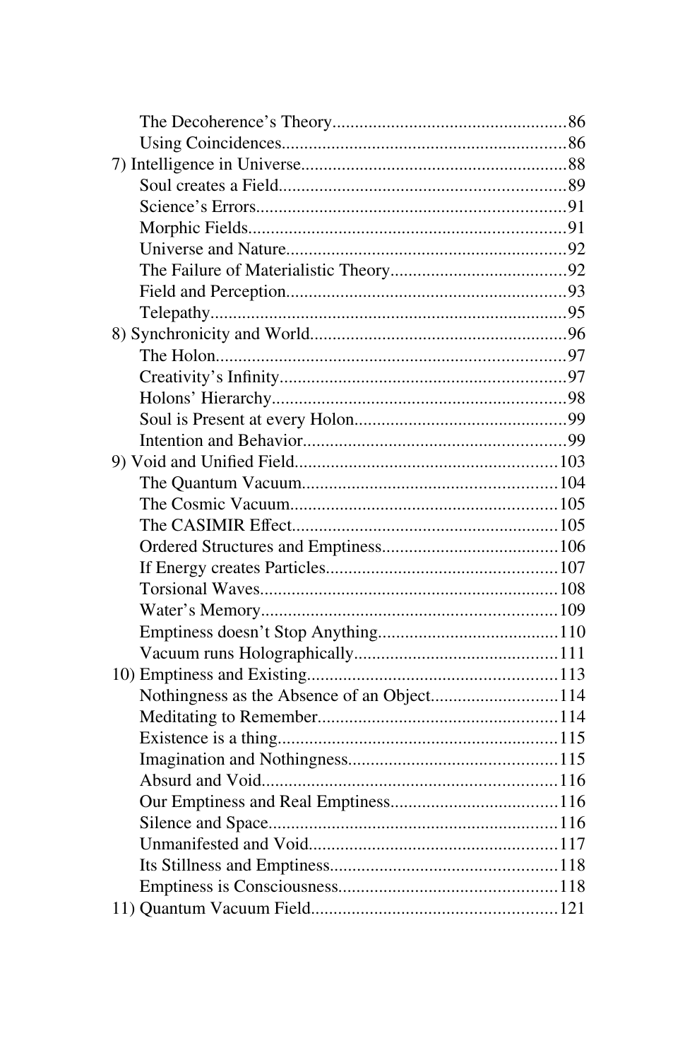The Decoherence's Theory....................................................86
Using Coincidences...............................................................86

7) Intelligence in Universe...........................................................88
Soul creates a Field...............................................................89
Science's Errors.....................................................................91
Morphic Fields.......................................................................91
Universe and Nature..............................................................92
The Failure of Materialistic Theory.......................................92
Field and Perception..............................................................93
Telepathy...............................................................................95

8) Synchronicity and World.........................................................96
The Holon..............................................................................97
Creativity's Infinity................................................................97
Holons' Hierarchy..................................................................98
Soul is Present at every Holon...............................................99
Intention and Behavior...........................................................99

9) Void and Unified Field...........................................................103
The Quantum Vacuum.........................................................104
The Cosmic Vacuum............................................................105
The CASIMIR Effect...........................................................105
Ordered Structures and Emptiness.......................................106
If Energy creates Particles...................................................107
Torsional Waves..................................................................108
Water's Memory..................................................................109
Emptiness doesn't Stop Anything........................................110
Vacuum runs Holographically.............................................111

10) Emptiness and Existing.......................................................113
Nothingness as the Absence of an Object............................114
Meditating to Remember.....................................................114
Existence is a thing..............................................................115
Imagination and Nothingness..............................................115
Absurd and Void..................................................................116
Our Emptiness and Real Emptiness.....................................116
Silence and Space................................................................116
Unmanifested and Void.......................................................117
Its Stillness and Emptiness..................................................118
Emptiness is Consciousness................................................118

11) Quantum Vacuum Field.......................................................121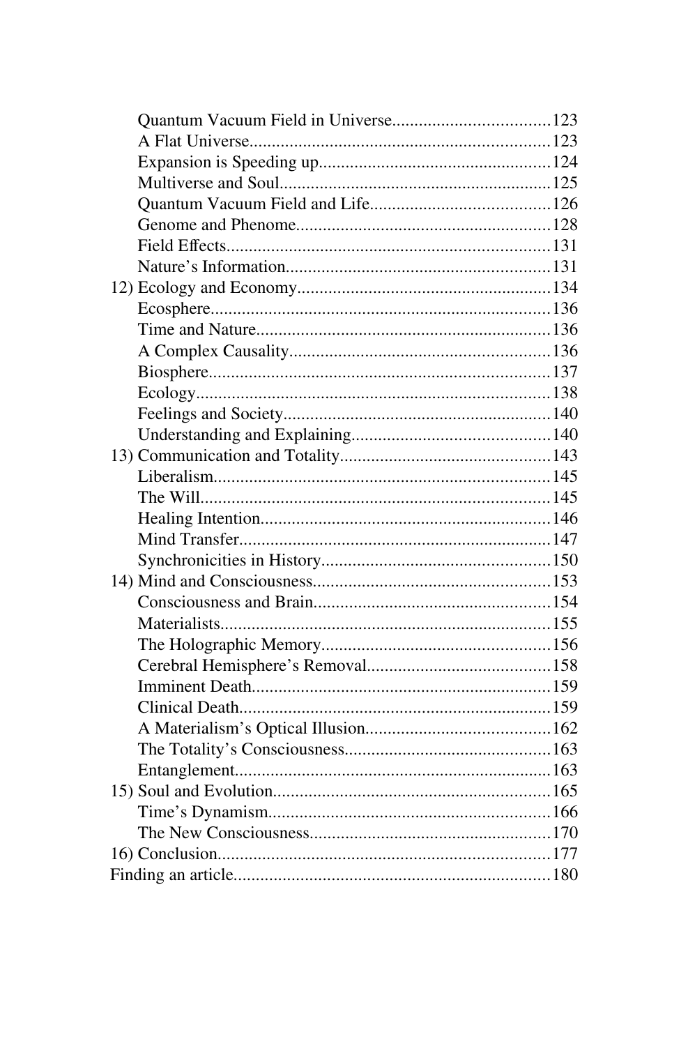Quantum Vacuum Field in Universe....................................123
A Flat Universe....................................................................123
Expansion is Speeding up....................................................124
Multiverse and Soul.............................................................125
Quantum Vacuum Field and Life.........................................126
Genome and Phenome.........................................................128
Field Effects.........................................................................131
Nature's Information............................................................131

12) Ecology and Economy.........................................................134
Ecosphere.............................................................................136
Time and Nature...................................................................136
A Complex Causality...........................................................136
Biosphere.............................................................................137
Ecology................................................................................138
Feelings and Society............................................................140
Understanding and Explaining.............................................140

13) Communication and Totality...............................................143
Liberalism............................................................................145
The Will...............................................................................145
Healing Intention.................................................................146
Mind Transfer......................................................................147
Synchronicities in History...................................................150

14) Mind and Consciousness.....................................................153
Consciousness and Brain.....................................................154
Materialists..........................................................................155
The Holographic Memory...................................................156
Cerebral Hemisphere's Removal..........................................158
Imminent Death...................................................................159
Clinical Death......................................................................159
A Materialism's Optical Illusion..........................................162
The Totality's Consciousness..............................................163
Entanglement.......................................................................163

15) Soul and Evolution..............................................................165
Time's Dynamism................................................................166
The New Consciousness......................................................170

16) Conclusion...........................................................................177

Finding an article.......................................................................180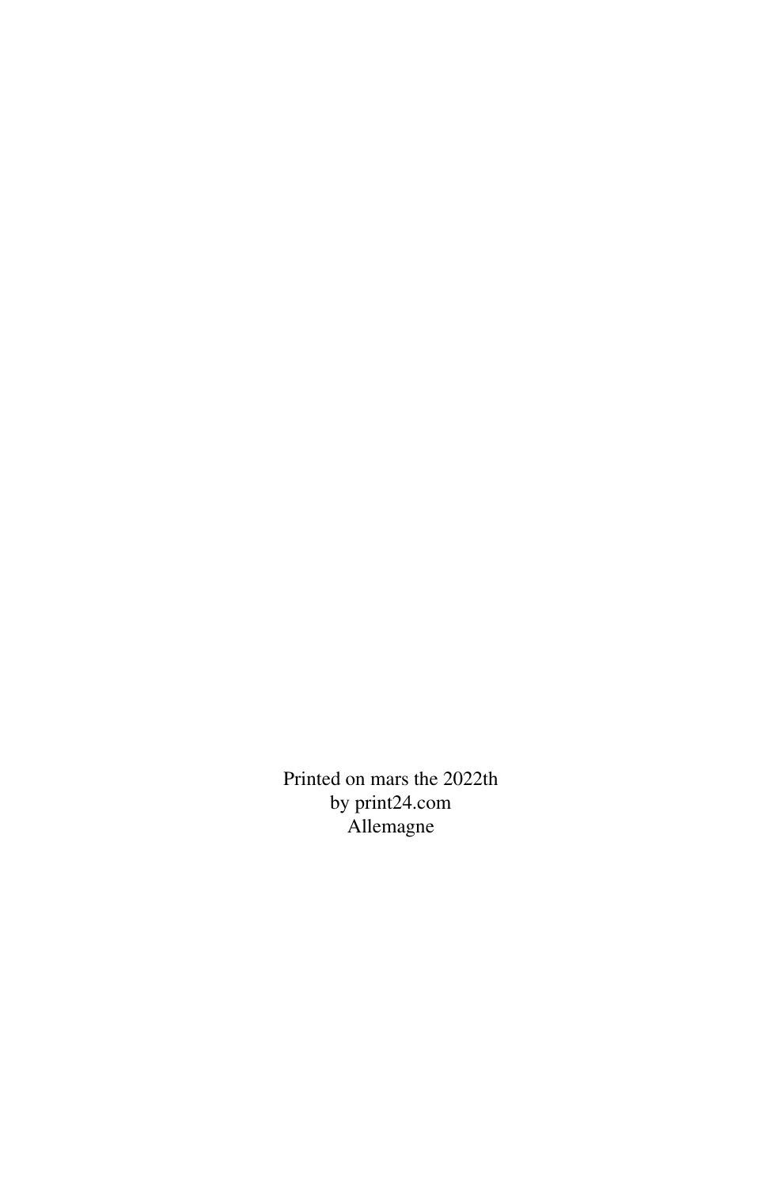Printed on mars the 2022th
by print24.com
Allemagne